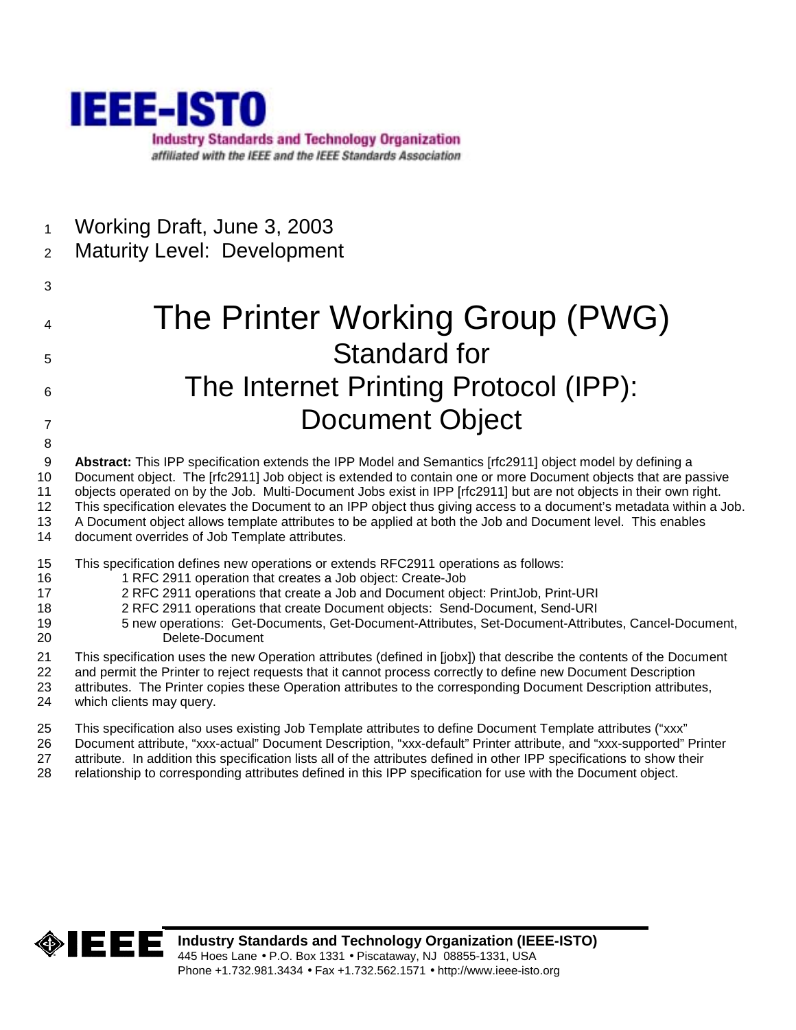IEEE-ISTO

Industry Standards and Technology Organization

*affiliated with the IEEE and the IEEE Standards Association*

Working Draft, June 3, 2003

Maturity Level: Development

# The Printer Working Group (PWG) Standard for The Internet Printing Protocol (IPP): Document Object

**Abstract:** This IPP specification extends the IPP Model and Semantics [rfc2911] object model by defining a Document object. The [rfc2911] Job object is extended to contain one or more Document objects that are passive objects operated on by the Job. Multi-Document Jobs exist in IPP [rfc2911] but are not objects in their own right. This specification elevates the Document to an IPP object thus giving access to a document's metadata within a Job. A Document object allows template attributes to be applied at both the Job and Document level. This enables document overrides of Job Template attributes.

This specification defines new operations or extends RFC2911 operations as follows:

- 1 RFC 2911 operation that creates a Job object: Create-Job
- 2 RFC 2911 operations that create a Job and Document object: PrintJob, Print-URI
- 2 RFC 2911 operations that create Document objects: Send-Document, Send-URI
- 5 new operations: Get-Documents, Get-Document-Attributes, Set-Document-Attributes, Cancel-Document, Delete-Document

This specification uses the new Operation attributes (defined in [jobx]) that describe the contents of the Document and permit the Printer to reject requests that it cannot process correctly to define new Document Description attributes. The Printer copies these Operation attributes to the corresponding Document Description attributes, which clients may query.

This specification also uses existing Job Template attributes to define Document Template attributes ("xxx" Document attribute, "xxx-actual" Document Description, "xxx-default" Printer attribute, and "xxx-supported" Printer attribute. In addition this specification lists all of the attributes defined in other IPP specifications to show their relationship to corresponding attributes defined in this IPP specification for use with the Document object.

**Industry Standards and Technology Organization (IEEE-ISTO)**
445 Hoes Lane • P.O. Box 1331 • Piscataway, NJ 08855-1331, USA
Phone +1.732.981.3434 • Fax +1.732.562.1571 • http://www.ieee-isto.org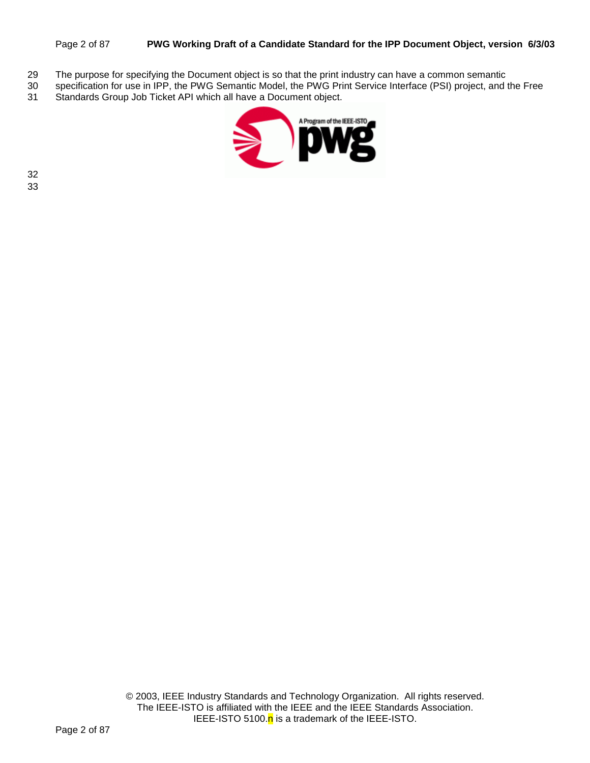The purpose for specifying the Document object is so that the print industry can have a common semantic specification for use in IPP, the PWG Semantic Model, the PWG Print Service Interface (PSI) project, and the Free Standards Group Job Ticket API which all have a Document object.

© 2003, IEEE Industry Standards and Technology Organization. All rights reserved.
The IEEE-ISTO is affiliated with the IEEE and the IEEE Standards Association.
IEEE-ISTO 5100.n is a trademark of the IEEE-ISTO.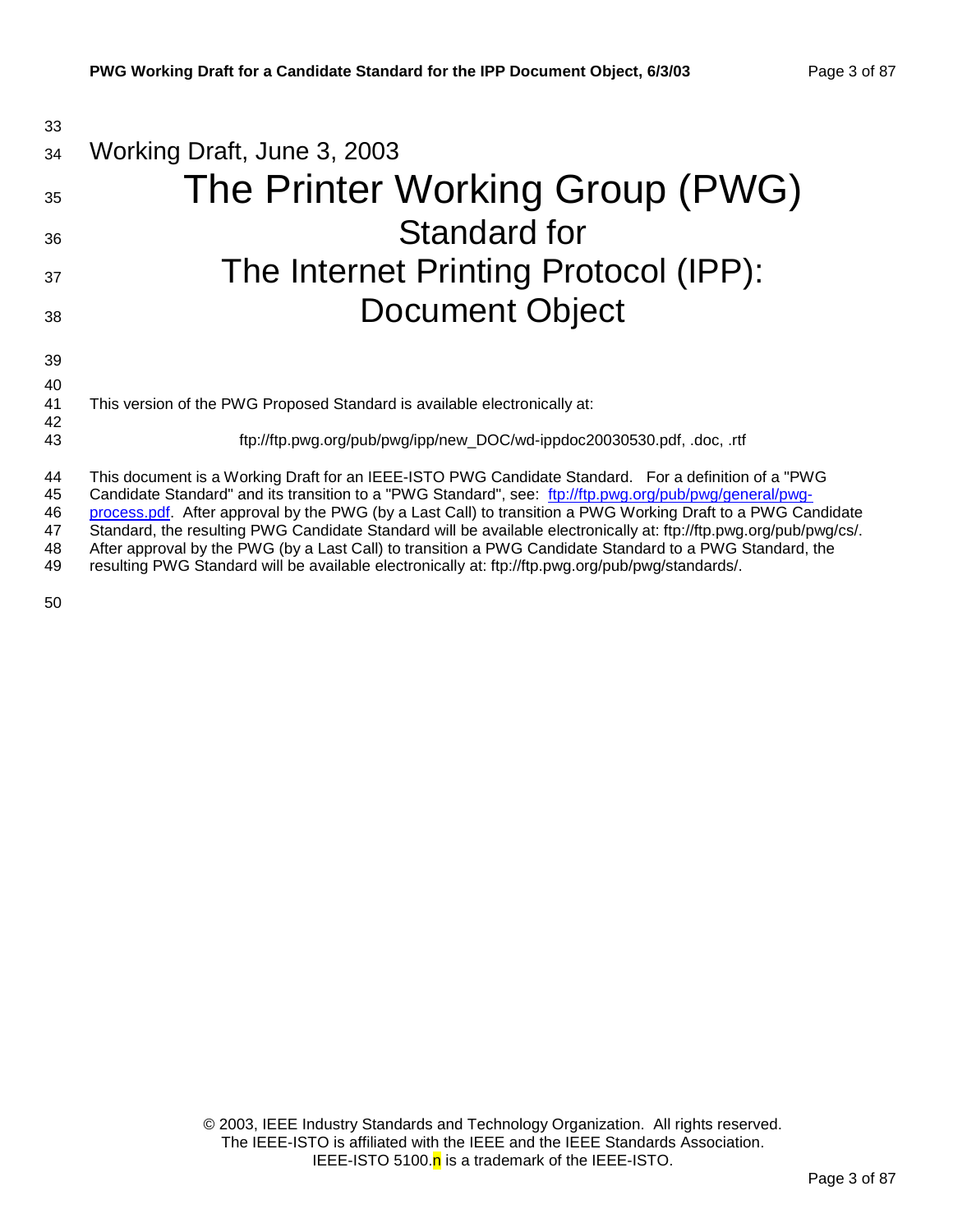Working Draft, June 3, 2003

# The Printer Working Group (PWG)
# Standard for
# The Internet Printing Protocol (IPP): Document Object

This version of the PWG Proposed Standard is available electronically at:

ftp://ftp.pwg.org/pub/pwg/ipp/new_DOC/wd-ippdoc20030530.pdf, .doc, .rtf

This document is a Working Draft for an IEEE-ISTO PWG Candidate Standard. For a definition of a "PWG Candidate Standard" and its transition to a "PWG Standard", see: ftp://ftp.pwg.org/pub/pwg/general/pwg-process.pdf. After approval by the PWG (by a Last Call) to transition a PWG Working Draft to a PWG Candidate Standard, the resulting PWG Candidate Standard will be available electronically at: ftp://ftp.pwg.org/pub/pwg/cs/. After approval by the PWG (by a Last Call) to transition a PWG Candidate Standard to a PWG Standard, the resulting PWG Standard will be available electronically at: ftp://ftp.pwg.org/pub/pwg/standards/.

© 2003, IEEE Industry Standards and Technology Organization. All rights reserved.
The IEEE-ISTO is affiliated with the IEEE and the IEEE Standards Association.
IEEE-ISTO 5100.n is a trademark of the IEEE-ISTO.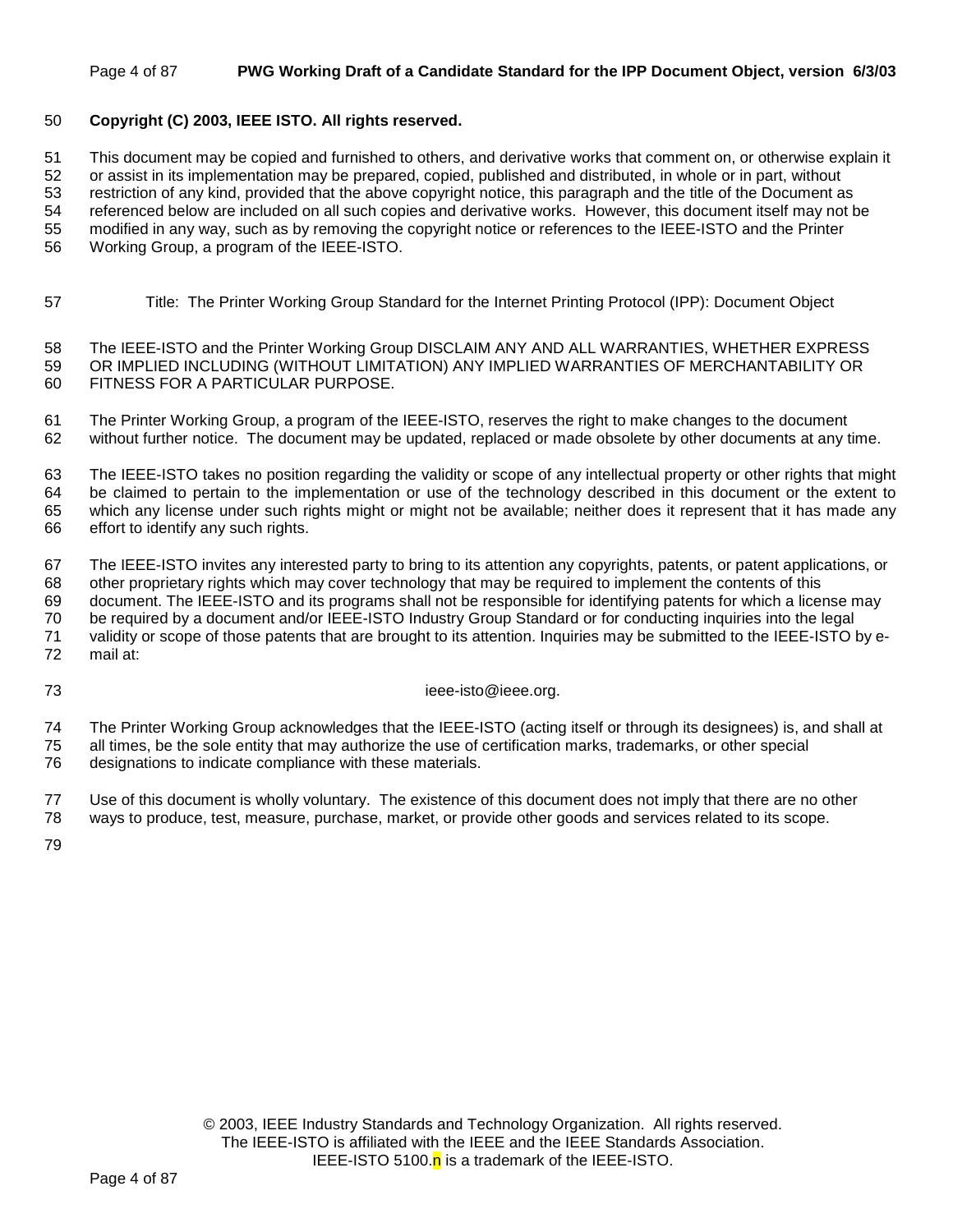**Copyright (C) 2003, IEEE ISTO. All rights reserved.**

This document may be copied and furnished to others, and derivative works that comment on, or otherwise explain it or assist in its implementation may be prepared, copied, published and distributed, in whole or in part, without restriction of any kind, provided that the above copyright notice, this paragraph and the title of the Document as referenced below are included on all such copies and derivative works. However, this document itself may not be modified in any way, such as by removing the copyright notice or references to the IEEE-ISTO and the Printer Working Group, a program of the IEEE-ISTO.

Title: The Printer Working Group Standard for the Internet Printing Protocol (IPP): Document Object

The IEEE-ISTO and the Printer Working Group DISCLAIM ANY AND ALL WARRANTIES, WHETHER EXPRESS OR IMPLIED INCLUDING (WITHOUT LIMITATION) ANY IMPLIED WARRANTIES OF MERCHANTABILITY OR FITNESS FOR A PARTICULAR PURPOSE.

The Printer Working Group, a program of the IEEE-ISTO, reserves the right to make changes to the document without further notice. The document may be updated, replaced or made obsolete by other documents at any time.

The IEEE-ISTO takes no position regarding the validity or scope of any intellectual property or other rights that might be claimed to pertain to the implementation or use of the technology described in this document or the extent to which any license under such rights might or might not be available; neither does it represent that it has made any effort to identify any such rights.

The IEEE-ISTO invites any interested party to bring to its attention any copyrights, patents, or patent applications, or other proprietary rights which may cover technology that may be required to implement the contents of this document. The IEEE-ISTO and its programs shall not be responsible for identifying patents for which a license may be required by a document and/or IEEE-ISTO Industry Group Standard or for conducting inquiries into the legal validity or scope of those patents that are brought to its attention. Inquiries may be submitted to the IEEE-ISTO by e-mail at:

ieee-isto@ieee.org.

The Printer Working Group acknowledges that the IEEE-ISTO (acting itself or through its designees) is, and shall at all times, be the sole entity that may authorize the use of certification marks, trademarks, or other special designations to indicate compliance with these materials.

Use of this document is wholly voluntary. The existence of this document does not imply that there are no other ways to produce, test, measure, purchase, market, or provide other goods and services related to its scope.

© 2003, IEEE Industry Standards and Technology Organization. All rights reserved.
The IEEE-ISTO is affiliated with the IEEE and the IEEE Standards Association.
IEEE-ISTO 5100.n is a trademark of the IEEE-ISTO.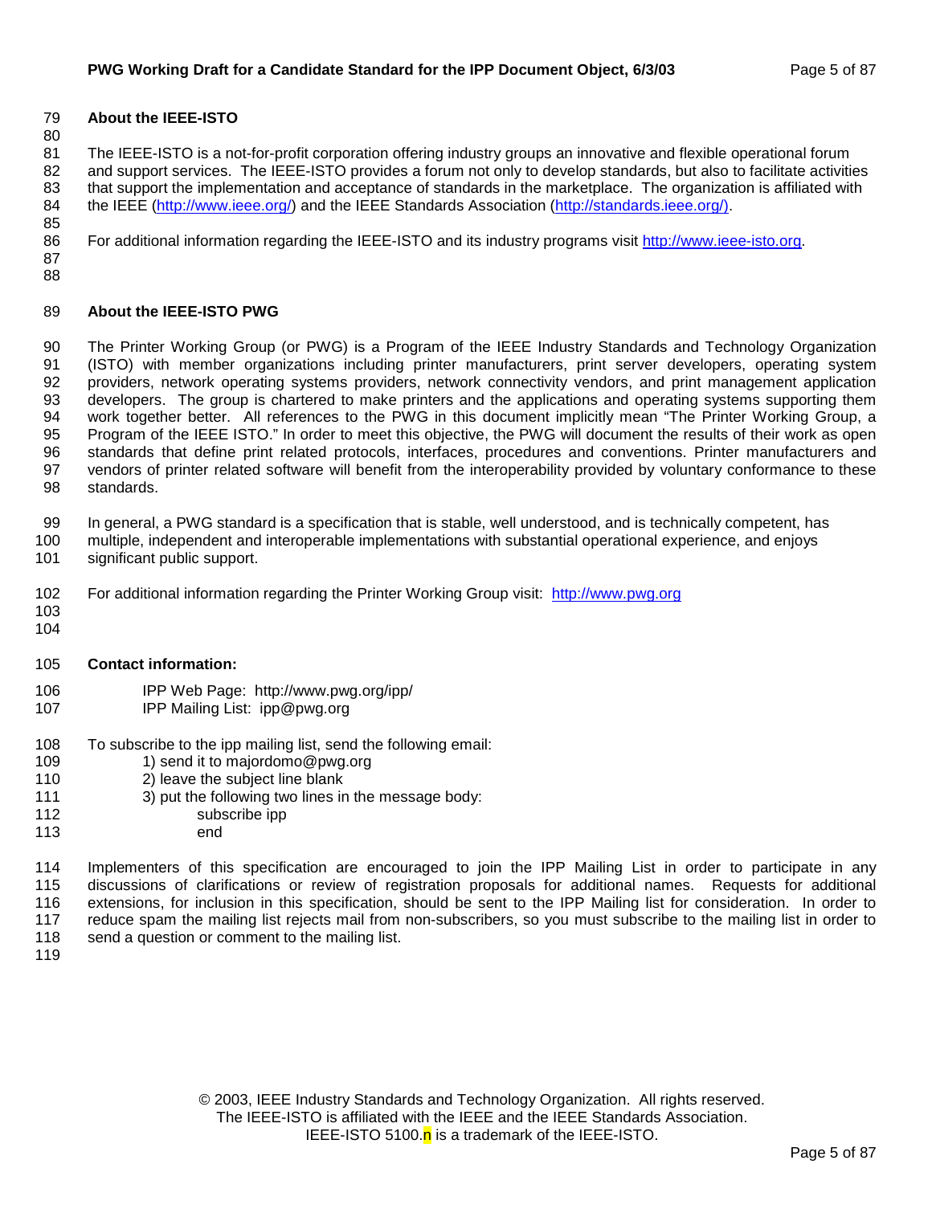**About the IEEE-ISTO**

The IEEE-ISTO is a not-for-profit corporation offering industry groups an innovative and flexible operational forum and support services. The IEEE-ISTO provides a forum not only to develop standards, but also to facilitate activities that support the implementation and acceptance of standards in the marketplace. The organization is affiliated with the IEEE (http://www.ieee.org/) and the IEEE Standards Association (http://standards.ieee.org/).

For additional information regarding the IEEE-ISTO and its industry programs visit http://www.ieee-isto.org.

**About the IEEE-ISTO PWG**

The Printer Working Group (or PWG) is a Program of the IEEE Industry Standards and Technology Organization (ISTO) with member organizations including printer manufacturers, print server developers, operating system providers, network operating systems providers, network connectivity vendors, and print management application developers. The group is chartered to make printers and the applications and operating systems supporting them work together better. All references to the PWG in this document implicitly mean "The Printer Working Group, a Program of the IEEE ISTO." In order to meet this objective, the PWG will document the results of their work as open standards that define print related protocols, interfaces, procedures and conventions. Printer manufacturers and vendors of printer related software will benefit from the interoperability provided by voluntary conformance to these standards.

In general, a PWG standard is a specification that is stable, well understood, and is technically competent, has multiple, independent and interoperable implementations with substantial operational experience, and enjoys significant public support.

For additional information regarding the Printer Working Group visit: http://www.pwg.org

**Contact information:**

IPP Web Page: http://www.pwg.org/ipp/
IPP Mailing List: ipp@pwg.org

To subscribe to the ipp mailing list, send the following email:

1) send it to majordomo@pwg.org
2) leave the subject line blank
3) put the following two lines in the message body:
    subscribe ipp
    end

Implementers of this specification are encouraged to join the IPP Mailing List in order to participate in any discussions of clarifications or review of registration proposals for additional names. Requests for additional extensions, for inclusion in this specification, should be sent to the IPP Mailing list for consideration. In order to reduce spam the mailing list rejects mail from non-subscribers, so you must subscribe to the mailing list in order to send a question or comment to the mailing list.

© 2003, IEEE Industry Standards and Technology Organization. All rights reserved.
The IEEE-ISTO is affiliated with the IEEE and the IEEE Standards Association.
IEEE-ISTO 5100.n is a trademark of the IEEE-ISTO.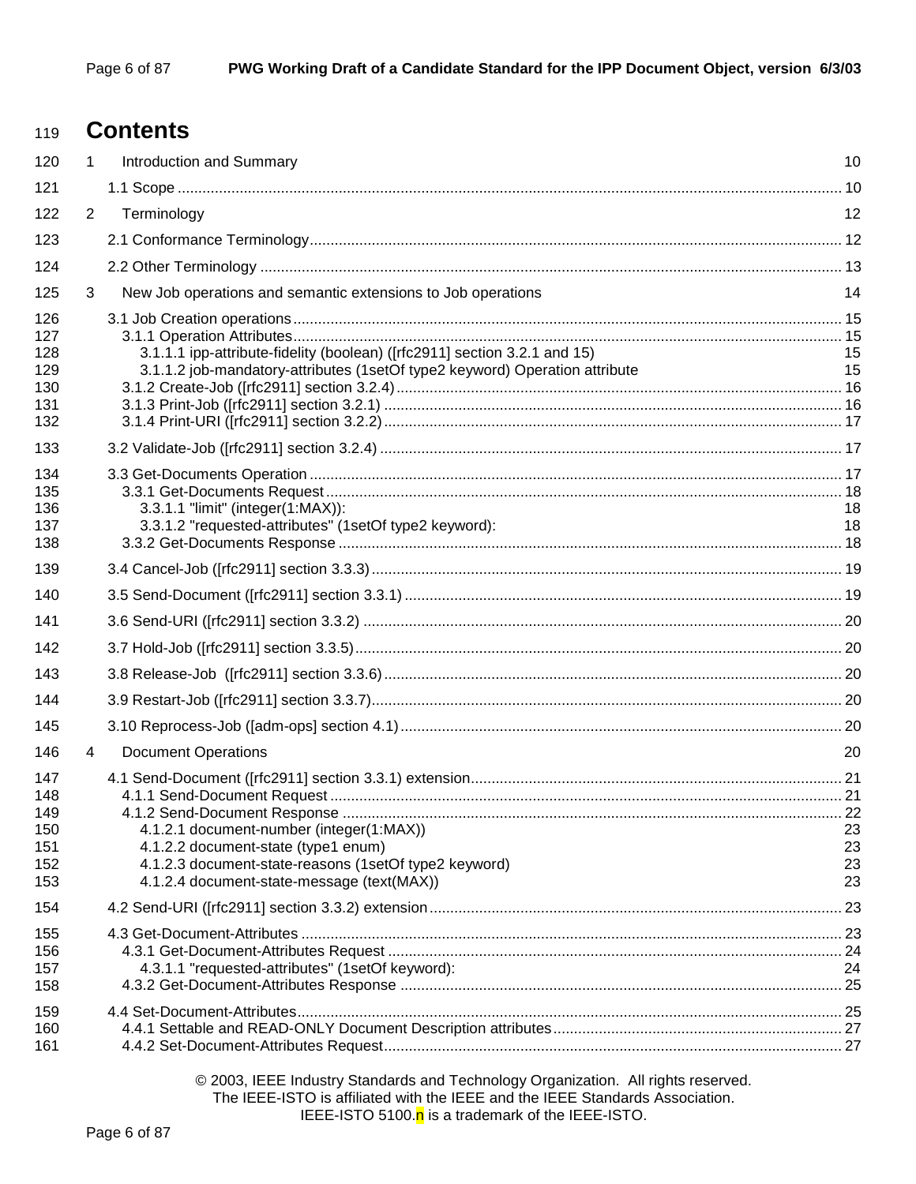# Contents

1 Introduction and Summary 10

1.1 Scope 10

2 Terminology 12

2.1 Conformance Terminology 12

2.2 Other Terminology 13

3 New Job operations and semantic extensions to Job operations 14

3.1 Job Creation operations 15
  3.1.1 Operation Attributes 15
    3.1.1.1 ipp-attribute-fidelity (boolean) ([rfc2911] section 3.2.1 and 15) 15
    3.1.1.2 job-mandatory-attributes (1setOf type2 keyword) Operation attribute 15
  3.1.2 Create-Job ([rfc2911] section 3.2.4) 16
  3.1.3 Print-Job ([rfc2911] section 3.2.1) 16
  3.1.4 Print-URI ([rfc2911] section 3.2.2) 17

3.2 Validate-Job ([rfc2911] section 3.2.4) 17

3.3 Get-Documents Operation 17
  3.3.1 Get-Documents Request 18
    3.3.1.1 "limit" (integer(1:MAX)): 18
    3.3.1.2 "requested-attributes" (1setOf type2 keyword): 18
  3.3.2 Get-Documents Response 18

3.4 Cancel-Job ([rfc2911] section 3.3.3) 19

3.5 Send-Document ([rfc2911] section 3.3.1) 19

3.6 Send-URI ([rfc2911] section 3.3.2) 20

3.7 Hold-Job ([rfc2911] section 3.3.5) 20

3.8 Release-Job ([rfc2911] section 3.3.6) 20

3.9 Restart-Job ([rfc2911] section 3.3.7) 20

3.10 Reprocess-Job ([adm-ops] section 4.1) 20

4 Document Operations 20

4.1 Send-Document ([rfc2911] section 3.3.1) extension 21
  4.1.1 Send-Document Request 21
  4.1.2 Send-Document Response 22
    4.1.2.1 document-number (integer(1:MAX)) 23
    4.1.2.2 document-state (type1 enum) 23
    4.1.2.3 document-state-reasons (1setOf type2 keyword) 23
    4.1.2.4 document-state-message (text(MAX)) 23

4.2 Send-URI ([rfc2911] section 3.3.2) extension 23

4.3 Get-Document-Attributes 23
  4.3.1 Get-Document-Attributes Request 24
    4.3.1.1 "requested-attributes" (1setOf keyword): 24
  4.3.2 Get-Document-Attributes Response 25

4.4 Set-Document-Attributes 25
  4.4.1 Settable and READ-ONLY Document Description attributes 27
  4.4.2 Set-Document-Attributes Request 27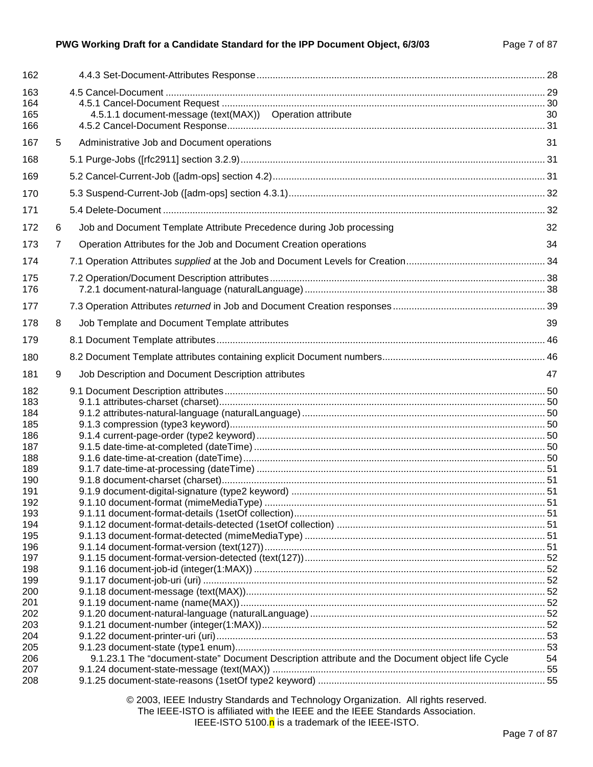162 4.4.3 Set-Document-Attributes Response ........ 28

163 4.5 Cancel-Document ........ 29
164 4.5.1 Cancel-Document Request ........ 30
165 4.5.1.1 document-message (text(MAX)) Operation attribute 30
166 4.5.2 Cancel-Document Response ........ 31

167 5 Administrative Job and Document operations 31

168 5.1 Purge-Jobs ([rfc2911] section 3.2.9) ........ 31

169 5.2 Cancel-Current-Job ([adm-ops] section 4.2) ........ 31

170 5.3 Suspend-Current-Job ([adm-ops] section 4.3.1) ........ 32

171 5.4 Delete-Document ........ 32

172 6 Job and Document Template Attribute Precedence during Job processing 32

173 7 Operation Attributes for the Job and Document Creation operations 34

174 7.1 Operation Attributes *supplied* at the Job and Document Levels for Creation ........ 34

175 7.2 Operation/Document Description attributes ........ 38
176 7.2.1 document-natural-language (naturalLanguage) ........ 38

177 7.3 Operation Attributes *returned* in Job and Document Creation responses ........ 39

178 8 Job Template and Document Template attributes 39

179 8.1 Document Template attributes ........ 46

180 8.2 Document Template attributes containing explicit Document numbers ........ 46

181 9 Job Description and Document Description attributes 47

182 9.1 Document Description attributes ........ 50
183 9.1.1 attributes-charset (charset) ........ 50
184 9.1.2 attributes-natural-language (naturalLanguage) ........ 50
185 9.1.3 compression (type3 keyword) ........ 50
186 9.1.4 current-page-order (type2 keyword) ........ 50
187 9.1.5 date-time-at-completed (dateTime) ........ 50
188 9.1.6 date-time-at-creation (dateTime) ........ 50
189 9.1.7 date-time-at-processing (dateTime) ........ 51
190 9.1.8 document-charset (charset) ........ 51
191 9.1.9 document-digital-signature (type2 keyword) ........ 51
192 9.1.10 document-format (mimeMediaType) ........ 51
193 9.1.11 document-format-details (1setOf collection) ........ 51
194 9.1.12 document-format-details-detected (1setOf collection) ........ 51
195 9.1.13 document-format-detected (mimeMediaType) ........ 51
196 9.1.14 document-format-version (text(127)) ........ 51
197 9.1.15 document-format-version-detected (text(127)) ........ 52
198 9.1.16 document-job-id (integer(1:MAX)) ........ 52
199 9.1.17 document-job-uri (uri) ........ 52
200 9.1.18 document-message (text(MAX)) ........ 52
201 9.1.19 document-name (name(MAX)) ........ 52
202 9.1.20 document-natural-language (naturalLanguage) ........ 52
203 9.1.21 document-number (integer(1:MAX)) ........ 52
204 9.1.22 document-printer-uri (uri) ........ 53
205 9.1.23 document-state (type1 enum) ........ 53
206 9.1.23.1 The "document-state" Document Description attribute and the Document object life Cycle 54
207 9.1.24 document-state-message (text(MAX)) ........ 55
208 9.1.25 document-state-reasons (1setOf type2 keyword) ........ 55

© 2003, IEEE Industry Standards and Technology Organization. All rights reserved.
The IEEE-ISTO is affiliated with the IEEE and the IEEE Standards Association.
IEEE-ISTO 5100.n is a trademark of the IEEE-ISTO.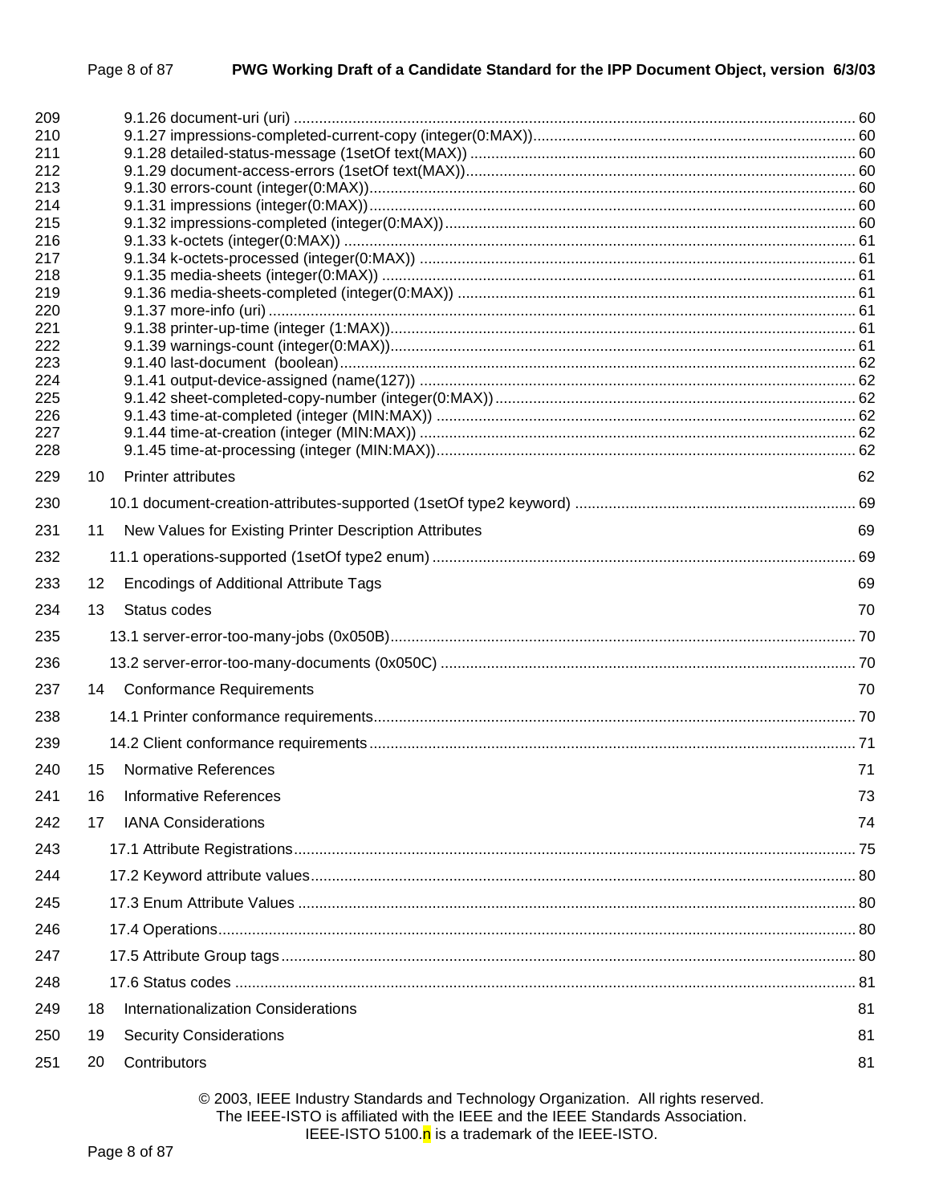209 9.1.26 document-uri (uri) ..... 60
210 9.1.27 impressions-completed-current-copy (integer(0:MAX)) ..... 60
211 9.1.28 detailed-status-message (1setOf text(MAX)) ..... 60
212 9.1.29 document-access-errors (1setOf text(MAX)) ..... 60
213 9.1.30 errors-count (integer(0:MAX)) ..... 60
214 9.1.31 impressions (integer(0:MAX)) ..... 60
215 9.1.32 impressions-completed (integer(0:MAX)) ..... 60
216 9.1.33 k-octets (integer(0:MAX)) ..... 61
217 9.1.34 k-octets-processed (integer(0:MAX)) ..... 61
218 9.1.35 media-sheets (integer(0:MAX)) ..... 61
219 9.1.36 media-sheets-completed (integer(0:MAX)) ..... 61
220 9.1.37 more-info (uri) ..... 61
221 9.1.38 printer-up-time (integer (1:MAX)) ..... 61
222 9.1.39 warnings-count (integer(0:MAX)) ..... 61
223 9.1.40 last-document (boolean) ..... 62
224 9.1.41 output-device-assigned (name(127)) ..... 62
225 9.1.42 sheet-completed-copy-number (integer(0:MAX)) ..... 62
226 9.1.43 time-at-completed (integer (MIN:MAX)) ..... 62
227 9.1.44 time-at-creation (integer (MIN:MAX)) ..... 62
228 9.1.45 time-at-processing (integer (MIN:MAX)) ..... 62
229 10 Printer attributes 62
230 10.1 document-creation-attributes-supported (1setOf type2 keyword) ..... 69
231 11 New Values for Existing Printer Description Attributes 69
232 11.1 operations-supported (1setOf type2 enum) ..... 69
233 12 Encodings of Additional Attribute Tags 69
234 13 Status codes 70
235 13.1 server-error-too-many-jobs (0x050B) ..... 70
236 13.2 server-error-too-many-documents (0x050C) ..... 70
237 14 Conformance Requirements 70
238 14.1 Printer conformance requirements ..... 70
239 14.2 Client conformance requirements ..... 71
240 15 Normative References 71
241 16 Informative References 73
242 17 IANA Considerations 74
243 17.1 Attribute Registrations ..... 75
244 17.2 Keyword attribute values ..... 80
245 17.3 Enum Attribute Values ..... 80
246 17.4 Operations ..... 80
247 17.5 Attribute Group tags ..... 80
248 17.6 Status codes ..... 81
249 18 Internationalization Considerations 81
250 19 Security Considerations 81
251 20 Contributors 81

© 2003, IEEE Industry Standards and Technology Organization. All rights reserved.
The IEEE-ISTO is affiliated with the IEEE and the IEEE Standards Association.
IEEE-ISTO 5100.n is a trademark of the IEEE-ISTO.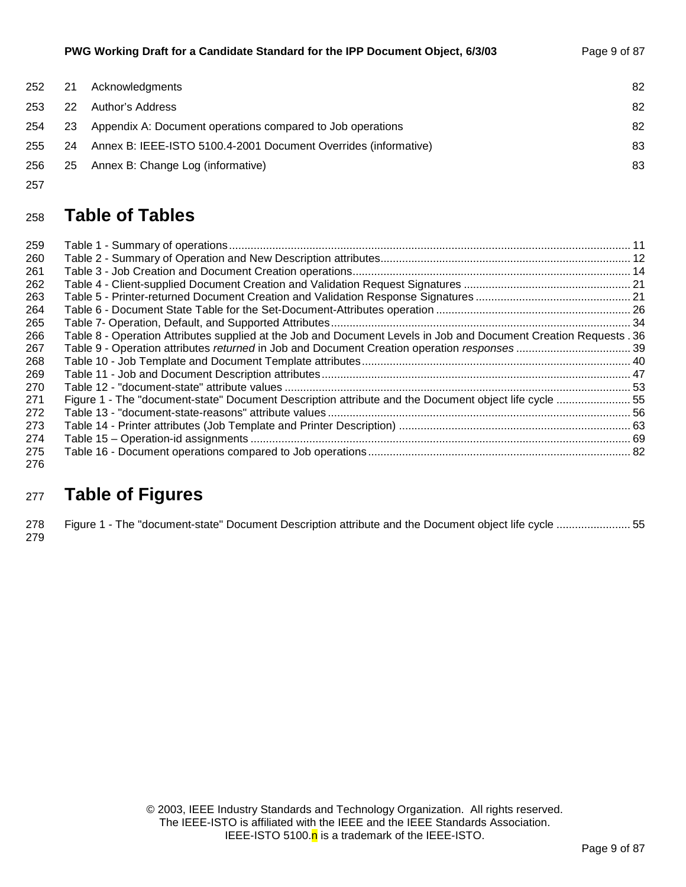252 21 Acknowledgments 82

253 22 Author's Address 82

254 23 Appendix A: Document operations compared to Job operations 82

255 24 Annex B: IEEE-ISTO 5100.4-2001 Document Overrides (informative) 83

256 25 Annex B: Change Log (informative) 83

257

# 258 Table of Tables

259 Table 1 - Summary of operations ............ 11
260 Table 2 - Summary of Operation and New Description attributes ............ 12
261 Table 3 - Job Creation and Document Creation operations ............ 14
262 Table 4 - Client-supplied Document Creation and Validation Request Signatures ............ 21
263 Table 5 - Printer-returned Document Creation and Validation Response Signatures ............ 21
264 Table 6 - Document State Table for the Set-Document-Attributes operation ............ 26
265 Table 7- Operation, Default, and Supported Attributes ............ 34
266 Table 8 - Operation Attributes supplied at the Job and Document Levels in Job and Document Creation Requests . 36
267 Table 9 - Operation attributes *returned* in Job and Document Creation operation *responses* ............ 39
268 Table 10 - Job Template and Document Template attributes ............ 40
269 Table 11 - Job and Document Description attributes ............ 47
270 Table 12 - "document-state" attribute values ............ 53
271 Figure 1 - The "document-state" Document Description attribute and the Document object life cycle ............ 55
272 Table 13 - "document-state-reasons" attribute values ............ 56
273 Table 14 - Printer attributes (Job Template and Printer Description) ............ 63
274 Table 15 – Operation-id assignments ............ 69
275 Table 16 - Document operations compared to Job operations ............ 82
276

# 277 Table of Figures

278 Figure 1 - The "document-state" Document Description attribute and the Document object life cycle ............ 55
279

© 2003, IEEE Industry Standards and Technology Organization. All rights reserved.
The IEEE-ISTO is affiliated with the IEEE and the IEEE Standards Association.
IEEE-ISTO 5100.n is a trademark of the IEEE-ISTO.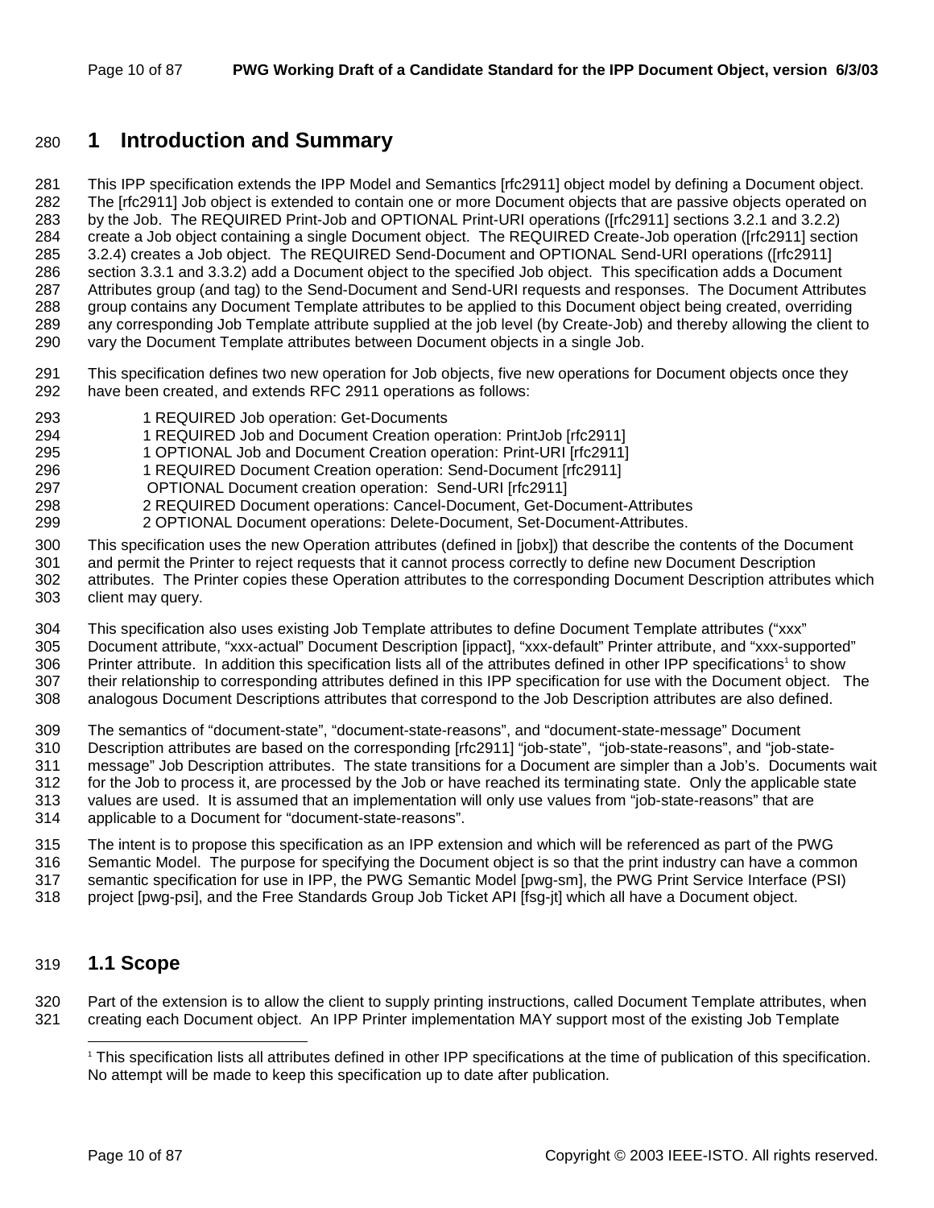# 1 Introduction and Summary

This IPP specification extends the IPP Model and Semantics [rfc2911] object model by defining a Document object. The [rfc2911] Job object is extended to contain one or more Document objects that are passive objects operated on by the Job. The REQUIRED Print-Job and OPTIONAL Print-URI operations ([rfc2911] sections 3.2.1 and 3.2.2) create a Job object containing a single Document object. The REQUIRED Create-Job operation ([rfc2911] section 3.2.4) creates a Job object. The REQUIRED Send-Document and OPTIONAL Send-URI operations ([rfc2911] section 3.3.1 and 3.3.2) add a Document object to the specified Job object. This specification adds a Document Attributes group (and tag) to the Send-Document and Send-URI requests and responses. The Document Attributes group contains any Document Template attributes to be applied to this Document object being created, overriding any corresponding Job Template attribute supplied at the job level (by Create-Job) and thereby allowing the client to vary the Document Template attributes between Document objects in a single Job.

This specification defines two new operation for Job objects, five new operations for Document objects once they have been created, and extends RFC 2911 operations as follows:

1 REQUIRED Job operation: Get-Documents
1 REQUIRED Job and Document Creation operation: PrintJob [rfc2911]
1 OPTIONAL Job and Document Creation operation: Print-URI [rfc2911]
1 REQUIRED Document Creation operation: Send-Document [rfc2911]
OPTIONAL Document creation operation: Send-URI [rfc2911]
2 REQUIRED Document operations: Cancel-Document, Get-Document-Attributes
2 OPTIONAL Document operations: Delete-Document, Set-Document-Attributes.

This specification uses the new Operation attributes (defined in [jobx]) that describe the contents of the Document and permit the Printer to reject requests that it cannot process correctly to define new Document Description attributes. The Printer copies these Operation attributes to the corresponding Document Description attributes which client may query.

This specification also uses existing Job Template attributes to define Document Template attributes ("xxx" Document attribute, "xxx-actual" Document Description [ippact], "xxx-default" Printer attribute, and "xxx-supported" Printer attribute. In addition this specification lists all of the attributes defined in other IPP specifications[1] to show their relationship to corresponding attributes defined in this IPP specification for use with the Document object. The analogous Document Descriptions attributes that correspond to the Job Description attributes are also defined.

The semantics of "document-state", "document-state-reasons", and "document-state-message" Document Description attributes are based on the corresponding [rfc2911] "job-state", "job-state-reasons", and "job-state-message" Job Description attributes. The state transitions for a Document are simpler than a Job's. Documents wait for the Job to process it, are processed by the Job or have reached its terminating state. Only the applicable state values are used. It is assumed that an implementation will only use values from "job-state-reasons" that are applicable to a Document for "document-state-reasons".

The intent is to propose this specification as an IPP extension and which will be referenced as part of the PWG Semantic Model. The purpose for specifying the Document object is so that the print industry can have a common semantic specification for use in IPP, the PWG Semantic Model [pwg-sm], the PWG Print Service Interface (PSI) project [pwg-psi], and the Free Standards Group Job Ticket API [fsg-jt] which all have a Document object.

## 1.1 Scope

Part of the extension is to allow the client to supply printing instructions, called Document Template attributes, when creating each Document object. An IPP Printer implementation MAY support most of the existing Job Template

[1] This specification lists all attributes defined in other IPP specifications at the time of publication of this specification. No attempt will be made to keep this specification up to date after publication.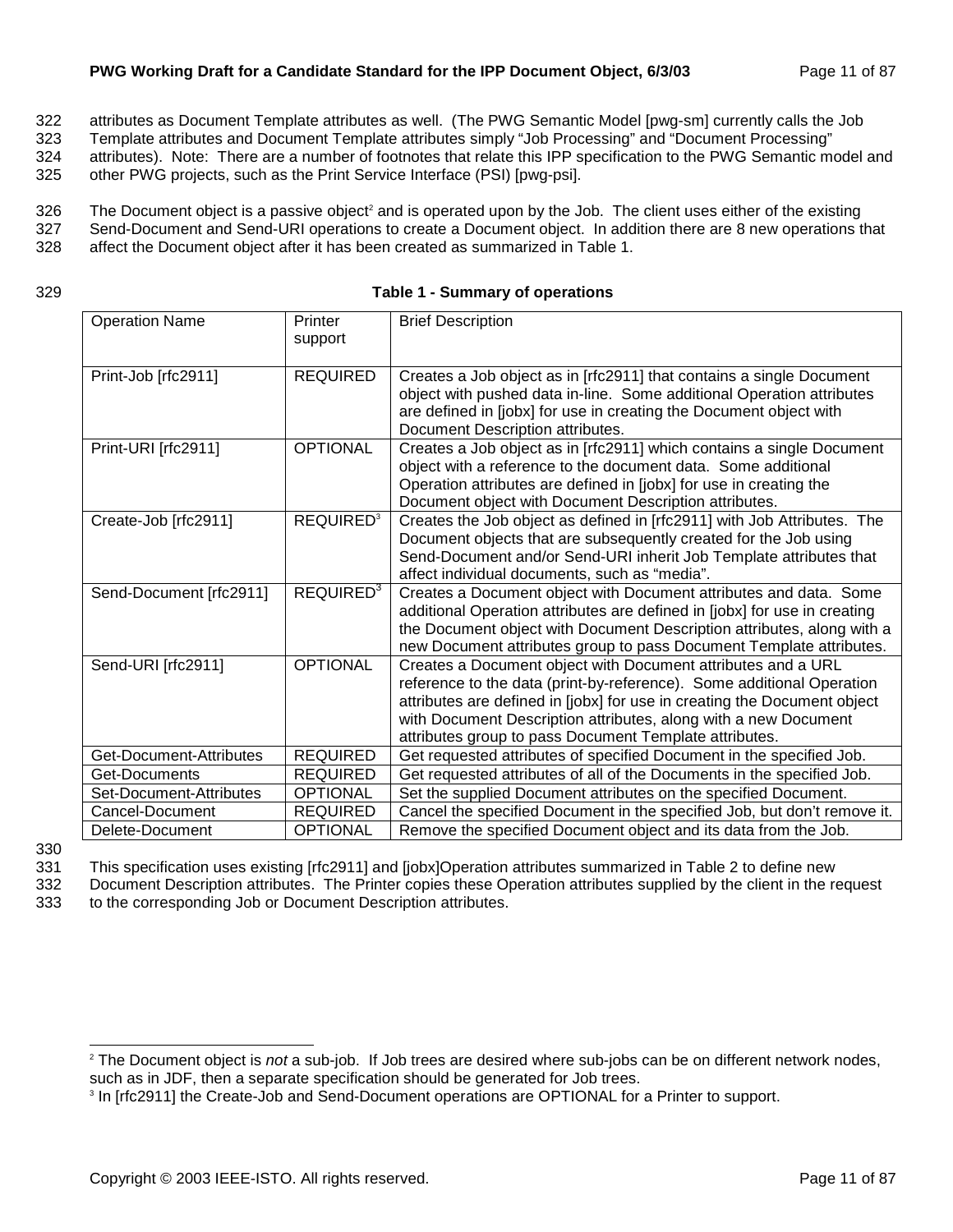attributes as Document Template attributes as well. (The PWG Semantic Model [pwg-sm] currently calls the Job Template attributes and Document Template attributes simply "Job Processing" and "Document Processing" attributes). Note: There are a number of footnotes that relate this IPP specification to the PWG Semantic model and other PWG projects, such as the Print Service Interface (PSI) [pwg-psi].

The Document object is a passive object[2] and is operated upon by the Job. The client uses either of the existing Send-Document and Send-URI operations to create a Document object. In addition there are 8 new operations that affect the Document object after it has been created as summarized in Table 1.

**Table 1 - Summary of operations**

| Operation Name | Printer support | Brief Description |
|---|---|---|
| Print-Job [rfc2911] | REQUIRED | Creates a Job object as in [rfc2911] that contains a single Document object with pushed data in-line. Some additional Operation attributes are defined in [jobx] for use in creating the Document object with Document Description attributes. |
| Print-URI [rfc2911] | OPTIONAL | Creates a Job object as in [rfc2911] which contains a single Document object with a reference to the document data. Some additional Operation attributes are defined in [jobx] for use in creating the Document object with Document Description attributes. |
| Create-Job [rfc2911] | REQUIRED[3] | Creates the Job object as defined in [rfc2911] with Job Attributes. The Document objects that are subsequently created for the Job using Send-Document and/or Send-URI inherit Job Template attributes that affect individual documents, such as "media". |
| Send-Document [rfc2911] | REQUIRED[3] | Creates a Document object with Document attributes and data. Some additional Operation attributes are defined in [jobx] for use in creating the Document object with Document Description attributes, along with a new Document attributes group to pass Document Template attributes. |
| Send-URI [rfc2911] | OPTIONAL | Creates a Document object with Document attributes and a URL reference to the data (print-by-reference). Some additional Operation attributes are defined in [jobx] for use in creating the Document object with Document Description attributes, along with a new Document attributes group to pass Document Template attributes. |
| Get-Document-Attributes | REQUIRED | Get requested attributes of specified Document in the specified Job. |
| Get-Documents | REQUIRED | Get requested attributes of all of the Documents in the specified Job. |
| Set-Document-Attributes | OPTIONAL | Set the supplied Document attributes on the specified Document. |
| Cancel-Document | REQUIRED | Cancel the specified Document in the specified Job, but don't remove it. |
| Delete-Document | OPTIONAL | Remove the specified Document object and its data from the Job. |

This specification uses existing [rfc2911] and [jobx]Operation attributes summarized in Table 2 to define new Document Description attributes. The Printer copies these Operation attributes supplied by the client in the request to the corresponding Job or Document Description attributes.

---

[2] The Document object is *not* a sub-job. If Job trees are desired where sub-jobs can be on different network nodes, such as in JDF, then a separate specification should be generated for Job trees.

[3] In [rfc2911] the Create-Job and Send-Document operations are OPTIONAL for a Printer to support.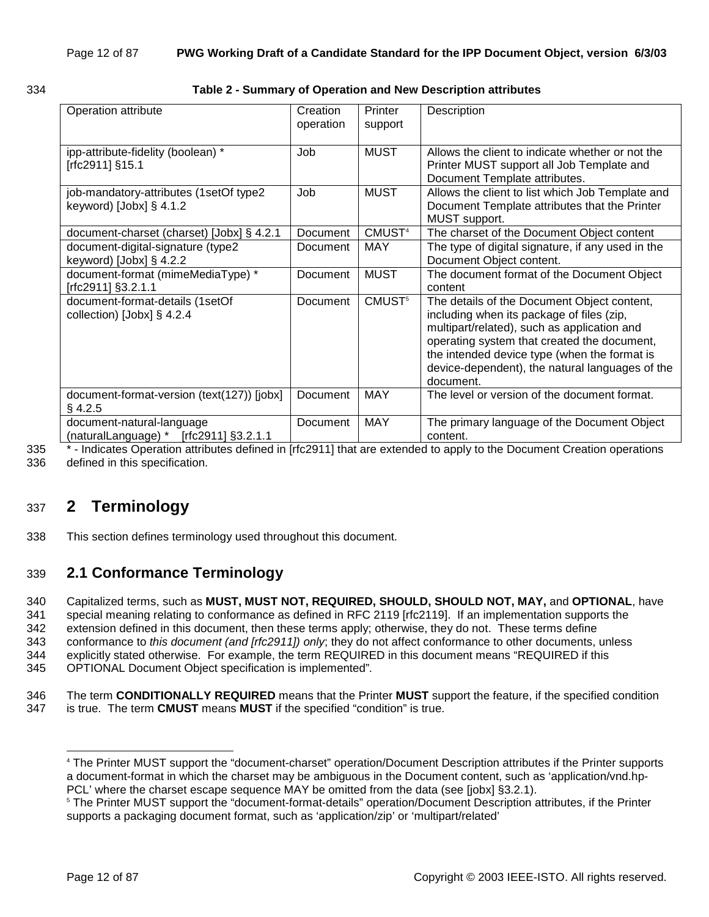Table 2 - Summary of Operation and New Description attributes

| Operation attribute | Creation operation | Printer support | Description |
|---|---|---|---|
| ipp-attribute-fidelity (boolean) * [rfc2911] §15.1 | Job | MUST | Allows the client to indicate whether or not the Printer MUST support all Job Template and Document Template attributes. |
| job-mandatory-attributes (1setOf type2 keyword) [Jobx] § 4.1.2 | Job | MUST | Allows the client to list which Job Template and Document Template attributes that the Printer MUST support. |
| document-charset (charset) [Jobx] § 4.2.1 | Document | CMUST[4] | The charset of the Document Object content |
| document-digital-signature (type2 keyword) [Jobx] § 4.2.2 | Document | MAY | The type of digital signature, if any used in the Document Object content. |
| document-format (mimeMediaType) * [rfc2911] §3.2.1.1 | Document | MUST | The document format of the Document Object content |
| document-format-details (1setOf collection) [Jobx] § 4.2.4 | Document | CMUST[5] | The details of the Document Object content, including when its package of files (zip, multipart/related), such as application and operating system that created the document, the intended device type (when the format is device-dependent), the natural languages of the document. |
| document-format-version (text(127)) [jobx] § 4.2.5 | Document | MAY | The level or version of the document format. |
| document-natural-language (naturalLanguage) * [rfc2911] §3.2.1.1 | Document | MAY | The primary language of the Document Object content. |

* - Indicates Operation attributes defined in [rfc2911] that are extended to apply to the Document Creation operations defined in this specification.

# 2 Terminology

This section defines terminology used throughout this document.

## 2.1 Conformance Terminology

Capitalized terms, such as **MUST, MUST NOT, REQUIRED, SHOULD, SHOULD NOT, MAY,** and **OPTIONAL**, have special meaning relating to conformance as defined in RFC 2119 [rfc2119]. If an implementation supports the extension defined in this document, then these terms apply; otherwise, they do not. These terms define conformance to *this document (and [rfc2911]) only*; they do not affect conformance to other documents, unless explicitly stated otherwise. For example, the term REQUIRED in this document means "REQUIRED if this OPTIONAL Document Object specification is implemented".

The term **CONDITIONALLY REQUIRED** means that the Printer **MUST** support the feature, if the specified condition is true. The term **CMUST** means **MUST** if the specified "condition" is true.

[4] The Printer MUST support the "document-charset" operation/Document Description attributes if the Printer supports a document-format in which the charset may be ambiguous in the Document content, such as 'application/vnd.hp-PCL' where the charset escape sequence MAY be omitted from the data (see [jobx] §3.2.1).

[5] The Printer MUST support the "document-format-details" operation/Document Description attributes, if the Printer supports a packaging document format, such as 'application/zip' or 'multipart/related'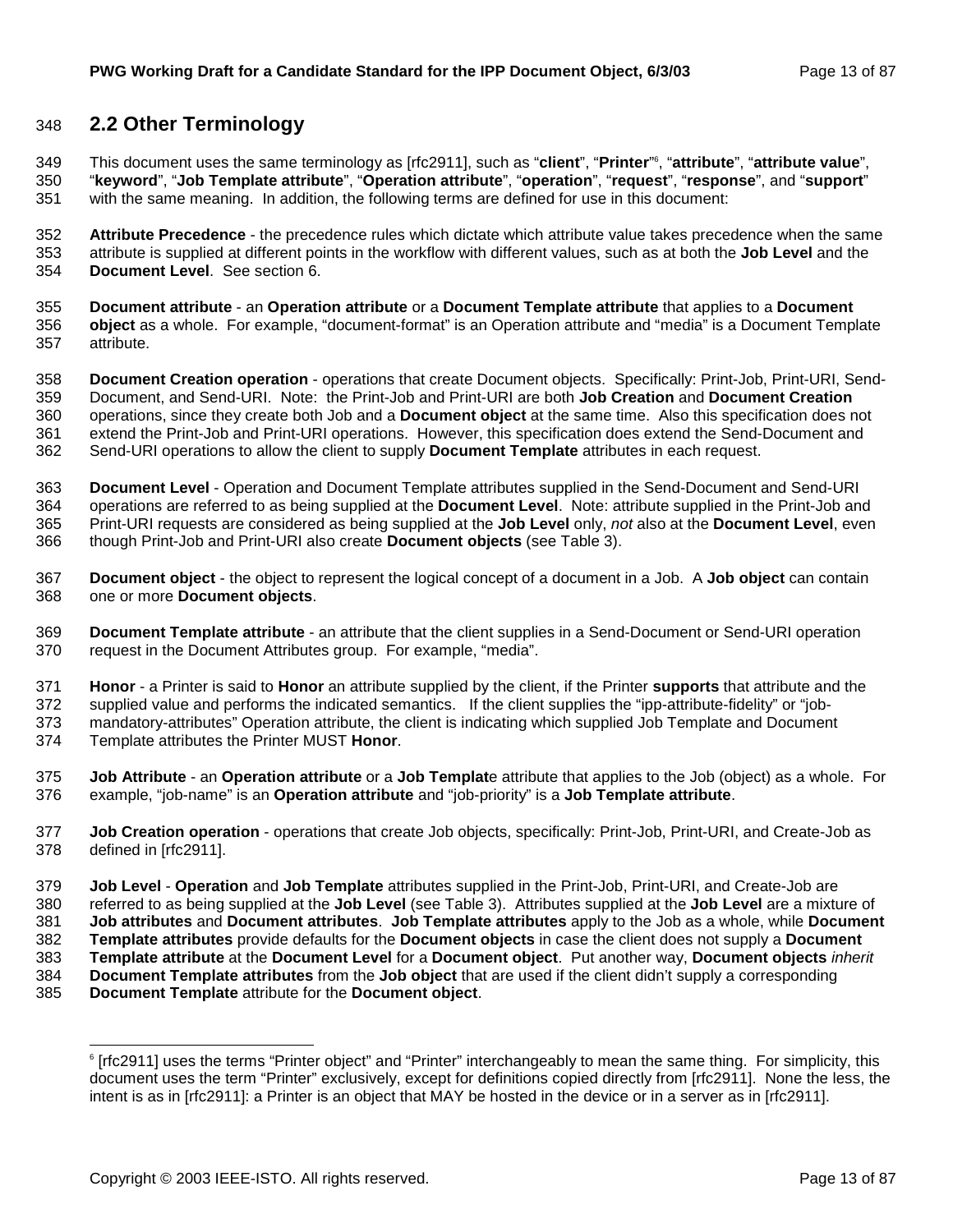## 2.2 Other Terminology

This document uses the same terminology as [rfc2911], such as "**client**", "**Printer**"[6], "**attribute**", "**attribute value**", "**keyword**", "**Job Template attribute**", "**Operation attribute**", "**operation**", "**request**", "**response**", and "**support**" with the same meaning. In addition, the following terms are defined for use in this document:

**Attribute Precedence** - the precedence rules which dictate which attribute value takes precedence when the same attribute is supplied at different points in the workflow with different values, such as at both the **Job Level** and the **Document Level**. See section 6.

**Document attribute** - an **Operation attribute** or a **Document Template attribute** that applies to a **Document object** as a whole. For example, "document-format" is an Operation attribute and "media" is a Document Template attribute.

**Document Creation operation** - operations that create Document objects. Specifically: Print-Job, Print-URI, Send-Document, and Send-URI. Note: the Print-Job and Print-URI are both **Job Creation** and **Document Creation** operations, since they create both Job and a **Document object** at the same time. Also this specification does not extend the Print-Job and Print-URI operations. However, this specification does extend the Send-Document and Send-URI operations to allow the client to supply **Document Template** attributes in each request.

**Document Level** - Operation and Document Template attributes supplied in the Send-Document and Send-URI operations are referred to as being supplied at the **Document Level**. Note: attribute supplied in the Print-Job and Print-URI requests are considered as being supplied at the **Job Level** only, *not* also at the **Document Level**, even though Print-Job and Print-URI also create **Document objects** (see Table 3).

**Document object** - the object to represent the logical concept of a document in a Job. A **Job object** can contain one or more **Document objects**.

**Document Template attribute** - an attribute that the client supplies in a Send-Document or Send-URI operation request in the Document Attributes group. For example, "media".

**Honor** - a Printer is said to **Honor** an attribute supplied by the client, if the Printer **supports** that attribute and the supplied value and performs the indicated semantics. If the client supplies the "ipp-attribute-fidelity" or "job-mandatory-attributes" Operation attribute, the client is indicating which supplied Job Template and Document Template attributes the Printer MUST **Honor**.

**Job Attribute** - an **Operation attribute** or a **Job Templat**e attribute that applies to the Job (object) as a whole. For example, "job-name" is an **Operation attribute** and "job-priority" is a **Job Template attribute**.

**Job Creation operation** - operations that create Job objects, specifically: Print-Job, Print-URI, and Create-Job as defined in [rfc2911].

**Job Level** - **Operation** and **Job Template** attributes supplied in the Print-Job, Print-URI, and Create-Job are referred to as being supplied at the **Job Level** (see Table 3). Attributes supplied at the **Job Level** are a mixture of **Job attributes** and **Document attributes**. **Job Template attributes** apply to the Job as a whole, while **Document Template attributes** provide defaults for the **Document objects** in case the client does not supply a **Document Template attribute** at the **Document Level** for a **Document object**. Put another way, **Document objects** *inherit* **Document Template attributes** from the **Job object** that are used if the client didn't supply a corresponding **Document Template** attribute for the **Document object**.

---

[6] [rfc2911] uses the terms "Printer object" and "Printer" interchangeably to mean the same thing. For simplicity, this document uses the term "Printer" exclusively, except for definitions copied directly from [rfc2911]. None the less, the intent is as in [rfc2911]: a Printer is an object that MAY be hosted in the device or in a server as in [rfc2911].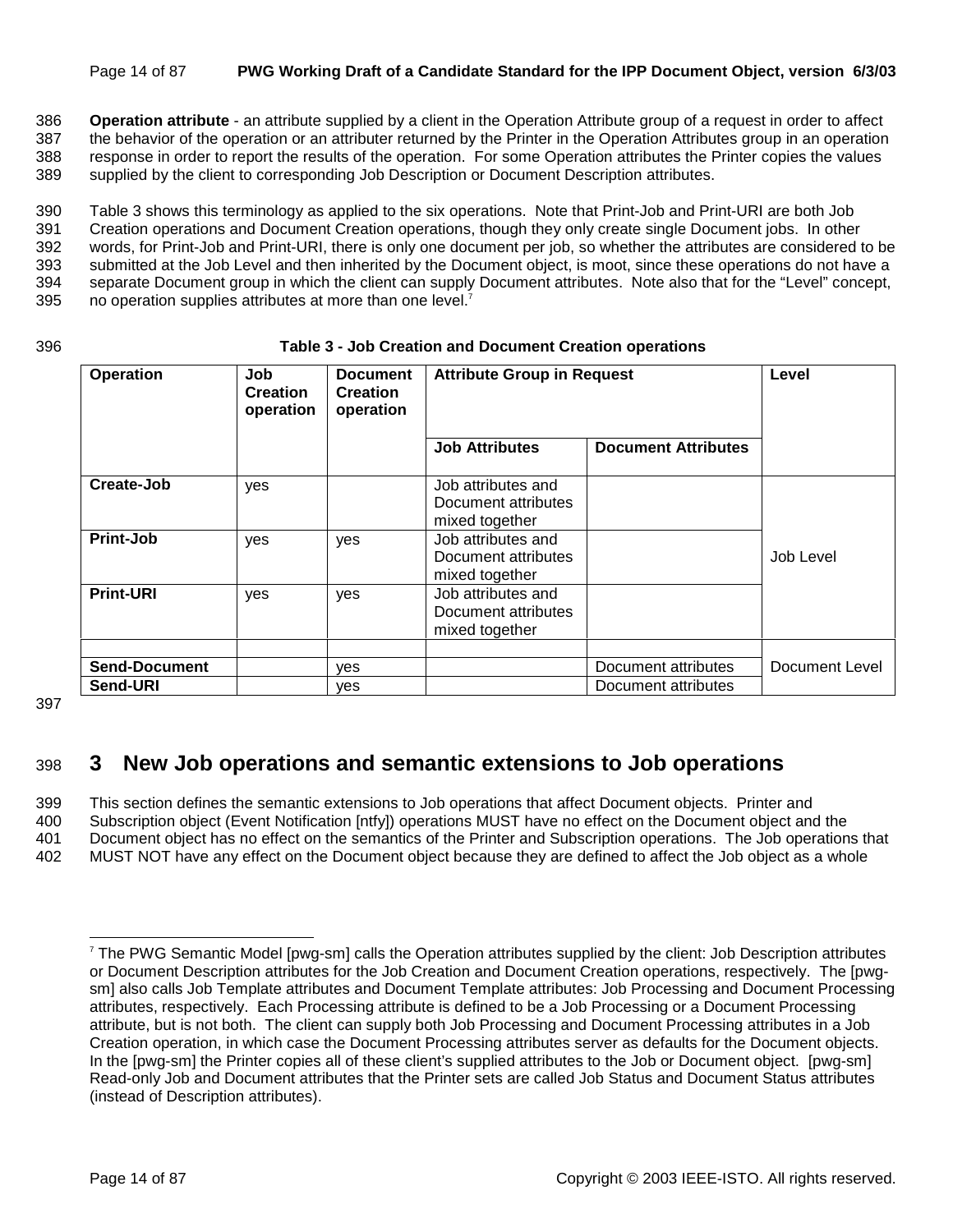**Operation attribute** - an attribute supplied by a client in the Operation Attribute group of a request in order to affect the behavior of the operation or an attributer returned by the Printer in the Operation Attributes group in an operation response in order to report the results of the operation. For some Operation attributes the Printer copies the values supplied by the client to corresponding Job Description or Document Description attributes.

Table 3 shows this terminology as applied to the six operations. Note that Print-Job and Print-URI are both Job Creation operations and Document Creation operations, though they only create single Document jobs. In other words, for Print-Job and Print-URI, there is only one document per job, so whether the attributes are considered to be submitted at the Job Level and then inherited by the Document object, is moot, since these operations do not have a separate Document group in which the client can supply Document attributes. Note also that for the "Level" concept, no operation supplies attributes at more than one level.[7]

**Table 3 - Job Creation and Document Creation operations**

| **Operation** | **Job Creation operation** | **Document Creation operation** | **Attribute Group in Request** | | **Level** |
|---|---|---|---|---|---|
| | | | **Job Attributes** | **Document Attributes** | |
| **Create-Job** | yes | | Job attributes and Document attributes mixed together | | Job Level |
| **Print-Job** | yes | yes | Job attributes and Document attributes mixed together | | |
| **Print-URI** | yes | yes | Job attributes and Document attributes mixed together | | |
| | | | | | Document Level |
| **Send-Document** | | yes | | Document attributes | |
| **Send-URI** | | yes | | Document attributes | |

# 3 New Job operations and semantic extensions to Job operations

This section defines the semantic extensions to Job operations that affect Document objects. Printer and Subscription object (Event Notification [ntfy]) operations MUST have no effect on the Document object and the Document object has no effect on the semantics of the Printer and Subscription operations. The Job operations that MUST NOT have any effect on the Document object because they are defined to affect the Job object as a whole

[7] The PWG Semantic Model [pwg-sm] calls the Operation attributes supplied by the client: Job Description attributes or Document Description attributes for the Job Creation and Document Creation operations, respectively. The [pwg-sm] also calls Job Template attributes and Document Template attributes: Job Processing and Document Processing attributes, respectively. Each Processing attribute is defined to be a Job Processing or a Document Processing attribute, but is not both. The client can supply both Job Processing and Document Processing attributes in a Job Creation operation, in which case the Document Processing attributes server as defaults for the Document objects. In the [pwg-sm] the Printer copies all of these client's supplied attributes to the Job or Document object. [pwg-sm] Read-only Job and Document attributes that the Printer sets are called Job Status and Document Status attributes (instead of Description attributes).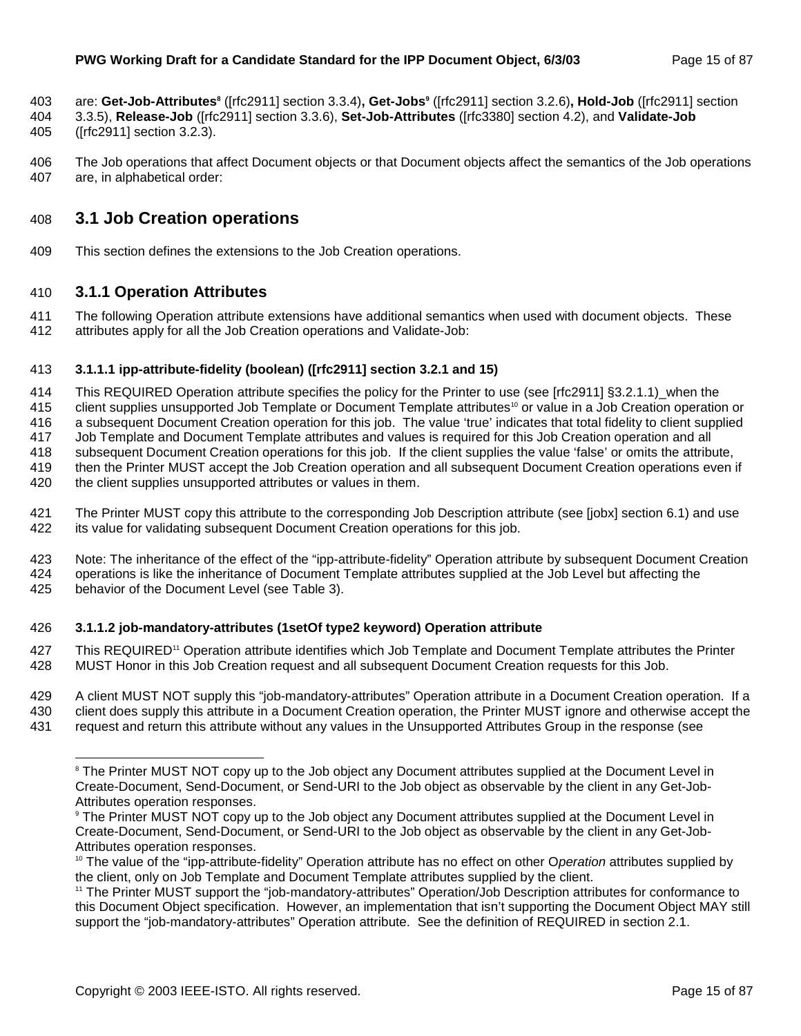are: **Get-Job-Attributes**[8] ([rfc2911] section 3.3.4)**, Get-Jobs**[9] ([rfc2911] section 3.2.6)**, Hold-Job** ([rfc2911] section 3.3.5), **Release-Job** ([rfc2911] section 3.3.6), **Set-Job-Attributes** ([rfc3380] section 4.2), and **Validate-Job** ([rfc2911] section 3.2.3).

The Job operations that affect Document objects or that Document objects affect the semantics of the Job operations are, in alphabetical order:

## 3.1 Job Creation operations

This section defines the extensions to the Job Creation operations.

### 3.1.1 Operation Attributes

The following Operation attribute extensions have additional semantics when used with document objects. These attributes apply for all the Job Creation operations and Validate-Job:

#### 3.1.1.1 ipp-attribute-fidelity (boolean) ([rfc2911] section 3.2.1 and 15)

This REQUIRED Operation attribute specifies the policy for the Printer to use (see [rfc2911] §3.2.1.1)_when the client supplies unsupported Job Template or Document Template attributes[10] or value in a Job Creation operation or a subsequent Document Creation operation for this job. The value 'true' indicates that total fidelity to client supplied Job Template and Document Template attributes and values is required for this Job Creation operation and all subsequent Document Creation operations for this job. If the client supplies the value 'false' or omits the attribute, then the Printer MUST accept the Job Creation operation and all subsequent Document Creation operations even if the client supplies unsupported attributes or values in them.

The Printer MUST copy this attribute to the corresponding Job Description attribute (see [jobx] section 6.1) and use its value for validating subsequent Document Creation operations for this job.

Note: The inheritance of the effect of the "ipp-attribute-fidelity" Operation attribute by subsequent Document Creation operations is like the inheritance of Document Template attributes supplied at the Job Level but affecting the behavior of the Document Level (see Table 3).

#### 3.1.1.2 job-mandatory-attributes (1setOf type2 keyword) Operation attribute

This REQUIRED[11] Operation attribute identifies which Job Template and Document Template attributes the Printer MUST Honor in this Job Creation request and all subsequent Document Creation requests for this Job.

A client MUST NOT supply this "job-mandatory-attributes" Operation attribute in a Document Creation operation. If a client does supply this attribute in a Document Creation operation, the Printer MUST ignore and otherwise accept the request and return this attribute without any values in the Unsupported Attributes Group in the response (see

---

[8] The Printer MUST NOT copy up to the Job object any Document attributes supplied at the Document Level in Create-Document, Send-Document, or Send-URI to the Job object as observable by the client in any Get-Job-Attributes operation responses.

[9] The Printer MUST NOT copy up to the Job object any Document attributes supplied at the Document Level in Create-Document, Send-Document, or Send-URI to the Job object as observable by the client in any Get-Job-Attributes operation responses.

[10] The value of the "ipp-attribute-fidelity" Operation attribute has no effect on other O*peration* attributes supplied by the client, only on Job Template and Document Template attributes supplied by the client.

[11] The Printer MUST support the "job-mandatory-attributes" Operation/Job Description attributes for conformance to this Document Object specification. However, an implementation that isn't supporting the Document Object MAY still support the "job-mandatory-attributes" Operation attribute. See the definition of REQUIRED in section 2.1.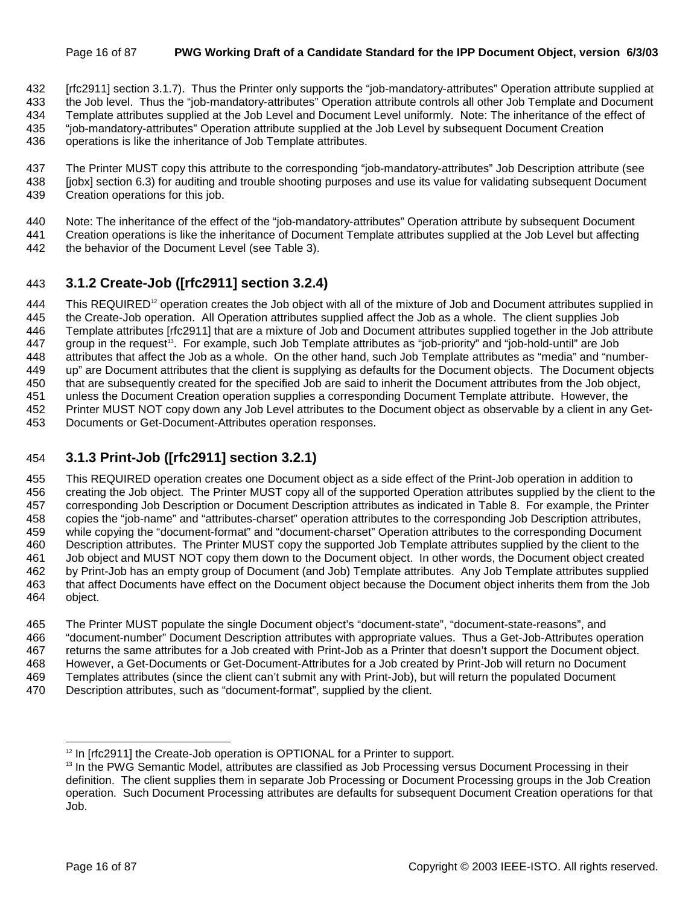[rfc2911] section 3.1.7). Thus the Printer only supports the "job-mandatory-attributes" Operation attribute supplied at the Job level. Thus the "job-mandatory-attributes" Operation attribute controls all other Job Template and Document Template attributes supplied at the Job Level and Document Level uniformly. Note: The inheritance of the effect of "job-mandatory-attributes" Operation attribute supplied at the Job Level by subsequent Document Creation operations is like the inheritance of Job Template attributes.

The Printer MUST copy this attribute to the corresponding "job-mandatory-attributes" Job Description attribute (see [jobx] section 6.3) for auditing and trouble shooting purposes and use its value for validating subsequent Document Creation operations for this job.

Note: The inheritance of the effect of the "job-mandatory-attributes" Operation attribute by subsequent Document Creation operations is like the inheritance of Document Template attributes supplied at the Job Level but affecting the behavior of the Document Level (see Table 3).

### 3.1.2 Create-Job ([rfc2911] section 3.2.4)

This REQUIRED[12] operation creates the Job object with all of the mixture of Job and Document attributes supplied in the Create-Job operation. All Operation attributes supplied affect the Job as a whole. The client supplies Job Template attributes [rfc2911] that are a mixture of Job and Document attributes supplied together in the Job attribute group in the request[13]. For example, such Job Template attributes as "job-priority" and "job-hold-until" are Job attributes that affect the Job as a whole. On the other hand, such Job Template attributes as "media" and "number-up" are Document attributes that the client is supplying as defaults for the Document objects. The Document objects that are subsequently created for the specified Job are said to inherit the Document attributes from the Job object, unless the Document Creation operation supplies a corresponding Document Template attribute. However, the Printer MUST NOT copy down any Job Level attributes to the Document object as observable by a client in any Get-Documents or Get-Document-Attributes operation responses.

### 3.1.3 Print-Job ([rfc2911] section 3.2.1)

This REQUIRED operation creates one Document object as a side effect of the Print-Job operation in addition to creating the Job object. The Printer MUST copy all of the supported Operation attributes supplied by the client to the corresponding Job Description or Document Description attributes as indicated in Table 8. For example, the Printer copies the "job-name" and "attributes-charset" operation attributes to the corresponding Job Description attributes, while copying the "document-format" and "document-charset" Operation attributes to the corresponding Document Description attributes. The Printer MUST copy the supported Job Template attributes supplied by the client to the Job object and MUST NOT copy them down to the Document object. In other words, the Document object created by Print-Job has an empty group of Document (and Job) Template attributes. Any Job Template attributes supplied that affect Documents have effect on the Document object because the Document object inherits them from the Job object.

The Printer MUST populate the single Document object's "document-state", "document-state-reasons", and "document-number" Document Description attributes with appropriate values. Thus a Get-Job-Attributes operation returns the same attributes for a Job created with Print-Job as a Printer that doesn't support the Document object. However, a Get-Documents or Get-Document-Attributes for a Job created by Print-Job will return no Document Templates attributes (since the client can't submit any with Print-Job), but will return the populated Document Description attributes, such as "document-format", supplied by the client.

---

[12] In [rfc2911] the Create-Job operation is OPTIONAL for a Printer to support.

[13] In the PWG Semantic Model, attributes are classified as Job Processing versus Document Processing in their definition. The client supplies them in separate Job Processing or Document Processing groups in the Job Creation operation. Such Document Processing attributes are defaults for subsequent Document Creation operations for that Job.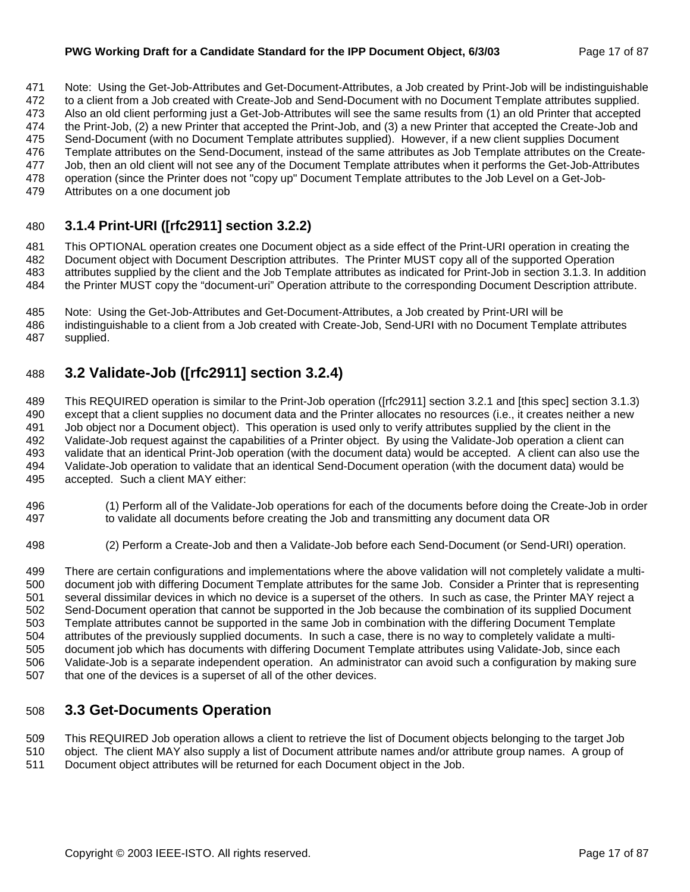Note: Using the Get-Job-Attributes and Get-Document-Attributes, a Job created by Print-Job will be indistinguishable to a client from a Job created with Create-Job and Send-Document with no Document Template attributes supplied. Also an old client performing just a Get-Job-Attributes will see the same results from (1) an old Printer that accepted the Print-Job, (2) a new Printer that accepted the Print-Job, and (3) a new Printer that accepted the Create-Job and Send-Document (with no Document Template attributes supplied). However, if a new client supplies Document Template attributes on the Send-Document, instead of the same attributes as Job Template attributes on the Create-Job, then an old client will not see any of the Document Template attributes when it performs the Get-Job-Attributes operation (since the Printer does not "copy up" Document Template attributes to the Job Level on a Get-Job-Attributes on a one document job

### 3.1.4 Print-URI ([rfc2911] section 3.2.2)

This OPTIONAL operation creates one Document object as a side effect of the Print-URI operation in creating the Document object with Document Description attributes. The Printer MUST copy all of the supported Operation attributes supplied by the client and the Job Template attributes as indicated for Print-Job in section 3.1.3. In addition the Printer MUST copy the "document-uri" Operation attribute to the corresponding Document Description attribute.

Note: Using the Get-Job-Attributes and Get-Document-Attributes, a Job created by Print-URI will be indistinguishable to a client from a Job created with Create-Job, Send-URI with no Document Template attributes supplied.

## 3.2 Validate-Job ([rfc2911] section 3.2.4)

This REQUIRED operation is similar to the Print-Job operation ([rfc2911] section 3.2.1 and [this spec] section 3.1.3) except that a client supplies no document data and the Printer allocates no resources (i.e., it creates neither a new Job object nor a Document object). This operation is used only to verify attributes supplied by the client in the Validate-Job request against the capabilities of a Printer object. By using the Validate-Job operation a client can validate that an identical Print-Job operation (with the document data) would be accepted. A client can also use the Validate-Job operation to validate that an identical Send-Document operation (with the document data) would be accepted. Such a client MAY either:

(1) Perform all of the Validate-Job operations for each of the documents before doing the Create-Job in order to validate all documents before creating the Job and transmitting any document data OR

(2) Perform a Create-Job and then a Validate-Job before each Send-Document (or Send-URI) operation.

There are certain configurations and implementations where the above validation will not completely validate a multi-document job with differing Document Template attributes for the same Job. Consider a Printer that is representing several dissimilar devices in which no device is a superset of the others. In such as case, the Printer MAY reject a Send-Document operation that cannot be supported in the Job because the combination of its supplied Document Template attributes cannot be supported in the same Job in combination with the differing Document Template attributes of the previously supplied documents. In such a case, there is no way to completely validate a multi-document job which has documents with differing Document Template attributes using Validate-Job, since each Validate-Job is a separate independent operation. An administrator can avoid such a configuration by making sure that one of the devices is a superset of all of the other devices.

## 3.3 Get-Documents Operation

This REQUIRED Job operation allows a client to retrieve the list of Document objects belonging to the target Job object. The client MAY also supply a list of Document attribute names and/or attribute group names. A group of Document object attributes will be returned for each Document object in the Job.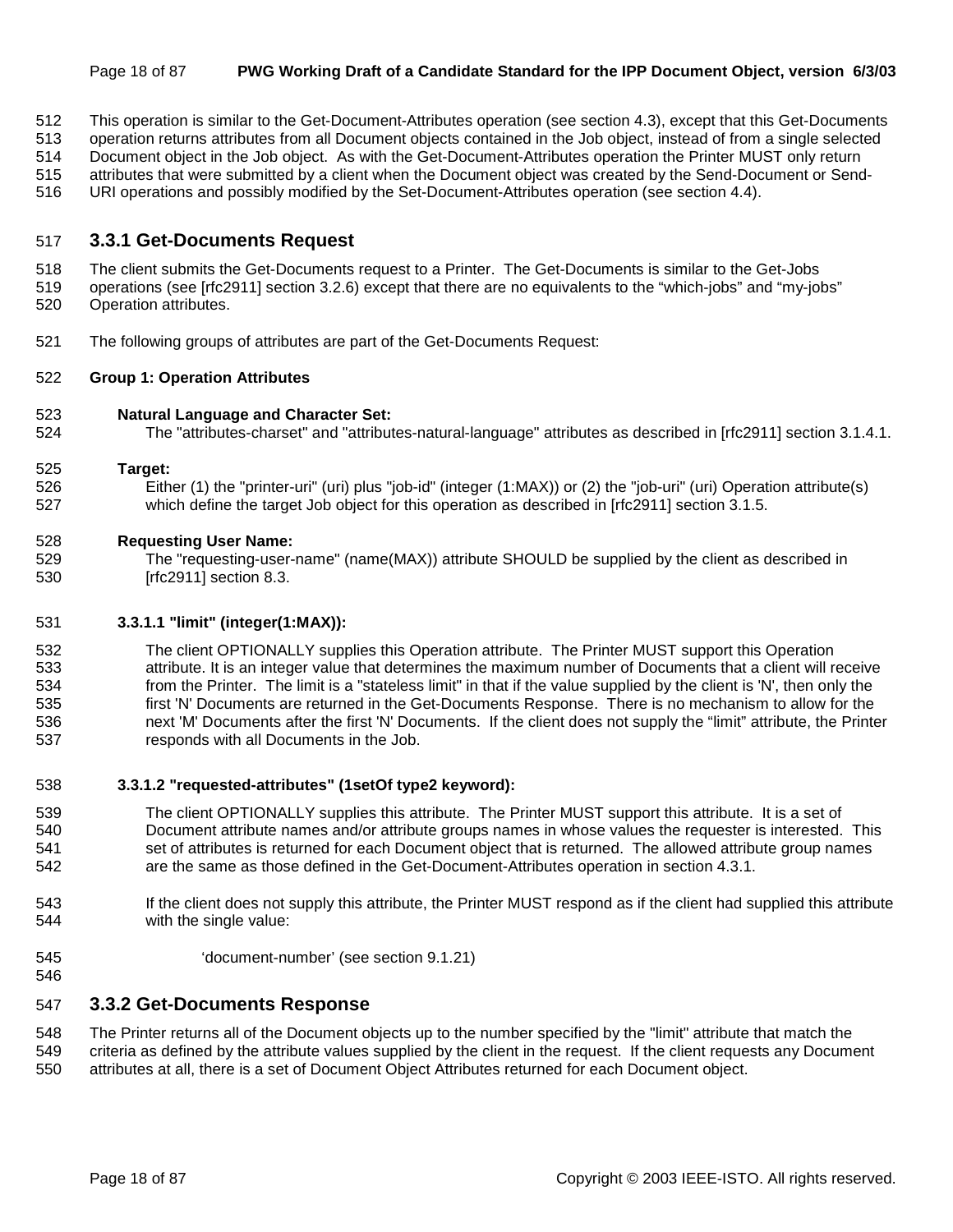This operation is similar to the Get-Document-Attributes operation (see section 4.3), except that this Get-Documents operation returns attributes from all Document objects contained in the Job object, instead of from a single selected Document object in the Job object. As with the Get-Document-Attributes operation the Printer MUST only return attributes that were submitted by a client when the Document object was created by the Send-Document or Send-URI operations and possibly modified by the Set-Document-Attributes operation (see section 4.4).

### 3.3.1 Get-Documents Request

The client submits the Get-Documents request to a Printer. The Get-Documents is similar to the Get-Jobs operations (see [rfc2911] section 3.2.6) except that there are no equivalents to the "which-jobs" and "my-jobs" Operation attributes.

The following groups of attributes are part of the Get-Documents Request:

**Group 1: Operation Attributes**

**Natural Language and Character Set:**
The "attributes-charset" and "attributes-natural-language" attributes as described in [rfc2911] section 3.1.4.1.

**Target:**
Either (1) the "printer-uri" (uri) plus "job-id" (integer (1:MAX)) or (2) the "job-uri" (uri) Operation attribute(s) which define the target Job object for this operation as described in [rfc2911] section 3.1.5.

**Requesting User Name:**
The "requesting-user-name" (name(MAX)) attribute SHOULD be supplied by the client as described in [rfc2911] section 8.3.

#### 3.3.1.1 "limit" (integer(1:MAX)):

The client OPTIONALLY supplies this Operation attribute. The Printer MUST support this Operation attribute. It is an integer value that determines the maximum number of Documents that a client will receive from the Printer. The limit is a "stateless limit" in that if the value supplied by the client is 'N', then only the first 'N' Documents are returned in the Get-Documents Response. There is no mechanism to allow for the next 'M' Documents after the first 'N' Documents. If the client does not supply the "limit" attribute, the Printer responds with all Documents in the Job.

#### 3.3.1.2 "requested-attributes" (1setOf type2 keyword):

The client OPTIONALLY supplies this attribute. The Printer MUST support this attribute. It is a set of Document attribute names and/or attribute groups names in whose values the requester is interested. This set of attributes is returned for each Document object that is returned. The allowed attribute group names are the same as those defined in the Get-Document-Attributes operation in section 4.3.1.

If the client does not supply this attribute, the Printer MUST respond as if the client had supplied this attribute with the single value:

'document-number' (see section 9.1.21)

### 3.3.2 Get-Documents Response

The Printer returns all of the Document objects up to the number specified by the "limit" attribute that match the criteria as defined by the attribute values supplied by the client in the request. If the client requests any Document attributes at all, there is a set of Document Object Attributes returned for each Document object.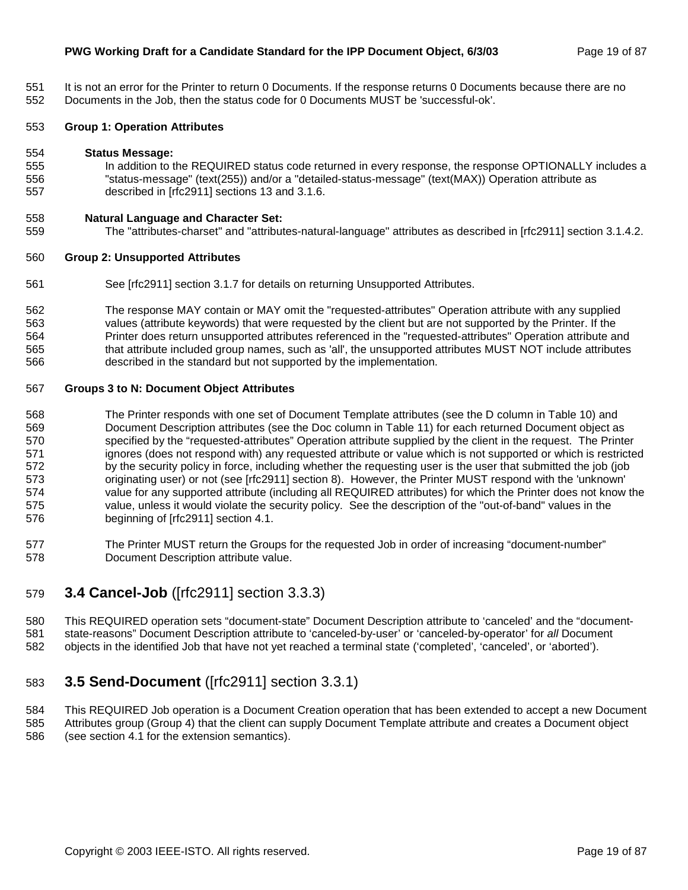It is not an error for the Printer to return 0 Documents. If the response returns 0 Documents because there are no Documents in the Job, then the status code for 0 Documents MUST be 'successful-ok'.

**Group 1: Operation Attributes**

**Status Message:**

In addition to the REQUIRED status code returned in every response, the response OPTIONALLY includes a "status-message" (text(255)) and/or a "detailed-status-message" (text(MAX)) Operation attribute as described in [rfc2911] sections 13 and 3.1.6.

**Natural Language and Character Set:**

The "attributes-charset" and "attributes-natural-language" attributes as described in [rfc2911] section 3.1.4.2.

**Group 2: Unsupported Attributes**

See [rfc2911] section 3.1.7 for details on returning Unsupported Attributes.

The response MAY contain or MAY omit the "requested-attributes" Operation attribute with any supplied values (attribute keywords) that were requested by the client but are not supported by the Printer. If the Printer does return unsupported attributes referenced in the "requested-attributes" Operation attribute and that attribute included group names, such as 'all', the unsupported attributes MUST NOT include attributes described in the standard but not supported by the implementation.

**Groups 3 to N: Document Object Attributes**

The Printer responds with one set of Document Template attributes (see the D column in Table 10) and Document Description attributes (see the Doc column in Table 11) for each returned Document object as specified by the “requested-attributes” Operation attribute supplied by the client in the request. The Printer ignores (does not respond with) any requested attribute or value which is not supported or which is restricted by the security policy in force, including whether the requesting user is the user that submitted the job (job originating user) or not (see [rfc2911] section 8). However, the Printer MUST respond with the 'unknown' value for any supported attribute (including all REQUIRED attributes) for which the Printer does not know the value, unless it would violate the security policy. See the description of the "out-of-band" values in the beginning of [rfc2911] section 4.1.

The Printer MUST return the Groups for the requested Job in order of increasing “document-number” Document Description attribute value.

## 3.4 Cancel-Job ([rfc2911] section 3.3.3)

This REQUIRED operation sets “document-state” Document Description attribute to ‘canceled’ and the “document-state-reasons” Document Description attribute to ‘canceled-by-user’ or ‘canceled-by-operator’ for *all* Document objects in the identified Job that have not yet reached a terminal state (‘completed’, ‘canceled’, or ‘aborted’).

## 3.5 Send-Document ([rfc2911] section 3.3.1)

This REQUIRED Job operation is a Document Creation operation that has been extended to accept a new Document Attributes group (Group 4) that the client can supply Document Template attribute and creates a Document object (see section 4.1 for the extension semantics).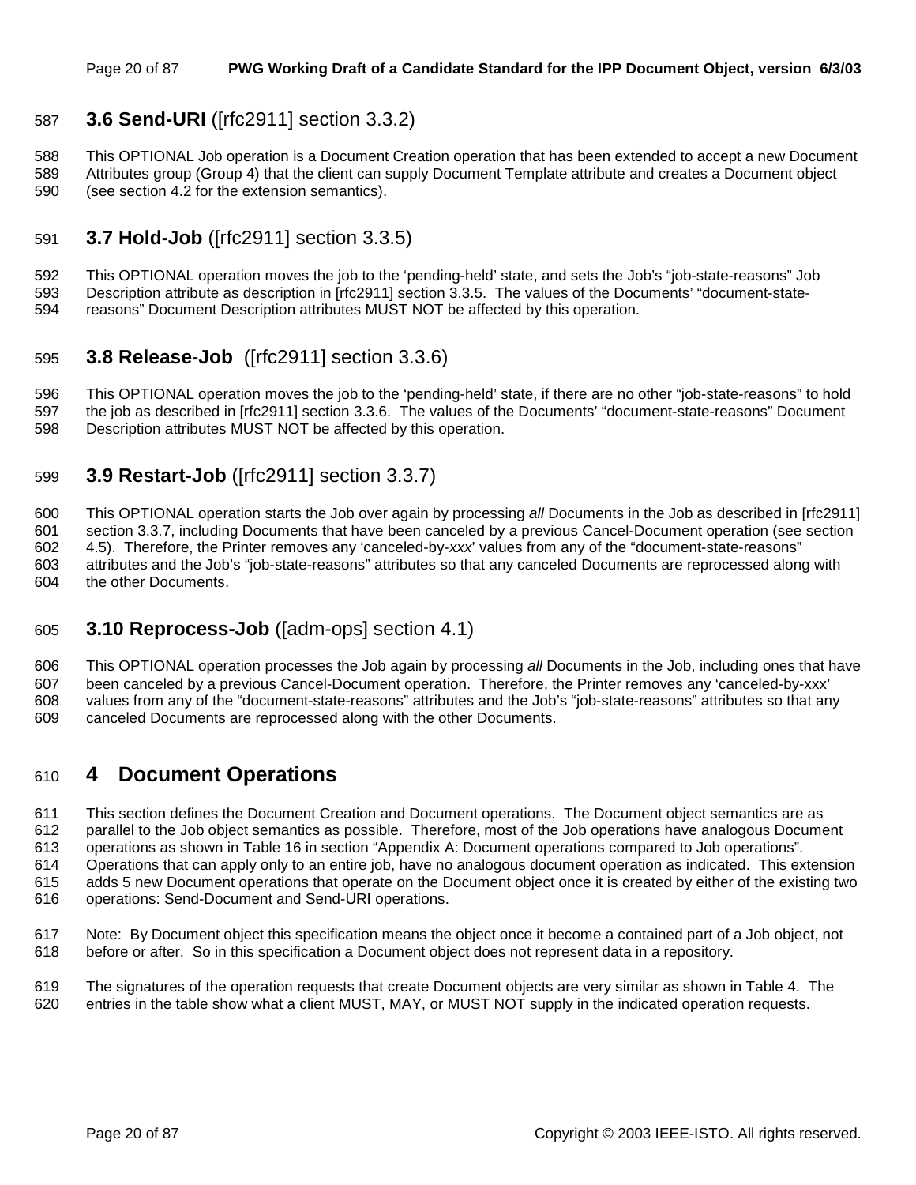## 3.6 Send-URI ([rfc2911] section 3.3.2)

This OPTIONAL Job operation is a Document Creation operation that has been extended to accept a new Document Attributes group (Group 4) that the client can supply Document Template attribute and creates a Document object (see section 4.2 for the extension semantics).

## 3.7 Hold-Job ([rfc2911] section 3.3.5)

This OPTIONAL operation moves the job to the 'pending-held' state, and sets the Job's "job-state-reasons" Job Description attribute as description in [rfc2911] section 3.3.5. The values of the Documents' "document-state-reasons" Document Description attributes MUST NOT be affected by this operation.

## 3.8 Release-Job ([rfc2911] section 3.3.6)

This OPTIONAL operation moves the job to the 'pending-held' state, if there are no other "job-state-reasons" to hold the job as described in [rfc2911] section 3.3.6. The values of the Documents' "document-state-reasons" Document Description attributes MUST NOT be affected by this operation.

## 3.9 Restart-Job ([rfc2911] section 3.3.7)

This OPTIONAL operation starts the Job over again by processing *all* Documents in the Job as described in [rfc2911] section 3.3.7, including Documents that have been canceled by a previous Cancel-Document operation (see section 4.5). Therefore, the Printer removes any 'canceled-by-*xxx*' values from any of the "document-state-reasons" attributes and the Job's "job-state-reasons" attributes so that any canceled Documents are reprocessed along with the other Documents.

## 3.10 Reprocess-Job ([adm-ops] section 4.1)

This OPTIONAL operation processes the Job again by processing *all* Documents in the Job, including ones that have been canceled by a previous Cancel-Document operation. Therefore, the Printer removes any 'canceled-by-xxx' values from any of the "document-state-reasons" attributes and the Job's "job-state-reasons" attributes so that any canceled Documents are reprocessed along with the other Documents.

# 4 Document Operations

This section defines the Document Creation and Document operations. The Document object semantics are as parallel to the Job object semantics as possible. Therefore, most of the Job operations have analogous Document operations as shown in Table 16 in section "Appendix A: Document operations compared to Job operations". Operations that can apply only to an entire job, have no analogous document operation as indicated. This extension adds 5 new Document operations that operate on the Document object once it is created by either of the existing two operations: Send-Document and Send-URI operations.

Note: By Document object this specification means the object once it become a contained part of a Job object, not before or after. So in this specification a Document object does not represent data in a repository.

The signatures of the operation requests that create Document objects are very similar as shown in Table 4. The entries in the table show what a client MUST, MAY, or MUST NOT supply in the indicated operation requests.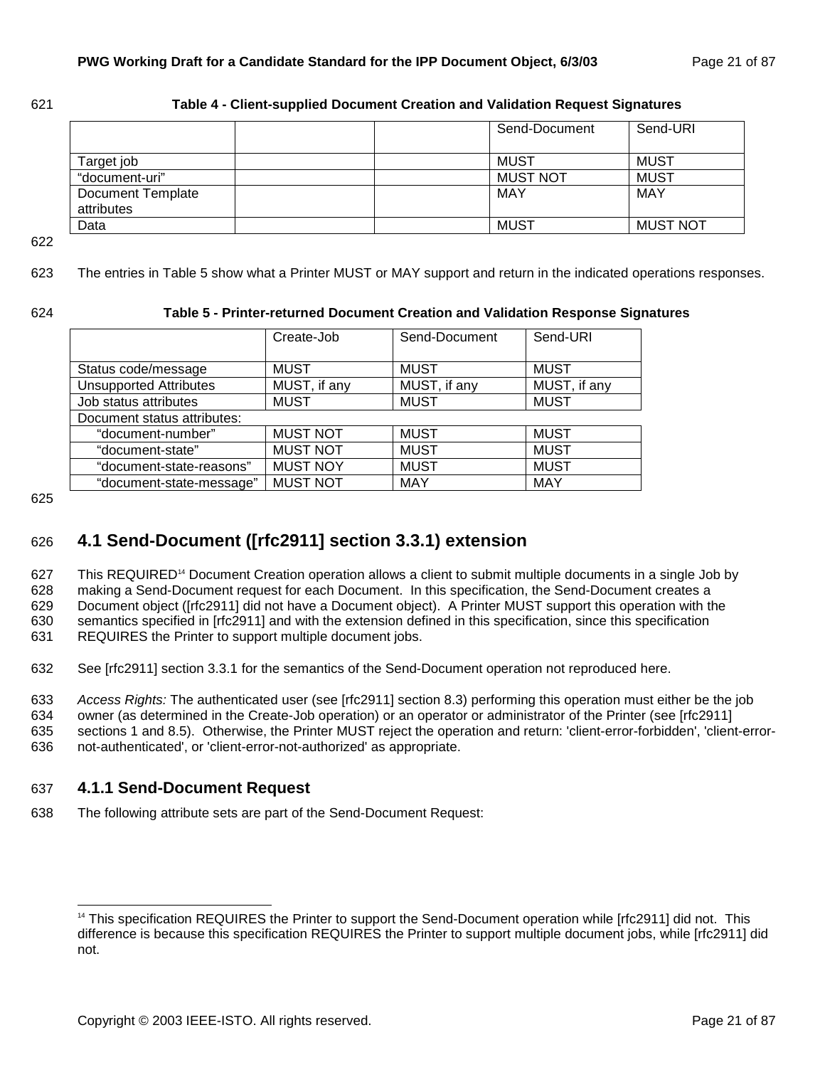Table 4 - Client-supplied Document Creation and Validation Request Signatures

| | | | Send-Document | Send-URI |
|---|---|---|---|---|
| Target job | | | MUST | MUST |
| "document-uri" | | | MUST NOT | MUST |
| Document Template attributes | | | MAY | MAY |
| Data | | | MUST | MUST NOT |

The entries in Table 5 show what a Printer MUST or MAY support and return in the indicated operations responses.

Table 5 - Printer-returned Document Creation and Validation Response Signatures

| | Create-Job | Send-Document | Send-URI |
|---|---|---|---|
| Status code/message | MUST | MUST | MUST |
| Unsupported Attributes | MUST, if any | MUST, if any | MUST, if any |
| Job status attributes | MUST | MUST | MUST |
| Document status attributes: | | | |
| "document-number" | MUST NOT | MUST | MUST |
| "document-state" | MUST NOT | MUST | MUST |
| "document-state-reasons" | MUST NOY | MUST | MUST |
| "document-state-message" | MUST NOT | MAY | MAY |

## 4.1 Send-Document ([rfc2911] section 3.3.1) extension

This REQUIRED[14] Document Creation operation allows a client to submit multiple documents in a single Job by making a Send-Document request for each Document. In this specification, the Send-Document creates a Document object ([rfc2911] did not have a Document object). A Printer MUST support this operation with the semantics specified in [rfc2911] and with the extension defined in this specification, since this specification REQUIRES the Printer to support multiple document jobs.

See [rfc2911] section 3.3.1 for the semantics of the Send-Document operation not reproduced here.

*Access Rights:* The authenticated user (see [rfc2911] section 8.3) performing this operation must either be the job owner (as determined in the Create-Job operation) or an operator or administrator of the Printer (see [rfc2911] sections 1 and 8.5). Otherwise, the Printer MUST reject the operation and return: 'client-error-forbidden', 'client-error-not-authenticated', or 'client-error-not-authorized' as appropriate.

### 4.1.1 Send-Document Request

The following attribute sets are part of the Send-Document Request:

[14] This specification REQUIRES the Printer to support the Send-Document operation while [rfc2911] did not. This difference is because this specification REQUIRES the Printer to support multiple document jobs, while [rfc2911] did not.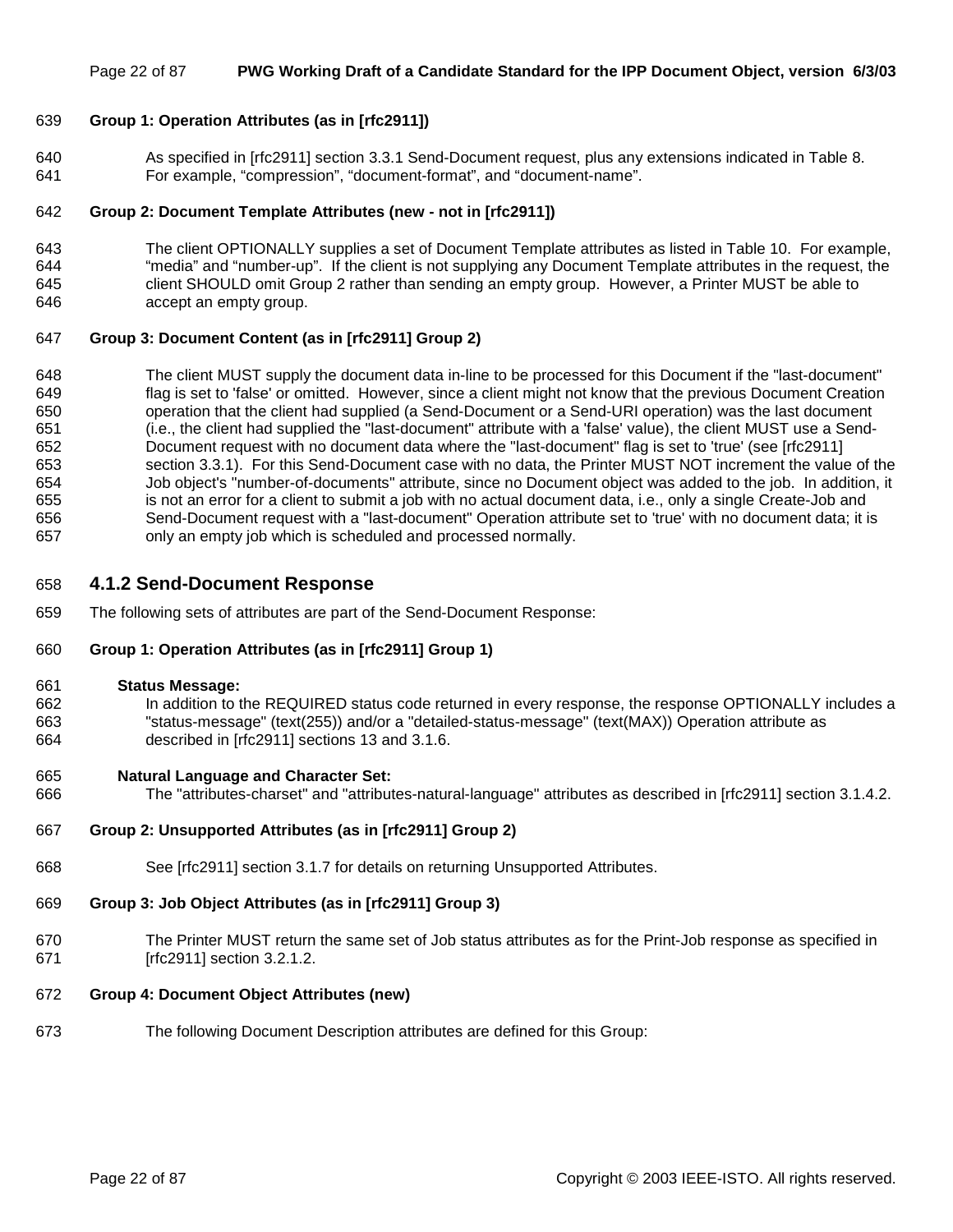**Group 1: Operation Attributes (as in [rfc2911])**

As specified in [rfc2911] section 3.3.1 Send-Document request, plus any extensions indicated in Table 8. For example, “compression”, “document-format”, and “document-name”.

**Group 2: Document Template Attributes (new - not in [rfc2911])**

The client OPTIONALLY supplies a set of Document Template attributes as listed in Table 10. For example, “media” and “number-up”. If the client is not supplying any Document Template attributes in the request, the client SHOULD omit Group 2 rather than sending an empty group. However, a Printer MUST be able to accept an empty group.

**Group 3: Document Content (as in [rfc2911] Group 2)**

The client MUST supply the document data in-line to be processed for this Document if the "last-document" flag is set to 'false' or omitted. However, since a client might not know that the previous Document Creation operation that the client had supplied (a Send-Document or a Send-URI operation) was the last document (i.e., the client had supplied the "last-document" attribute with a 'false' value), the client MUST use a Send-Document request with no document data where the "last-document" flag is set to 'true' (see [rfc2911] section 3.3.1). For this Send-Document case with no data, the Printer MUST NOT increment the value of the Job object's "number-of-documents" attribute, since no Document object was added to the job. In addition, it is not an error for a client to submit a job with no actual document data, i.e., only a single Create-Job and Send-Document request with a "last-document" Operation attribute set to 'true' with no document data; it is only an empty job which is scheduled and processed normally.

### 4.1.2 Send-Document Response

The following sets of attributes are part of the Send-Document Response:

**Group 1: Operation Attributes (as in [rfc2911] Group 1)**

**Status Message:**
In addition to the REQUIRED status code returned in every response, the response OPTIONALLY includes a "status-message" (text(255)) and/or a "detailed-status-message" (text(MAX)) Operation attribute as described in [rfc2911] sections 13 and 3.1.6.

**Natural Language and Character Set:**
The "attributes-charset" and "attributes-natural-language" attributes as described in [rfc2911] section 3.1.4.2.

**Group 2: Unsupported Attributes (as in [rfc2911] Group 2)**

See [rfc2911] section 3.1.7 for details on returning Unsupported Attributes.

**Group 3: Job Object Attributes (as in [rfc2911] Group 3)**

The Printer MUST return the same set of Job status attributes as for the Print-Job response as specified in [rfc2911] section 3.2.1.2.

**Group 4: Document Object Attributes (new)**

The following Document Description attributes are defined for this Group: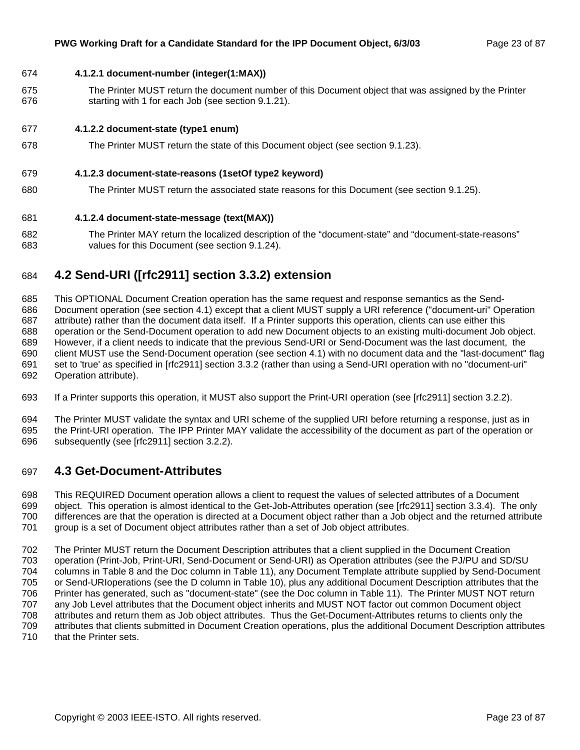#### 4.1.2.1 document-number (integer(1:MAX))

The Printer MUST return the document number of this Document object that was assigned by the Printer starting with 1 for each Job (see section 9.1.21).

#### 4.1.2.2 document-state (type1 enum)

The Printer MUST return the state of this Document object (see section 9.1.23).

#### 4.1.2.3 document-state-reasons (1setOf type2 keyword)

The Printer MUST return the associated state reasons for this Document (see section 9.1.25).

#### 4.1.2.4 document-state-message (text(MAX))

The Printer MAY return the localized description of the "document-state" and "document-state-reasons" values for this Document (see section 9.1.24).

## 4.2 Send-URI ([rfc2911] section 3.3.2) extension

This OPTIONAL Document Creation operation has the same request and response semantics as the Send-Document operation (see section 4.1) except that a client MUST supply a URI reference ("document-uri" Operation attribute) rather than the document data itself. If a Printer supports this operation, clients can use either this operation or the Send-Document operation to add new Document objects to an existing multi-document Job object. However, if a client needs to indicate that the previous Send-URI or Send-Document was the last document, the client MUST use the Send-Document operation (see section 4.1) with no document data and the "last-document" flag set to 'true' as specified in [rfc2911] section 3.3.2 (rather than using a Send-URI operation with no "document-uri" Operation attribute).

If a Printer supports this operation, it MUST also support the Print-URI operation (see [rfc2911] section 3.2.2).

The Printer MUST validate the syntax and URI scheme of the supplied URI before returning a response, just as in the Print-URI operation. The IPP Printer MAY validate the accessibility of the document as part of the operation or subsequently (see [rfc2911] section 3.2.2).

## 4.3 Get-Document-Attributes

This REQUIRED Document operation allows a client to request the values of selected attributes of a Document object. This operation is almost identical to the Get-Job-Attributes operation (see [rfc2911] section 3.3.4). The only differences are that the operation is directed at a Document object rather than a Job object and the returned attribute group is a set of Document object attributes rather than a set of Job object attributes.

The Printer MUST return the Document Description attributes that a client supplied in the Document Creation operation (Print-Job, Print-URI, Send-Document or Send-URI) as Operation attributes (see the PJ/PU and SD/SU columns in Table 8 and the Doc column in Table 11), any Document Template attribute supplied by Send-Document or Send-URIoperations (see the D column in Table 10), plus any additional Document Description attributes that the Printer has generated, such as "document-state" (see the Doc column in Table 11). The Printer MUST NOT return any Job Level attributes that the Document object inherits and MUST NOT factor out common Document object attributes and return them as Job object attributes. Thus the Get-Document-Attributes returns to clients only the attributes that clients submitted in Document Creation operations, plus the additional Document Description attributes that the Printer sets.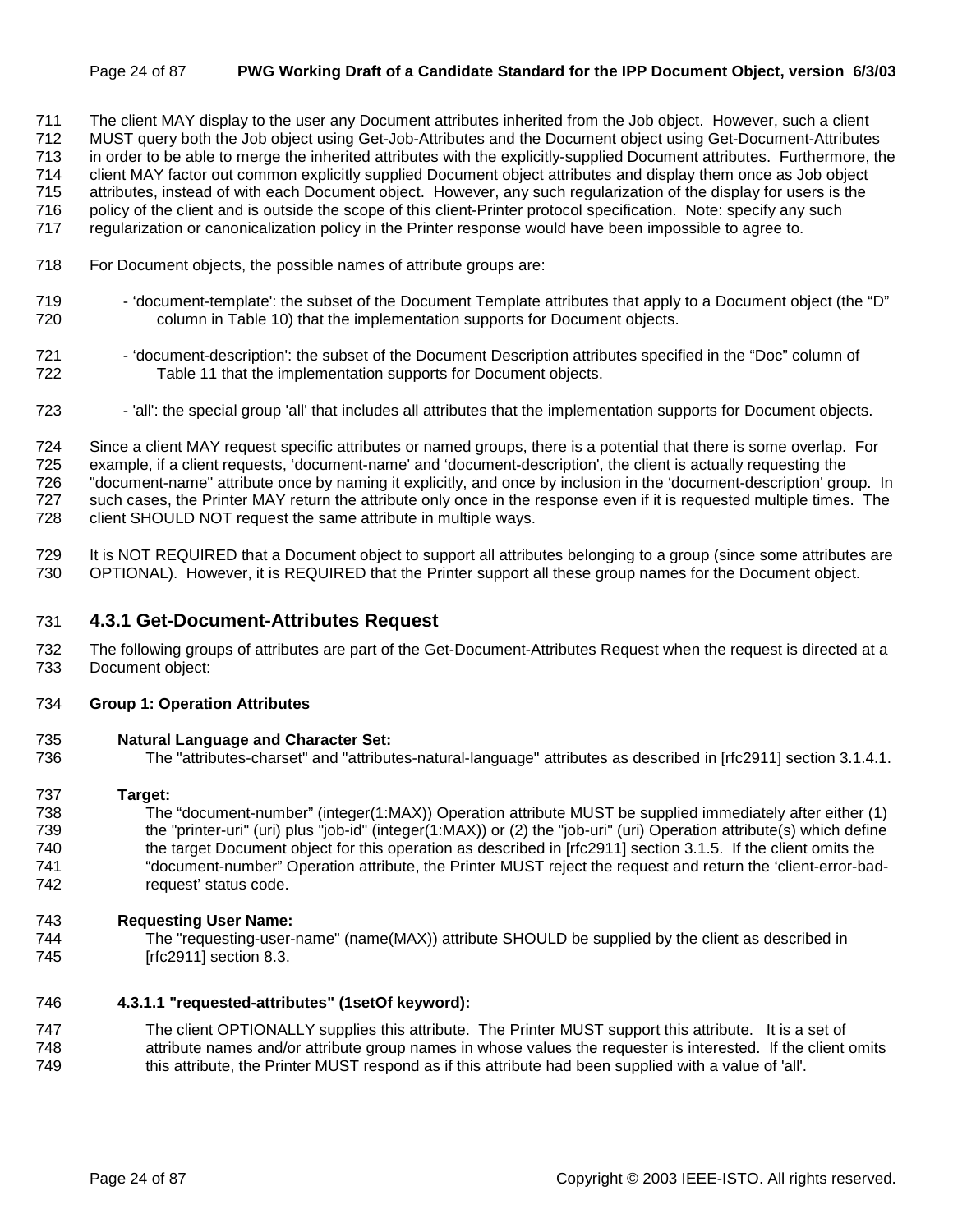The client MAY display to the user any Document attributes inherited from the Job object. However, such a client MUST query both the Job object using Get-Job-Attributes and the Document object using Get-Document-Attributes in order to be able to merge the inherited attributes with the explicitly-supplied Document attributes. Furthermore, the client MAY factor out common explicitly supplied Document object attributes and display them once as Job object attributes, instead of with each Document object. However, any such regularization of the display for users is the policy of the client and is outside the scope of this client-Printer protocol specification. Note: specify any such regularization or canonicalization policy in the Printer response would have been impossible to agree to.

For Document objects, the possible names of attribute groups are:

- 'document-template': the subset of the Document Template attributes that apply to a Document object (the "D" column in Table 10) that the implementation supports for Document objects.
- 'document-description': the subset of the Document Description attributes specified in the "Doc" column of Table 11 that the implementation supports for Document objects.
- 'all': the special group 'all' that includes all attributes that the implementation supports for Document objects.

Since a client MAY request specific attributes or named groups, there is a potential that there is some overlap. For example, if a client requests, 'document-name' and 'document-description', the client is actually requesting the "document-name" attribute once by naming it explicitly, and once by inclusion in the 'document-description' group. In such cases, the Printer MAY return the attribute only once in the response even if it is requested multiple times. The client SHOULD NOT request the same attribute in multiple ways.

It is NOT REQUIRED that a Document object to support all attributes belonging to a group (since some attributes are OPTIONAL). However, it is REQUIRED that the Printer support all these group names for the Document object.

### 4.3.1 Get-Document-Attributes Request

The following groups of attributes are part of the Get-Document-Attributes Request when the request is directed at a Document object:

**Group 1: Operation Attributes**

**Natural Language and Character Set:**
The "attributes-charset" and "attributes-natural-language" attributes as described in [rfc2911] section 3.1.4.1.

**Target:**
The "document-number" (integer(1:MAX)) Operation attribute MUST be supplied immediately after either (1) the "printer-uri" (uri) plus "job-id" (integer(1:MAX)) or (2) the "job-uri" (uri) Operation attribute(s) which define the target Document object for this operation as described in [rfc2911] section 3.1.5. If the client omits the "document-number" Operation attribute, the Printer MUST reject the request and return the 'client-error-bad-request' status code.

**Requesting User Name:**
The "requesting-user-name" (name(MAX)) attribute SHOULD be supplied by the client as described in [rfc2911] section 8.3.

**4.3.1.1 "requested-attributes" (1setOf keyword):**

The client OPTIONALLY supplies this attribute. The Printer MUST support this attribute. It is a set of attribute names and/or attribute group names in whose values the requester is interested. If the client omits this attribute, the Printer MUST respond as if this attribute had been supplied with a value of 'all'.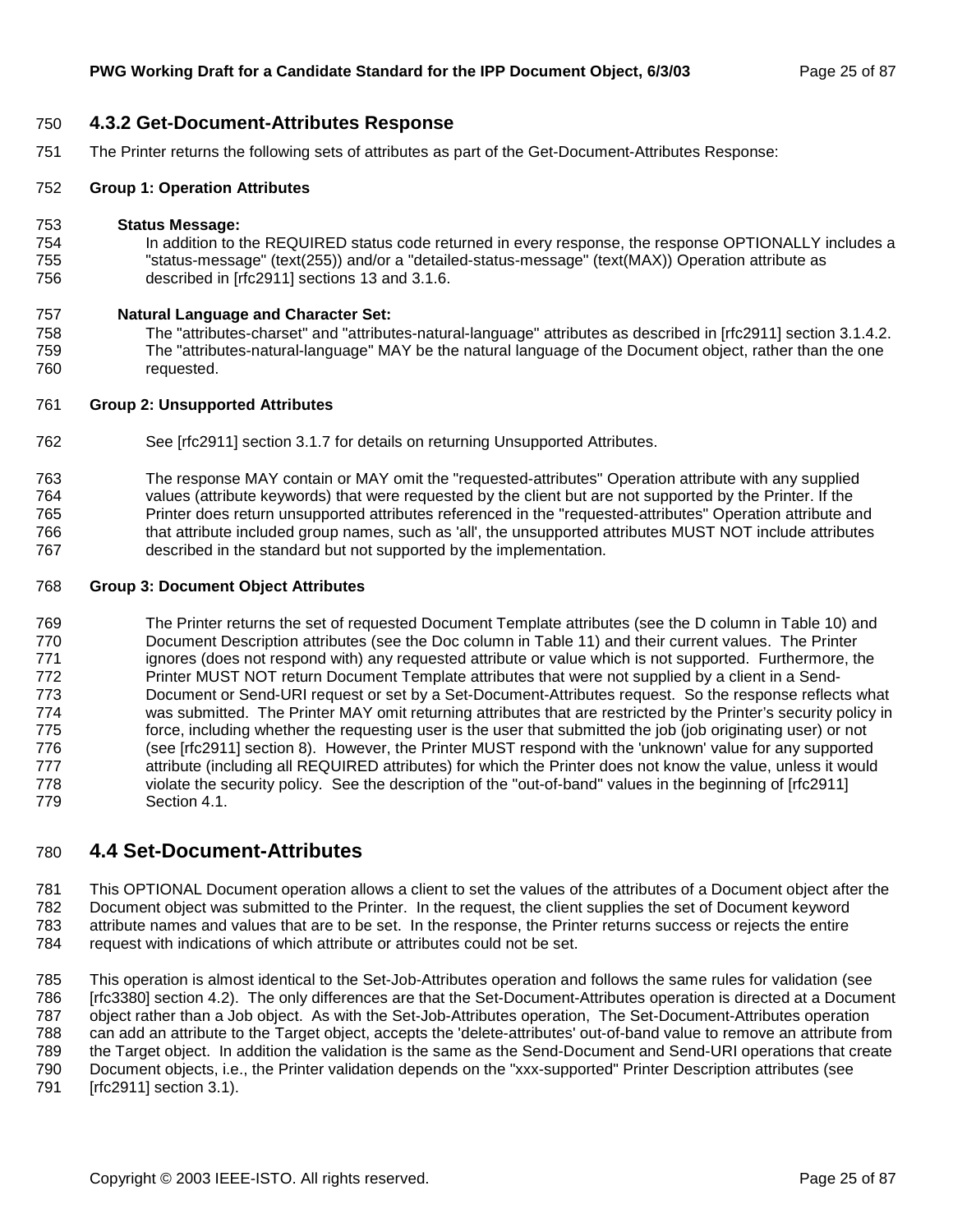### 4.3.2 Get-Document-Attributes Response

The Printer returns the following sets of attributes as part of the Get-Document-Attributes Response:

**Group 1: Operation Attributes**

**Status Message:**

In addition to the REQUIRED status code returned in every response, the response OPTIONALLY includes a "status-message" (text(255)) and/or a "detailed-status-message" (text(MAX)) Operation attribute as described in [rfc2911] sections 13 and 3.1.6.

**Natural Language and Character Set:**

The "attributes-charset" and "attributes-natural-language" attributes as described in [rfc2911] section 3.1.4.2. The "attributes-natural-language" MAY be the natural language of the Document object, rather than the one requested.

**Group 2: Unsupported Attributes**

See [rfc2911] section 3.1.7 for details on returning Unsupported Attributes.

The response MAY contain or MAY omit the "requested-attributes" Operation attribute with any supplied values (attribute keywords) that were requested by the client but are not supported by the Printer. If the Printer does return unsupported attributes referenced in the "requested-attributes" Operation attribute and that attribute included group names, such as 'all', the unsupported attributes MUST NOT include attributes described in the standard but not supported by the implementation.

**Group 3: Document Object Attributes**

The Printer returns the set of requested Document Template attributes (see the D column in Table 10) and Document Description attributes (see the Doc column in Table 11) and their current values. The Printer ignores (does not respond with) any requested attribute or value which is not supported. Furthermore, the Printer MUST NOT return Document Template attributes that were not supplied by a client in a Send-Document or Send-URI request or set by a Set-Document-Attributes request. So the response reflects what was submitted. The Printer MAY omit returning attributes that are restricted by the Printer's security policy in force, including whether the requesting user is the user that submitted the job (job originating user) or not (see [rfc2911] section 8). However, the Printer MUST respond with the 'unknown' value for any supported attribute (including all REQUIRED attributes) for which the Printer does not know the value, unless it would violate the security policy. See the description of the "out-of-band" values in the beginning of [rfc2911] Section 4.1.

## 4.4 Set-Document-Attributes

This OPTIONAL Document operation allows a client to set the values of the attributes of a Document object after the Document object was submitted to the Printer. In the request, the client supplies the set of Document keyword attribute names and values that are to be set. In the response, the Printer returns success or rejects the entire request with indications of which attribute or attributes could not be set.

This operation is almost identical to the Set-Job-Attributes operation and follows the same rules for validation (see [rfc3380] section 4.2). The only differences are that the Set-Document-Attributes operation is directed at a Document object rather than a Job object. As with the Set-Job-Attributes operation, The Set-Document-Attributes operation can add an attribute to the Target object, accepts the 'delete-attributes' out-of-band value to remove an attribute from the Target object. In addition the validation is the same as the Send-Document and Send-URI operations that create Document objects, i.e., the Printer validation depends on the "xxx-supported" Printer Description attributes (see [rfc2911] section 3.1).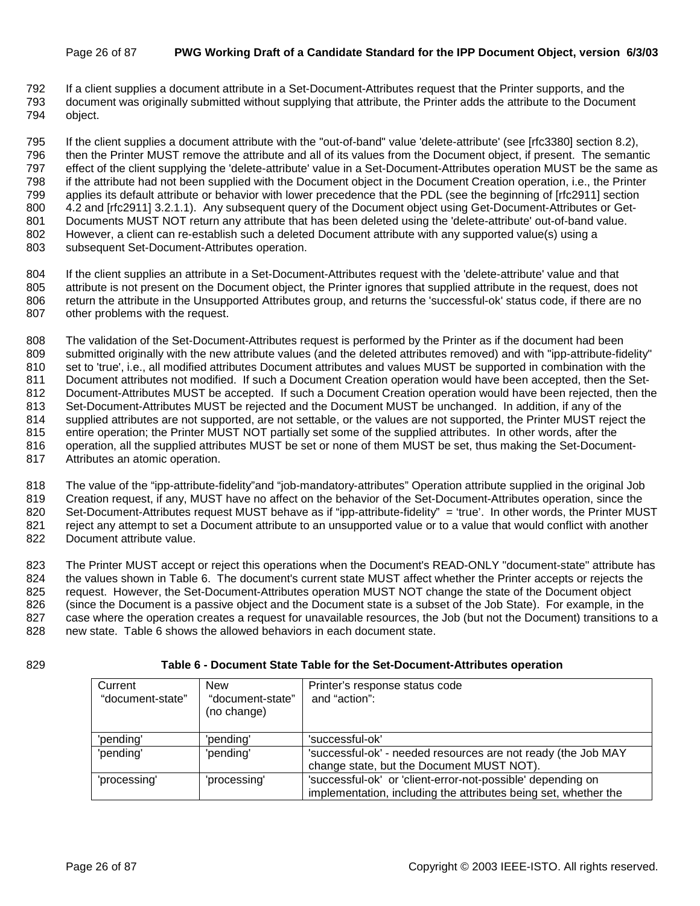If a client supplies a document attribute in a Set-Document-Attributes request that the Printer supports, and the document was originally submitted without supplying that attribute, the Printer adds the attribute to the Document object.

If the client supplies a document attribute with the "out-of-band" value 'delete-attribute' (see [rfc3380] section 8.2), then the Printer MUST remove the attribute and all of its values from the Document object, if present. The semantic effect of the client supplying the 'delete-attribute' value in a Set-Document-Attributes operation MUST be the same as if the attribute had not been supplied with the Document object in the Document Creation operation, i.e., the Printer applies its default attribute or behavior with lower precedence that the PDL (see the beginning of [rfc2911] section 4.2 and [rfc2911] 3.2.1.1). Any subsequent query of the Document object using Get-Document-Attributes or Get-Documents MUST NOT return any attribute that has been deleted using the 'delete-attribute' out-of-band value. However, a client can re-establish such a deleted Document attribute with any supported value(s) using a subsequent Set-Document-Attributes operation.

If the client supplies an attribute in a Set-Document-Attributes request with the 'delete-attribute' value and that attribute is not present on the Document object, the Printer ignores that supplied attribute in the request, does not return the attribute in the Unsupported Attributes group, and returns the 'successful-ok' status code, if there are no other problems with the request.

The validation of the Set-Document-Attributes request is performed by the Printer as if the document had been submitted originally with the new attribute values (and the deleted attributes removed) and with "ipp-attribute-fidelity" set to 'true', i.e., all modified attributes Document attributes and values MUST be supported in combination with the Document attributes not modified. If such a Document Creation operation would have been accepted, then the Set-Document-Attributes MUST be accepted. If such a Document Creation operation would have been rejected, then the Set-Document-Attributes MUST be rejected and the Document MUST be unchanged. In addition, if any of the supplied attributes are not supported, are not settable, or the values are not supported, the Printer MUST reject the entire operation; the Printer MUST NOT partially set some of the supplied attributes. In other words, after the operation, all the supplied attributes MUST be set or none of them MUST be set, thus making the Set-Document-Attributes an atomic operation.

The value of the “ipp-attribute-fidelity”and “job-mandatory-attributes” Operation attribute supplied in the original Job Creation request, if any, MUST have no affect on the behavior of the Set-Document-Attributes operation, since the Set-Document-Attributes request MUST behave as if “ipp-attribute-fidelity” = ‘true’. In other words, the Printer MUST reject any attempt to set a Document attribute to an unsupported value or to a value that would conflict with another Document attribute value.

The Printer MUST accept or reject this operations when the Document's READ-ONLY "document-state" attribute has the values shown in Table 6. The document's current state MUST affect whether the Printer accepts or rejects the request. However, the Set-Document-Attributes operation MUST NOT change the state of the Document object (since the Document is a passive object and the Document state is a subset of the Job State). For example, in the case where the operation creates a request for unavailable resources, the Job (but not the Document) transitions to a new state. Table 6 shows the allowed behaviors in each document state.

**Table 6 - Document State Table for the Set-Document-Attributes operation**

| Current “document-state” | New “document-state” (no change) | Printer’s response status code and “action”: |
|---|---|---|
| 'pending' | 'pending' | 'successful-ok' |
| 'pending' | 'pending' | 'successful-ok' - needed resources are not ready (the Job MAY change state, but the Document MUST NOT). |
| 'processing' | 'processing' | 'successful-ok' or 'client-error-not-possible' depending on implementation, including the attributes being set, whether the |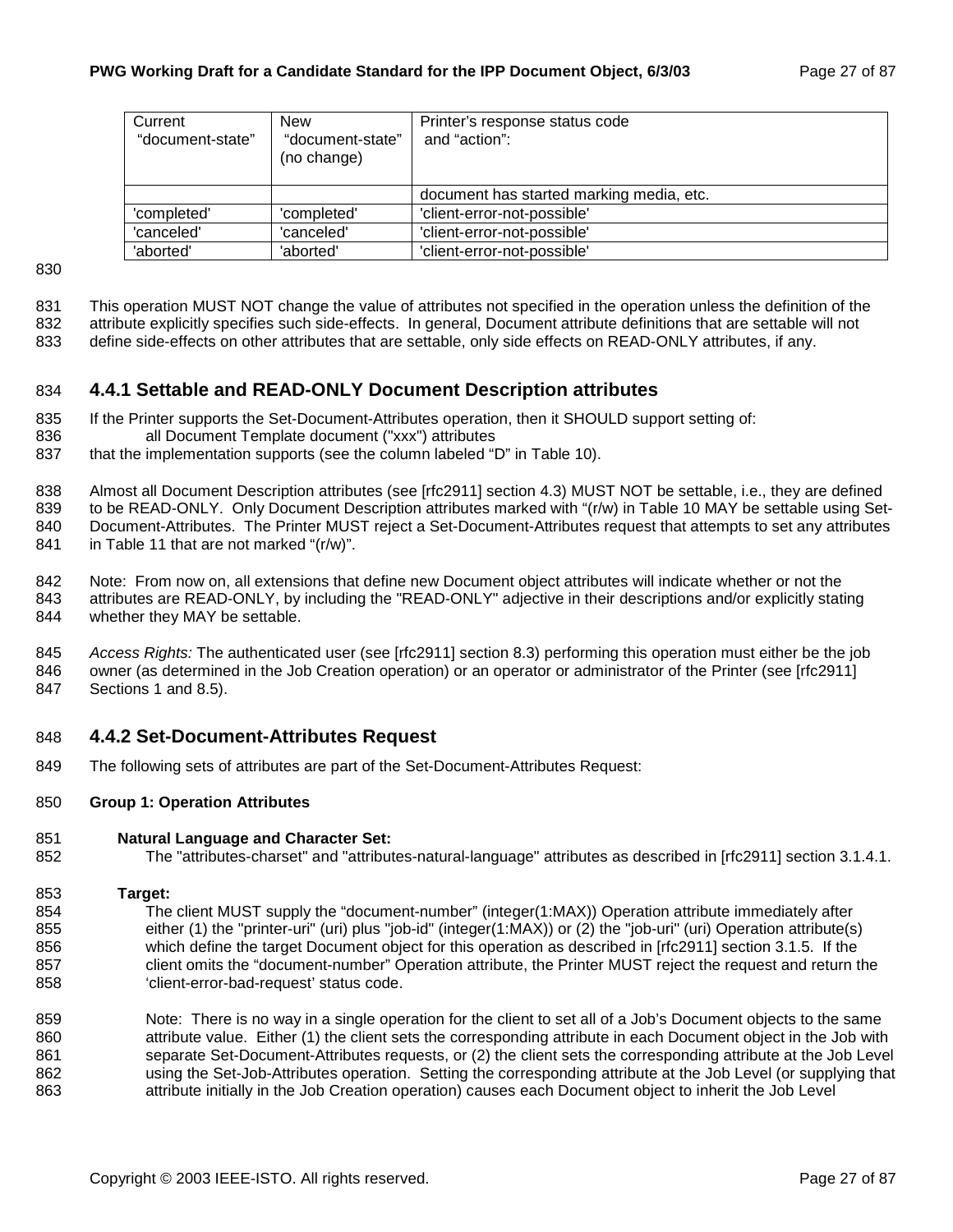| Current "document-state" | New "document-state" (no change) | Printer's response status code and "action": |
|---|---|---|
| | | document has started marking media, etc. |
| 'completed' | 'completed' | 'client-error-not-possible' |
| 'canceled' | 'canceled' | 'client-error-not-possible' |
| 'aborted' | 'aborted' | 'client-error-not-possible' |

This operation MUST NOT change the value of attributes not specified in the operation unless the definition of the attribute explicitly specifies such side-effects. In general, Document attribute definitions that are settable will not define side-effects on other attributes that are settable, only side effects on READ-ONLY attributes, if any.

### 4.4.1 Settable and READ-ONLY Document Description attributes

If the Printer supports the Set-Document-Attributes operation, then it SHOULD support setting of:
all Document Template document ("xxx") attributes
that the implementation supports (see the column labeled "D" in Table 10).

Almost all Document Description attributes (see [rfc2911] section 4.3) MUST NOT be settable, i.e., they are defined to be READ-ONLY. Only Document Description attributes marked with "(r/w) in Table 10 MAY be settable using Set-Document-Attributes. The Printer MUST reject a Set-Document-Attributes request that attempts to set any attributes in Table 11 that are not marked "(r/w)".

Note: From now on, all extensions that define new Document object attributes will indicate whether or not the attributes are READ-ONLY, by including the "READ-ONLY" adjective in their descriptions and/or explicitly stating whether they MAY be settable.

*Access Rights:* The authenticated user (see [rfc2911] section 8.3) performing this operation must either be the job owner (as determined in the Job Creation operation) or an operator or administrator of the Printer (see [rfc2911] Sections 1 and 8.5).

### 4.4.2 Set-Document-Attributes Request

The following sets of attributes are part of the Set-Document-Attributes Request:

**Group 1: Operation Attributes**

**Natural Language and Character Set:**
The "attributes-charset" and "attributes-natural-language" attributes as described in [rfc2911] section 3.1.4.1.

**Target:**
The client MUST supply the "document-number" (integer(1:MAX)) Operation attribute immediately after either (1) the "printer-uri" (uri) plus "job-id" (integer(1:MAX)) or (2) the "job-uri" (uri) Operation attribute(s) which define the target Document object for this operation as described in [rfc2911] section 3.1.5. If the client omits the "document-number" Operation attribute, the Printer MUST reject the request and return the 'client-error-bad-request' status code.

Note: There is no way in a single operation for the client to set all of a Job's Document objects to the same attribute value. Either (1) the client sets the corresponding attribute in each Document object in the Job with separate Set-Document-Attributes requests, or (2) the client sets the corresponding attribute at the Job Level using the Set-Job-Attributes operation. Setting the corresponding attribute at the Job Level (or supplying that attribute initially in the Job Creation operation) causes each Document object to inherit the Job Level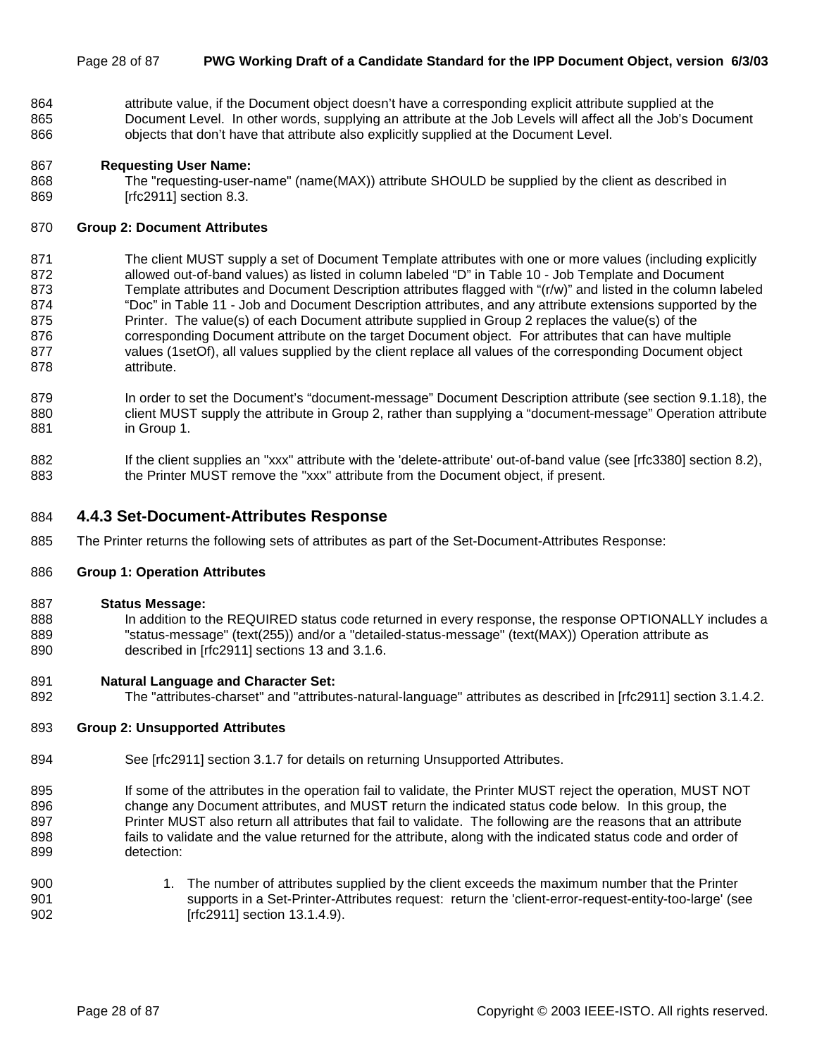attribute value, if the Document object doesn't have a corresponding explicit attribute supplied at the Document Level. In other words, supplying an attribute at the Job Levels will affect all the Job's Document objects that don't have that attribute also explicitly supplied at the Document Level.

**Requesting User Name:**

The "requesting-user-name" (name(MAX)) attribute SHOULD be supplied by the client as described in [rfc2911] section 8.3.

**Group 2: Document Attributes**

The client MUST supply a set of Document Template attributes with one or more values (including explicitly allowed out-of-band values) as listed in column labeled "D" in Table 10 - Job Template and Document Template attributes and Document Description attributes flagged with "(r/w)" and listed in the column labeled "Doc" in Table 11 - Job and Document Description attributes, and any attribute extensions supported by the Printer. The value(s) of each Document attribute supplied in Group 2 replaces the value(s) of the corresponding Document attribute on the target Document object. For attributes that can have multiple values (1setOf), all values supplied by the client replace all values of the corresponding Document object attribute.

In order to set the Document's "document-message" Document Description attribute (see section 9.1.18), the client MUST supply the attribute in Group 2, rather than supplying a "document-message" Operation attribute in Group 1.

If the client supplies an "xxx" attribute with the 'delete-attribute' out-of-band value (see [rfc3380] section 8.2), the Printer MUST remove the "xxx" attribute from the Document object, if present.

### 4.4.3 Set-Document-Attributes Response

The Printer returns the following sets of attributes as part of the Set-Document-Attributes Response:

**Group 1: Operation Attributes**

**Status Message:**

In addition to the REQUIRED status code returned in every response, the response OPTIONALLY includes a "status-message" (text(255)) and/or a "detailed-status-message" (text(MAX)) Operation attribute as described in [rfc2911] sections 13 and 3.1.6.

**Natural Language and Character Set:**

The "attributes-charset" and "attributes-natural-language" attributes as described in [rfc2911] section 3.1.4.2.

**Group 2: Unsupported Attributes**

See [rfc2911] section 3.1.7 for details on returning Unsupported Attributes.

If some of the attributes in the operation fail to validate, the Printer MUST reject the operation, MUST NOT change any Document attributes, and MUST return the indicated status code below. In this group, the Printer MUST also return all attributes that fail to validate. The following are the reasons that an attribute fails to validate and the value returned for the attribute, along with the indicated status code and order of detection:

1. The number of attributes supplied by the client exceeds the maximum number that the Printer supports in a Set-Printer-Attributes request: return the 'client-error-request-entity-too-large' (see [rfc2911] section 13.1.4.9).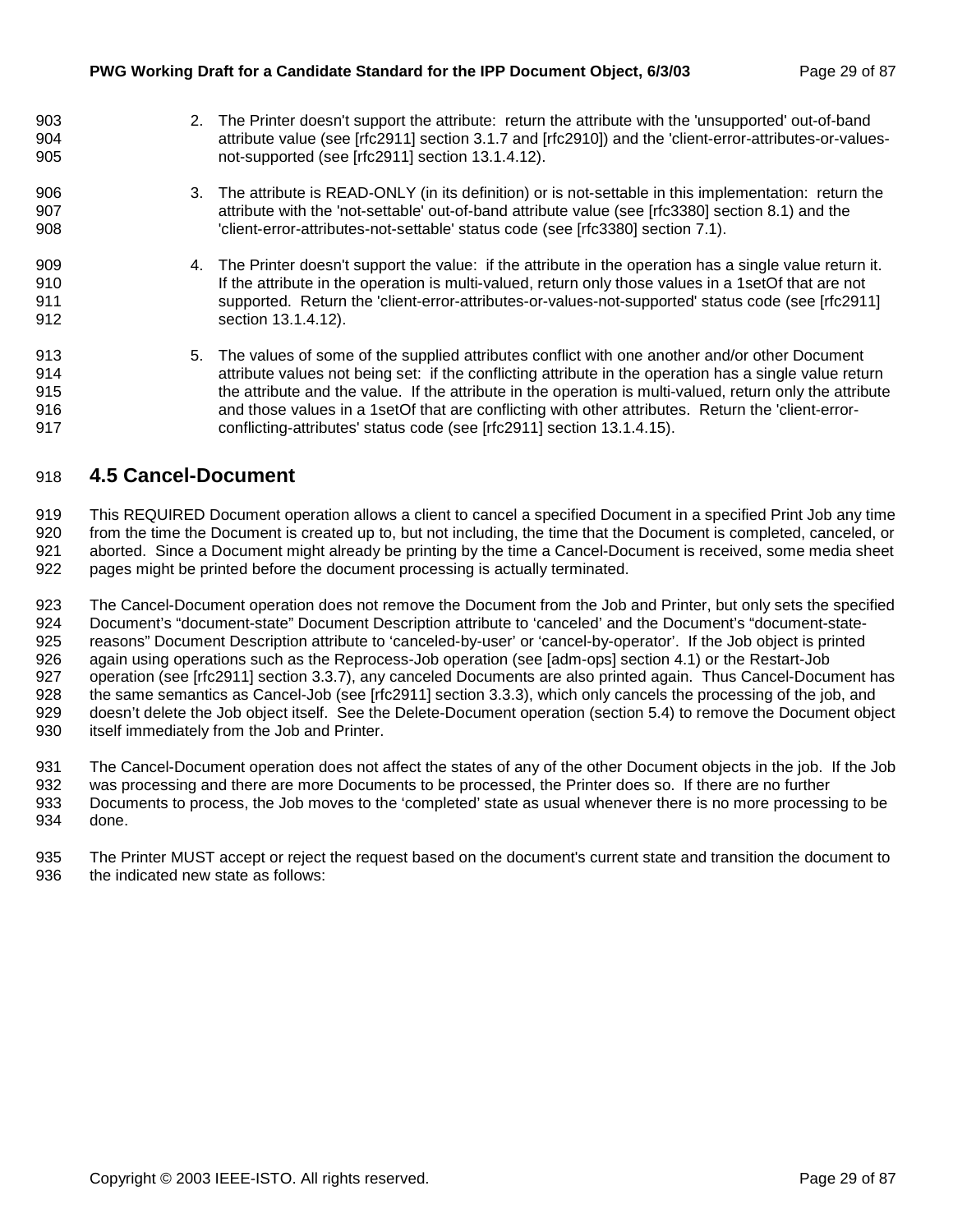2. The Printer doesn't support the attribute: return the attribute with the 'unsupported' out-of-band attribute value (see [rfc2911] section 3.1.7 and [rfc2910]) and the 'client-error-attributes-or-values-not-supported (see [rfc2911] section 13.1.4.12).

3. The attribute is READ-ONLY (in its definition) or is not-settable in this implementation: return the attribute with the 'not-settable' out-of-band attribute value (see [rfc3380] section 8.1) and the 'client-error-attributes-not-settable' status code (see [rfc3380] section 7.1).

4. The Printer doesn't support the value: if the attribute in the operation has a single value return it. If the attribute in the operation is multi-valued, return only those values in a 1setOf that are not supported. Return the 'client-error-attributes-or-values-not-supported' status code (see [rfc2911] section 13.1.4.12).

5. The values of some of the supplied attributes conflict with one another and/or other Document attribute values not being set: if the conflicting attribute in the operation has a single value return the attribute and the value. If the attribute in the operation is multi-valued, return only the attribute and those values in a 1setOf that are conflicting with other attributes. Return the 'client-error-conflicting-attributes' status code (see [rfc2911] section 13.1.4.15).

## 4.5 Cancel-Document

This REQUIRED Document operation allows a client to cancel a specified Document in a specified Print Job any time from the time the Document is created up to, but not including, the time that the Document is completed, canceled, or aborted. Since a Document might already be printing by the time a Cancel-Document is received, some media sheet pages might be printed before the document processing is actually terminated.

The Cancel-Document operation does not remove the Document from the Job and Printer, but only sets the specified Document's "document-state" Document Description attribute to 'canceled' and the Document's "document-state-reasons" Document Description attribute to 'canceled-by-user' or 'cancel-by-operator'. If the Job object is printed again using operations such as the Reprocess-Job operation (see [adm-ops] section 4.1) or the Restart-Job operation (see [rfc2911] section 3.3.7), any canceled Documents are also printed again. Thus Cancel-Document has the same semantics as Cancel-Job (see [rfc2911] section 3.3.3), which only cancels the processing of the job, and doesn't delete the Job object itself. See the Delete-Document operation (section 5.4) to remove the Document object itself immediately from the Job and Printer.

The Cancel-Document operation does not affect the states of any of the other Document objects in the job. If the Job was processing and there are more Documents to be processed, the Printer does so. If there are no further Documents to process, the Job moves to the 'completed' state as usual whenever there is no more processing to be done.

The Printer MUST accept or reject the request based on the document's current state and transition the document to the indicated new state as follows: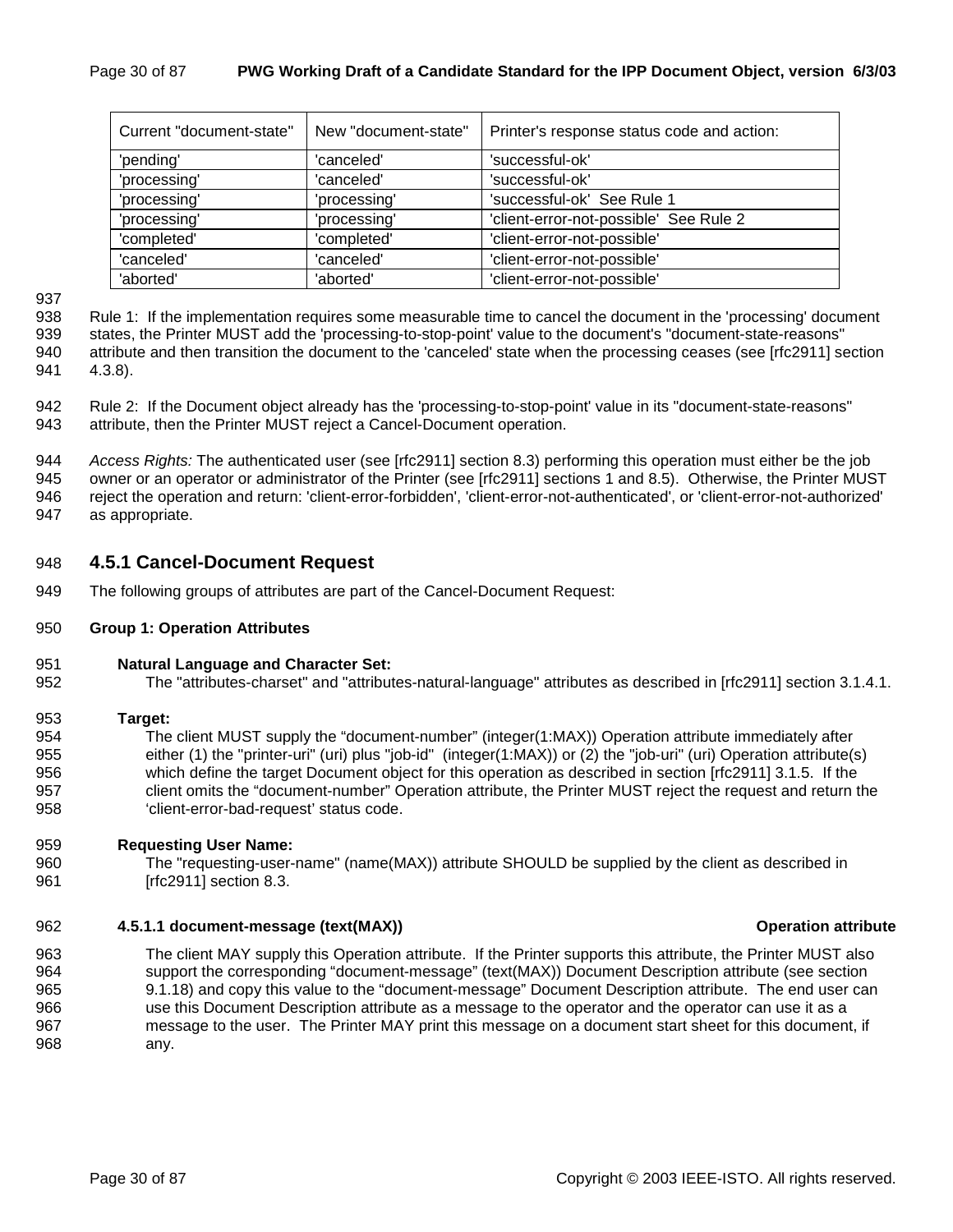| Current "document-state" | New "document-state" | Printer's response status code and action: |
|---|---|---|
| 'pending' | 'canceled' | 'successful-ok' |
| 'processing' | 'canceled' | 'successful-ok' |
| 'processing' | 'processing' | 'successful-ok' See Rule 1 |
| 'processing' | 'processing' | 'client-error-not-possible' See Rule 2 |
| 'completed' | 'completed' | 'client-error-not-possible' |
| 'canceled' | 'canceled' | 'client-error-not-possible' |
| 'aborted' | 'aborted' | 'client-error-not-possible' |

Rule 1: If the implementation requires some measurable time to cancel the document in the 'processing' document states, the Printer MUST add the 'processing-to-stop-point' value to the document's "document-state-reasons" attribute and then transition the document to the 'canceled' state when the processing ceases (see [rfc2911] section 4.3.8).

Rule 2: If the Document object already has the 'processing-to-stop-point' value in its "document-state-reasons" attribute, then the Printer MUST reject a Cancel-Document operation.

*Access Rights:* The authenticated user (see [rfc2911] section 8.3) performing this operation must either be the job owner or an operator or administrator of the Printer (see [rfc2911] sections 1 and 8.5). Otherwise, the Printer MUST reject the operation and return: 'client-error-forbidden', 'client-error-not-authenticated', or 'client-error-not-authorized' as appropriate.

## 4.5.1 Cancel-Document Request

The following groups of attributes are part of the Cancel-Document Request:

**Group 1: Operation Attributes**

**Natural Language and Character Set:**

The "attributes-charset" and "attributes-natural-language" attributes as described in [rfc2911] section 3.1.4.1.

**Target:**

The client MUST supply the "document-number" (integer(1:MAX)) Operation attribute immediately after either (1) the "printer-uri" (uri) plus "job-id" (integer(1:MAX)) or (2) the "job-uri" (uri) Operation attribute(s) which define the target Document object for this operation as described in section [rfc2911] 3.1.5. If the client omits the "document-number" Operation attribute, the Printer MUST reject the request and return the 'client-error-bad-request' status code.

**Requesting User Name:**

The "requesting-user-name" (name(MAX)) attribute SHOULD be supplied by the client as described in [rfc2911] section 8.3.

#### 4.5.1.1 document-message (text(MAX)) — Operation attribute

The client MAY supply this Operation attribute. If the Printer supports this attribute, the Printer MUST also support the corresponding "document-message" (text(MAX)) Document Description attribute (see section 9.1.18) and copy this value to the "document-message" Document Description attribute. The end user can use this Document Description attribute as a message to the operator and the operator can use it as a message to the user. The Printer MAY print this message on a document start sheet for this document, if any.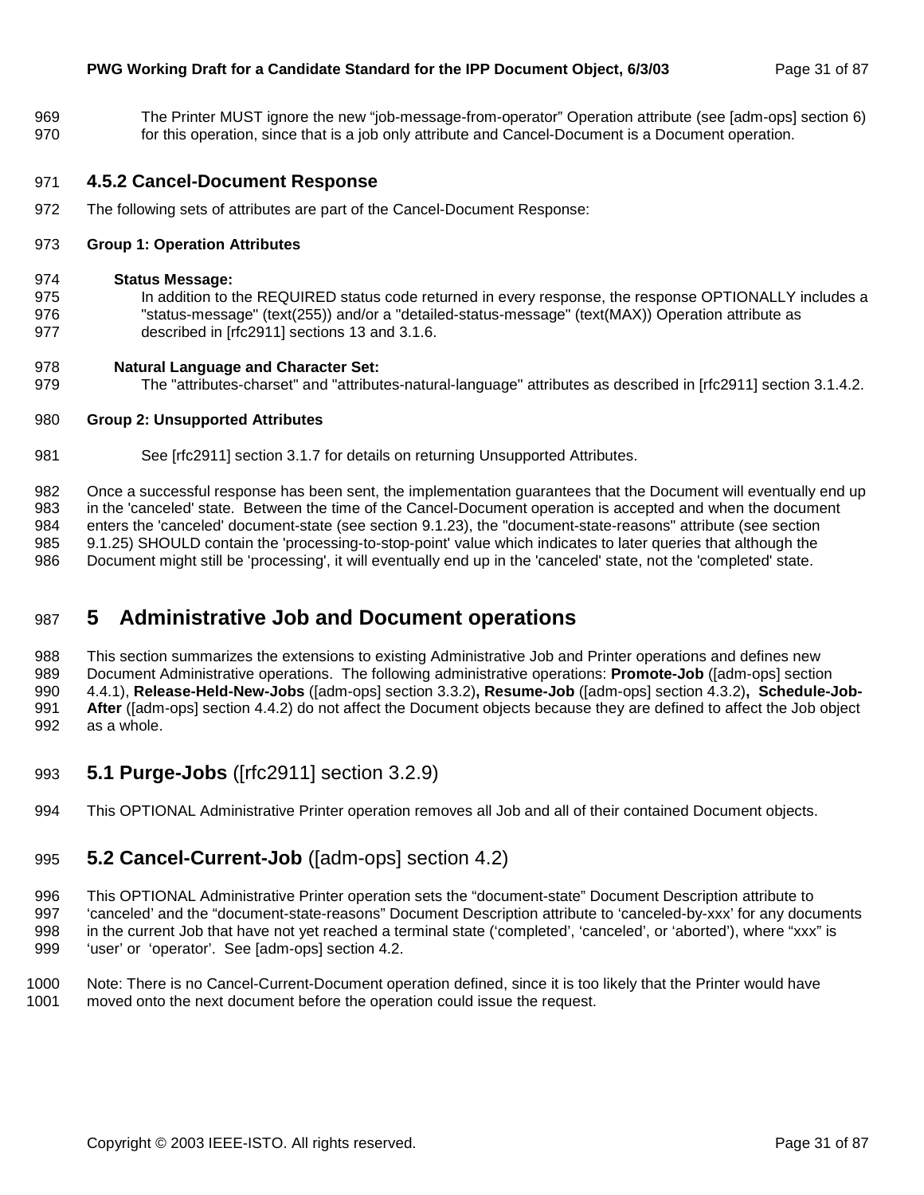The Printer MUST ignore the new “job-message-from-operator” Operation attribute (see [adm-ops] section 6) for this operation, since that is a job only attribute and Cancel-Document is a Document operation.

### 4.5.2 Cancel-Document Response

The following sets of attributes are part of the Cancel-Document Response:

**Group 1: Operation Attributes**

**Status Message:**
In addition to the REQUIRED status code returned in every response, the response OPTIONALLY includes a "status-message" (text(255)) and/or a "detailed-status-message" (text(MAX)) Operation attribute as described in [rfc2911] sections 13 and 3.1.6.

**Natural Language and Character Set:**
The "attributes-charset" and "attributes-natural-language" attributes as described in [rfc2911] section 3.1.4.2.

**Group 2: Unsupported Attributes**

See [rfc2911] section 3.1.7 for details on returning Unsupported Attributes.

Once a successful response has been sent, the implementation guarantees that the Document will eventually end up in the 'canceled' state. Between the time of the Cancel-Document operation is accepted and when the document enters the 'canceled' document-state (see section 9.1.23), the "document-state-reasons" attribute (see section 9.1.25) SHOULD contain the 'processing-to-stop-point' value which indicates to later queries that although the Document might still be 'processing', it will eventually end up in the 'canceled' state, not the 'completed' state.

# 5 Administrative Job and Document operations

This section summarizes the extensions to existing Administrative Job and Printer operations and defines new Document Administrative operations. The following administrative operations: **Promote-Job** ([adm-ops] section 4.4.1), **Release-Held-New-Jobs** ([adm-ops] section 3.3.2)**, Resume-Job** ([adm-ops] section 4.3.2)**, Schedule-Job-After** ([adm-ops] section 4.4.2) do not affect the Document objects because they are defined to affect the Job object as a whole.

## 5.1 Purge-Jobs ([rfc2911] section 3.2.9)

This OPTIONAL Administrative Printer operation removes all Job and all of their contained Document objects.

## 5.2 Cancel-Current-Job ([adm-ops] section 4.2)

This OPTIONAL Administrative Printer operation sets the “document-state” Document Description attribute to ‘canceled’ and the “document-state-reasons” Document Description attribute to ‘canceled-by-xxx’ for any documents in the current Job that have not yet reached a terminal state (‘completed’, ‘canceled’, or ‘aborted’), where “xxx” is ‘user’ or ‘operator’. See [adm-ops] section 4.2.

Note: There is no Cancel-Current-Document operation defined, since it is too likely that the Printer would have moved onto the next document before the operation could issue the request.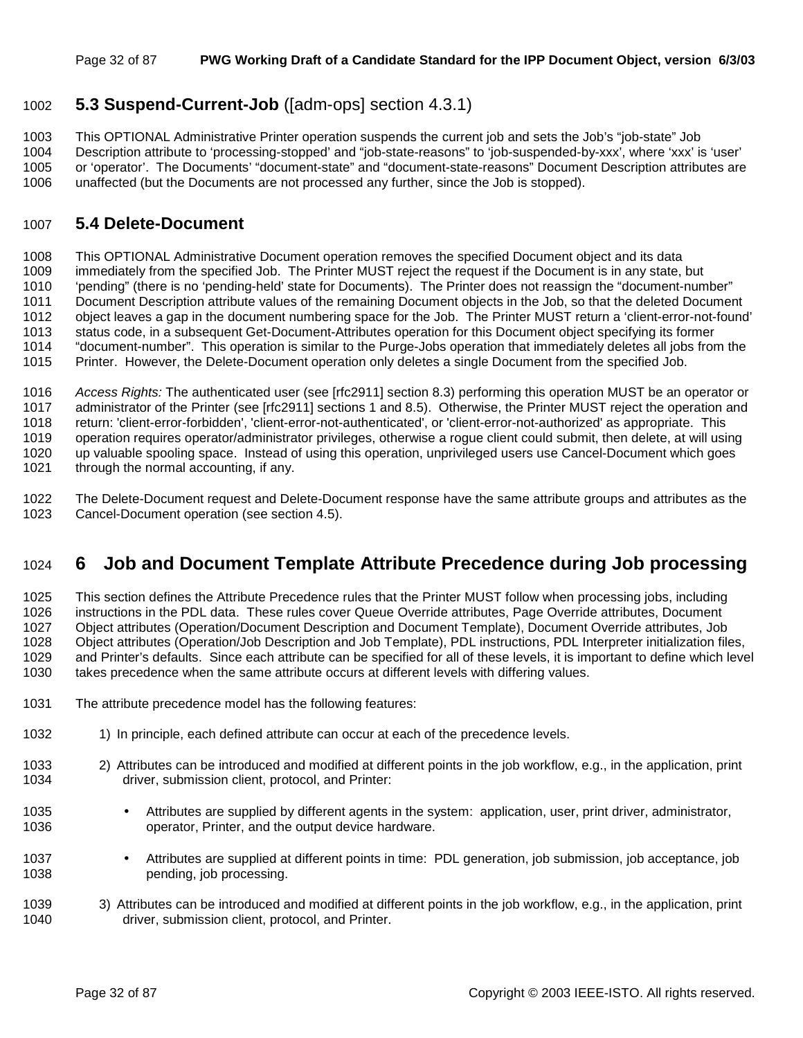## 5.3 Suspend-Current-Job ([adm-ops] section 4.3.1)

This OPTIONAL Administrative Printer operation suspends the current job and sets the Job's "job-state" Job Description attribute to 'processing-stopped' and "job-state-reasons" to 'job-suspended-by-xxx', where 'xxx' is 'user' or 'operator'. The Documents' "document-state" and "document-state-reasons" Document Description attributes are unaffected (but the Documents are not processed any further, since the Job is stopped).

## 5.4 Delete-Document

This OPTIONAL Administrative Document operation removes the specified Document object and its data immediately from the specified Job. The Printer MUST reject the request if the Document is in any state, but 'pending" (there is no 'pending-held' state for Documents). The Printer does not reassign the "document-number" Document Description attribute values of the remaining Document objects in the Job, so that the deleted Document object leaves a gap in the document numbering space for the Job. The Printer MUST return a 'client-error-not-found' status code, in a subsequent Get-Document-Attributes operation for this Document object specifying its former "document-number". This operation is similar to the Purge-Jobs operation that immediately deletes all jobs from the Printer. However, the Delete-Document operation only deletes a single Document from the specified Job.

*Access Rights:* The authenticated user (see [rfc2911] section 8.3) performing this operation MUST be an operator or administrator of the Printer (see [rfc2911] sections 1 and 8.5). Otherwise, the Printer MUST reject the operation and return: 'client-error-forbidden', 'client-error-not-authenticated', or 'client-error-not-authorized' as appropriate. This operation requires operator/administrator privileges, otherwise a rogue client could submit, then delete, at will using up valuable spooling space. Instead of using this operation, unprivileged users use Cancel-Document which goes through the normal accounting, if any.

The Delete-Document request and Delete-Document response have the same attribute groups and attributes as the Cancel-Document operation (see section 4.5).

# 6 Job and Document Template Attribute Precedence during Job processing

This section defines the Attribute Precedence rules that the Printer MUST follow when processing jobs, including instructions in the PDL data. These rules cover Queue Override attributes, Page Override attributes, Document Object attributes (Operation/Document Description and Document Template), Document Override attributes, Job Object attributes (Operation/Job Description and Job Template), PDL instructions, PDL Interpreter initialization files, and Printer's defaults. Since each attribute can be specified for all of these levels, it is important to define which level takes precedence when the same attribute occurs at different levels with differing values.

The attribute precedence model has the following features:

1) In principle, each defined attribute can occur at each of the precedence levels.

2) Attributes can be introduced and modified at different points in the job workflow, e.g., in the application, print driver, submission client, protocol, and Printer:

- Attributes are supplied by different agents in the system: application, user, print driver, administrator, operator, Printer, and the output device hardware.

- Attributes are supplied at different points in time: PDL generation, job submission, job acceptance, job pending, job processing.

3) Attributes can be introduced and modified at different points in the job workflow, e.g., in the application, print driver, submission client, protocol, and Printer.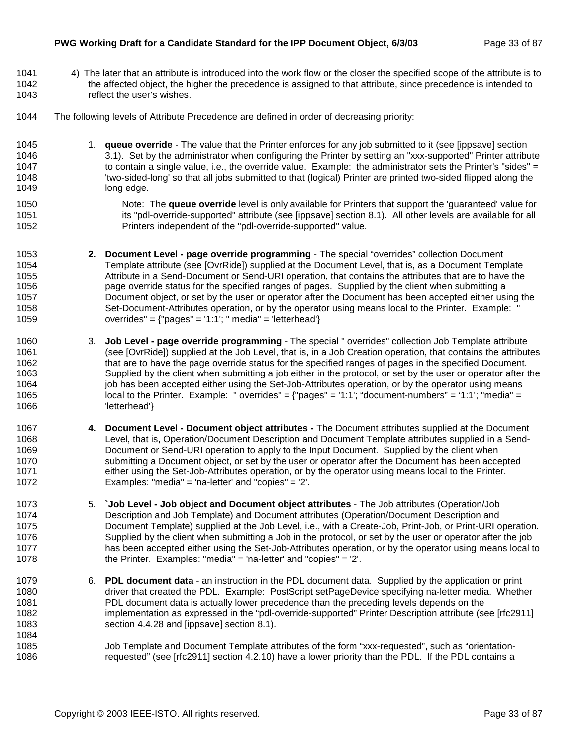4) The later that an attribute is introduced into the work flow or the closer the specified scope of the attribute is to the affected object, the higher the precedence is assigned to that attribute, since precedence is intended to reflect the user's wishes.

The following levels of Attribute Precedence are defined in order of decreasing priority:

1. **queue override** - The value that the Printer enforces for any job submitted to it (see [ippsave] section 3.1). Set by the administrator when configuring the Printer by setting an "xxx-supported" Printer attribute to contain a single value, i.e., the override value. Example: the administrator sets the Printer's "sides" = 'two-sided-long' so that all jobs submitted to that (logical) Printer are printed two-sided flipped along the long edge.

   Note: The **queue override** level is only available for Printers that support the 'guaranteed' value for its "pdl-override-supported" attribute (see [ippsave] section 8.1). All other levels are available for all Printers independent of the "pdl-override-supported" value.

2. **Document Level - page override programming** - The special "overrides" collection Document Template attribute (see [OvrRide]) supplied at the Document Level, that is, as a Document Template Attribute in a Send-Document or Send-URI operation, that contains the attributes that are to have the page override status for the specified ranges of pages. Supplied by the client when submitting a Document object, or set by the user or operator after the Document has been accepted either using the Set-Document-Attributes operation, or by the operator using means local to the Printer. Example: " overrides" = {"pages" = '1:1'; " media" = 'letterhead'}

3. **Job Level - page override programming** - The special " overrides" collection Job Template attribute (see [OvrRide]) supplied at the Job Level, that is, in a Job Creation operation, that contains the attributes that are to have the page override status for the specified ranges of pages in the specified Document. Supplied by the client when submitting a job either in the protocol, or set by the user or operator after the job has been accepted either using the Set-Job-Attributes operation, or by the operator using means local to the Printer. Example: " overrides" = {"pages" = '1:1'; "document-numbers" = '1:1'; "media" = 'letterhead'}

4. **Document Level - Document object attributes -** The Document attributes supplied at the Document Level, that is, Operation/Document Description and Document Template attributes supplied in a Send-Document or Send-URI operation to apply to the Input Document. Supplied by the client when submitting a Document object, or set by the user or operator after the Document has been accepted either using the Set-Job-Attributes operation, or by the operator using means local to the Printer. Examples: "media" = 'na-letter' and "copies" = '2'.

5. **`Job Level - Job object and Document object attributes** - The Job attributes (Operation/Job Description and Job Template) and Document attributes (Operation/Document Description and Document Template) supplied at the Job Level, i.e., with a Create-Job, Print-Job, or Print-URI operation. Supplied by the client when submitting a Job in the protocol, or set by the user or operator after the job has been accepted either using the Set-Job-Attributes operation, or by the operator using means local to the Printer. Examples: "media" = 'na-letter' and "copies" = '2'.

6. **PDL document data** - an instruction in the PDL document data. Supplied by the application or print driver that created the PDL. Example: PostScript setPageDevice specifying na-letter media. Whether PDL document data is actually lower precedence than the preceding levels depends on the implementation as expressed in the "pdl-override-supported" Printer Description attribute (see [rfc2911] section 4.4.28 and [ippsave] section 8.1).

   Job Template and Document Template attributes of the form "xxx-requested", such as "orientation-requested" (see [rfc2911] section 4.2.10) have a lower priority than the PDL. If the PDL contains a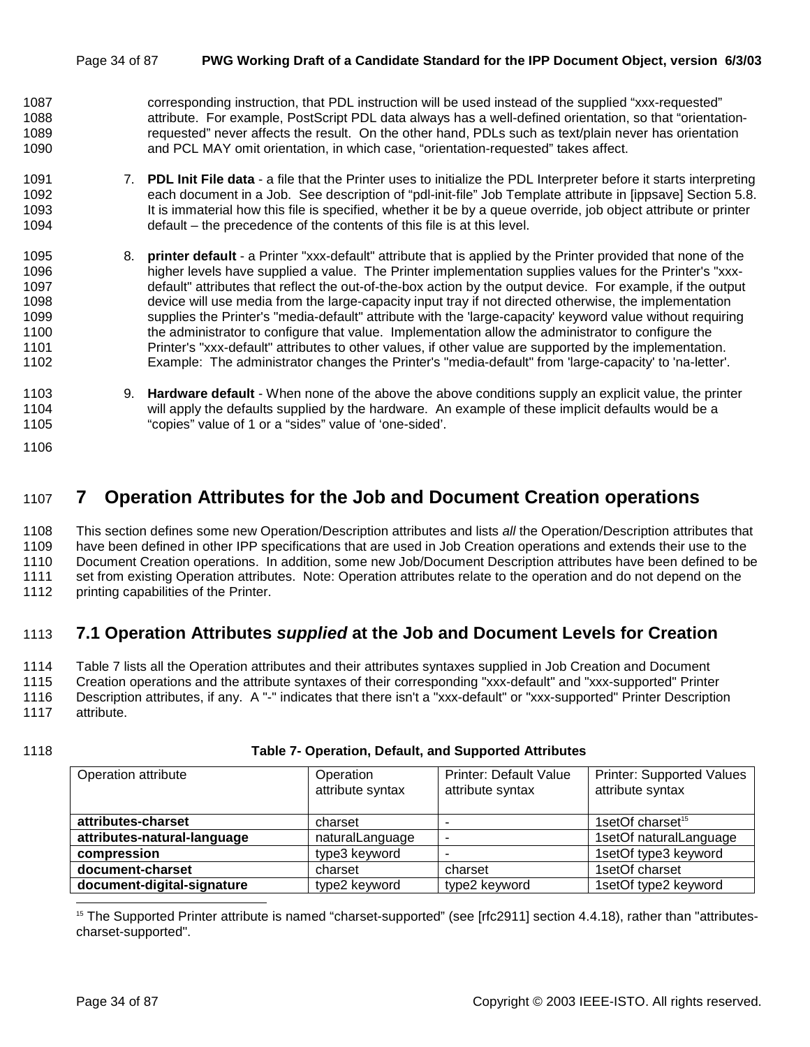corresponding instruction, that PDL instruction will be used instead of the supplied “xxx-requested” attribute. For example, PostScript PDL data always has a well-defined orientation, so that “orientation-requested” never affects the result. On the other hand, PDLs such as text/plain never has orientation and PCL MAY omit orientation, in which case, “orientation-requested” takes affect.

7. **PDL Init File data** - a file that the Printer uses to initialize the PDL Interpreter before it starts interpreting each document in a Job. See description of “pdl-init-file” Job Template attribute in [ippsave] Section 5.8. It is immaterial how this file is specified, whether it be by a queue override, job object attribute or printer default – the precedence of the contents of this file is at this level.

8. **printer default** - a Printer "xxx-default" attribute that is applied by the Printer provided that none of the higher levels have supplied a value. The Printer implementation supplies values for the Printer's "xxx-default" attributes that reflect the out-of-the-box action by the output device. For example, if the output device will use media from the large-capacity input tray if not directed otherwise, the implementation supplies the Printer's "media-default" attribute with the 'large-capacity' keyword value without requiring the administrator to configure that value. Implementation allow the administrator to configure the Printer's "xxx-default" attributes to other values, if other value are supported by the implementation. Example: The administrator changes the Printer's "media-default" from 'large-capacity' to 'na-letter'.

9. **Hardware default** - When none of the above the above conditions supply an explicit value, the printer will apply the defaults supplied by the hardware. An example of these implicit defaults would be a “copies” value of 1 or a “sides” value of ‘one-sided’.

# 7 Operation Attributes for the Job and Document Creation operations

This section defines some new Operation/Description attributes and lists *all* the Operation/Description attributes that have been defined in other IPP specifications that are used in Job Creation operations and extends their use to the Document Creation operations. In addition, some new Job/Document Description attributes have been defined to be set from existing Operation attributes. Note: Operation attributes relate to the operation and do not depend on the printing capabilities of the Printer.

## 7.1 Operation Attributes *supplied* at the Job and Document Levels for Creation

Table 7 lists all the Operation attributes and their attributes syntaxes supplied in Job Creation and Document Creation operations and the attribute syntaxes of their corresponding "xxx-default" and "xxx-supported" Printer Description attributes, if any. A "-" indicates that there isn't a "xxx-default" or "xxx-supported" Printer Description attribute.

**Table 7- Operation, Default, and Supported Attributes**

| Operation attribute | Operation attribute syntax | Printer: Default Value attribute syntax | Printer: Supported Values attribute syntax |
|---|---|---|---|
| **attributes-charset** | charset | - | 1setOf charset[15] |
| **attributes-natural-language** | naturalLanguage | - | 1setOf naturalLanguage |
| **compression** | type3 keyword | - | 1setOf type3 keyword |
| **document-charset** | charset | charset | 1setOf charset |
| **document-digital-signature** | type2 keyword | type2 keyword | 1setOf type2 keyword |

[15] The Supported Printer attribute is named “charset-supported” (see [rfc2911] section 4.4.18), rather than "attributes-charset-supported".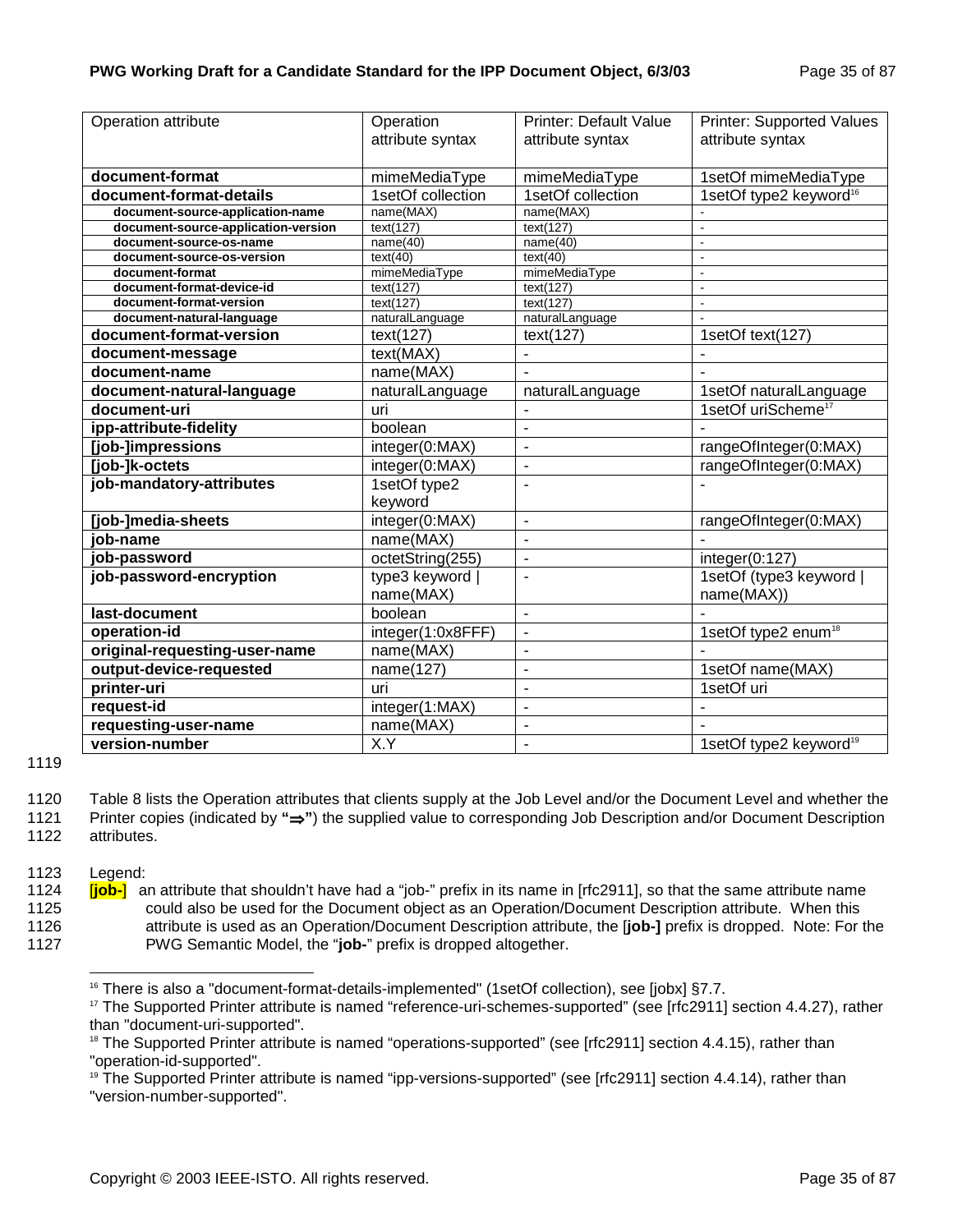| Operation attribute | Operation attribute syntax | Printer: Default Value attribute syntax | Printer: Supported Values attribute syntax |
|---|---|---|---|
| **document-format** | mimeMediaType | mimeMediaType | 1setOf mimeMediaType |
| **document-format-details** | 1setOf collection | 1setOf collection | 1setOf type2 keyword[16] |
| **document-source-application-name** | name(MAX) | name(MAX) | - |
| **document-source-application-version** | text(127) | text(127) | - |
| **document-source-os-name** | name(40) | name(40) | - |
| **document-source-os-version** | text(40) | text(40) | - |
| **document-format** | mimeMediaType | mimeMediaType | - |
| **document-format-device-id** | text(127) | text(127) | - |
| **document-format-version** | text(127) | text(127) | - |
| **document-natural-language** | naturalLanguage | naturalLanguage | - |
| **document-format-version** | text(127) | text(127) | 1setOf text(127) |
| **document-message** | text(MAX) | - | - |
| **document-name** | name(MAX) | - | - |
| **document-natural-language** | naturalLanguage | naturalLanguage | 1setOf naturalLanguage |
| **document-uri** | uri | - | 1setOf uriScheme[17] |
| **ipp-attribute-fidelity** | boolean | - | - |
| **[job-]impressions** | integer(0:MAX) | - | rangeOfInteger(0:MAX) |
| **[job-]k-octets** | integer(0:MAX) | - | rangeOfInteger(0:MAX) |
| **job-mandatory-attributes** | 1setOf type2 keyword | - | - |
| **[job-]media-sheets** | integer(0:MAX) | - | rangeOfInteger(0:MAX) |
| **job-name** | name(MAX) | - | - |
| **job-password** | octetString(255) | - | integer(0:127) |
| **job-password-encryption** | type3 keyword \| name(MAX) | - | 1setOf (type3 keyword \| name(MAX)) |
| **last-document** | boolean | - | - |
| **operation-id** | integer(1:0x8FFF) | - | 1setOf type2 enum[18] |
| **original-requesting-user-name** | name(MAX) | - | - |
| **output-device-requested** | name(127) | - | 1setOf name(MAX) |
| **printer-uri** | uri | - | 1setOf uri |
| **request-id** | integer(1:MAX) | - | - |
| **requesting-user-name** | name(MAX) | - | - |
| **version-number** | X.Y | - | 1setOf type2 keyword[19] |

1119

1120 Table 8 lists the Operation attributes that clients supply at the Job Level and/or the Document Level and whether the
1121 Printer copies (indicated by **"⇒"**) the supplied value to corresponding Job Description and/or Document Description
1122 attributes.

1123 Legend:
1124 **[job-]** an attribute that shouldn't have had a "job-" prefix in its name in [rfc2911], so that the same attribute name
1125 could also be used for the Document object as an Operation/Document Description attribute. When this
1126 attribute is used as an Operation/Document Description attribute, the [**job-]** prefix is dropped. Note: For the
1127 PWG Semantic Model, the "**job-**" prefix is dropped altogether.

---

[16] There is also a "document-format-details-implemented" (1setOf collection), see [jobx] §7.7.

[17] The Supported Printer attribute is named "reference-uri-schemes-supported" (see [rfc2911] section 4.4.27), rather than "document-uri-supported".

[18] The Supported Printer attribute is named "operations-supported" (see [rfc2911] section 4.4.15), rather than "operation-id-supported".

[19] The Supported Printer attribute is named "ipp-versions-supported" (see [rfc2911] section 4.4.14), rather than "version-number-supported".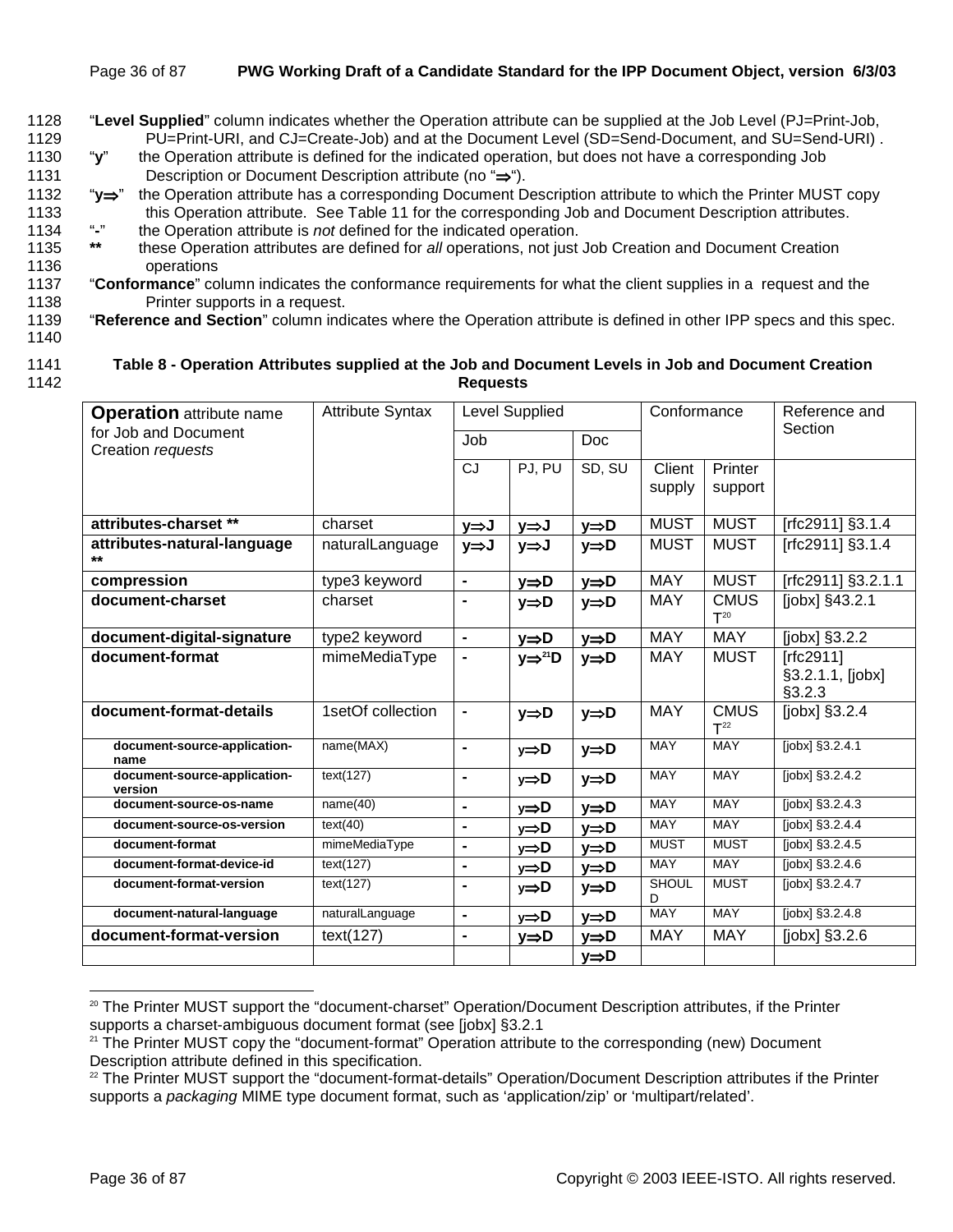"**Level Supplied**" column indicates whether the Operation attribute can be supplied at the Job Level (PJ=Print-Job, PU=Print-URI, and CJ=Create-Job) and at the Document Level (SD=Send-Document, and SU=Send-URI) .

"**y**" the Operation attribute is defined for the indicated operation, but does not have a corresponding Job Description or Document Description attribute (no "⇒").

"**y⇒**" the Operation attribute has a corresponding Document Description attribute to which the Printer MUST copy this Operation attribute. See Table 11 for the corresponding Job and Document Description attributes.

"**-**" the Operation attribute is *not* defined for the indicated operation.

**\*\*** these Operation attributes are defined for *all* operations, not just Job Creation and Document Creation operations

"**Conformance**" column indicates the conformance requirements for what the client supplies in a request and the Printer supports in a request.

"**Reference and Section**" column indicates where the Operation attribute is defined in other IPP specs and this spec.

**Table 8 - Operation Attributes supplied at the Job and Document Levels in Job and Document Creation Requests**

| **Operation** attribute name for Job and Document Creation *requests* | Attribute Syntax | Level Supplied | | | Conformance | | Reference and Section |
|---|---|---|---|---|---|---|---|
| | | Job | | Doc | | | |
| | | CJ | PJ, PU | SD, SU | Client supply | Printer support | |
| **attributes-charset \*\*** | charset | **y⇒J** | **y⇒J** | **y⇒D** | MUST | MUST | [rfc2911] §3.1.4 |
| **attributes-natural-language \*\*** | naturalLanguage | **y⇒J** | **y⇒J** | **y⇒D** | MUST | MUST | [rfc2911] §3.1.4 |
| **compression** | type3 keyword | **-** | **y⇒D** | **y⇒D** | MAY | MUST | [rfc2911] §3.2.1.1 |
| **document-charset** | charset | **-** | **y⇒D** | **y⇒D** | MAY | CMUST[20] | [jobx] §43.2.1 |
| **document-digital-signature** | type2 keyword | **-** | **y⇒D** | **y⇒D** | MAY | MAY | [jobx] §3.2.2 |
| **document-format** | mimeMediaType | **-** | **y⇒[21]D** | **y⇒D** | MAY | MUST | [rfc2911] §3.2.1.1, [jobx] §3.2.3 |
| **document-format-details** | 1setOf collection | **-** | **y⇒D** | **y⇒D** | MAY | CMUST[22] | [jobx] §3.2.4 |
| **document-source-application-name** | name(MAX) | **-** | y⇒**D** | **y⇒D** | MAY | MAY | [jobx] §3.2.4.1 |
| **document-source-application-version** | text(127) | **-** | y⇒**D** | **y⇒D** | MAY | MAY | [jobx] §3.2.4.2 |
| **document-source-os-name** | name(40) | **-** | y⇒**D** | **y⇒D** | MAY | MAY | [jobx] §3.2.4.3 |
| **document-source-os-version** | text(40) | **-** | y⇒**D** | **y⇒D** | MAY | MAY | [jobx] §3.2.4.4 |
| **document-format** | mimeMediaType | **-** | y⇒**D** | **y⇒D** | MUST | MUST | [jobx] §3.2.4.5 |
| **document-format-device-id** | text(127) | **-** | y⇒**D** | **y⇒D** | MAY | MAY | [jobx] §3.2.4.6 |
| **document-format-version** | text(127) | **-** | y⇒**D** | **y⇒D** | SHOULD | MUST | [jobx] §3.2.4.7 |
| **document-natural-language** | naturalLanguage | **-** | y⇒**D** | **y⇒D** | MAY | MAY | [jobx] §3.2.4.8 |
| **document-format-version** | text(127) | **-** | **y⇒D** | **y⇒D** | MAY | MAY | [jobx] §3.2.6 |
| | | | | **y⇒D** | | | |

[20] The Printer MUST support the "document-charset" Operation/Document Description attributes, if the Printer supports a charset-ambiguous document format (see [jobx] §3.2.1

[21] The Printer MUST copy the "document-format" Operation attribute to the corresponding (new) Document Description attribute defined in this specification.

[22] The Printer MUST support the "document-format-details" Operation/Document Description attributes if the Printer supports a *packaging* MIME type document format, such as 'application/zip' or 'multipart/related'.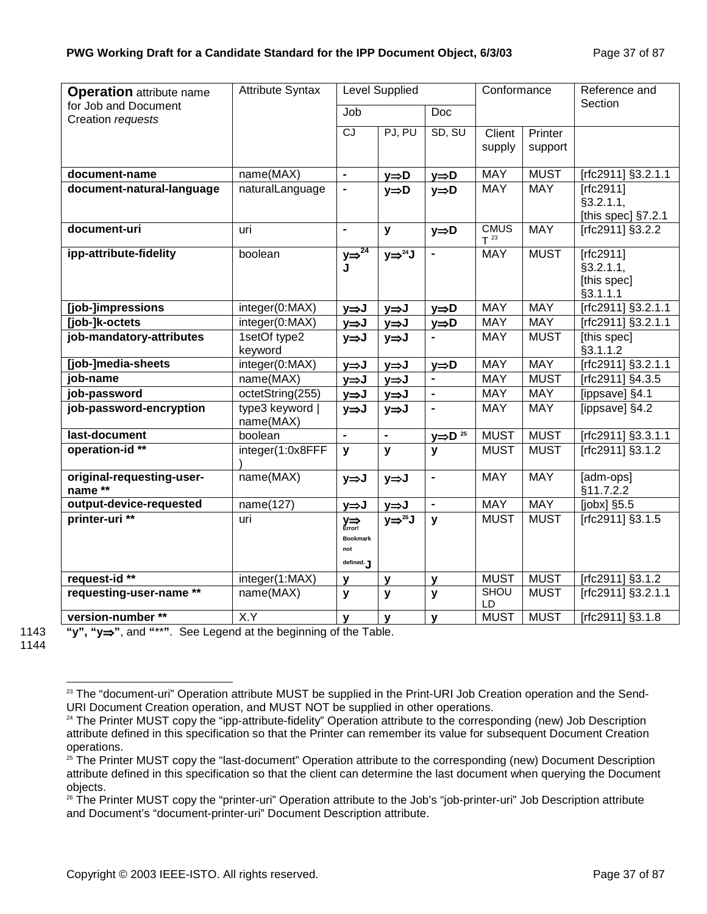| **Operation** attribute name for Job and Document Creation *requests* | Attribute Syntax | Level Supplied | | | Conformance | | Reference and Section |
|---|---|---|---|---|---|---|---|
| | | Job | | Doc | | | |
| | | CJ | PJ, PU | SD, SU | Client supply | Printer support | |
| **document-name** | name(MAX) | **-** | **y⇒D** | **y⇒D** | MAY | MUST | [rfc2911] §3.2.1.1 |
| **document-natural-language** | naturalLanguage | **-** | **y⇒D** | **y⇒D** | MAY | MAY | [rfc2911] §3.2.1.1, [this spec] §7.2.1 |
| **document-uri** | uri | **-** | **y** | **y⇒D** | CMUST [23] | MAY | [rfc2911] §3.2.2 |
| **ipp-attribute-fidelity** | boolean | **y⇒[24] J** | **y⇒[24]J** | **-** | MAY | MUST | [rfc2911] §3.2.1.1, [this spec] §3.1.1.1 |
| **[job-]impressions** | integer(0:MAX) | **y⇒J** | **y⇒J** | **y⇒D** | MAY | MAY | [rfc2911] §3.2.1.1 |
| **[job-]k-octets** | integer(0:MAX) | **y⇒J** | **y⇒J** | **y⇒D** | MAY | MAY | [rfc2911] §3.2.1.1 |
| **job-mandatory-attributes** | 1setOf type2 keyword | **y⇒J** | **y⇒J** | **-** | MAY | MUST | [this spec] §3.1.1.2 |
| **[job-]media-sheets** | integer(0:MAX) | **y⇒J** | **y⇒J** | **y⇒D** | MAY | MAY | [rfc2911] §3.2.1.1 |
| **job-name** | name(MAX) | **y⇒J** | **y⇒J** | **-** | MAY | MUST | [rfc2911] §4.3.5 |
| **job-password** | octetString(255) | **y⇒J** | **y⇒J** | **-** | MAY | MAY | [ippsave] §4.1 |
| **job-password-encryption** | type3 keyword \| name(MAX) | **y⇒J** | **y⇒J** | **-** | MAY | MAY | [ippsave] §4.2 |
| **last-document** | boolean | **-** | **-** | **y⇒D** [25] | MUST | MUST | [rfc2911] §3.3.1.1 |
| **operation-id \*\*** | integer(1:0x8FFF) | **y** | **y** | **y** | MUST | MUST | [rfc2911] §3.1.2 |
| **original-requesting-user-name \*\*** | name(MAX) | **y⇒J** | **y⇒J** | **-** | MAY | MAY | [adm-ops] §11.7.2.2 |
| **output-device-requested** | name(127) | **y⇒J** | **y⇒J** | **-** | MAY | MAY | [jobx] §5.5 |
| **printer-uri \*\*** | uri | **y⇒** Error! Bookmark not defined. **J** | **y⇒[26]J** | **y** | MUST | MUST | [rfc2911] §3.1.5 |
| **request-id \*\*** | integer(1:MAX) | **y** | **y** | **y** | MUST | MUST | [rfc2911] §3.1.2 |
| **requesting-user-name \*\*** | name(MAX) | **y** | **y** | **y** | SHOULD | MUST | [rfc2911] §3.2.1.1 |
| **version-number \*\*** | X.Y | **y** | **y** | **y** | MUST | MUST | [rfc2911] §3.1.8 |

1143 **"y", "y⇒"**, and **"\*\*"**. See Legend at the beginning of the Table.
1144

---

[23] The "document-uri" Operation attribute MUST be supplied in the Print-URI Job Creation operation and the Send-URI Document Creation operation, and MUST NOT be supplied in other operations.

[24] The Printer MUST copy the "ipp-attribute-fidelity" Operation attribute to the corresponding (new) Job Description attribute defined in this specification so that the Printer can remember its value for subsequent Document Creation operations.

[25] The Printer MUST copy the "last-document" Operation attribute to the corresponding (new) Document Description attribute defined in this specification so that the client can determine the last document when querying the Document objects.

[26] The Printer MUST copy the "printer-uri" Operation attribute to the Job's "job-printer-uri" Job Description attribute and Document's "document-printer-uri" Document Description attribute.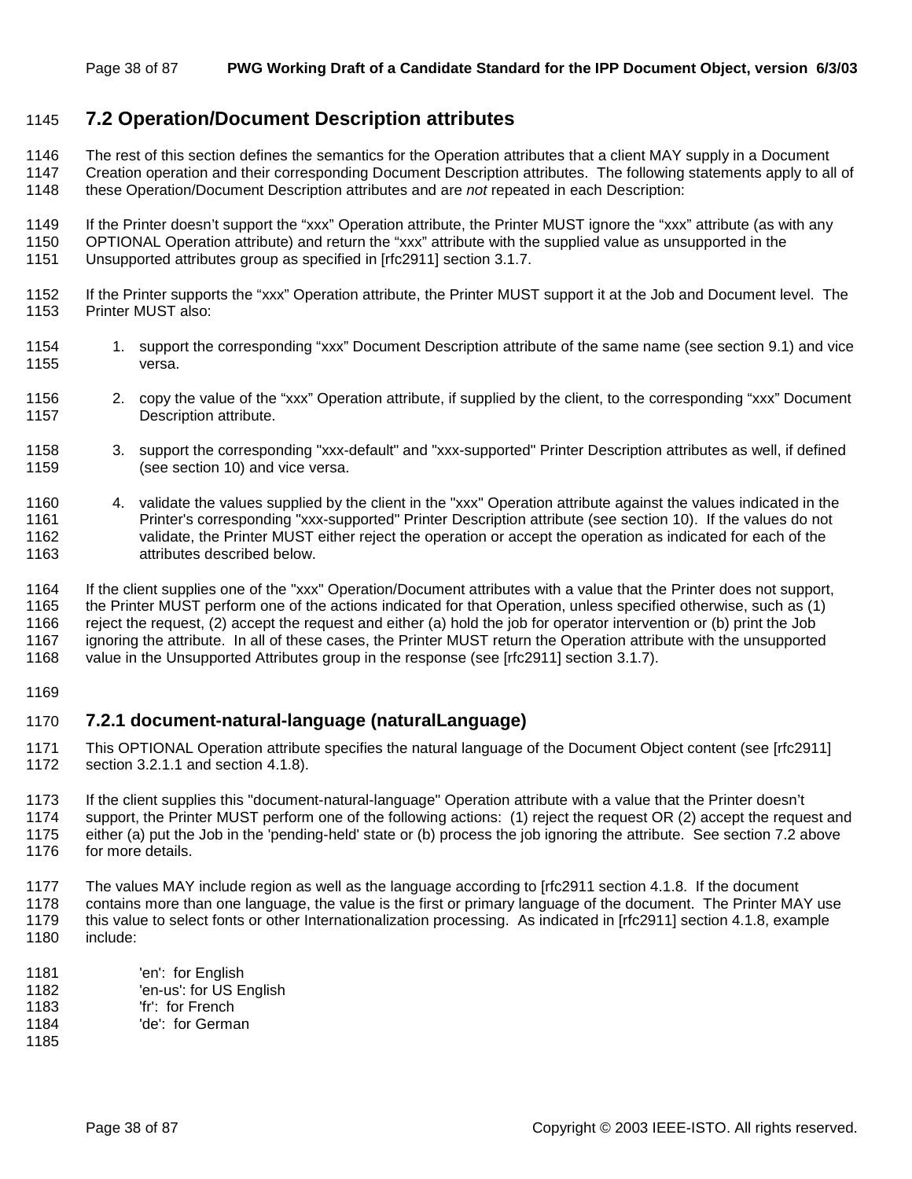## 7.2 Operation/Document Description attributes

The rest of this section defines the semantics for the Operation attributes that a client MAY supply in a Document Creation operation and their corresponding Document Description attributes. The following statements apply to all of these Operation/Document Description attributes and are *not* repeated in each Description:

If the Printer doesn't support the "xxx" Operation attribute, the Printer MUST ignore the "xxx" attribute (as with any OPTIONAL Operation attribute) and return the "xxx" attribute with the supplied value as unsupported in the Unsupported attributes group as specified in [rfc2911] section 3.1.7.

If the Printer supports the "xxx" Operation attribute, the Printer MUST support it at the Job and Document level. The Printer MUST also:

1. support the corresponding "xxx" Document Description attribute of the same name (see section 9.1) and vice versa.

2. copy the value of the "xxx" Operation attribute, if supplied by the client, to the corresponding "xxx" Document Description attribute.

3. support the corresponding "xxx-default" and "xxx-supported" Printer Description attributes as well, if defined (see section 10) and vice versa.

4. validate the values supplied by the client in the "xxx" Operation attribute against the values indicated in the Printer's corresponding "xxx-supported" Printer Description attribute (see section 10). If the values do not validate, the Printer MUST either reject the operation or accept the operation as indicated for each of the attributes described below.

If the client supplies one of the "xxx" Operation/Document attributes with a value that the Printer does not support, the Printer MUST perform one of the actions indicated for that Operation, unless specified otherwise, such as (1) reject the request, (2) accept the request and either (a) hold the job for operator intervention or (b) print the Job ignoring the attribute. In all of these cases, the Printer MUST return the Operation attribute with the unsupported value in the Unsupported Attributes group in the response (see [rfc2911] section 3.1.7).

### 7.2.1 document-natural-language (naturalLanguage)

This OPTIONAL Operation attribute specifies the natural language of the Document Object content (see [rfc2911] section 3.2.1.1 and section 4.1.8).

If the client supplies this "document-natural-language" Operation attribute with a value that the Printer doesn't support, the Printer MUST perform one of the following actions: (1) reject the request OR (2) accept the request and either (a) put the Job in the 'pending-held' state or (b) process the job ignoring the attribute. See section 7.2 above for more details.

The values MAY include region as well as the language according to [rfc2911 section 4.1.8. If the document contains more than one language, the value is the first or primary language of the document. The Printer MAY use this value to select fonts or other Internationalization processing. As indicated in [rfc2911] section 4.1.8, example include:

'en': for English
'en-us': for US English
'fr': for French
'de': for German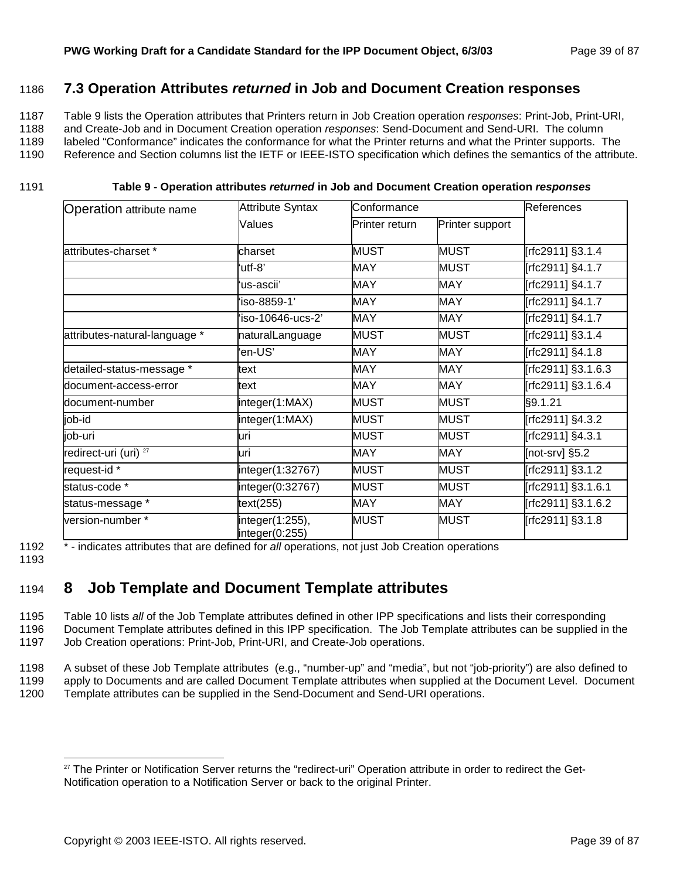## 7.3 Operation Attributes *returned* in Job and Document Creation responses

Table 9 lists the Operation attributes that Printers return in Job Creation operation *responses*: Print-Job, Print-URI, and Create-Job and in Document Creation operation *responses*: Send-Document and Send-URI. The column labeled "Conformance" indicates the conformance for what the Printer returns and what the Printer supports. The Reference and Section columns list the IETF or IEEE-ISTO specification which defines the semantics of the attribute.

**Table 9 - Operation attributes *returned* in Job and Document Creation operation *responses***

| Operation attribute name | Attribute Syntax Values | Conformance | | References |
|---|---|---|---|---|
| | | Printer return | Printer support | |
| attributes-charset * | charset | MUST | MUST | [rfc2911] §3.1.4 |
| | 'utf-8' | MAY | MUST | [rfc2911] §4.1.7 |
| | 'us-ascii' | MAY | MAY | [rfc2911] §4.1.7 |
| | 'iso-8859-1' | MAY | MAY | [rfc2911] §4.1.7 |
| | 'iso-10646-ucs-2' | MAY | MAY | [rfc2911] §4.1.7 |
| attributes-natural-language * | naturalLanguage | MUST | MUST | [rfc2911] §3.1.4 |
| | 'en-US' | MAY | MAY | [rfc2911] §4.1.8 |
| detailed-status-message * | text | MAY | MAY | [rfc2911] §3.1.6.3 |
| document-access-error | text | MAY | MAY | [rfc2911] §3.1.6.4 |
| document-number | integer(1:MAX) | MUST | MUST | §9.1.21 |
| job-id | integer(1:MAX) | MUST | MUST | [rfc2911] §4.3.2 |
| job-uri | uri | MUST | MUST | [rfc2911] §4.3.1 |
| redirect-uri (uri) [27] | uri | MAY | MAY | [not-srv] §5.2 |
| request-id * | integer(1:32767) | MUST | MUST | [rfc2911] §3.1.2 |
| status-code * | integer(0:32767) | MUST | MUST | [rfc2911] §3.1.6.1 |
| status-message * | text(255) | MAY | MAY | [rfc2911] §3.1.6.2 |
| version-number * | integer(1:255), integer(0:255) | MUST | MUST | [rfc2911] §3.1.8 |

* - indicates attributes that are defined for *all* operations, not just Job Creation operations

# 8 Job Template and Document Template attributes

Table 10 lists *all* of the Job Template attributes defined in other IPP specifications and lists their corresponding Document Template attributes defined in this IPP specification. The Job Template attributes can be supplied in the Job Creation operations: Print-Job, Print-URI, and Create-Job operations.

A subset of these Job Template attributes (e.g., "number-up" and "media", but not "job-priority") are also defined to apply to Documents and are called Document Template attributes when supplied at the Document Level. Document Template attributes can be supplied in the Send-Document and Send-URI operations.

[27] The Printer or Notification Server returns the "redirect-uri" Operation attribute in order to redirect the Get-Notification operation to a Notification Server or back to the original Printer.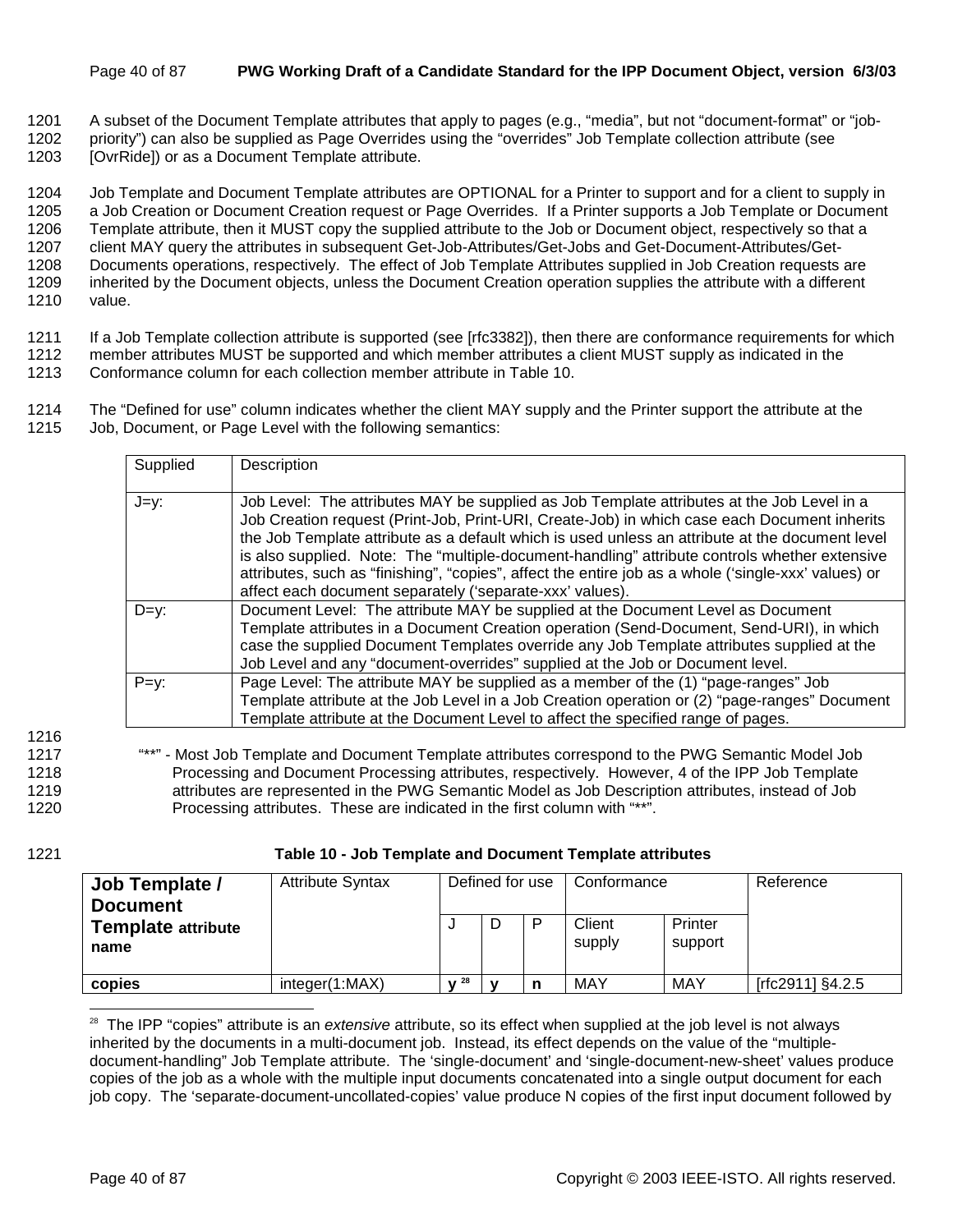A subset of the Document Template attributes that apply to pages (e.g., "media", but not "document-format" or "job-priority") can also be supplied as Page Overrides using the "overrides" Job Template collection attribute (see [OvrRide]) or as a Document Template attribute.

Job Template and Document Template attributes are OPTIONAL for a Printer to support and for a client to supply in a Job Creation or Document Creation request or Page Overrides. If a Printer supports a Job Template or Document Template attribute, then it MUST copy the supplied attribute to the Job or Document object, respectively so that a client MAY query the attributes in subsequent Get-Job-Attributes/Get-Jobs and Get-Document-Attributes/Get-Documents operations, respectively. The effect of Job Template Attributes supplied in Job Creation requests are inherited by the Document objects, unless the Document Creation operation supplies the attribute with a different value.

If a Job Template collection attribute is supported (see [rfc3382]), then there are conformance requirements for which member attributes MUST be supported and which member attributes a client MUST supply as indicated in the Conformance column for each collection member attribute in Table 10.

The "Defined for use" column indicates whether the client MAY supply and the Printer support the attribute at the Job, Document, or Page Level with the following semantics:

| Supplied | Description |
|---|---|
| J=y: | Job Level: The attributes MAY be supplied as Job Template attributes at the Job Level in a Job Creation request (Print-Job, Print-URI, Create-Job) in which case each Document inherits the Job Template attribute as a default which is used unless an attribute at the document level is also supplied. Note: The "multiple-document-handling" attribute controls whether extensive attributes, such as "finishing", "copies", affect the entire job as a whole ('single-xxx' values) or affect each document separately ('separate-xxx' values). |
| D=y: | Document Level: The attribute MAY be supplied at the Document Level as Document Template attributes in a Document Creation operation (Send-Document, Send-URI), in which case the supplied Document Templates override any Job Template attributes supplied at the Job Level and any "document-overrides" supplied at the Job or Document level. |
| P=y: | Page Level: The attribute MAY be supplied as a member of the (1) "page-ranges" Job Template attribute at the Job Level in a Job Creation operation or (2) "page-ranges" Document Template attribute at the Document Level to affect the specified range of pages. |

"**" - Most Job Template and Document Template attributes correspond to the PWG Semantic Model Job Processing and Document Processing attributes, respectively. However, 4 of the IPP Job Template attributes are represented in the PWG Semantic Model as Job Description attributes, instead of Job Processing attributes. These are indicated in the first column with "**".

**Table 10 - Job Template and Document Template attributes**

| Job Template / Document Template attribute name | Attribute Syntax | Defined for use | | | Conformance | | Reference |
|---|---|---|---|---|---|---|---|
| | | J | D | P | Client supply | Printer support | |
| **copies** | integer(1:MAX) | **y** [28] | **y** | **n** | MAY | MAY | [rfc2911] §4.2.5 |

[28] The IPP "copies" attribute is an *extensive* attribute, so its effect when supplied at the job level is not always inherited by the documents in a multi-document job. Instead, its effect depends on the value of the "multiple-document-handling" Job Template attribute. The 'single-document' and 'single-document-new-sheet' values produce copies of the job as a whole with the multiple input documents concatenated into a single output document for each job copy. The 'separate-document-uncollated-copies' value produce N copies of the first input document followed by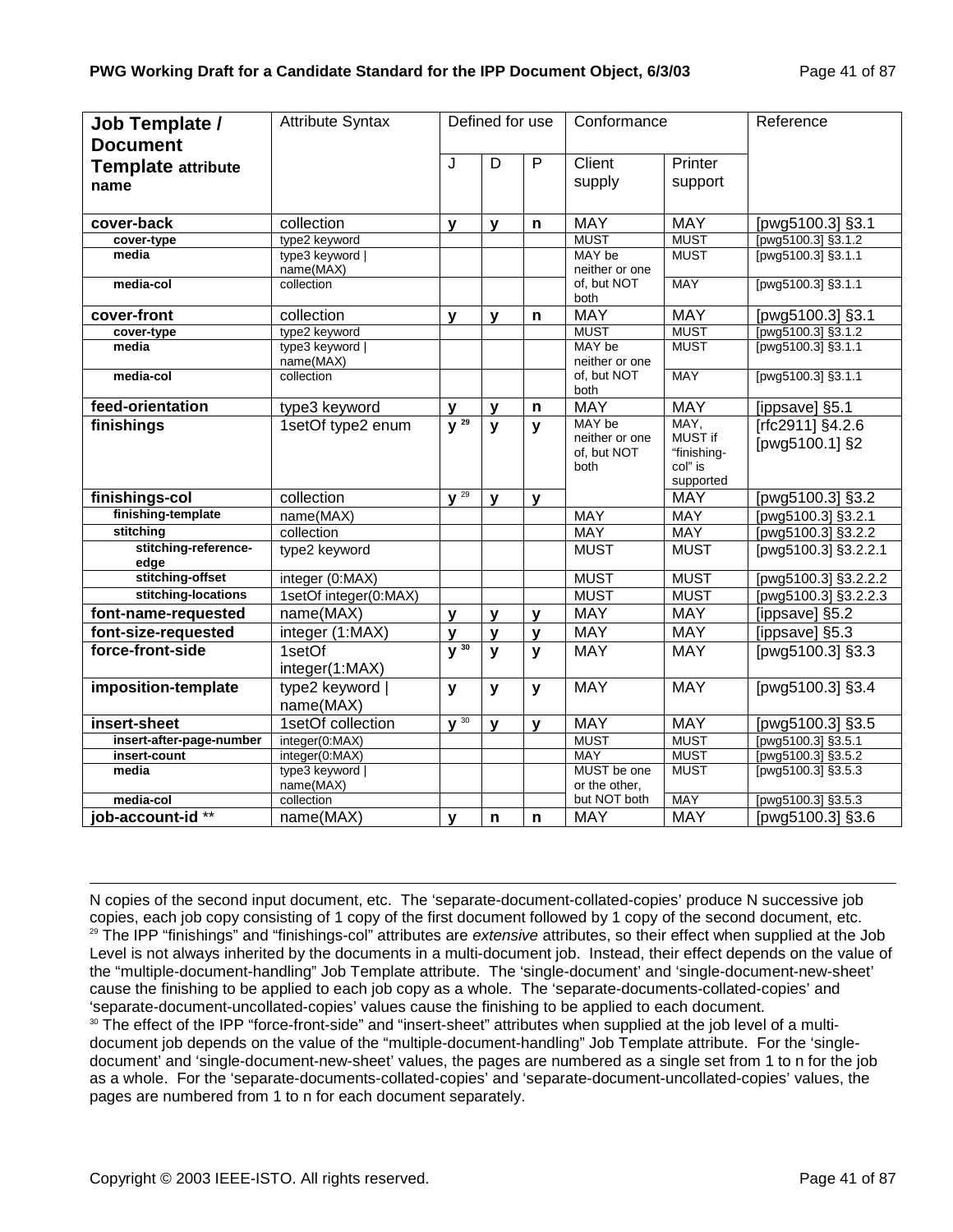| Job Template / Document Template attribute name | Attribute Syntax | Defined for use | | | Conformance | | Reference |
|---|---|---|---|---|---|---|---|
| | | J | D | P | Client supply | Printer support | |
| **cover-back** | collection | **y** | **y** | **n** | MAY | MAY | [pwg5100.3] §3.1 |
| **cover-type** | type2 keyword | | | | MUST | MUST | [pwg5100.3] §3.1.2 |
| **media** | type3 keyword \| name(MAX) | | | | MAY be neither or one of, but NOT both | MUST | [pwg5100.3] §3.1.1 |
| **media-col** | collection | | | | | MAY | [pwg5100.3] §3.1.1 |
| **cover-front** | collection | **y** | **y** | **n** | MAY | MAY | [pwg5100.3] §3.1 |
| **cover-type** | type2 keyword | | | | MUST | MUST | [pwg5100.3] §3.1.2 |
| **media** | type3 keyword \| name(MAX) | | | | MAY be neither or one of, but NOT both | MUST | [pwg5100.3] §3.1.1 |
| **media-col** | collection | | | | | MAY | [pwg5100.3] §3.1.1 |
| **feed-orientation** | type3 keyword | **y** | **y** | **n** | MAY | MAY | [ippsave] §5.1 |
| **finishings** | 1setOf type2 enum | **y** [29] | **y** | **y** | MAY be neither or one of, but NOT both | MAY, MUST if "finishing-col" is supported | [rfc2911] §4.2.6 [pwg5100.1] §2 |
| **finishings-col** | collection | **y** [29] | **y** | **y** | | MAY | [pwg5100.3] §3.2 |
| **finishing-template** | name(MAX) | | | | MAY | MAY | [pwg5100.3] §3.2.1 |
| **stitching** | collection | | | | MAY | MAY | [pwg5100.3] §3.2.2 |
| **stitching-reference-edge** | type2 keyword | | | | MUST | MUST | [pwg5100.3] §3.2.2.1 |
| **stitching-offset** | integer (0:MAX) | | | | MUST | MUST | [pwg5100.3] §3.2.2.2 |
| **stitching-locations** | 1setOf integer(0:MAX) | | | | MUST | MUST | [pwg5100.3] §3.2.2.3 |
| **font-name-requested** | name(MAX) | **y** | **y** | **y** | MAY | MAY | [ippsave] §5.2 |
| **font-size-requested** | integer (1:MAX) | **y** | **y** | **y** | MAY | MAY | [ippsave] §5.3 |
| **force-front-side** | 1setOf integer(1:MAX) | **y** [30] | **y** | **y** | MAY | MAY | [pwg5100.3] §3.3 |
| **imposition-template** | type2 keyword \| name(MAX) | **y** | **y** | **y** | MAY | MAY | [pwg5100.3] §3.4 |
| **insert-sheet** | 1setOf collection | **y** [30] | **y** | **y** | MAY | MAY | [pwg5100.3] §3.5 |
| **insert-after-page-number** | integer(0:MAX) | | | | MUST | MUST | [pwg5100.3] §3.5.1 |
| **insert-count** | integer(0:MAX) | | | | MAY | MUST | [pwg5100.3] §3.5.2 |
| **media** | type3 keyword \| name(MAX) | | | | MUST be one or the other, but NOT both | MUST | [pwg5100.3] §3.5.3 |
| **media-col** | collection | | | | | MAY | [pwg5100.3] §3.5.3 |
| **job-account-id** ** | name(MAX) | **y** | **n** | **n** | MAY | MAY | [pwg5100.3] §3.6 |

N copies of the second input document, etc. The 'separate-document-collated-copies' produce N successive job copies, each job copy consisting of 1 copy of the first document followed by 1 copy of the second document, etc.

[29] The IPP "finishings" and "finishings-col" attributes are *extensive* attributes, so their effect when supplied at the Job Level is not always inherited by the documents in a multi-document job. Instead, their effect depends on the value of the "multiple-document-handling" Job Template attribute. The 'single-document' and 'single-document-new-sheet' cause the finishing to be applied to each job copy as a whole. The 'separate-documents-collated-copies' and 'separate-document-uncollated-copies' values cause the finishing to be applied to each document.

[30] The effect of the IPP "force-front-side" and "insert-sheet" attributes when supplied at the job level of a multi-document job depends on the value of the "multiple-document-handling" Job Template attribute. For the 'single-document' and 'single-document-new-sheet' values, the pages are numbered as a single set from 1 to n for the job as a whole. For the 'separate-documents-collated-copies' and 'separate-document-uncollated-copies' values, the pages are numbered from 1 to n for each document separately.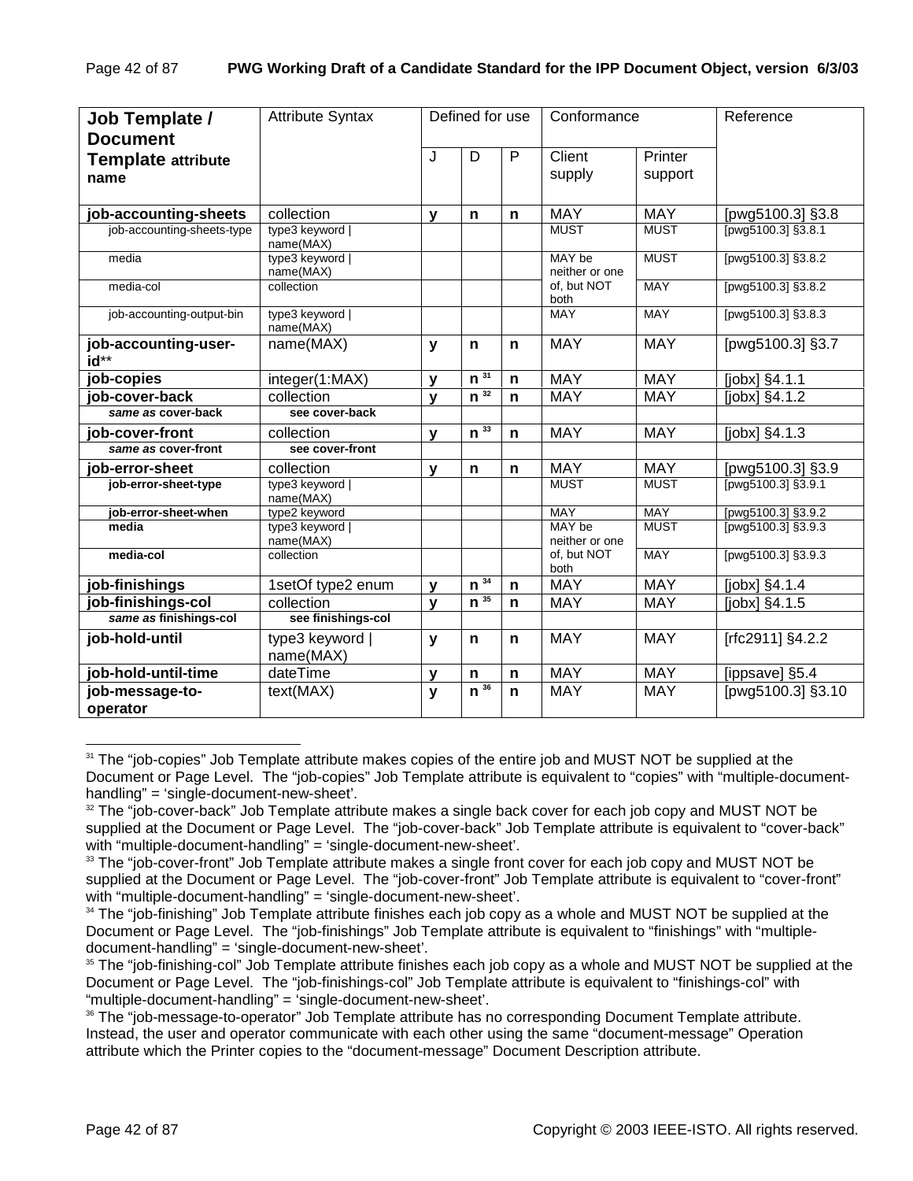| Job Template / Document Template attribute name | Attribute Syntax | Defined for use | | | Conformance | | Reference |
|---|---|---|---|---|---|---|---|
| | | J | D | P | Client supply | Printer support | |
| **job-accounting-sheets** | collection | **y** | **n** | **n** | MAY | MAY | [pwg5100.3] §3.8 |
| job-accounting-sheets-type | type3 keyword \| name(MAX) | | | | MUST | MUST | [pwg5100.3] §3.8.1 |
| media | type3 keyword \| name(MAX) | | | | MAY be neither or one | MUST | [pwg5100.3] §3.8.2 |
| media-col | collection | | | | of, but NOT both | MAY | [pwg5100.3] §3.8.2 |
| job-accounting-output-bin | type3 keyword \| name(MAX) | | | | MAY | MAY | [pwg5100.3] §3.8.3 |
| **job-accounting-user-id**** | name(MAX) | **y** | **n** | **n** | MAY | MAY | [pwg5100.3] §3.7 |
| **job-copies** | integer(1:MAX) | **y** | **n** [31] | **n** | MAY | MAY | [jobx] §4.1.1 |
| **job-cover-back** | collection | **y** | **n** [32] | **n** | MAY | MAY | [jobx] §4.1.2 |
| ***same as* cover-back** | **see cover-back** | | | | | | |
| **job-cover-front** | collection | **y** | **n** [33] | **n** | MAY | MAY | [jobx] §4.1.3 |
| ***same as* cover-front** | **see cover-front** | | | | | | |
| **job-error-sheet** | collection | **y** | **n** | **n** | MAY | MAY | [pwg5100.3] §3.9 |
| **job-error-sheet-type** | type3 keyword \| name(MAX) | | | | MUST | MUST | [pwg5100.3] §3.9.1 |
| **job-error-sheet-when** | type2 keyword | | | | MAY | MAY | [pwg5100.3] §3.9.2 |
| **media** | type3 keyword \| name(MAX) | | | | MAY be neither or one | MUST | [pwg5100.3] §3.9.3 |
| **media-col** | collection | | | | of, but NOT both | MAY | [pwg5100.3] §3.9.3 |
| **job-finishings** | 1setOf type2 enum | **y** | **n** [34] | **n** | MAY | MAY | [jobx] §4.1.4 |
| **job-finishings-col** | collection | **y** | **n** [35] | **n** | MAY | MAY | [jobx] §4.1.5 |
| ***same as* finishings-col** | **see finishings-col** | | | | | | |
| **job-hold-until** | type3 keyword \| name(MAX) | **y** | **n** | **n** | MAY | MAY | [rfc2911] §4.2.2 |
| **job-hold-until-time** | dateTime | **y** | **n** | **n** | MAY | MAY | [ippsave] §5.4 |
| **job-message-to-operator** | text(MAX) | **y** | **n** [36] | **n** | MAY | MAY | [pwg5100.3] §3.10 |

[31] The "job-copies" Job Template attribute makes copies of the entire job and MUST NOT be supplied at the Document or Page Level. The "job-copies" Job Template attribute is equivalent to "copies" with "multiple-document-handling" = 'single-document-new-sheet'.

[32] The "job-cover-back" Job Template attribute makes a single back cover for each job copy and MUST NOT be supplied at the Document or Page Level. The "job-cover-back" Job Template attribute is equivalent to "cover-back" with "multiple-document-handling" = 'single-document-new-sheet'.

[33] The "job-cover-front" Job Template attribute makes a single front cover for each job copy and MUST NOT be supplied at the Document or Page Level. The "job-cover-front" Job Template attribute is equivalent to "cover-front" with "multiple-document-handling" = 'single-document-new-sheet'.

[34] The "job-finishing" Job Template attribute finishes each job copy as a whole and MUST NOT be supplied at the Document or Page Level. The "job-finishings" Job Template attribute is equivalent to "finishings" with "multiple-document-handling" = 'single-document-new-sheet'.

[35] The "job-finishing-col" Job Template attribute finishes each job copy as a whole and MUST NOT be supplied at the Document or Page Level. The "job-finishings-col" Job Template attribute is equivalent to "finishings-col" with "multiple-document-handling" = 'single-document-new-sheet'.

[36] The "job-message-to-operator" Job Template attribute has no corresponding Document Template attribute. Instead, the user and operator communicate with each other using the same "document-message" Operation attribute which the Printer copies to the "document-message" Document Description attribute.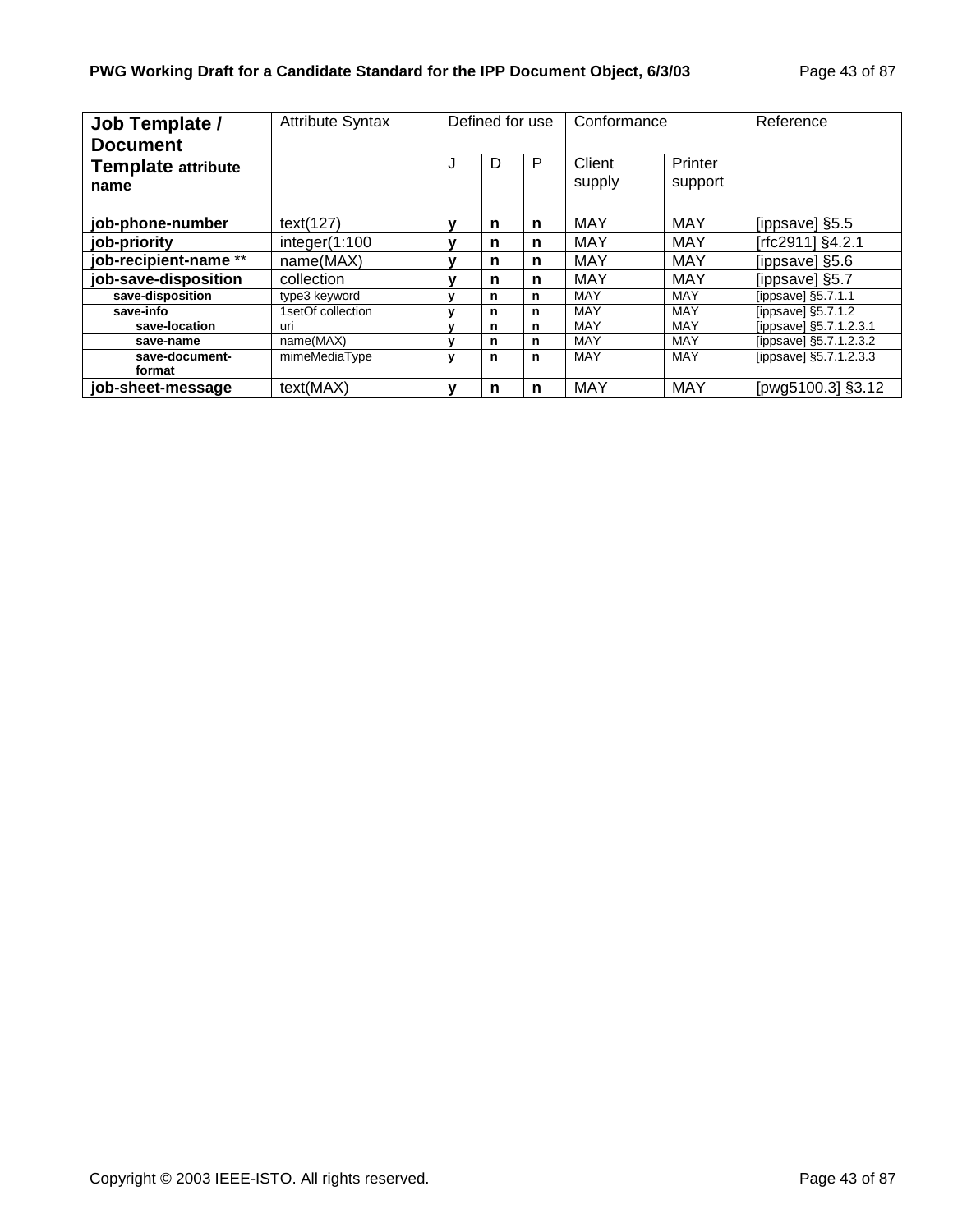| **Job Template / Document Template attribute name** | Attribute Syntax | Defined for use | | | Conformance | | Reference |
|---|---|---|---|---|---|---|---|
| | | J | D | P | Client supply | Printer support | |
| **job-phone-number** | text(127) | **y** | **n** | **n** | MAY | MAY | [ippsave] §5.5 |
| **job-priority** | integer(1:100 | **y** | **n** | **n** | MAY | MAY | [rfc2911] §4.2.1 |
| **job-recipient-name** ** | name(MAX) | **y** | **n** | **n** | MAY | MAY | [ippsave] §5.6 |
| **job-save-disposition** | collection | **y** | **n** | **n** | MAY | MAY | [ippsave] §5.7 |
| **save-disposition** | type3 keyword | **y** | **n** | **n** | MAY | MAY | [ippsave] §5.7.1.1 |
| **save-info** | 1setOf collection | **y** | **n** | **n** | MAY | MAY | [ippsave] §5.7.1.2 |
| **save-location** | uri | **y** | **n** | **n** | MAY | MAY | [ippsave] §5.7.1.2.3.1 |
| **save-name** | name(MAX) | **y** | **n** | **n** | MAY | MAY | [ippsave] §5.7.1.2.3.2 |
| **save-document-format** | mimeMediaType | **y** | **n** | **n** | MAY | MAY | [ippsave] §5.7.1.2.3.3 |
| **job-sheet-message** | text(MAX) | **y** | **n** | **n** | MAY | MAY | [pwg5100.3] §3.12 |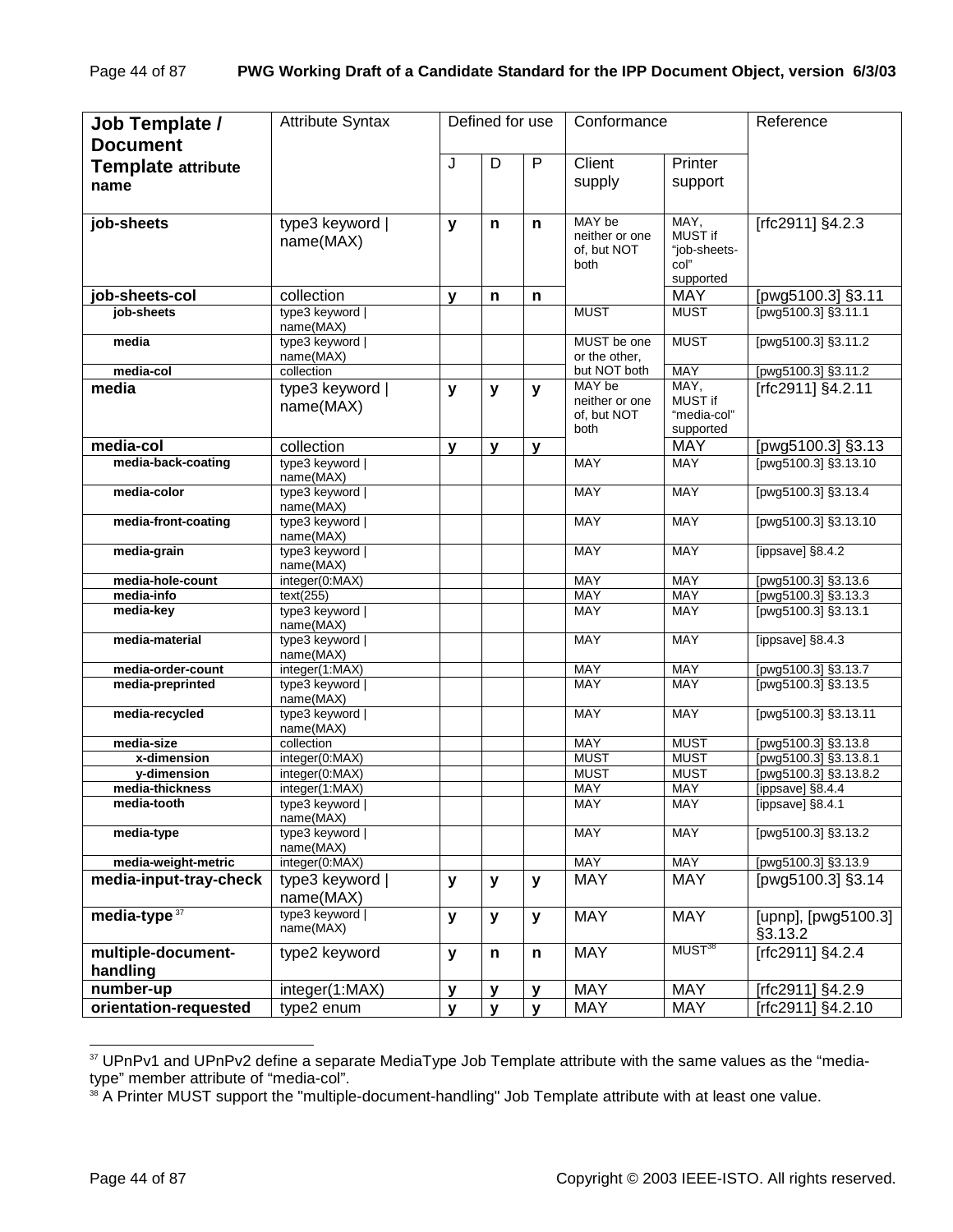| Job Template / Document Template attribute name | Attribute Syntax | Defined for use | | | Conformance | | Reference |
|---|---|---|---|---|---|---|---|
| | | J | D | P | Client supply | Printer support | |
| **job-sheets** | type3 keyword \| name(MAX) | **y** | **n** | **n** | MAY be neither or one of, but NOT both | MAY, MUST if "job-sheets-col" supported | [rfc2911] §4.2.3 |
| **job-sheets-col** | collection | **y** | **n** | **n** | | MAY | [pwg5100.3] §3.11 |
| **job-sheets** | type3 keyword \| name(MAX) | | | | MUST | MUST | [pwg5100.3] §3.11.1 |
| **media** | type3 keyword \| name(MAX) | | | | MUST be one or the other, but NOT both | MUST | [pwg5100.3] §3.11.2 |
| **media-col** | collection | | | | | MAY | [pwg5100.3] §3.11.2 |
| **media** | type3 keyword \| name(MAX) | **y** | **y** | **y** | MAY be neither or one of, but NOT both | MAY, MUST if "media-col" supported | [rfc2911] §4.2.11 |
| **media-col** | collection | **y** | **y** | **y** | | MAY | [pwg5100.3] §3.13 |
| **media-back-coating** | type3 keyword \| name(MAX) | | | | MAY | MAY | [pwg5100.3] §3.13.10 |
| **media-color** | type3 keyword \| name(MAX) | | | | MAY | MAY | [pwg5100.3] §3.13.4 |
| **media-front-coating** | type3 keyword \| name(MAX) | | | | MAY | MAY | [pwg5100.3] §3.13.10 |
| **media-grain** | type3 keyword \| name(MAX) | | | | MAY | MAY | [ippsave] §8.4.2 |
| **media-hole-count** | integer(0:MAX) | | | | MAY | MAY | [pwg5100.3] §3.13.6 |
| **media-info** | text(255) | | | | MAY | MAY | [pwg5100.3] §3.13.3 |
| **media-key** | type3 keyword \| name(MAX) | | | | MAY | MAY | [pwg5100.3] §3.13.1 |
| **media-material** | type3 keyword \| name(MAX) | | | | MAY | MAY | [ippsave] §8.4.3 |
| **media-order-count** | integer(1:MAX) | | | | MAY | MAY | [pwg5100.3] §3.13.7 |
| **media-preprinted** | type3 keyword \| name(MAX) | | | | MAY | MAY | [pwg5100.3] §3.13.5 |
| **media-recycled** | type3 keyword \| name(MAX) | | | | MAY | MAY | [pwg5100.3] §3.13.11 |
| **media-size** | collection | | | | MAY | MUST | [pwg5100.3] §3.13.8 |
| **x-dimension** | integer(0:MAX) | | | | MUST | MUST | [pwg5100.3] §3.13.8.1 |
| **y-dimension** | integer(0:MAX) | | | | MUST | MUST | [pwg5100.3] §3.13.8.2 |
| **media-thickness** | integer(1:MAX) | | | | MAY | MAY | [ippsave] §8.4.4 |
| **media-tooth** | type3 keyword \| name(MAX) | | | | MAY | MAY | [ippsave] §8.4.1 |
| **media-type** | type3 keyword \| name(MAX) | | | | MAY | MAY | [pwg5100.3] §3.13.2 |
| **media-weight-metric** | integer(0:MAX) | | | | MAY | MAY | [pwg5100.3] §3.13.9 |
| **media-input-tray-check** | type3 keyword \| name(MAX) | **y** | **y** | **y** | MAY | MAY | [pwg5100.3] §3.14 |
| **media-type** [37] | type3 keyword \| name(MAX) | **y** | **y** | **y** | MAY | MAY | [upnp], [pwg5100.3] §3.13.2 |
| **multiple-document-handling** | type2 keyword | **y** | **n** | **n** | MAY | MUST [38] | [rfc2911] §4.2.4 |
| **number-up** | integer(1:MAX) | **y** | **y** | **y** | MAY | MAY | [rfc2911] §4.2.9 |
| **orientation-requested** | type2 enum | **y** | **y** | **y** | MAY | MAY | [rfc2911] §4.2.10 |

[37] UPnPv1 and UPnPv2 define a separate MediaType Job Template attribute with the same values as the "media-type" member attribute of "media-col".

[38] A Printer MUST support the "multiple-document-handling" Job Template attribute with at least one value.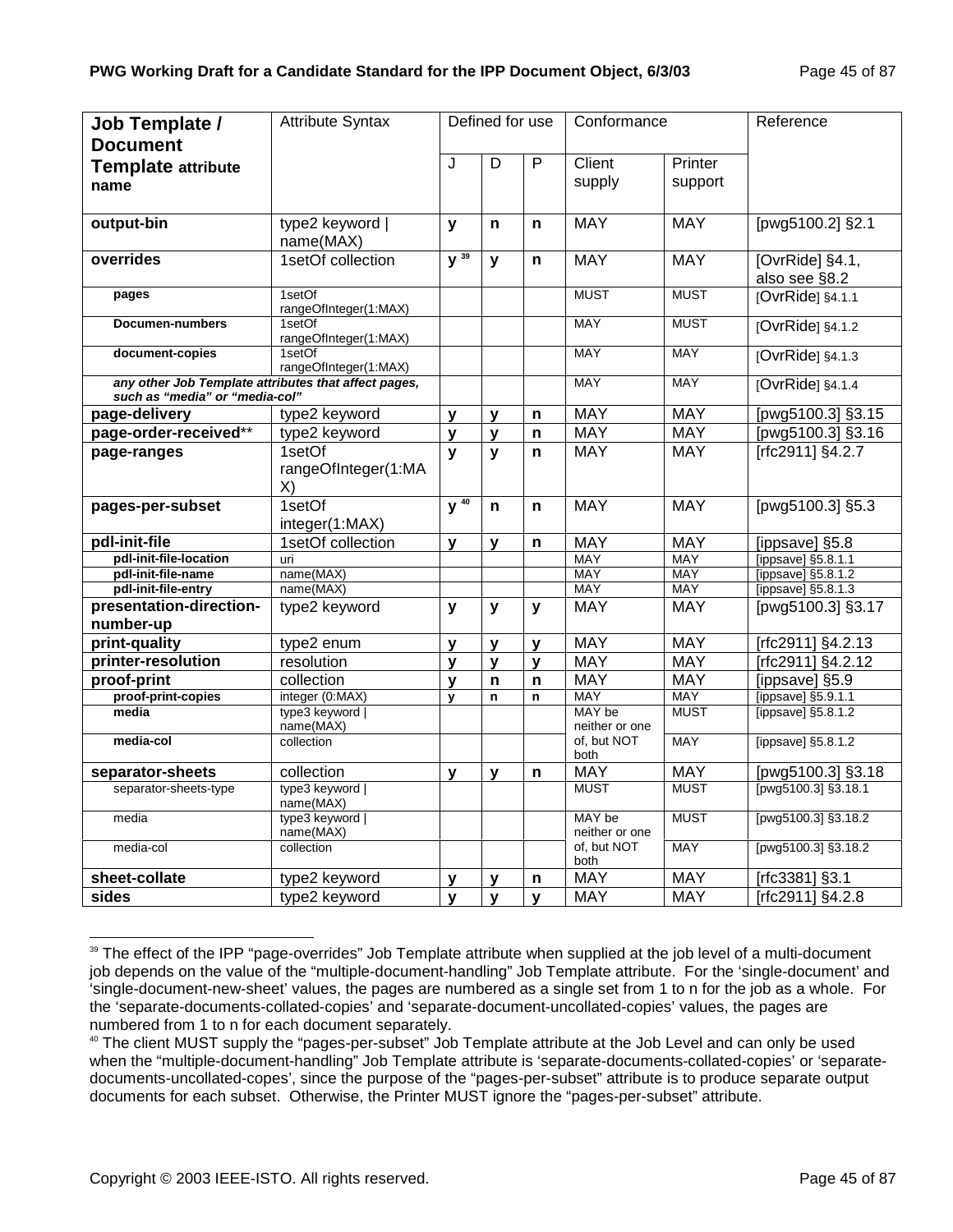| Job Template / Document Template attribute name | Attribute Syntax | Defined for use | | | Conformance | | Reference |
|---|---|---|---|---|---|---|---|
| | | J | D | P | Client supply | Printer support | |
| **output-bin** | type2 keyword \| name(MAX) | **y** | **n** | **n** | MAY | MAY | [pwg5100.2] §2.1 |
| **overrides** | 1setOf collection | **y** [39] | **y** | **n** | MAY | MAY | [OvrRide] §4.1, also see §8.2 |
| **pages** | 1setOf rangeOfInteger(1:MAX) | | | | MUST | MUST | [OvrRide] §4.1.1 |
| **Documen-numbers** | 1setOf rangeOfInteger(1:MAX) | | | | MAY | MUST | [OvrRide] §4.1.2 |
| **document-copies** | 1setOf rangeOfInteger(1:MAX) | | | | MAY | MAY | [OvrRide] §4.1.3 |
| ***any other Job Template attributes that affect pages, such as "media" or "media-col"*** | | | | | MAY | MAY | [OvrRide] §4.1.4 |
| **page-delivery** | type2 keyword | **y** | **y** | **n** | MAY | MAY | [pwg5100.3] §3.15 |
| **page-order-received**** | type2 keyword | **y** | **y** | **n** | MAY | MAY | [pwg5100.3] §3.16 |
| **page-ranges** | 1setOf rangeOfInteger(1:MAX) | **y** | **y** | **n** | MAY | MAY | [rfc2911] §4.2.7 |
| **pages-per-subset** | 1setOf integer(1:MAX) | **y** [40] | **n** | **n** | MAY | MAY | [pwg5100.3] §5.3 |
| **pdl-init-file** | 1setOf collection | **y** | **y** | **n** | MAY | MAY | [ippsave] §5.8 |
| **pdl-init-file-location** | uri | | | | MAY | MAY | [ippsave] §5.8.1.1 |
| **pdl-init-file-name** | name(MAX) | | | | MAY | MAY | [ippsave] §5.8.1.2 |
| **pdl-init-file-entry** | name(MAX) | | | | MAY | MAY | [ippsave] §5.8.1.3 |
| **presentation-direction-number-up** | type2 keyword | **y** | **y** | **y** | MAY | MAY | [pwg5100.3] §3.17 |
| **print-quality** | type2 enum | **y** | **y** | **y** | MAY | MAY | [rfc2911] §4.2.13 |
| **printer-resolution** | resolution | **y** | **y** | **y** | MAY | MAY | [rfc2911] §4.2.12 |
| **proof-print** | collection | **y** | **n** | **n** | MAY | MAY | [ippsave] §5.9 |
| **proof-print-copies** | integer (0:MAX) | **y** | **n** | **n** | MAY | MAY | [ippsave] §5.9.1.1 |
| **media** | type3 keyword \| name(MAX) | | | | MAY be neither or one of, but NOT both | MUST | [ippsave] §5.8.1.2 |
| **media-col** | collection | | | | | MAY | [ippsave] §5.8.1.2 |
| **separator-sheets** | collection | **y** | **y** | **n** | MAY | MAY | [pwg5100.3] §3.18 |
| separator-sheets-type | type3 keyword \| name(MAX) | | | | MUST | MUST | [pwg5100.3] §3.18.1 |
| media | type3 keyword \| name(MAX) | | | | MAY be neither or one of, but NOT both | MUST | [pwg5100.3] §3.18.2 |
| media-col | collection | | | | | MAY | [pwg5100.3] §3.18.2 |
| **sheet-collate** | type2 keyword | **y** | **y** | **n** | MAY | MAY | [rfc3381] §3.1 |
| **sides** | type2 keyword | **y** | **y** | **y** | MAY | MAY | [rfc2911] §4.2.8 |

[39] The effect of the IPP "page-overrides" Job Template attribute when supplied at the job level of a multi-document job depends on the value of the "multiple-document-handling" Job Template attribute. For the 'single-document' and 'single-document-new-sheet' values, the pages are numbered as a single set from 1 to n for the job as a whole. For the 'separate-documents-collated-copies' and 'separate-document-uncollated-copies' values, the pages are numbered from 1 to n for each document separately.

[40] The client MUST supply the "pages-per-subset" Job Template attribute at the Job Level and can only be used when the "multiple-document-handling" Job Template attribute is 'separate-documents-collated-copies' or 'separate-documents-uncollated-copes', since the purpose of the "pages-per-subset" attribute is to produce separate output documents for each subset. Otherwise, the Printer MUST ignore the "pages-per-subset" attribute.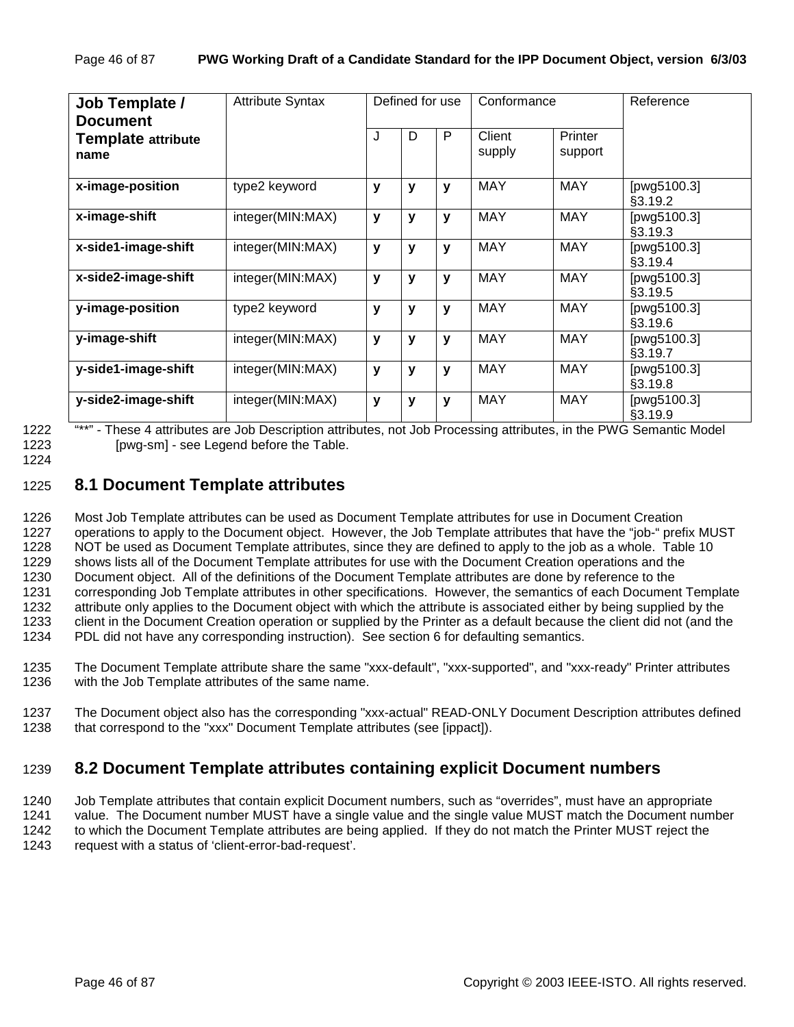| Job Template / Document Template attribute name | Attribute Syntax | Defined for use | | | Conformance | | Reference |
|---|---|---|---|---|---|---|---|
| | | J | D | P | Client supply | Printer support | |
| **x-image-position** | type2 keyword | **y** | **y** | **y** | MAY | MAY | [pwg5100.3] §3.19.2 |
| **x-image-shift** | integer(MIN:MAX) | **y** | **y** | **y** | MAY | MAY | [pwg5100.3] §3.19.3 |
| **x-side1-image-shift** | integer(MIN:MAX) | **y** | **y** | **y** | MAY | MAY | [pwg5100.3] §3.19.4 |
| **x-side2-image-shift** | integer(MIN:MAX) | **y** | **y** | **y** | MAY | MAY | [pwg5100.3] §3.19.5 |
| **y-image-position** | type2 keyword | **y** | **y** | **y** | MAY | MAY | [pwg5100.3] §3.19.6 |
| **y-image-shift** | integer(MIN:MAX) | **y** | **y** | **y** | MAY | MAY | [pwg5100.3] §3.19.7 |
| **y-side1-image-shift** | integer(MIN:MAX) | **y** | **y** | **y** | MAY | MAY | [pwg5100.3] §3.19.8 |
| **y-side2-image-shift** | integer(MIN:MAX) | **y** | **y** | **y** | MAY | MAY | [pwg5100.3] §3.19.9 |

"**" - These 4 attributes are Job Description attributes, not Job Processing attributes, in the PWG Semantic Model [pwg-sm] - see Legend before the Table.

## 8.1 Document Template attributes

Most Job Template attributes can be used as Document Template attributes for use in Document Creation operations to apply to the Document object. However, the Job Template attributes that have the "job-" prefix MUST NOT be used as Document Template attributes, since they are defined to apply to the job as a whole. Table 10 shows lists all of the Document Template attributes for use with the Document Creation operations and the Document object. All of the definitions of the Document Template attributes are done by reference to the corresponding Job Template attributes in other specifications. However, the semantics of each Document Template attribute only applies to the Document object with which the attribute is associated either by being supplied by the client in the Document Creation operation or supplied by the Printer as a default because the client did not (and the PDL did not have any corresponding instruction). See section 6 for defaulting semantics.

The Document Template attribute share the same "xxx-default", "xxx-supported", and "xxx-ready" Printer attributes with the Job Template attributes of the same name.

The Document object also has the corresponding "xxx-actual" READ-ONLY Document Description attributes defined that correspond to the "xxx" Document Template attributes (see [ippact]).

## 8.2 Document Template attributes containing explicit Document numbers

Job Template attributes that contain explicit Document numbers, such as "overrides", must have an appropriate value. The Document number MUST have a single value and the single value MUST match the Document number to which the Document Template attributes are being applied. If they do not match the Printer MUST reject the request with a status of 'client-error-bad-request'.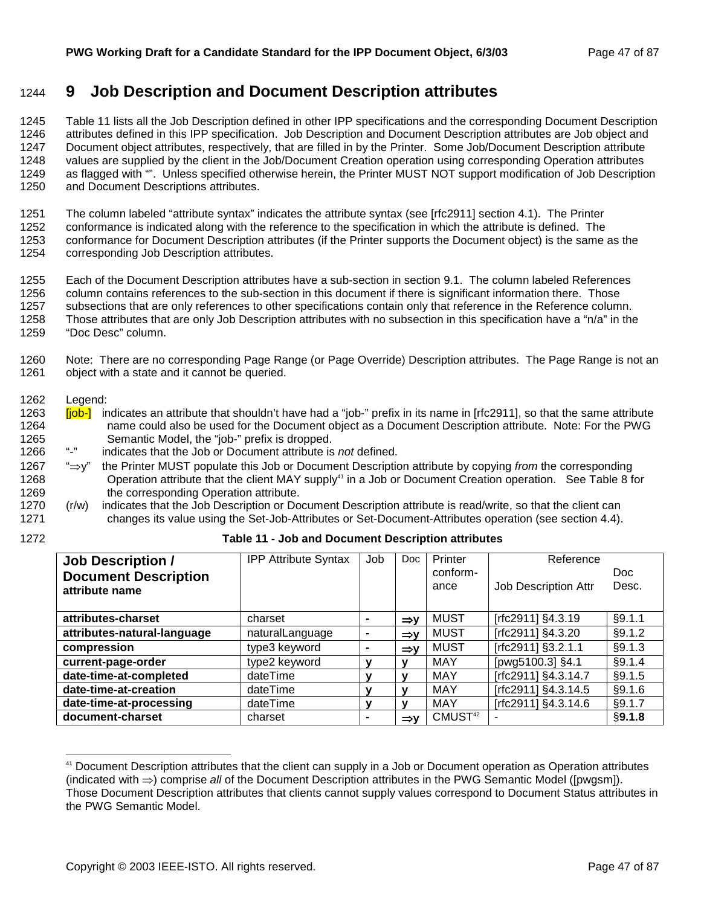# 9 Job Description and Document Description attributes

Table 11 lists all the Job Description defined in other IPP specifications and the corresponding Document Description attributes defined in this IPP specification. Job Description and Document Description attributes are Job object and Document object attributes, respectively, that are filled in by the Printer. Some Job/Document Description attribute values are supplied by the client in the Job/Document Creation operation using corresponding Operation attributes as flagged with "". Unless specified otherwise herein, the Printer MUST NOT support modification of Job Description and Document Descriptions attributes.

The column labeled "attribute syntax" indicates the attribute syntax (see [rfc2911] section 4.1). The Printer conformance is indicated along with the reference to the specification in which the attribute is defined. The conformance for Document Description attributes (if the Printer supports the Document object) is the same as the corresponding Job Description attributes.

Each of the Document Description attributes have a sub-section in section 9.1. The column labeled References column contains references to the sub-section in this document if there is significant information there. Those subsections that are only references to other specifications contain only that reference in the Reference column. Those attributes that are only Job Description attributes with no subsection in this specification have a "n/a" in the "Doc Desc" column.

Note: There are no corresponding Page Range (or Page Override) Description attributes. The Page Range is not an object with a state and it cannot be queried.

Legend:

[job-] indicates an attribute that shouldn't have had a "job-" prefix in its name in [rfc2911], so that the same attribute name could also be used for the Document object as a Document Description attribute. Note: For the PWG Semantic Model, the "job-" prefix is dropped.

"-" indicates that the Job or Document attribute is *not* defined.

"⇒y" the Printer MUST populate this Job or Document Description attribute by copying *from* the corresponding Operation attribute that the client MAY supply[41] in a Job or Document Creation operation. See Table 8 for the corresponding Operation attribute.

(r/w) indicates that the Job Description or Document Description attribute is read/write, so that the client can changes its value using the Set-Job-Attributes or Set-Document-Attributes operation (see section 4.4).

**Table 11 - Job and Document Description attributes**

| **Job Description / Document Description attribute name** | IPP Attribute Syntax | Job | Doc | Printer conform-ance | Reference Job Description Attr | Doc Desc. |
|---|---|---|---|---|---|---|
| **attributes-charset** | charset | **-** | **⇒y** | MUST | [rfc2911] §4.3.19 | §9.1.1 |
| **attributes-natural-language** | naturalLanguage | **-** | **⇒y** | MUST | [rfc2911] §4.3.20 | §9.1.2 |
| **compression** | type3 keyword | **-** | **⇒y** | MUST | [rfc2911] §3.2.1.1 | §9.1.3 |
| **current-page-order** | type2 keyword | **y** | **y** | MAY | [pwg5100.3] §4.1 | §9.1.4 |
| **date-time-at-completed** | dateTime | **y** | **y** | MAY | [rfc2911] §4.3.14.7 | §9.1.5 |
| **date-time-at-creation** | dateTime | **y** | **y** | MAY | [rfc2911] §4.3.14.5 | §9.1.6 |
| **date-time-at-processing** | dateTime | **y** | **y** | MAY | [rfc2911] §4.3.14.6 | §9.1.7 |
| **document-charset** | charset | **-** | **⇒y** | CMUST[42] | - | §**9.1.8** |

---

[41] Document Description attributes that the client can supply in a Job or Document operation as Operation attributes (indicated with ⇒) comprise *all* of the Document Description attributes in the PWG Semantic Model ([pwgsm]). Those Document Description attributes that clients cannot supply values correspond to Document Status attributes in the PWG Semantic Model.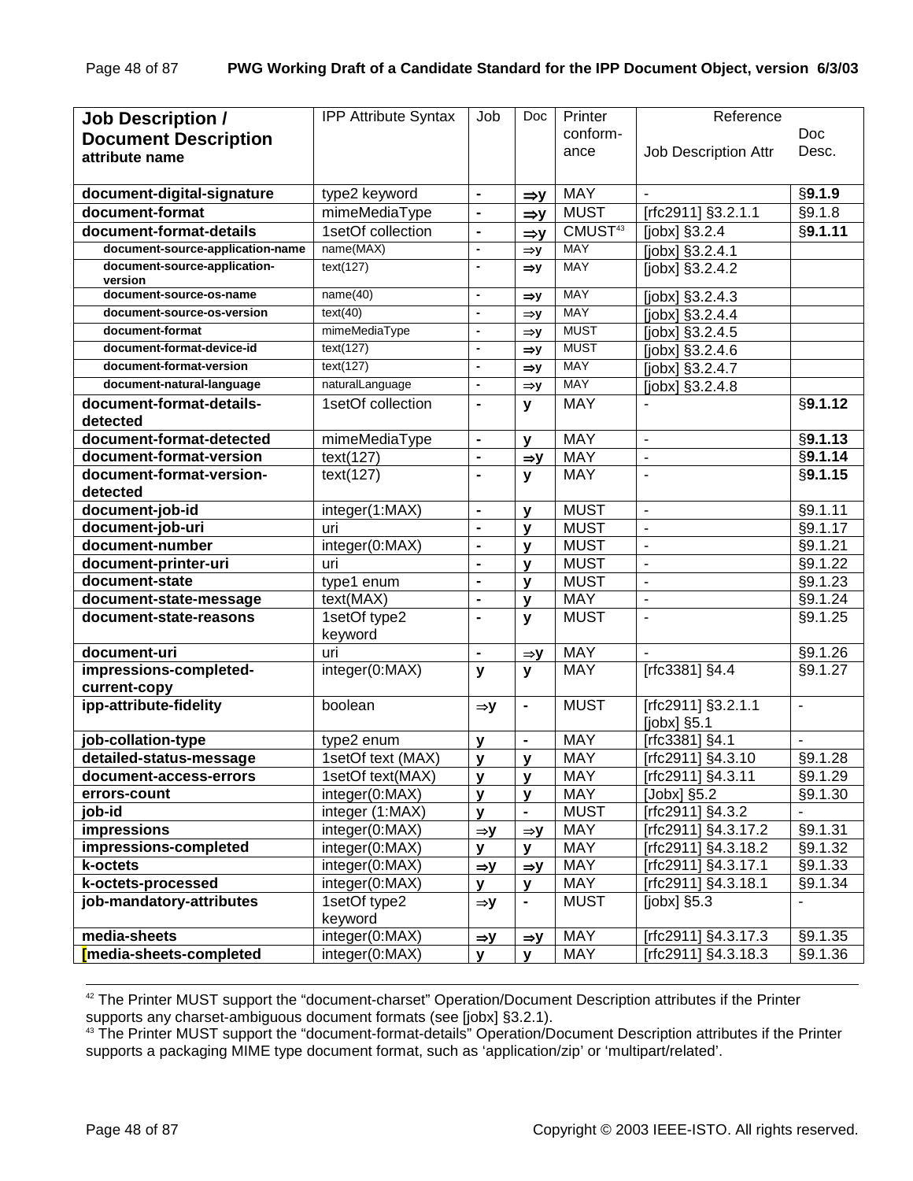| **Job Description / Document Description attribute name** | IPP Attribute Syntax | Job | Doc | Printer conform-ance | Reference Job Description Attr | Doc Desc. |
|---|---|---|---|---|---|---|
| **document-digital-signature** | type2 keyword | **-** | **⇒y** | MAY | - | §**9.1.9** |
| **document-format** | mimeMediaType | **-** | **⇒y** | MUST | [rfc2911] §3.2.1.1 | §9.1.8 |
| **document-format-details** | 1setOf collection | **-** | **⇒y** | CMUST[43] | [jobx] §3.2.4 | §**9.1.11** |
| **document-source-application-name** | name(MAX) | - | ⇒y | MAY | [jobx] §3.2.4.1 | |
| **document-source-application-version** | text(127) | - | **⇒y** | MAY | [jobx] §3.2.4.2 | |
| **document-source-os-name** | name(40) | - | **⇒y** | MAY | [jobx] §3.2.4.3 | |
| **document-source-os-version** | text(40) | - | ⇒y | MAY | [jobx] §3.2.4.4 | |
| **document-format** | mimeMediaType | - | ⇒y | MUST | [jobx] §3.2.4.5 | |
| **document-format-device-id** | text(127) | - | **⇒y** | MUST | [jobx] §3.2.4.6 | |
| **document-format-version** | text(127) | - | **⇒y** | MAY | [jobx] §3.2.4.7 | |
| **document-natural-language** | naturalLanguage | - | ⇒y | MAY | [jobx] §3.2.4.8 | |
| **document-format-details-detected** | 1setOf collection | **-** | **y** | MAY | - | §**9.1.12** |
| **document-format-detected** | mimeMediaType | **-** | **y** | MAY | - | §**9.1.13** |
| **document-format-version** | text(127) | **-** | **⇒y** | MAY | - | §**9.1.14** |
| **document-format-version-detected** | text(127) | **-** | **y** | MAY | - | §**9.1.15** |
| **document-job-id** | integer(1:MAX) | **-** | **y** | MUST | - | §9.1.11 |
| **document-job-uri** | uri | **-** | **y** | MUST | - | §9.1.17 |
| **document-number** | integer(0:MAX) | **-** | **y** | MUST | - | §9.1.21 |
| **document-printer-uri** | uri | **-** | **y** | MUST | - | §9.1.22 |
| **document-state** | type1 enum | **-** | **y** | MUST | - | §9.1.23 |
| **document-state-message** | text(MAX) | **-** | **y** | MAY | - | §9.1.24 |
| **document-state-reasons** | 1setOf type2 keyword | **-** | **y** | MUST | - | §9.1.25 |
| **document-uri** | uri | **-** | **⇒y** | MAY | - | §9.1.26 |
| **impressions-completed-current-copy** | integer(0:MAX) | **y** | **y** | MAY | [rfc3381] §4.4 | §9.1.27 |
| **ipp-attribute-fidelity** | boolean | **⇒y** | **-** | MUST | [rfc2911] §3.2.1.1 [jobx] §5.1 | - |
| **job-collation-type** | type2 enum | **y** | **-** | MAY | [rfc3381] §4.1 | - |
| **detailed-status-message** | 1setOf text (MAX) | **y** | **y** | MAY | [rfc2911] §4.3.10 | §9.1.28 |
| **document-access-errors** | 1setOf text(MAX) | **y** | **y** | MAY | [rfc2911] §4.3.11 | §9.1.29 |
| **errors-count** | integer(0:MAX) | **y** | **y** | MAY | [Jobx] §5.2 | §9.1.30 |
| **job-id** | integer (1:MAX) | **y** | **-** | MUST | [rfc2911] §4.3.2 | - |
| **impressions** | integer(0:MAX) | **⇒y** | **⇒y** | MAY | [rfc2911] §4.3.17.2 | §9.1.31 |
| **impressions-completed** | integer(0:MAX) | **y** | **y** | MAY | [rfc2911] §4.3.18.2 | §9.1.32 |
| **k-octets** | integer(0:MAX) | **⇒y** | **⇒y** | MAY | [rfc2911] §4.3.17.1 | §9.1.33 |
| **k-octets-processed** | integer(0:MAX) | **y** | **y** | MAY | [rfc2911] §4.3.18.1 | §9.1.34 |
| **job-mandatory-attributes** | 1setOf type2 keyword | **⇒y** | **-** | MUST | [jobx] §5.3 | - |
| **media-sheets** | integer(0:MAX) | **⇒y** | **⇒y** | MAY | [rfc2911] §4.3.17.3 | §9.1.35 |
| **[media-sheets-completed** | integer(0:MAX) | **y** | **y** | MAY | [rfc2911] §4.3.18.3 | §9.1.36 |

[42] The Printer MUST support the “document-charset” Operation/Document Description attributes if the Printer supports any charset-ambiguous document formats (see [jobx] §3.2.1).

[43] The Printer MUST support the “document-format-details” Operation/Document Description attributes if the Printer supports a packaging MIME type document format, such as ‘application/zip’ or ‘multipart/related’.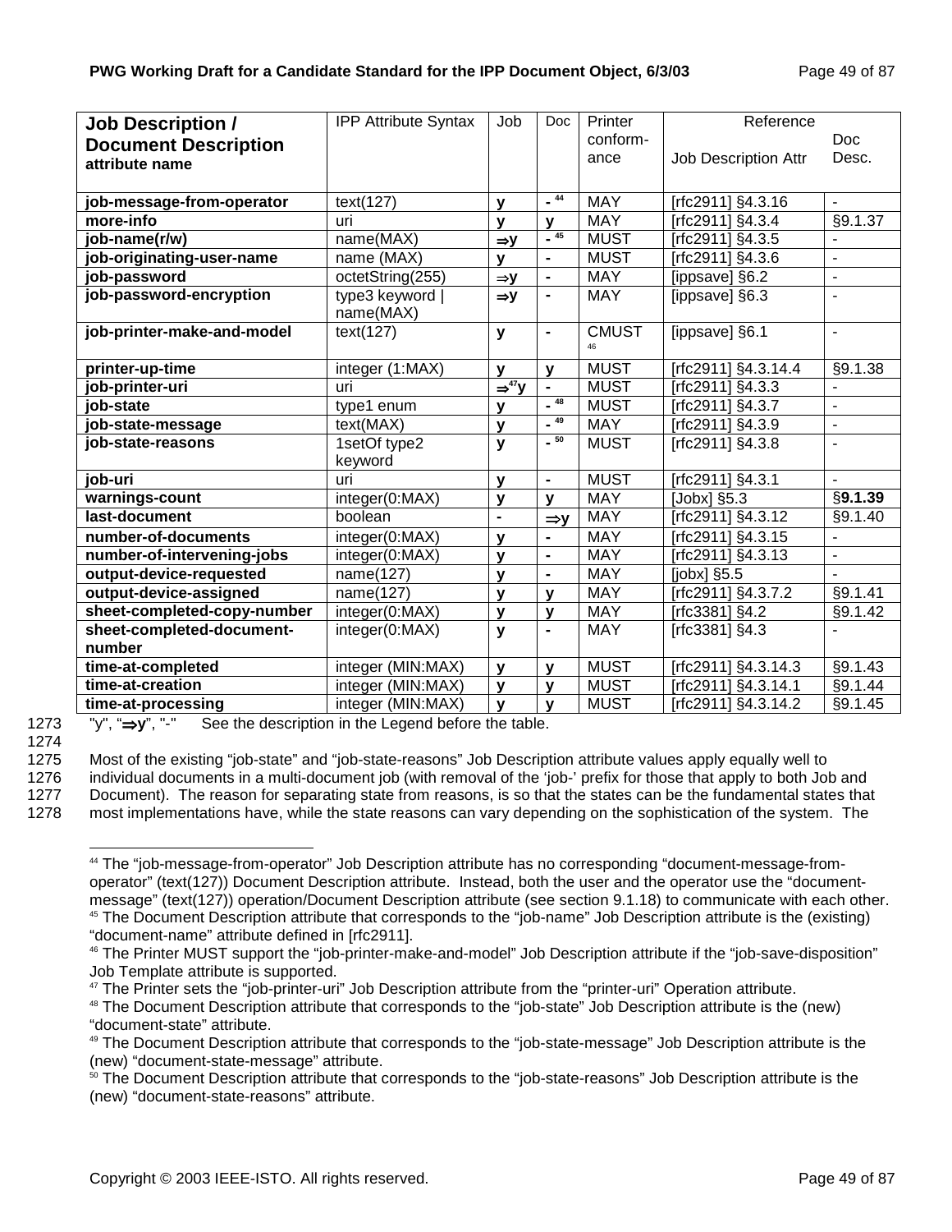| **Job Description / Document Description attribute name** | IPP Attribute Syntax | Job | Doc | Printer conform-ance | Reference Job Description Attr | Doc Desc. |
|---|---|---|---|---|---|---|
| **job-message-from-operator** | text(127) | **y** | **-** [44] | MAY | [rfc2911] §4.3.16 | - |
| **more-info** | uri | **y** | **y** | MAY | [rfc2911] §4.3.4 | §9.1.37 |
| **job-name(r/w)** | name(MAX) | **⇒y** | **-** [45] | MUST | [rfc2911] §4.3.5 | - |
| **job-originating-user-name** | name (MAX) | **y** | **-** | MUST | [rfc2911] §4.3.6 | - |
| **job-password** | octetString(255) | **⇒y** | **-** | MAY | [ippsave] §6.2 | - |
| **job-password-encryption** | type3 keyword \| name(MAX) | **⇒y** | **-** | MAY | [ippsave] §6.3 | - |
| **job-printer-make-and-model** | text(127) | **y** | **-** | CMUST [46] | [ippsave] §6.1 | - |
| **printer-up-time** | integer (1:MAX) | **y** | **y** | MUST | [rfc2911] §4.3.14.4 | §9.1.38 |
| **job-printer-uri** | uri | **⇒**[47]**y** | **-** | MUST | [rfc2911] §4.3.3 | - |
| **job-state** | type1 enum | **y** | **-** [48] | MUST | [rfc2911] §4.3.7 | - |
| **job-state-message** | text(MAX) | **y** | **-** [49] | MAY | [rfc2911] §4.3.9 | - |
| **job-state-reasons** | 1setOf type2 keyword | **y** | **-** [50] | MUST | [rfc2911] §4.3.8 | - |
| **job-uri** | uri | **y** | **-** | MUST | [rfc2911] §4.3.1 | - |
| **warnings-count** | integer(0:MAX) | **y** | **y** | MAY | [Jobx] §5.3 | §**9.1.39** |
| **last-document** | boolean | **-** | **⇒y** | MAY | [rfc2911] §4.3.12 | §9.1.40 |
| **number-of-documents** | integer(0:MAX) | **y** | **-** | MAY | [rfc2911] §4.3.15 | - |
| **number-of-intervening-jobs** | integer(0:MAX) | **y** | **-** | MAY | [rfc2911] §4.3.13 | - |
| **output-device-requested** | name(127) | **y** | **-** | MAY | [jobx] §5.5 | - |
| **output-device-assigned** | name(127) | **y** | **y** | MAY | [rfc2911] §4.3.7.2 | §9.1.41 |
| **sheet-completed-copy-number** | integer(0:MAX) | **y** | **y** | MAY | [rfc3381] §4.2 | §9.1.42 |
| **sheet-completed-document-number** | integer(0:MAX) | **y** | **-** | MAY | [rfc3381] §4.3 | - |
| **time-at-completed** | integer (MIN:MAX) | **y** | **y** | MUST | [rfc2911] §4.3.14.3 | §9.1.43 |
| **time-at-creation** | integer (MIN:MAX) | **y** | **y** | MUST | [rfc2911] §4.3.14.1 | §9.1.44 |
| **time-at-processing** | integer (MIN:MAX) | **y** | **y** | MUST | [rfc2911] §4.3.14.2 | §9.1.45 |

1273 "y", "**⇒y**", "-" See the description in the Legend before the table.

1274

1275 Most of the existing "job-state" and "job-state-reasons" Job Description attribute values apply equally well to
1276 individual documents in a multi-document job (with removal of the 'job-' prefix for those that apply to both Job and
1277 Document). The reason for separating state from reasons, is so that the states can be the fundamental states that
1278 most implementations have, while the state reasons can vary depending on the sophistication of the system. The

---

[44] The "job-message-from-operator" Job Description attribute has no corresponding "document-message-from-operator" (text(127)) Document Description attribute. Instead, both the user and the operator use the "document-message" (text(127)) operation/Document Description attribute (see section 9.1.18) to communicate with each other.

[45] The Document Description attribute that corresponds to the "job-name" Job Description attribute is the (existing) "document-name" attribute defined in [rfc2911].

[46] The Printer MUST support the "job-printer-make-and-model" Job Description attribute if the "job-save-disposition" Job Template attribute is supported.

[47] The Printer sets the "job-printer-uri" Job Description attribute from the "printer-uri" Operation attribute.

[48] The Document Description attribute that corresponds to the "job-state" Job Description attribute is the (new) "document-state" attribute.

[49] The Document Description attribute that corresponds to the "job-state-message" Job Description attribute is the (new) "document-state-message" attribute.

[50] The Document Description attribute that corresponds to the "job-state-reasons" Job Description attribute is the (new) "document-state-reasons" attribute.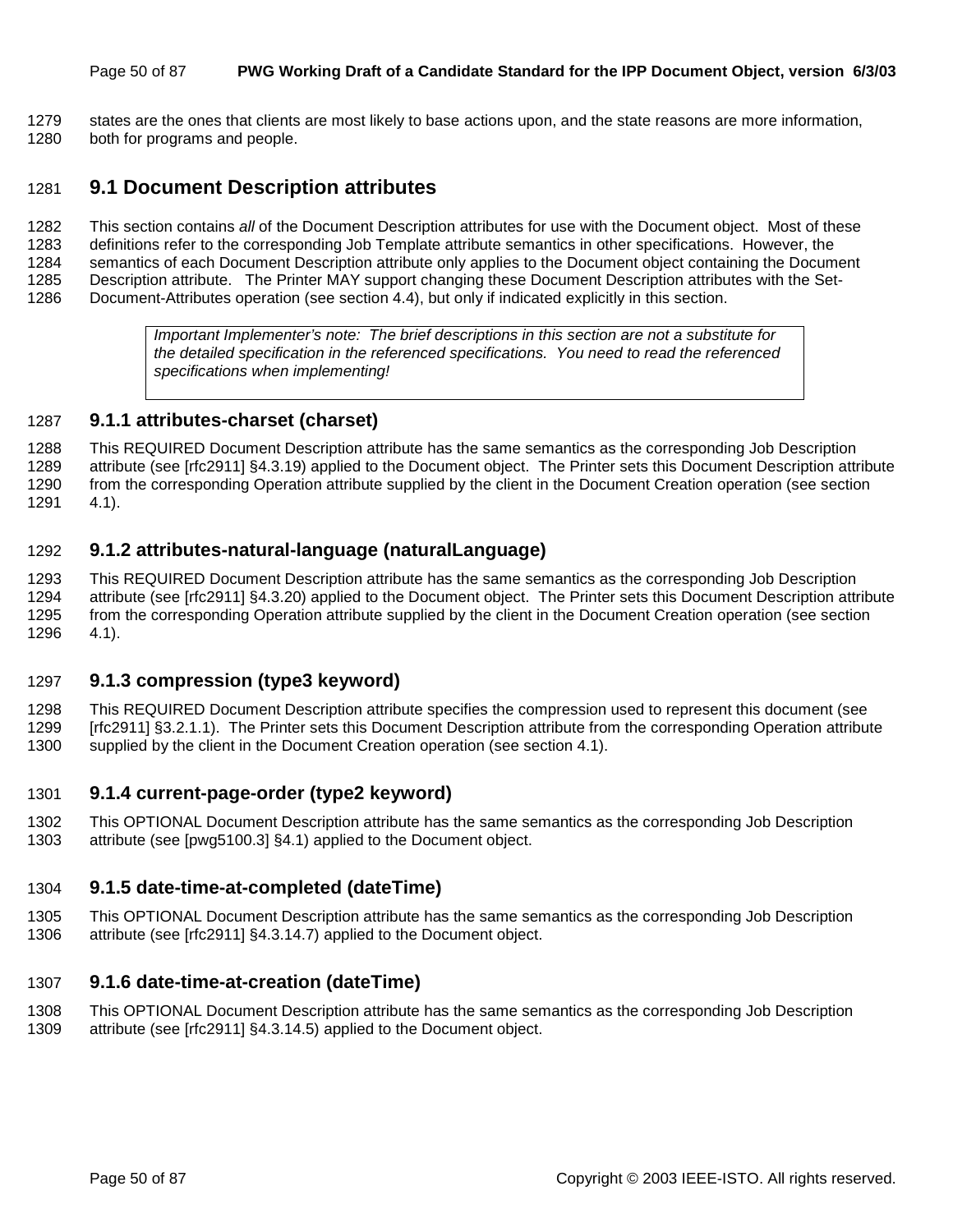states are the ones that clients are most likely to base actions upon, and the state reasons are more information, both for programs and people.

## 9.1 Document Description attributes

This section contains *all* of the Document Description attributes for use with the Document object. Most of these definitions refer to the corresponding Job Template attribute semantics in other specifications. However, the semantics of each Document Description attribute only applies to the Document object containing the Document Description attribute. The Printer MAY support changing these Document Description attributes with the Set-Document-Attributes operation (see section 4.4), but only if indicated explicitly in this section.

> *Important Implementer's note: The brief descriptions in this section are not a substitute for the detailed specification in the referenced specifications. You need to read the referenced specifications when implementing!*

### 9.1.1 attributes-charset (charset)

This REQUIRED Document Description attribute has the same semantics as the corresponding Job Description attribute (see [rfc2911] §4.3.19) applied to the Document object. The Printer sets this Document Description attribute from the corresponding Operation attribute supplied by the client in the Document Creation operation (see section 4.1).

### 9.1.2 attributes-natural-language (naturalLanguage)

This REQUIRED Document Description attribute has the same semantics as the corresponding Job Description attribute (see [rfc2911] §4.3.20) applied to the Document object. The Printer sets this Document Description attribute from the corresponding Operation attribute supplied by the client in the Document Creation operation (see section 4.1).

### 9.1.3 compression (type3 keyword)

This REQUIRED Document Description attribute specifies the compression used to represent this document (see [rfc2911] §3.2.1.1). The Printer sets this Document Description attribute from the corresponding Operation attribute supplied by the client in the Document Creation operation (see section 4.1).

### 9.1.4 current-page-order (type2 keyword)

This OPTIONAL Document Description attribute has the same semantics as the corresponding Job Description attribute (see [pwg5100.3] §4.1) applied to the Document object.

### 9.1.5 date-time-at-completed (dateTime)

This OPTIONAL Document Description attribute has the same semantics as the corresponding Job Description attribute (see [rfc2911] §4.3.14.7) applied to the Document object.

### 9.1.6 date-time-at-creation (dateTime)

This OPTIONAL Document Description attribute has the same semantics as the corresponding Job Description attribute (see [rfc2911] §4.3.14.5) applied to the Document object.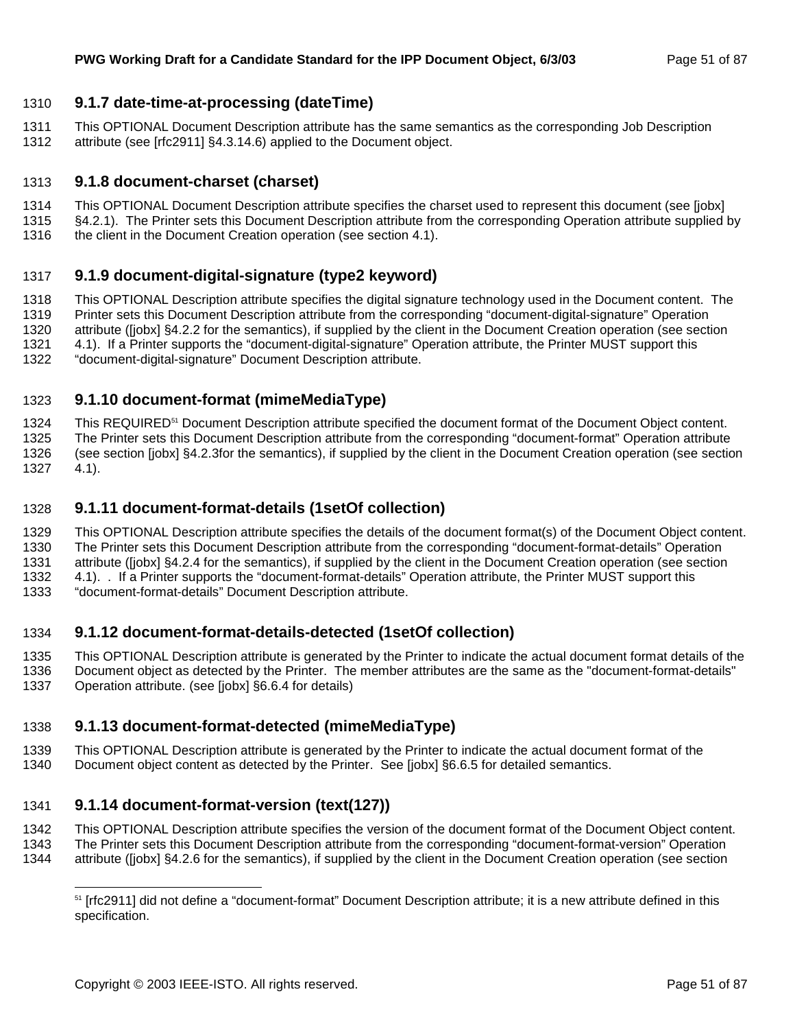### 9.1.7 date-time-at-processing (dateTime)

This OPTIONAL Document Description attribute has the same semantics as the corresponding Job Description attribute (see [rfc2911] §4.3.14.6) applied to the Document object.

### 9.1.8 document-charset (charset)

This OPTIONAL Document Description attribute specifies the charset used to represent this document (see [jobx] §4.2.1). The Printer sets this Document Description attribute from the corresponding Operation attribute supplied by the client in the Document Creation operation (see section 4.1).

### 9.1.9 document-digital-signature (type2 keyword)

This OPTIONAL Description attribute specifies the digital signature technology used in the Document content. The Printer sets this Document Description attribute from the corresponding "document-digital-signature" Operation attribute ([jobx] §4.2.2 for the semantics), if supplied by the client in the Document Creation operation (see section 4.1). If a Printer supports the "document-digital-signature" Operation attribute, the Printer MUST support this "document-digital-signature" Document Description attribute.

### 9.1.10 document-format (mimeMediaType)

This REQUIRED[51] Document Description attribute specified the document format of the Document Object content. The Printer sets this Document Description attribute from the corresponding "document-format" Operation attribute (see section [jobx] §4.2.3for the semantics), if supplied by the client in the Document Creation operation (see section 4.1).

### 9.1.11 document-format-details (1setOf collection)

This OPTIONAL Description attribute specifies the details of the document format(s) of the Document Object content. The Printer sets this Document Description attribute from the corresponding "document-format-details" Operation attribute ([jobx] §4.2.4 for the semantics), if supplied by the client in the Document Creation operation (see section 4.1). . If a Printer supports the "document-format-details" Operation attribute, the Printer MUST support this "document-format-details" Document Description attribute.

### 9.1.12 document-format-details-detected (1setOf collection)

This OPTIONAL Description attribute is generated by the Printer to indicate the actual document format details of the Document object as detected by the Printer. The member attributes are the same as the "document-format-details" Operation attribute. (see [jobx] §6.6.4 for details)

### 9.1.13 document-format-detected (mimeMediaType)

This OPTIONAL Description attribute is generated by the Printer to indicate the actual document format of the Document object content as detected by the Printer. See [jobx] §6.6.5 for detailed semantics.

### 9.1.14 document-format-version (text(127))

This OPTIONAL Description attribute specifies the version of the document format of the Document Object content. The Printer sets this Document Description attribute from the corresponding "document-format-version" Operation attribute ([jobx] §4.2.6 for the semantics), if supplied by the client in the Document Creation operation (see section

[51] [rfc2911] did not define a "document-format" Document Description attribute; it is a new attribute defined in this specification.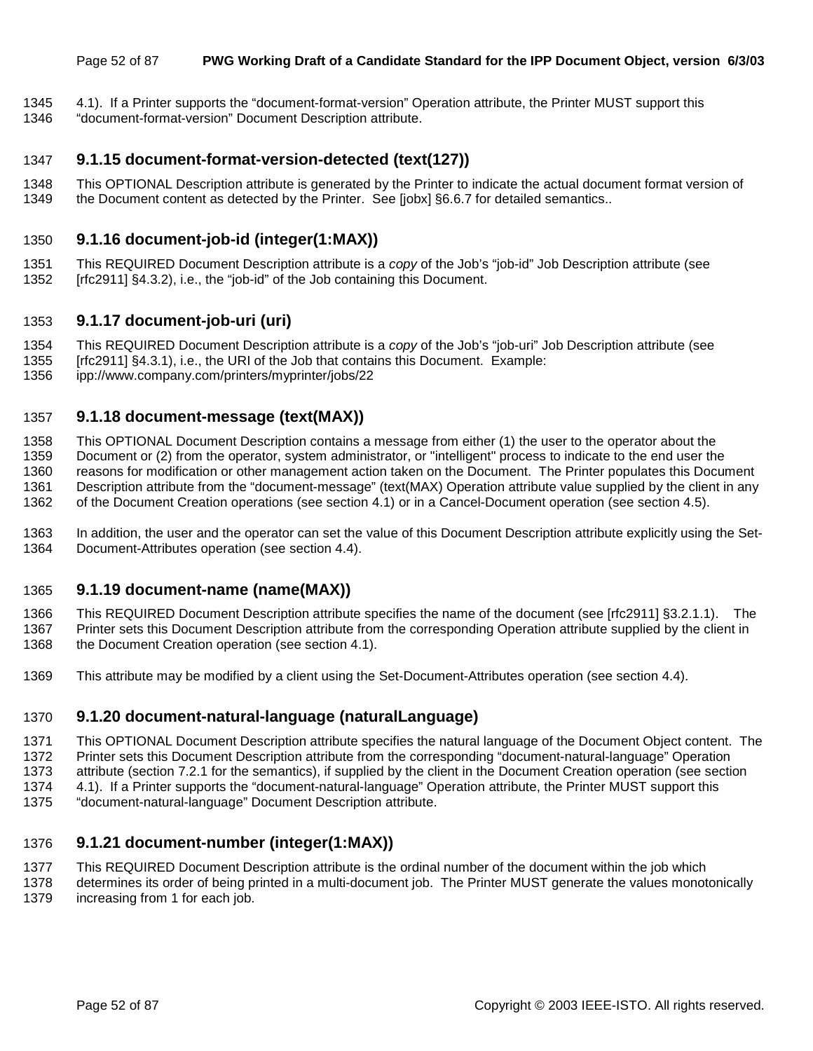4.1). If a Printer supports the "document-format-version" Operation attribute, the Printer MUST support this "document-format-version" Document Description attribute.

### 9.1.15 document-format-version-detected (text(127))

This OPTIONAL Description attribute is generated by the Printer to indicate the actual document format version of the Document content as detected by the Printer. See [jobx] §6.6.7 for detailed semantics..

### 9.1.16 document-job-id (integer(1:MAX))

This REQUIRED Document Description attribute is a *copy* of the Job's "job-id" Job Description attribute (see [rfc2911] §4.3.2), i.e., the "job-id" of the Job containing this Document.

### 9.1.17 document-job-uri (uri)

This REQUIRED Document Description attribute is a *copy* of the Job's "job-uri" Job Description attribute (see [rfc2911] §4.3.1), i.e., the URI of the Job that contains this Document. Example: ipp://www.company.com/printers/myprinter/jobs/22

### 9.1.18 document-message (text(MAX))

This OPTIONAL Document Description contains a message from either (1) the user to the operator about the Document or (2) from the operator, system administrator, or "intelligent" process to indicate to the end user the reasons for modification or other management action taken on the Document. The Printer populates this Document Description attribute from the "document-message" (text(MAX) Operation attribute value supplied by the client in any of the Document Creation operations (see section 4.1) or in a Cancel-Document operation (see section 4.5).

In addition, the user and the operator can set the value of this Document Description attribute explicitly using the Set-Document-Attributes operation (see section 4.4).

### 9.1.19 document-name (name(MAX))

This REQUIRED Document Description attribute specifies the name of the document (see [rfc2911] §3.2.1.1). The Printer sets this Document Description attribute from the corresponding Operation attribute supplied by the client in the Document Creation operation (see section 4.1).

This attribute may be modified by a client using the Set-Document-Attributes operation (see section 4.4).

### 9.1.20 document-natural-language (naturalLanguage)

This OPTIONAL Document Description attribute specifies the natural language of the Document Object content. The Printer sets this Document Description attribute from the corresponding "document-natural-language" Operation attribute (section 7.2.1 for the semantics), if supplied by the client in the Document Creation operation (see section 4.1). If a Printer supports the "document-natural-language" Operation attribute, the Printer MUST support this "document-natural-language" Document Description attribute.

### 9.1.21 document-number (integer(1:MAX))

This REQUIRED Document Description attribute is the ordinal number of the document within the job which determines its order of being printed in a multi-document job. The Printer MUST generate the values monotonically increasing from 1 for each job.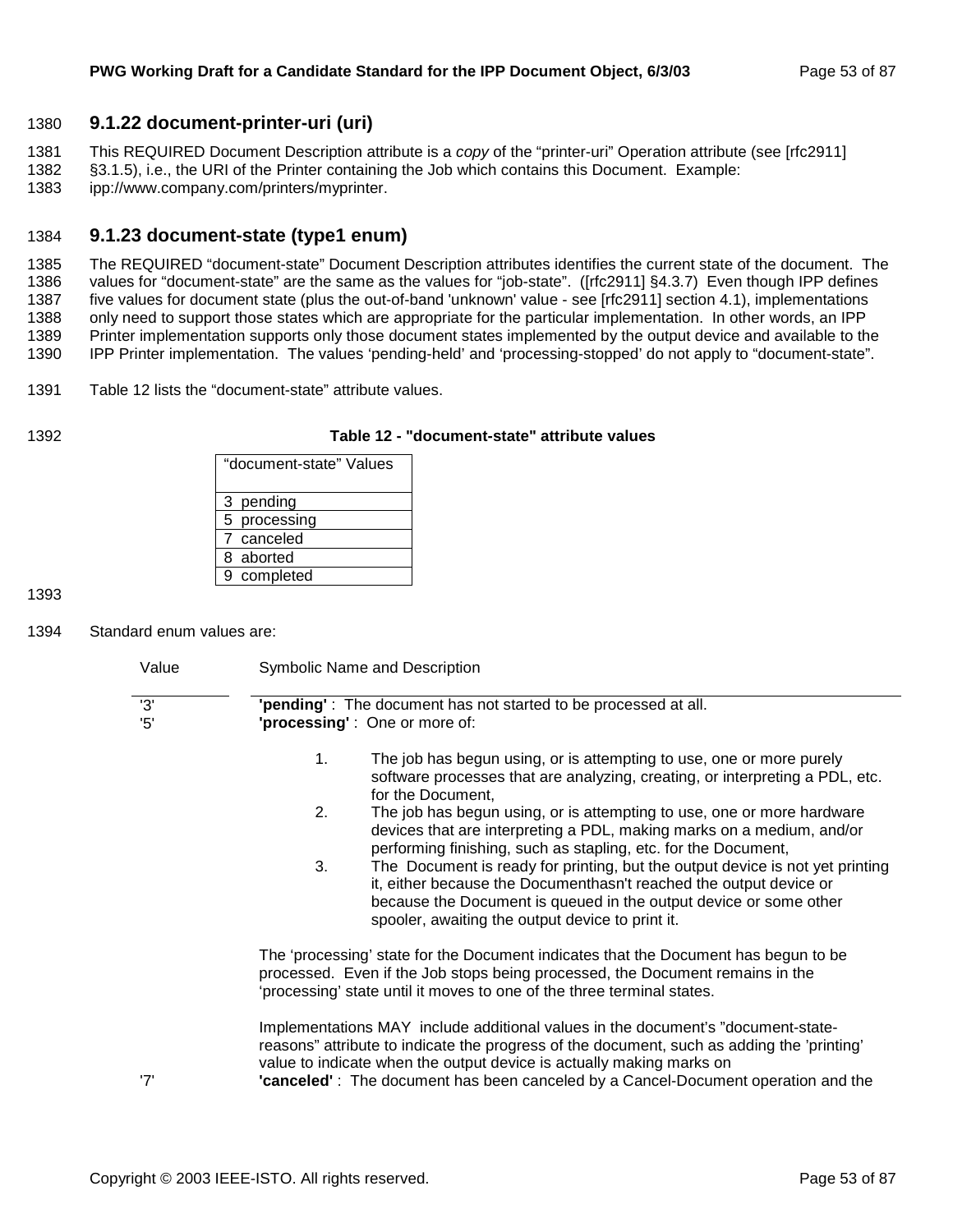### 9.1.22 document-printer-uri (uri)

This REQUIRED Document Description attribute is a *copy* of the “printer-uri” Operation attribute (see [rfc2911] §3.1.5), i.e., the URI of the Printer containing the Job which contains this Document. Example: ipp://www.company.com/printers/myprinter.

### 9.1.23 document-state (type1 enum)

The REQUIRED “document-state” Document Description attributes identifies the current state of the document. The values for “document-state” are the same as the values for “job-state”. ([rfc2911] §4.3.7) Even though IPP defines five values for document state (plus the out-of-band 'unknown' value - see [rfc2911] section 4.1), implementations only need to support those states which are appropriate for the particular implementation. In other words, an IPP Printer implementation supports only those document states implemented by the output device and available to the IPP Printer implementation. The values ‘pending-held’ and ‘processing-stopped’ do not apply to “document-state”.

Table 12 lists the “document-state” attribute values.

**Table 12 - "document-state" attribute values**

| “document-state” Values |
|---|
| 3 pending |
| 5 processing |
| 7 canceled |
| 8 aborted |
| 9 completed |

Standard enum values are:

| Value | Symbolic Name and Description |
|---|---|
| '3' | **'pending'** : The document has not started to be processed at all. |
| '5' | **'processing'** : One or more of: |

1. The job has begun using, or is attempting to use, one or more purely software processes that are analyzing, creating, or interpreting a PDL, etc. for the Document,
2. The job has begun using, or is attempting to use, one or more hardware devices that are interpreting a PDL, making marks on a medium, and/or performing finishing, such as stapling, etc. for the Document,
3. The Document is ready for printing, but the output device is not yet printing it, either because the Documenthasn't reached the output device or because the Document is queued in the output device or some other spooler, awaiting the output device to print it.

The ‘processing’ state for the Document indicates that the Document has begun to be processed. Even if the Job stops being processed, the Document remains in the ‘processing’ state until it moves to one of the three terminal states.

Implementations MAY include additional values in the document’s ”document-state-reasons” attribute to indicate the progress of the document, such as adding the ’printing’ value to indicate when the output device is actually making marks on

'7' **'canceled'** : The document has been canceled by a Cancel-Document operation and the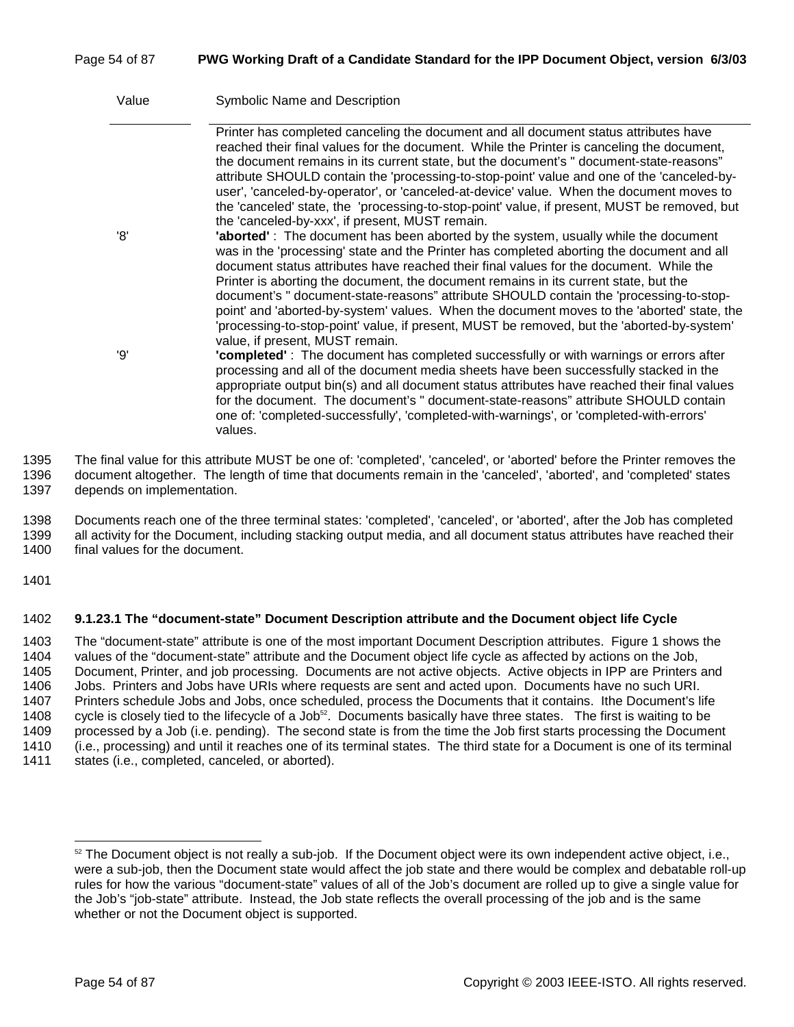| Value | Symbolic Name and Description |
|---|---|
| | Printer has completed canceling the document and all document status attributes have reached their final values for the document. While the Printer is canceling the document, the document remains in its current state, but the document's " document-state-reasons" attribute SHOULD contain the 'processing-to-stop-point' value and one of the 'canceled-by-user', 'canceled-by-operator', or 'canceled-at-device' value. When the document moves to the 'canceled' state, the 'processing-to-stop-point' value, if present, MUST be removed, but the 'canceled-by-xxx', if present, MUST remain. |
| '8' | **'aborted'** : The document has been aborted by the system, usually while the document was in the 'processing' state and the Printer has completed aborting the document and all document status attributes have reached their final values for the document. While the Printer is aborting the document, the document remains in its current state, but the document's " document-state-reasons" attribute SHOULD contain the 'processing-to-stop-point' and 'aborted-by-system' values. When the document moves to the 'aborted' state, the 'processing-to-stop-point' value, if present, MUST be removed, but the 'aborted-by-system' value, if present, MUST remain. |
| '9' | **'completed'** : The document has completed successfully or with warnings or errors after processing and all of the document media sheets have been successfully stacked in the appropriate output bin(s) and all document status attributes have reached their final values for the document. The document's " document-state-reasons" attribute SHOULD contain one of: 'completed-successfully', 'completed-with-warnings', or 'completed-with-errors' values. |

1395 The final value for this attribute MUST be one of: 'completed', 'canceled', or 'aborted' before the Printer removes the
1396 document altogether. The length of time that documents remain in the 'canceled', 'aborted', and 'completed' states
1397 depends on implementation.

1398 Documents reach one of the three terminal states: 'completed', 'canceled', or 'aborted', after the Job has completed
1399 all activity for the Document, including stacking output media, and all document status attributes have reached their
1400 final values for the document.

1401

#### 1402 9.1.23.1 The "document-state" Document Description attribute and the Document object life Cycle

1403 The "document-state" attribute is one of the most important Document Description attributes. Figure 1 shows the
1404 values of the "document-state" attribute and the Document object life cycle as affected by actions on the Job,
1405 Document, Printer, and job processing. Documents are not active objects. Active objects in IPP are Printers and
1406 Jobs. Printers and Jobs have URIs where requests are sent and acted upon. Documents have no such URI.
1407 Printers schedule Jobs and Jobs, once scheduled, process the Documents that it contains. Ithe Document's life
1408 cycle is closely tied to the lifecycle of a Job[52]. Documents basically have three states. The first is waiting to be
1409 processed by a Job (i.e. pending). The second state is from the time the Job first starts processing the Document
1410 (i.e., processing) and until it reaches one of its terminal states. The third state for a Document is one of its terminal
1411 states (i.e., completed, canceled, or aborted).

---

[52] The Document object is not really a sub-job. If the Document object were its own independent active object, i.e., were a sub-job, then the Document state would affect the job state and there would be complex and debatable roll-up rules for how the various "document-state" values of all of the Job's document are rolled up to give a single value for the Job's "job-state" attribute. Instead, the Job state reflects the overall processing of the job and is the same whether or not the Document object is supported.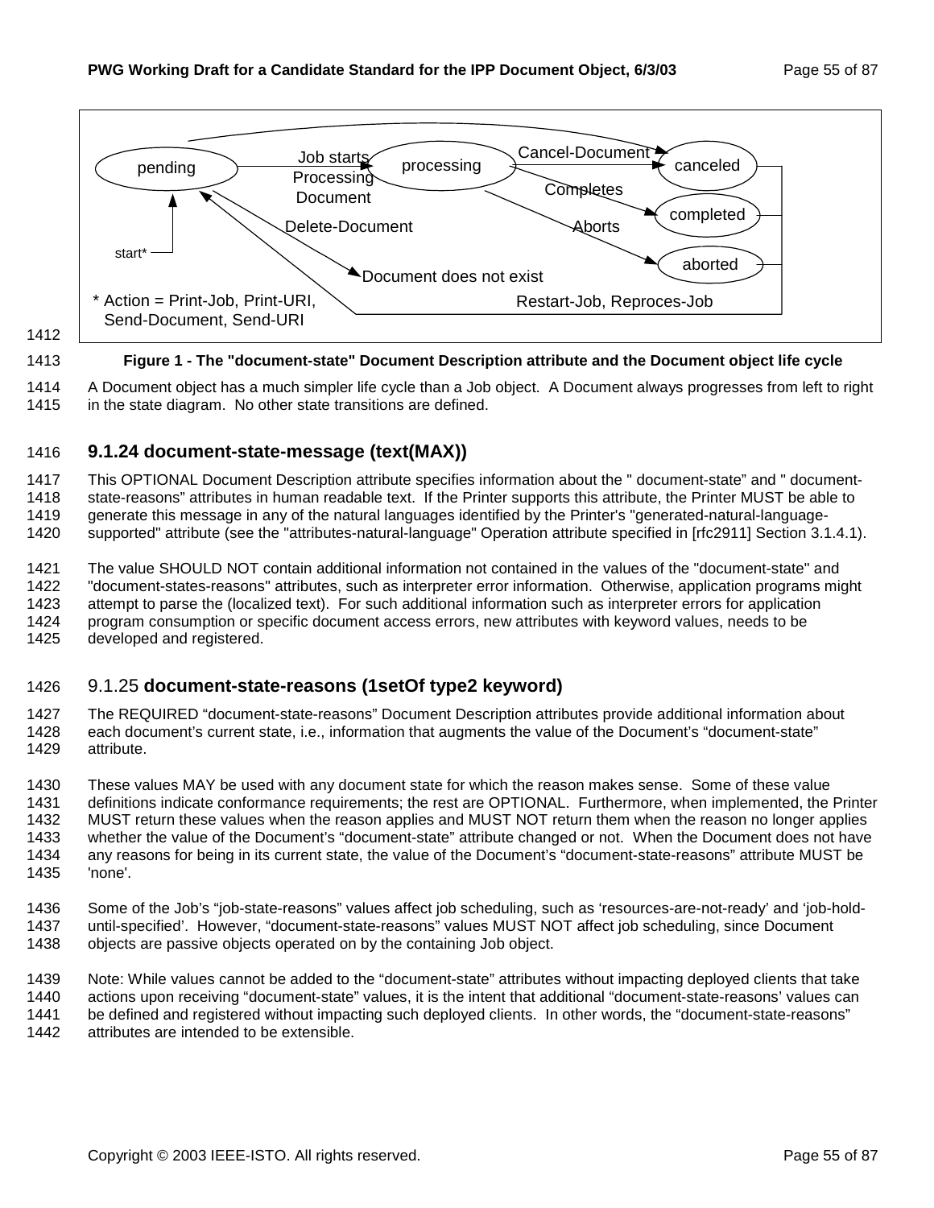pending → (Job starts Processing Document) → processing → (Cancel-Document) → canceled

processing → (Completes) → completed

processing → (Aborts) → aborted

pending → canceled

pending → (Delete-Document) → Document does not exist

canceled, completed, aborted → (Restart-Job, Reproces-Job) → pending

start* → pending

\* Action = Print-Job, Print-URI, Send-Document, Send-URI

**Figure 1 - The "document-state" Document Description attribute and the Document object life cycle**

A Document object has a much simpler life cycle than a Job object. A Document always progresses from left to right in the state diagram. No other state transitions are defined.

### 9.1.24 document-state-message (text(MAX))

This OPTIONAL Document Description attribute specifies information about the " document-state" and " document-state-reasons" attributes in human readable text. If the Printer supports this attribute, the Printer MUST be able to generate this message in any of the natural languages identified by the Printer's "generated-natural-language-supported" attribute (see the "attributes-natural-language" Operation attribute specified in [rfc2911] Section 3.1.4.1).

The value SHOULD NOT contain additional information not contained in the values of the "document-state" and "document-states-reasons" attributes, such as interpreter error information. Otherwise, application programs might attempt to parse the (localized text). For such additional information such as interpreter errors for application program consumption or specific document access errors, new attributes with keyword values, needs to be developed and registered.

### 9.1.25 document-state-reasons (1setOf type2 keyword)

The REQUIRED "document-state-reasons" Document Description attributes provide additional information about each document's current state, i.e., information that augments the value of the Document's "document-state" attribute.

These values MAY be used with any document state for which the reason makes sense. Some of these value definitions indicate conformance requirements; the rest are OPTIONAL. Furthermore, when implemented, the Printer MUST return these values when the reason applies and MUST NOT return them when the reason no longer applies whether the value of the Document's "document-state" attribute changed or not. When the Document does not have any reasons for being in its current state, the value of the Document's "document-state-reasons" attribute MUST be 'none'.

Some of the Job's "job-state-reasons" values affect job scheduling, such as 'resources-are-not-ready' and 'job-hold-until-specified'. However, "document-state-reasons" values MUST NOT affect job scheduling, since Document objects are passive objects operated on by the containing Job object.

Note: While values cannot be added to the "document-state" attributes without impacting deployed clients that take actions upon receiving "document-state" values, it is the intent that additional "document-state-reasons' values can be defined and registered without impacting such deployed clients. In other words, the "document-state-reasons" attributes are intended to be extensible.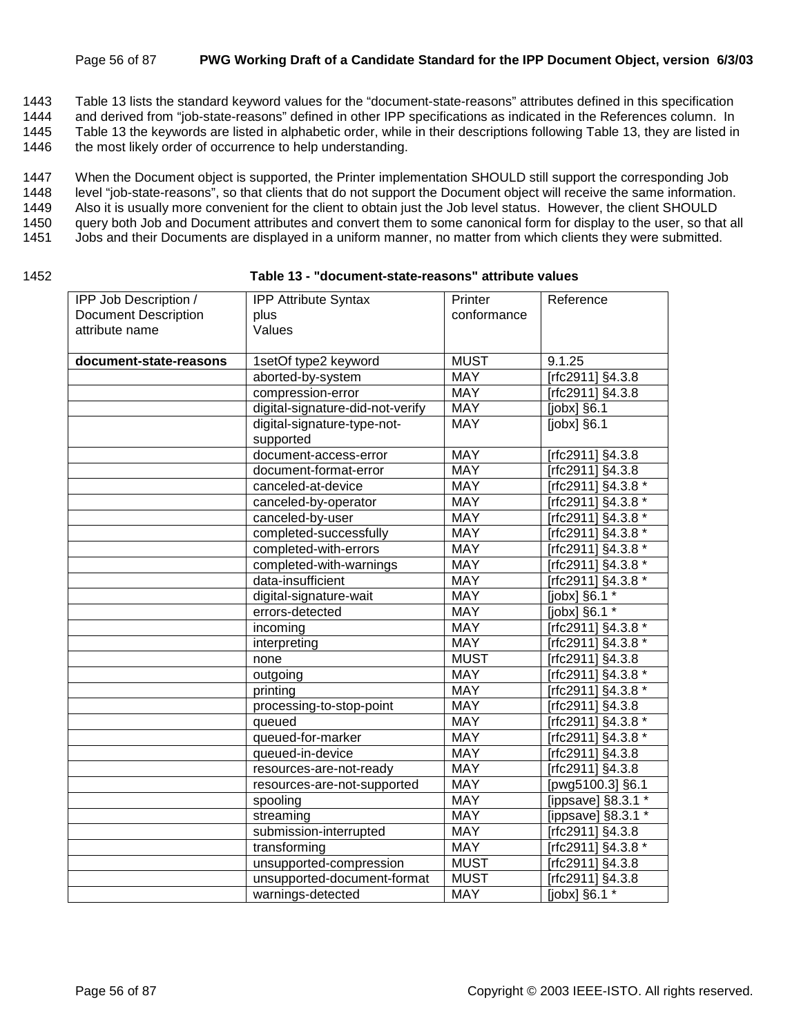1443 Table 13 lists the standard keyword values for the "document-state-reasons" attributes defined in this specification
1444 and derived from "job-state-reasons" defined in other IPP specifications as indicated in the References column. In
1445 Table 13 the keywords are listed in alphabetic order, while in their descriptions following Table 13, they are listed in
1446 the most likely order of occurrence to help understanding.

1447 When the Document object is supported, the Printer implementation SHOULD still support the corresponding Job
1448 level "job-state-reasons", so that clients that do not support the Document object will receive the same information.
1449 Also it is usually more convenient for the client to obtain just the Job level status. However, the client SHOULD
1450 query both Job and Document attributes and convert them to some canonical form for display to the user, so that all
1451 Jobs and their Documents are displayed in a uniform manner, no matter from which clients they were submitted.

1452 **Table 13 - "document-state-reasons" attribute values**

| IPP Job Description / Document Description attribute name | IPP Attribute Syntax plus Values | Printer conformance | Reference |
|---|---|---|---|
| **document-state-reasons** | 1setOf type2 keyword | MUST | 9.1.25 |
| | aborted-by-system | MAY | [rfc2911] §4.3.8 |
| | compression-error | MAY | [rfc2911] §4.3.8 |
| | digital-signature-did-not-verify | MAY | [jobx] §6.1 |
| | digital-signature-type-not-supported | MAY | [jobx] §6.1 |
| | document-access-error | MAY | [rfc2911] §4.3.8 |
| | document-format-error | MAY | [rfc2911] §4.3.8 |
| | canceled-at-device | MAY | [rfc2911] §4.3.8 * |
| | canceled-by-operator | MAY | [rfc2911] §4.3.8 * |
| | canceled-by-user | MAY | [rfc2911] §4.3.8 * |
| | completed-successfully | MAY | [rfc2911] §4.3.8 * |
| | completed-with-errors | MAY | [rfc2911] §4.3.8 * |
| | completed-with-warnings | MAY | [rfc2911] §4.3.8 * |
| | data-insufficient | MAY | [rfc2911] §4.3.8 * |
| | digital-signature-wait | MAY | [jobx] §6.1 * |
| | errors-detected | MAY | [jobx] §6.1 * |
| | incoming | MAY | [rfc2911] §4.3.8 * |
| | interpreting | MAY | [rfc2911] §4.3.8 * |
| | none | MUST | [rfc2911] §4.3.8 |
| | outgoing | MAY | [rfc2911] §4.3.8 * |
| | printing | MAY | [rfc2911] §4.3.8 * |
| | processing-to-stop-point | MAY | [rfc2911] §4.3.8 |
| | queued | MAY | [rfc2911] §4.3.8 * |
| | queued-for-marker | MAY | [rfc2911] §4.3.8 * |
| | queued-in-device | MAY | [rfc2911] §4.3.8 |
| | resources-are-not-ready | MAY | [rfc2911] §4.3.8 |
| | resources-are-not-supported | MAY | [pwg5100.3] §6.1 |
| | spooling | MAY | [ippsave] §8.3.1 * |
| | streaming | MAY | [ippsave] §8.3.1 * |
| | submission-interrupted | MAY | [rfc2911] §4.3.8 |
| | transforming | MAY | [rfc2911] §4.3.8 * |
| | unsupported-compression | MUST | [rfc2911] §4.3.8 |
| | unsupported-document-format | MUST | [rfc2911] §4.3.8 |
| | warnings-detected | MAY | [jobx] §6.1 * |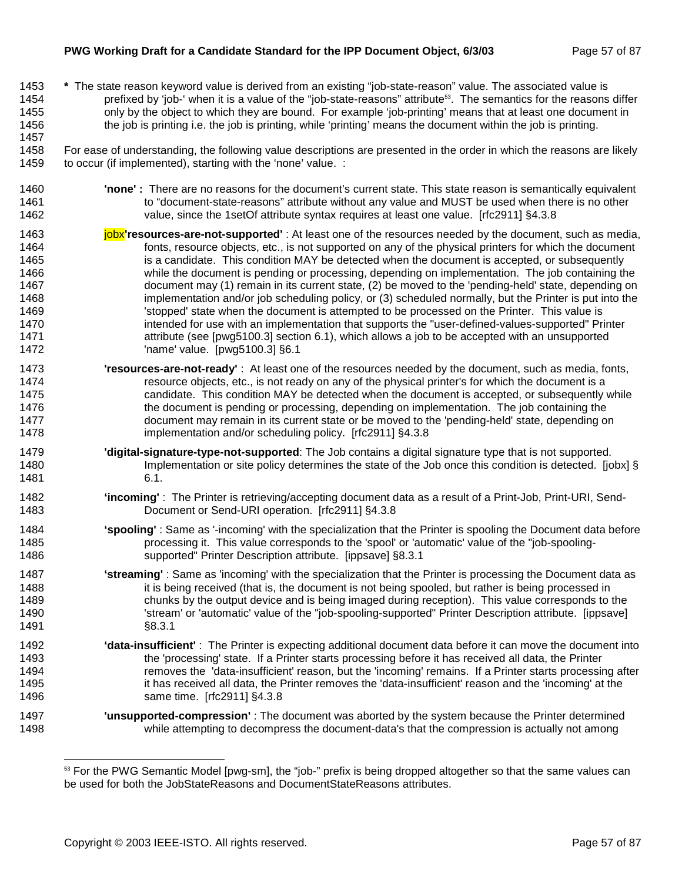**\*** The state reason keyword value is derived from an existing "job-state-reason" value. The associated value is prefixed by 'job-' when it is a value of the "job-state-reasons" attribute[53]. The semantics for the reasons differ only by the object to which they are bound. For example 'job-printing' means that at least one document in the job is printing i.e. the job is printing, while 'printing' means the document within the job is printing.

For ease of understanding, the following value descriptions are presented in the order in which the reasons are likely to occur (if implemented), starting with the 'none' value. :

**'none' :** There are no reasons for the document's current state. This state reason is semantically equivalent to "document-state-reasons" attribute without any value and MUST be used when there is no other value, since the 1setOf attribute syntax requires at least one value. [rfc2911] §4.3.8

jobx**'resources-are-not-supported'** : At least one of the resources needed by the document, such as media, fonts, resource objects, etc., is not supported on any of the physical printers for which the document is a candidate. This condition MAY be detected when the document is accepted, or subsequently while the document is pending or processing, depending on implementation. The job containing the document may (1) remain in its current state, (2) be moved to the 'pending-held' state, depending on implementation and/or job scheduling policy, or (3) scheduled normally, but the Printer is put into the 'stopped' state when the document is attempted to be processed on the Printer. This value is intended for use with an implementation that supports the "user-defined-values-supported" Printer attribute (see [pwg5100.3] section 6.1), which allows a job to be accepted with an unsupported 'name' value. [pwg5100.3] §6.1

**'resources-are-not-ready'** : At least one of the resources needed by the document, such as media, fonts, resource objects, etc., is not ready on any of the physical printer's for which the document is a candidate. This condition MAY be detected when the document is accepted, or subsequently while the document is pending or processing, depending on implementation. The job containing the document may remain in its current state or be moved to the 'pending-held' state, depending on implementation and/or scheduling policy. [rfc2911] §4.3.8

**'digital-signature-type-not-supported**: The Job contains a digital signature type that is not supported. Implementation or site policy determines the state of the Job once this condition is detected. [jobx] § 6.1.

**'incoming'** : The Printer is retrieving/accepting document data as a result of a Print-Job, Print-URI, Send-Document or Send-URI operation. [rfc2911] §4.3.8

**'spooling'** : Same as '-incoming' with the specialization that the Printer is spooling the Document data before processing it. This value corresponds to the 'spool' or 'automatic' value of the "job-spooling-supported" Printer Description attribute. [ippsave] §8.3.1

**'streaming'** : Same as 'incoming' with the specialization that the Printer is processing the Document data as it is being received (that is, the document is not being spooled, but rather is being processed in chunks by the output device and is being imaged during reception). This value corresponds to the 'stream' or 'automatic' value of the "job-spooling-supported" Printer Description attribute. [ippsave] §8.3.1

**'data-insufficient'** : The Printer is expecting additional document data before it can move the document into the 'processing' state. If a Printer starts processing before it has received all data, the Printer removes the 'data-insufficient' reason, but the 'incoming' remains. If a Printer starts processing after it has received all data, the Printer removes the 'data-insufficient' reason and the 'incoming' at the same time. [rfc2911] §4.3.8

**'unsupported-compression'** : The document was aborted by the system because the Printer determined while attempting to decompress the document-data's that the compression is actually not among

---

[53] For the PWG Semantic Model [pwg-sm], the "job-" prefix is being dropped altogether so that the same values can be used for both the JobStateReasons and DocumentStateReasons attributes.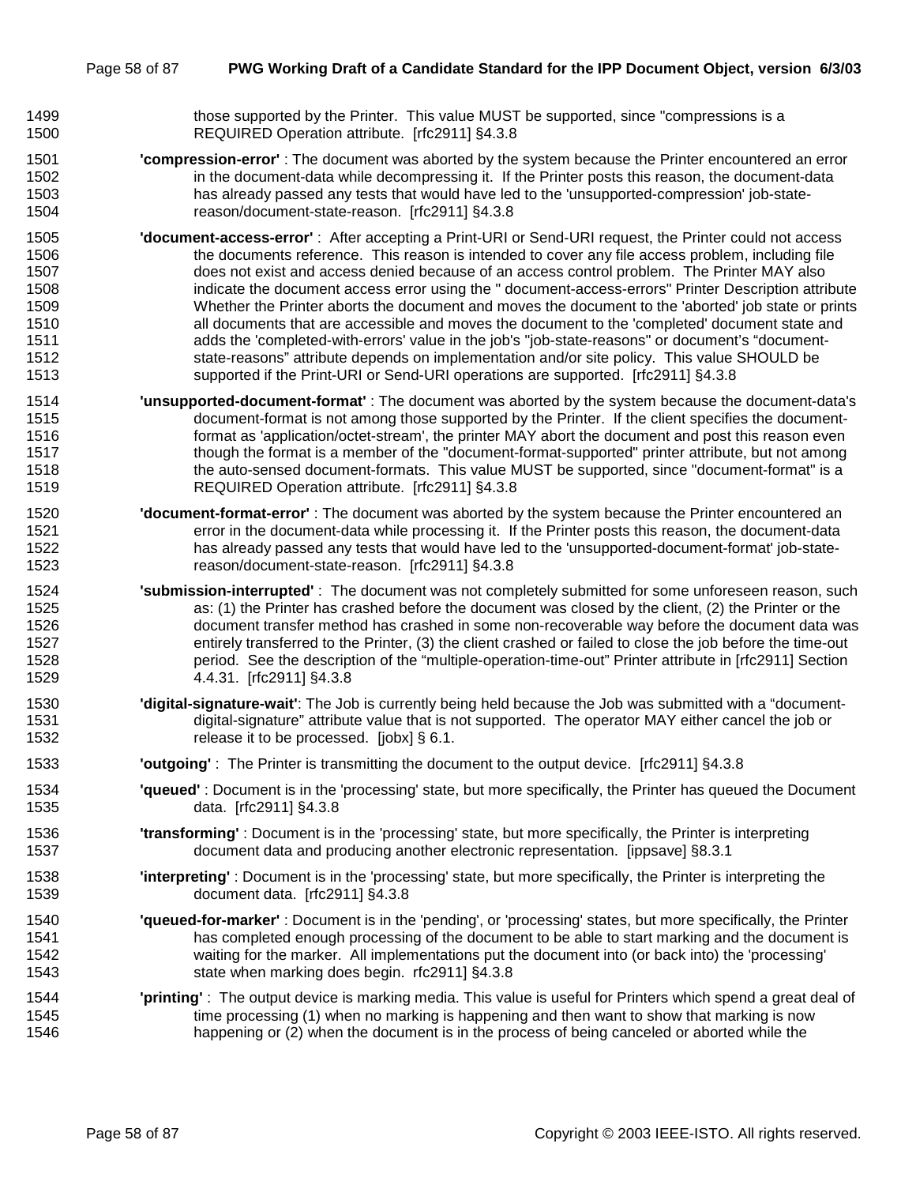those supported by the Printer. This value MUST be supported, since "compressions is a REQUIRED Operation attribute. [rfc2911] §4.3.8

**'compression-error'** : The document was aborted by the system because the Printer encountered an error in the document-data while decompressing it. If the Printer posts this reason, the document-data has already passed any tests that would have led to the 'unsupported-compression' job-state-reason/document-state-reason. [rfc2911] §4.3.8

**'document-access-error'** : After accepting a Print-URI or Send-URI request, the Printer could not access the documents reference. This reason is intended to cover any file access problem, including file does not exist and access denied because of an access control problem. The Printer MAY also indicate the document access error using the " document-access-errors" Printer Description attribute Whether the Printer aborts the document and moves the document to the 'aborted' job state or prints all documents that are accessible and moves the document to the 'completed' document state and adds the 'completed-with-errors' value in the job's "job-state-reasons" or document's "document-state-reasons" attribute depends on implementation and/or site policy. This value SHOULD be supported if the Print-URI or Send-URI operations are supported. [rfc2911] §4.3.8

**'unsupported-document-format'** : The document was aborted by the system because the document-data's document-format is not among those supported by the Printer. If the client specifies the document-format as 'application/octet-stream', the printer MAY abort the document and post this reason even though the format is a member of the "document-format-supported" printer attribute, but not among the auto-sensed document-formats. This value MUST be supported, since "document-format" is a REQUIRED Operation attribute. [rfc2911] §4.3.8

**'document-format-error'** : The document was aborted by the system because the Printer encountered an error in the document-data while processing it. If the Printer posts this reason, the document-data has already passed any tests that would have led to the 'unsupported-document-format' job-state-reason/document-state-reason. [rfc2911] §4.3.8

**'submission-interrupted'** : The document was not completely submitted for some unforeseen reason, such as: (1) the Printer has crashed before the document was closed by the client, (2) the Printer or the document transfer method has crashed in some non-recoverable way before the document data was entirely transferred to the Printer, (3) the client crashed or failed to close the job before the time-out period. See the description of the "multiple-operation-time-out" Printer attribute in [rfc2911] Section 4.4.31. [rfc2911] §4.3.8

**'digital-signature-wait'**: The Job is currently being held because the Job was submitted with a "document-digital-signature" attribute value that is not supported. The operator MAY either cancel the job or release it to be processed. [jobx] § 6.1.

**'outgoing'** : The Printer is transmitting the document to the output device. [rfc2911] §4.3.8

**'queued'** : Document is in the 'processing' state, but more specifically, the Printer has queued the Document data. [rfc2911] §4.3.8

**'transforming'** : Document is in the 'processing' state, but more specifically, the Printer is interpreting document data and producing another electronic representation. [ippsave] §8.3.1

**'interpreting'** : Document is in the 'processing' state, but more specifically, the Printer is interpreting the document data. [rfc2911] §4.3.8

**'queued-for-marker'** : Document is in the 'pending', or 'processing' states, but more specifically, the Printer has completed enough processing of the document to be able to start marking and the document is waiting for the marker. All implementations put the document into (or back into) the 'processing' state when marking does begin. rfc2911] §4.3.8

**'printing'** : The output device is marking media. This value is useful for Printers which spend a great deal of time processing (1) when no marking is happening and then want to show that marking is now happening or (2) when the document is in the process of being canceled or aborted while the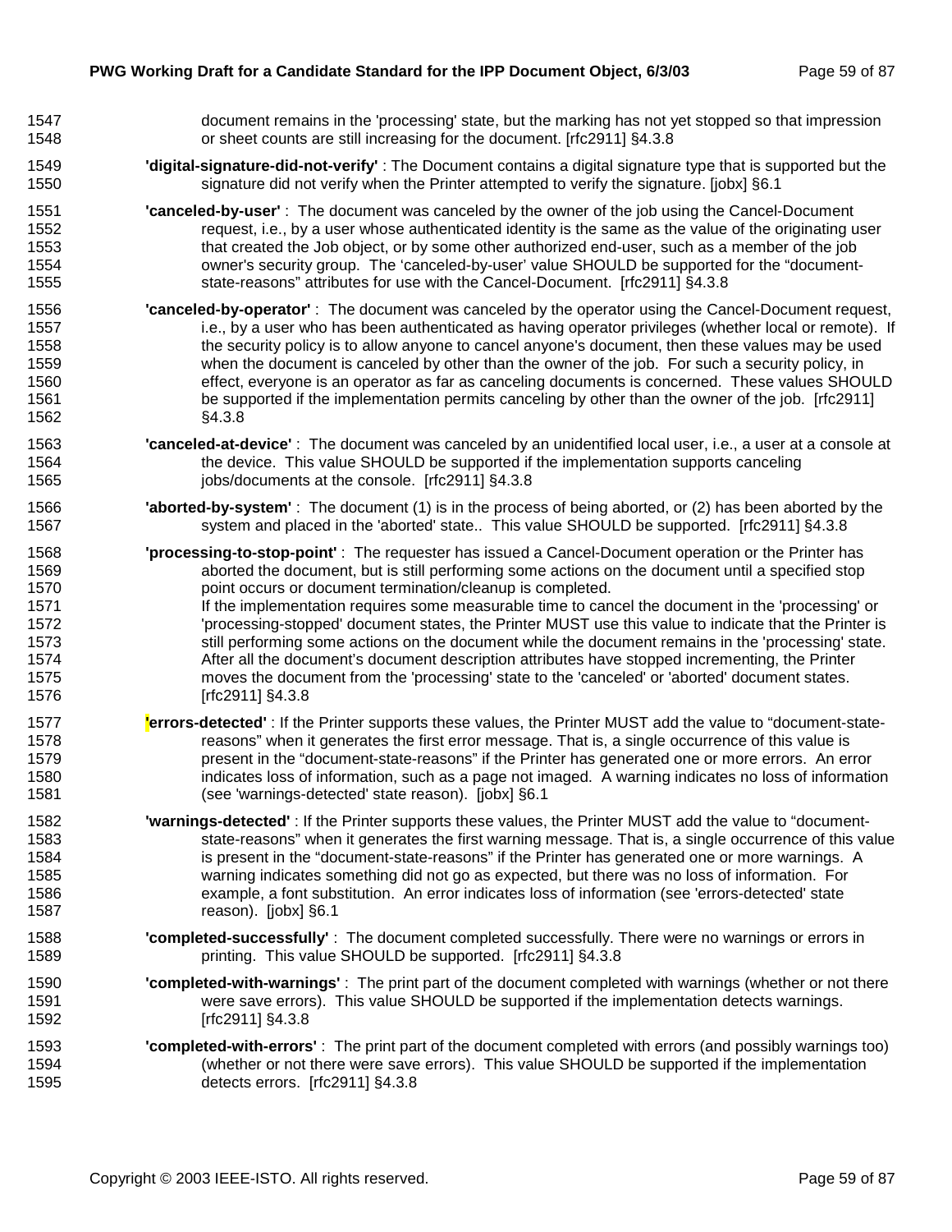document remains in the 'processing' state, but the marking has not yet stopped so that impression or sheet counts are still increasing for the document. [rfc2911] §4.3.8

**'digital-signature-did-not-verify'** : The Document contains a digital signature type that is supported but the signature did not verify when the Printer attempted to verify the signature. [jobx] §6.1

**'canceled-by-user'** : The document was canceled by the owner of the job using the Cancel-Document request, i.e., by a user whose authenticated identity is the same as the value of the originating user that created the Job object, or by some other authorized end-user, such as a member of the job owner's security group. The 'canceled-by-user' value SHOULD be supported for the "document-state-reasons" attributes for use with the Cancel-Document. [rfc2911] §4.3.8

**'canceled-by-operator'** : The document was canceled by the operator using the Cancel-Document request, i.e., by a user who has been authenticated as having operator privileges (whether local or remote). If the security policy is to allow anyone to cancel anyone's document, then these values may be used when the document is canceled by other than the owner of the job. For such a security policy, in effect, everyone is an operator as far as canceling documents is concerned. These values SHOULD be supported if the implementation permits canceling by other than the owner of the job. [rfc2911] §4.3.8

**'canceled-at-device'** : The document was canceled by an unidentified local user, i.e., a user at a console at the device. This value SHOULD be supported if the implementation supports canceling jobs/documents at the console. [rfc2911] §4.3.8

**'aborted-by-system'** : The document (1) is in the process of being aborted, or (2) has been aborted by the system and placed in the 'aborted' state.. This value SHOULD be supported. [rfc2911] §4.3.8

**'processing-to-stop-point'** : The requester has issued a Cancel-Document operation or the Printer has aborted the document, but is still performing some actions on the document until a specified stop point occurs or document termination/cleanup is completed.
If the implementation requires some measurable time to cancel the document in the 'processing' or 'processing-stopped' document states, the Printer MUST use this value to indicate that the Printer is still performing some actions on the document while the document remains in the 'processing' state. After all the document's document description attributes have stopped incrementing, the Printer moves the document from the 'processing' state to the 'canceled' or 'aborted' document states. [rfc2911] §4.3.8

**'errors-detected'** : If the Printer supports these values, the Printer MUST add the value to "document-state-reasons" when it generates the first error message. That is, a single occurrence of this value is present in the "document-state-reasons" if the Printer has generated one or more errors. An error indicates loss of information, such as a page not imaged. A warning indicates no loss of information (see 'warnings-detected' state reason). [jobx] §6.1

**'warnings-detected'** : If the Printer supports these values, the Printer MUST add the value to "document-state-reasons" when it generates the first warning message. That is, a single occurrence of this value is present in the "document-state-reasons" if the Printer has generated one or more warnings. A warning indicates something did not go as expected, but there was no loss of information. For example, a font substitution. An error indicates loss of information (see 'errors-detected' state reason). [jobx] §6.1

**'completed-successfully'** : The document completed successfully. There were no warnings or errors in printing. This value SHOULD be supported. [rfc2911] §4.3.8

**'completed-with-warnings'** : The print part of the document completed with warnings (whether or not there were save errors). This value SHOULD be supported if the implementation detects warnings. [rfc2911] §4.3.8

**'completed-with-errors'** : The print part of the document completed with errors (and possibly warnings too) (whether or not there were save errors). This value SHOULD be supported if the implementation detects errors. [rfc2911] §4.3.8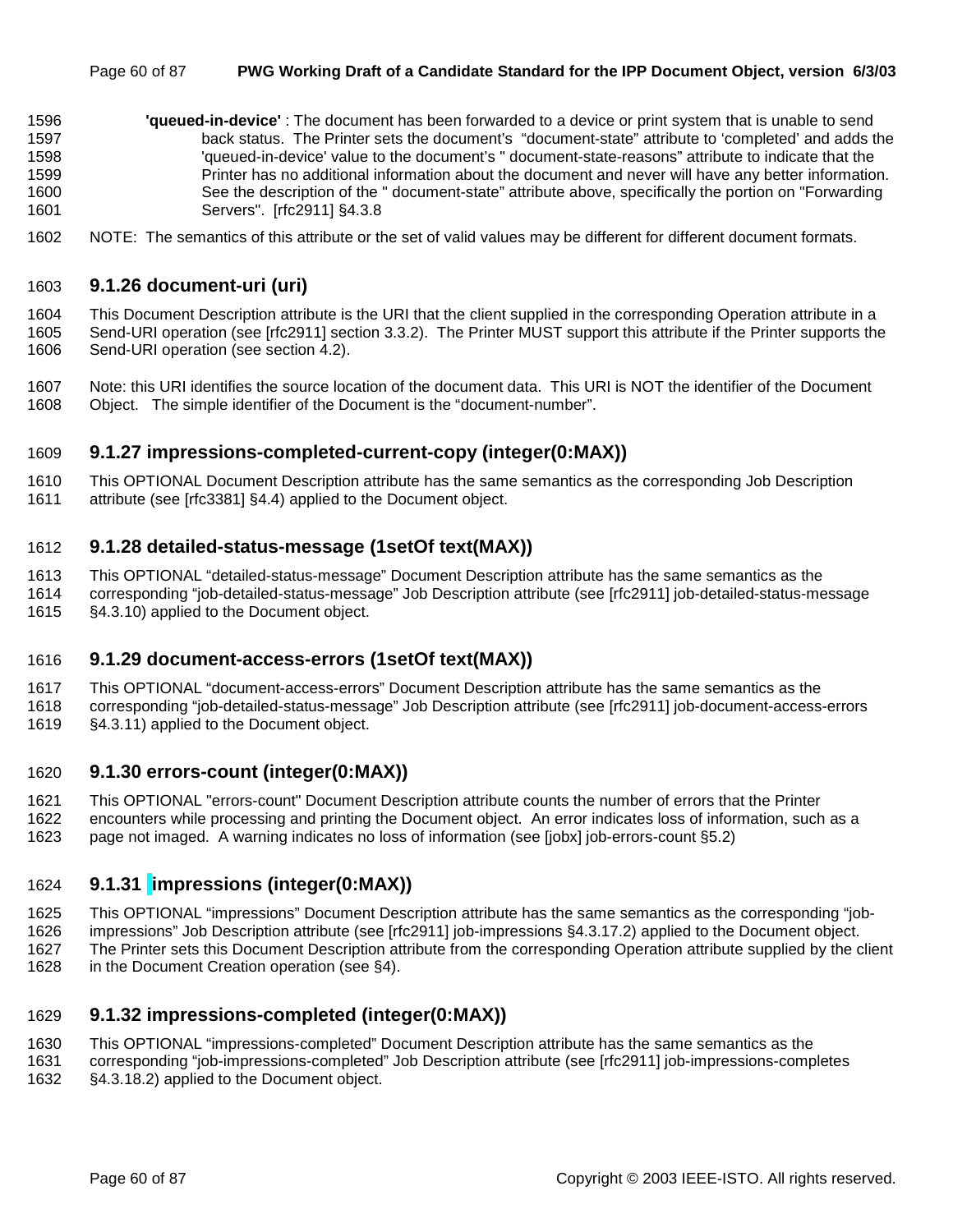**'queued-in-device'** : The document has been forwarded to a device or print system that is unable to send back status. The Printer sets the document's "document-state" attribute to 'completed' and adds the 'queued-in-device' value to the document's " document-state-reasons" attribute to indicate that the Printer has no additional information about the document and never will have any better information. See the description of the " document-state" attribute above, specifically the portion on "Forwarding Servers". [rfc2911] §4.3.8

NOTE: The semantics of this attribute or the set of valid values may be different for different document formats.

### 9.1.26 document-uri (uri)

This Document Description attribute is the URI that the client supplied in the corresponding Operation attribute in a Send-URI operation (see [rfc2911] section 3.3.2). The Printer MUST support this attribute if the Printer supports the Send-URI operation (see section 4.2).

Note: this URI identifies the source location of the document data. This URI is NOT the identifier of the Document Object. The simple identifier of the Document is the "document-number".

### 9.1.27 impressions-completed-current-copy (integer(0:MAX))

This OPTIONAL Document Description attribute has the same semantics as the corresponding Job Description attribute (see [rfc3381] §4.4) applied to the Document object.

### 9.1.28 detailed-status-message (1setOf text(MAX))

This OPTIONAL "detailed-status-message" Document Description attribute has the same semantics as the corresponding "job-detailed-status-message" Job Description attribute (see [rfc2911] job-detailed-status-message §4.3.10) applied to the Document object.

### 9.1.29 document-access-errors (1setOf text(MAX))

This OPTIONAL "document-access-errors" Document Description attribute has the same semantics as the corresponding "job-detailed-status-message" Job Description attribute (see [rfc2911] job-document-access-errors §4.3.11) applied to the Document object.

### 9.1.30 errors-count (integer(0:MAX))

This OPTIONAL "errors-count" Document Description attribute counts the number of errors that the Printer encounters while processing and printing the Document object. An error indicates loss of information, such as a page not imaged. A warning indicates no loss of information (see [jobx] job-errors-count §5.2)

### 9.1.31 impressions (integer(0:MAX))

This OPTIONAL "impressions" Document Description attribute has the same semantics as the corresponding "job-impressions" Job Description attribute (see [rfc2911] job-impressions §4.3.17.2) applied to the Document object. The Printer sets this Document Description attribute from the corresponding Operation attribute supplied by the client in the Document Creation operation (see §4).

### 9.1.32 impressions-completed (integer(0:MAX))

This OPTIONAL "impressions-completed" Document Description attribute has the same semantics as the corresponding "job-impressions-completed" Job Description attribute (see [rfc2911] job-impressions-completes §4.3.18.2) applied to the Document object.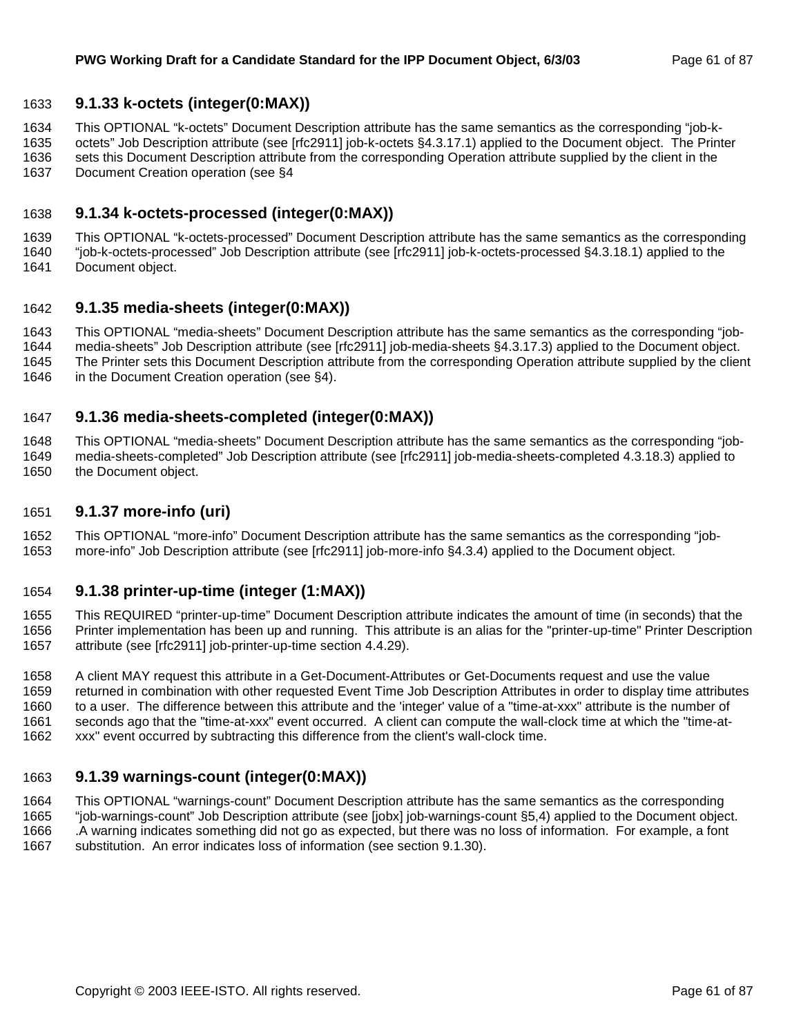### 9.1.33 k-octets (integer(0:MAX))

This OPTIONAL "k-octets" Document Description attribute has the same semantics as the corresponding "job-k-octets" Job Description attribute (see [rfc2911] job-k-octets §4.3.17.1) applied to the Document object. The Printer sets this Document Description attribute from the corresponding Operation attribute supplied by the client in the Document Creation operation (see §4

### 9.1.34 k-octets-processed (integer(0:MAX))

This OPTIONAL "k-octets-processed" Document Description attribute has the same semantics as the corresponding "job-k-octets-processed" Job Description attribute (see [rfc2911] job-k-octets-processed §4.3.18.1) applied to the Document object.

### 9.1.35 media-sheets (integer(0:MAX))

This OPTIONAL "media-sheets" Document Description attribute has the same semantics as the corresponding "job-media-sheets" Job Description attribute (see [rfc2911] job-media-sheets §4.3.17.3) applied to the Document object. The Printer sets this Document Description attribute from the corresponding Operation attribute supplied by the client in the Document Creation operation (see §4).

### 9.1.36 media-sheets-completed (integer(0:MAX))

This OPTIONAL "media-sheets" Document Description attribute has the same semantics as the corresponding "job-media-sheets-completed" Job Description attribute (see [rfc2911] job-media-sheets-completed 4.3.18.3) applied to the Document object.

### 9.1.37 more-info (uri)

This OPTIONAL "more-info" Document Description attribute has the same semantics as the corresponding "job-more-info" Job Description attribute (see [rfc2911] job-more-info §4.3.4) applied to the Document object.

### 9.1.38 printer-up-time (integer (1:MAX))

This REQUIRED "printer-up-time" Document Description attribute indicates the amount of time (in seconds) that the Printer implementation has been up and running. This attribute is an alias for the "printer-up-time" Printer Description attribute (see [rfc2911] job-printer-up-time section 4.4.29).

A client MAY request this attribute in a Get-Document-Attributes or Get-Documents request and use the value returned in combination with other requested Event Time Job Description Attributes in order to display time attributes to a user. The difference between this attribute and the 'integer' value of a "time-at-xxx" attribute is the number of seconds ago that the "time-at-xxx" event occurred. A client can compute the wall-clock time at which the "time-at-xxx" event occurred by subtracting this difference from the client's wall-clock time.

### 9.1.39 warnings-count (integer(0:MAX))

This OPTIONAL "warnings-count" Document Description attribute has the same semantics as the corresponding "job-warnings-count" Job Description attribute (see [jobx] job-warnings-count §5,4) applied to the Document object. .A warning indicates something did not go as expected, but there was no loss of information. For example, a font substitution. An error indicates loss of information (see section 9.1.30).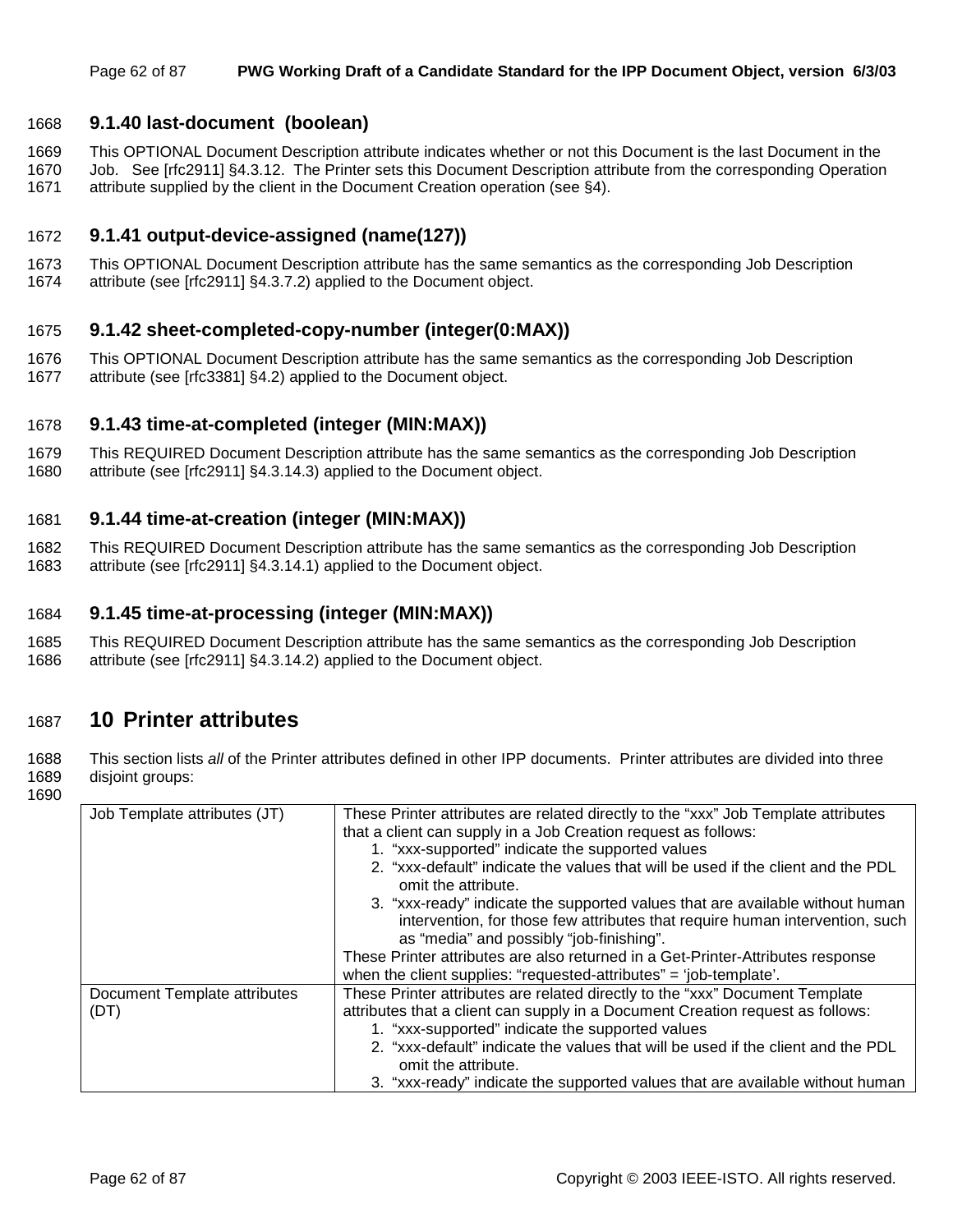### 9.1.40 last-document (boolean)

This OPTIONAL Document Description attribute indicates whether or not this Document is the last Document in the Job. See [rfc2911] §4.3.12. The Printer sets this Document Description attribute from the corresponding Operation attribute supplied by the client in the Document Creation operation (see §4).

### 9.1.41 output-device-assigned (name(127))

This OPTIONAL Document Description attribute has the same semantics as the corresponding Job Description attribute (see [rfc2911] §4.3.7.2) applied to the Document object.

### 9.1.42 sheet-completed-copy-number (integer(0:MAX))

This OPTIONAL Document Description attribute has the same semantics as the corresponding Job Description attribute (see [rfc3381] §4.2) applied to the Document object.

### 9.1.43 time-at-completed (integer (MIN:MAX))

This REQUIRED Document Description attribute has the same semantics as the corresponding Job Description attribute (see [rfc2911] §4.3.14.3) applied to the Document object.

### 9.1.44 time-at-creation (integer (MIN:MAX))

This REQUIRED Document Description attribute has the same semantics as the corresponding Job Description attribute (see [rfc2911] §4.3.14.1) applied to the Document object.

### 9.1.45 time-at-processing (integer (MIN:MAX))

This REQUIRED Document Description attribute has the same semantics as the corresponding Job Description attribute (see [rfc2911] §4.3.14.2) applied to the Document object.

## 10 Printer attributes

This section lists *all* of the Printer attributes defined in other IPP documents. Printer attributes are divided into three disjoint groups:

| | |
|---|---|
| Job Template attributes (JT) | These Printer attributes are related directly to the “xxx” Job Template attributes that a client can supply in a Job Creation request as follows:<br>1. “xxx-supported” indicate the supported values<br>2. “xxx-default” indicate the values that will be used if the client and the PDL omit the attribute.<br>3. “xxx-ready” indicate the supported values that are available without human intervention, for those few attributes that require human intervention, such as “media” and possibly “job-finishing”.<br>These Printer attributes are also returned in a Get-Printer-Attributes response when the client supplies: “requested-attributes” = ‘job-template’. |
| Document Template attributes (DT) | These Printer attributes are related directly to the “xxx” Document Template attributes that a client can supply in a Document Creation request as follows:<br>1. “xxx-supported” indicate the supported values<br>2. “xxx-default” indicate the values that will be used if the client and the PDL omit the attribute.<br>3. “xxx-ready” indicate the supported values that are available without human |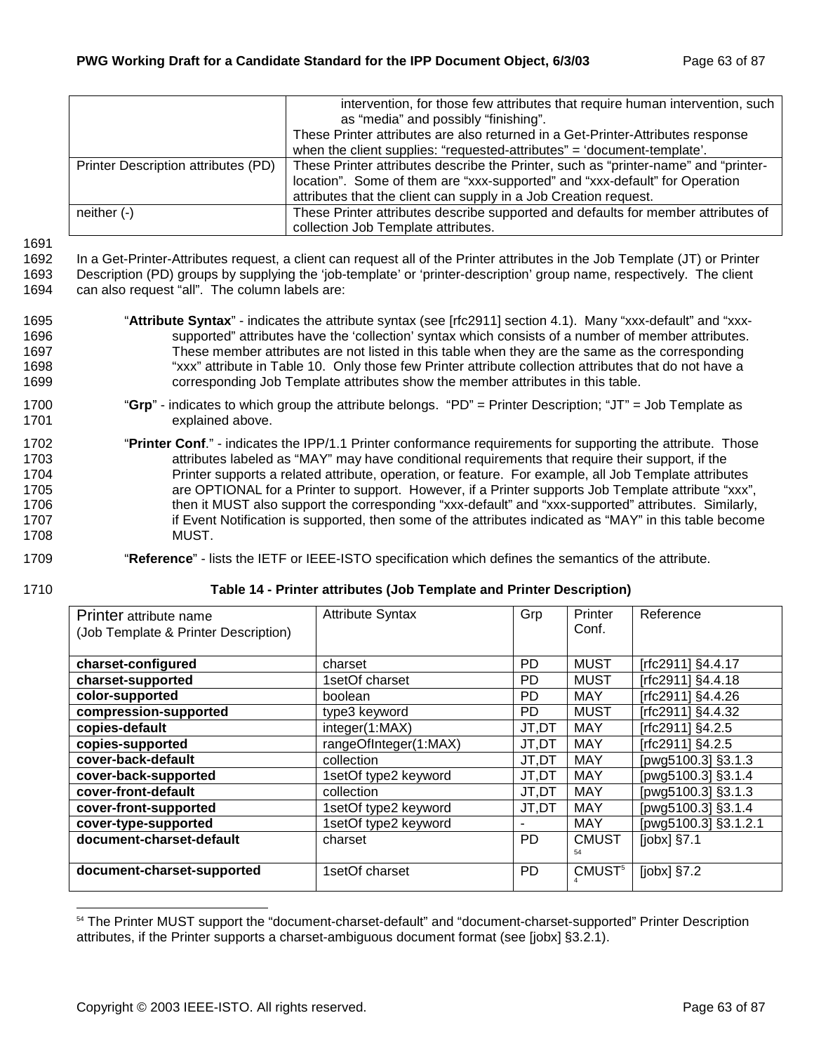| | |
|---|---|
| | intervention, for those few attributes that require human intervention, such as “media” and possibly “finishing”.<br>These Printer attributes are also returned in a Get-Printer-Attributes response when the client supplies: “requested-attributes” = ‘document-template’. |
| Printer Description attributes (PD) | These Printer attributes describe the Printer, such as “printer-name” and “printer-location”. Some of them are “xxx-supported” and “xxx-default” for Operation attributes that the client can supply in a Job Creation request. |
| neither (-) | These Printer attributes describe supported and defaults for member attributes of collection Job Template attributes. |

1691

1692 In a Get-Printer-Attributes request, a client can request all of the Printer attributes in the Job Template (JT) or Printer
1693 Description (PD) groups by supplying the ‘job-template’ or ‘printer-description’ group name, respectively. The client
1694 can also request “all”. The column labels are:

1695 “**Attribute Syntax**” - indicates the attribute syntax (see [rfc2911] section 4.1). Many “xxx-default” and “xxx-
1696 supported” attributes have the ‘collection’ syntax which consists of a number of member attributes.
1697 These member attributes are not listed in this table when they are the same as the corresponding
1698 “xxx” attribute in Table 10. Only those few Printer attribute collection attributes that do not have a
1699 corresponding Job Template attributes show the member attributes in this table.

1700 “**Grp**” - indicates to which group the attribute belongs. “PD” = Printer Description; “JT” = Job Template as
1701 explained above.

1702 “**Printer Conf**.” - indicates the IPP/1.1 Printer conformance requirements for supporting the attribute. Those
1703 attributes labeled as “MAY” may have conditional requirements that require their support, if the
1704 Printer supports a related attribute, operation, or feature. For example, all Job Template attributes
1705 are OPTIONAL for a Printer to support. However, if a Printer supports Job Template attribute “xxx”,
1706 then it MUST also support the corresponding “xxx-default” and “xxx-supported” attributes. Similarly,
1707 if Event Notification is supported, then some of the attributes indicated as “MAY” in this table become
1708 MUST.

1709 “**Reference**” - lists the IETF or IEEE-ISTO specification which defines the semantics of the attribute.

1710 **Table 14 - Printer attributes (Job Template and Printer Description)**

| Printer attribute name (Job Template & Printer Description) | Attribute Syntax | Grp | Printer Conf. | Reference |
|---|---|---|---|---|
| **charset-configured** | charset | PD | MUST | [rfc2911] §4.4.17 |
| **charset-supported** | 1setOf charset | PD | MUST | [rfc2911] §4.4.18 |
| **color-supported** | boolean | PD | MAY | [rfc2911] §4.4.26 |
| **compression-supported** | type3 keyword | PD | MUST | [rfc2911] §4.4.32 |
| **copies-default** | integer(1:MAX) | JT,DT | MAY | [rfc2911] §4.2.5 |
| **copies-supported** | rangeOfInteger(1:MAX) | JT,DT | MAY | [rfc2911] §4.2.5 |
| **cover-back-default** | collection | JT,DT | MAY | [pwg5100.3] §3.1.3 |
| **cover-back-supported** | 1setOf type2 keyword | JT,DT | MAY | [pwg5100.3] §3.1.4 |
| **cover-front-default** | collection | JT,DT | MAY | [pwg5100.3] §3.1.3 |
| **cover-front-supported** | 1setOf type2 keyword | JT,DT | MAY | [pwg5100.3] §3.1.4 |
| **cover-type-supported** | 1setOf type2 keyword | - | MAY | [pwg5100.3] §3.1.2.1 |
| **document-charset-default** | charset | PD | CMUST[54] | [jobx] §7.1 |
| **document-charset-supported** | 1setOf charset | PD | CMUST[54] | [jobx] §7.2 |

[54] The Printer MUST support the “document-charset-default” and “document-charset-supported” Printer Description attributes, if the Printer supports a charset-ambiguous document format (see [jobx] §3.2.1).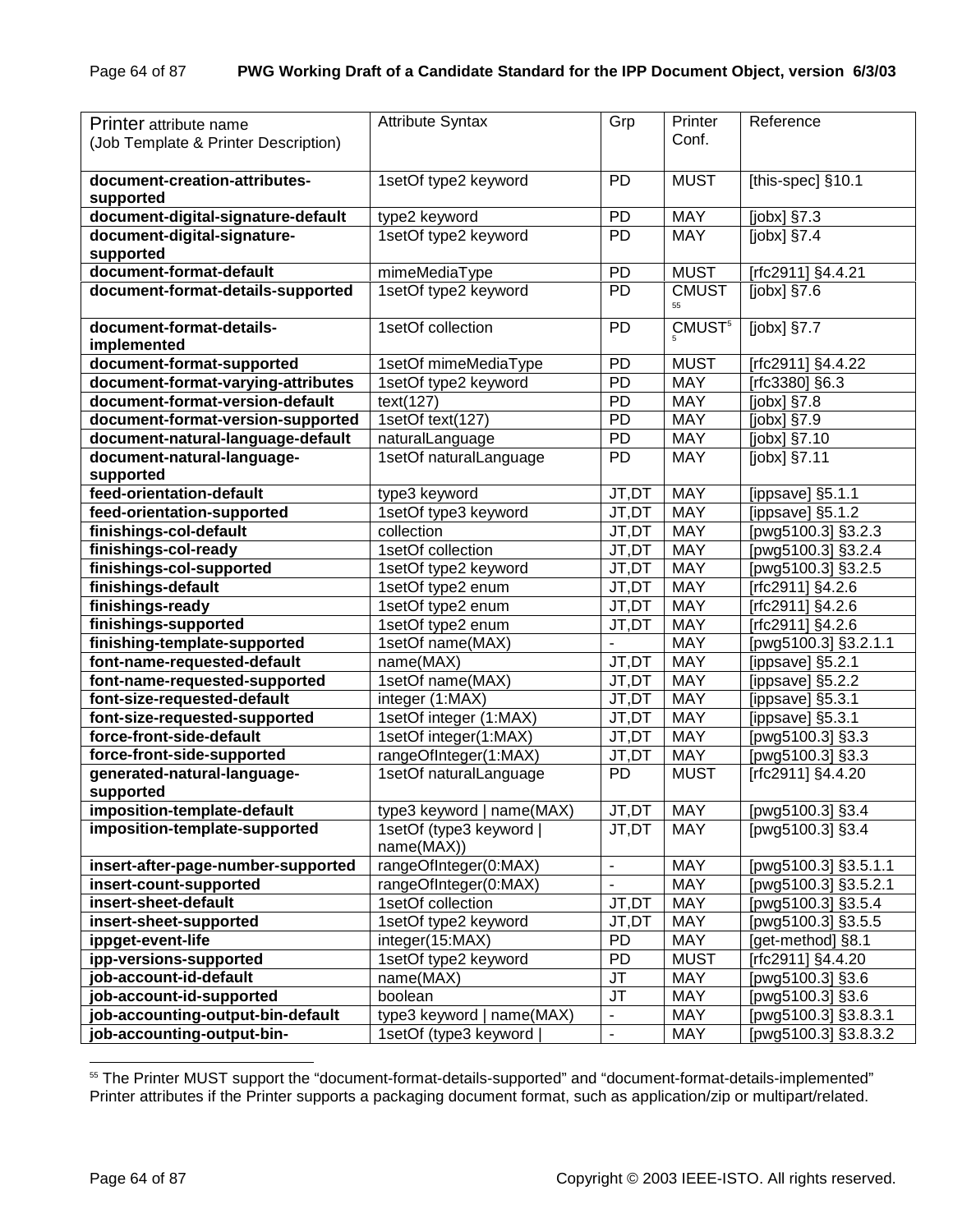| Printer attribute name (Job Template & Printer Description) | Attribute Syntax | Grp | Printer Conf. | Reference |
|---|---|---|---|---|
| **document-creation-attributes-supported** | 1setOf type2 keyword | PD | MUST | [this-spec] §10.1 |
| **document-digital-signature-default** | type2 keyword | PD | MAY | [jobx] §7.3 |
| **document-digital-signature-supported** | 1setOf type2 keyword | PD | MAY | [jobx] §7.4 |
| **document-format-default** | mimeMediaType | PD | MUST | [rfc2911] §4.4.21 |
| **document-format-details-supported** | 1setOf type2 keyword | PD | CMUST[55] | [jobx] §7.6 |
| **document-format-details-implemented** | 1setOf collection | PD | CMUST[55] | [jobx] §7.7 |
| **document-format-supported** | 1setOf mimeMediaType | PD | MUST | [rfc2911] §4.4.22 |
| **document-format-varying-attributes** | 1setOf type2 keyword | PD | MAY | [rfc3380] §6.3 |
| **document-format-version-default** | text(127) | PD | MAY | [jobx] §7.8 |
| **document-format-version-supported** | 1setOf text(127) | PD | MAY | [jobx] §7.9 |
| **document-natural-language-default** | naturalLanguage | PD | MAY | [jobx] §7.10 |
| **document-natural-language-supported** | 1setOf naturalLanguage | PD | MAY | [jobx] §7.11 |
| **feed-orientation-default** | type3 keyword | JT,DT | MAY | [ippsave] §5.1.1 |
| **feed-orientation-supported** | 1setOf type3 keyword | JT,DT | MAY | [ippsave] §5.1.2 |
| **finishings-col-default** | collection | JT,DT | MAY | [pwg5100.3] §3.2.3 |
| **finishings-col-ready** | 1setOf collection | JT,DT | MAY | [pwg5100.3] §3.2.4 |
| **finishings-col-supported** | 1setOf type2 keyword | JT,DT | MAY | [pwg5100.3] §3.2.5 |
| **finishings-default** | 1setOf type2 enum | JT,DT | MAY | [rfc2911] §4.2.6 |
| **finishings-ready** | 1setOf type2 enum | JT,DT | MAY | [rfc2911] §4.2.6 |
| **finishings-supported** | 1setOf type2 enum | JT,DT | MAY | [rfc2911] §4.2.6 |
| **finishing-template-supported** | 1setOf name(MAX) | - | MAY | [pwg5100.3] §3.2.1.1 |
| **font-name-requested-default** | name(MAX) | JT,DT | MAY | [ippsave] §5.2.1 |
| **font-name-requested-supported** | 1setOf name(MAX) | JT,DT | MAY | [ippsave] §5.2.2 |
| **font-size-requested-default** | integer (1:MAX) | JT,DT | MAY | [ippsave] §5.3.1 |
| **font-size-requested-supported** | 1setOf integer (1:MAX) | JT,DT | MAY | [ippsave] §5.3.1 |
| **force-front-side-default** | 1setOf integer(1:MAX) | JT,DT | MAY | [pwg5100.3] §3.3 |
| **force-front-side-supported** | rangeOfInteger(1:MAX) | JT,DT | MAY | [pwg5100.3] §3.3 |
| **generated-natural-language-supported** | 1setOf naturalLanguage | PD | MUST | [rfc2911] §4.4.20 |
| **imposition-template-default** | type3 keyword \| name(MAX) | JT,DT | MAY | [pwg5100.3] §3.4 |
| **imposition-template-supported** | 1setOf (type3 keyword \| name(MAX)) | JT,DT | MAY | [pwg5100.3] §3.4 |
| **insert-after-page-number-supported** | rangeOfInteger(0:MAX) | - | MAY | [pwg5100.3] §3.5.1.1 |
| **insert-count-supported** | rangeOfInteger(0:MAX) | - | MAY | [pwg5100.3] §3.5.2.1 |
| **insert-sheet-default** | 1setOf collection | JT,DT | MAY | [pwg5100.3] §3.5.4 |
| **insert-sheet-supported** | 1setOf type2 keyword | JT,DT | MAY | [pwg5100.3] §3.5.5 |
| **ippget-event-life** | integer(15:MAX) | PD | MAY | [get-method] §8.1 |
| **ipp-versions-supported** | 1setOf type2 keyword | PD | MUST | [rfc2911] §4.4.20 |
| **job-account-id-default** | name(MAX) | JT | MAY | [pwg5100.3] §3.6 |
| **job-account-id-supported** | boolean | JT | MAY | [pwg5100.3] §3.6 |
| **job-accounting-output-bin-default** | type3 keyword \| name(MAX) | - | MAY | [pwg5100.3] §3.8.3.1 |
| **job-accounting-output-bin-** | 1setOf (type3 keyword \| | - | MAY | [pwg5100.3] §3.8.3.2 |

[55] The Printer MUST support the “document-format-details-supported” and “document-format-details-implemented” Printer attributes if the Printer supports a packaging document format, such as application/zip or multipart/related.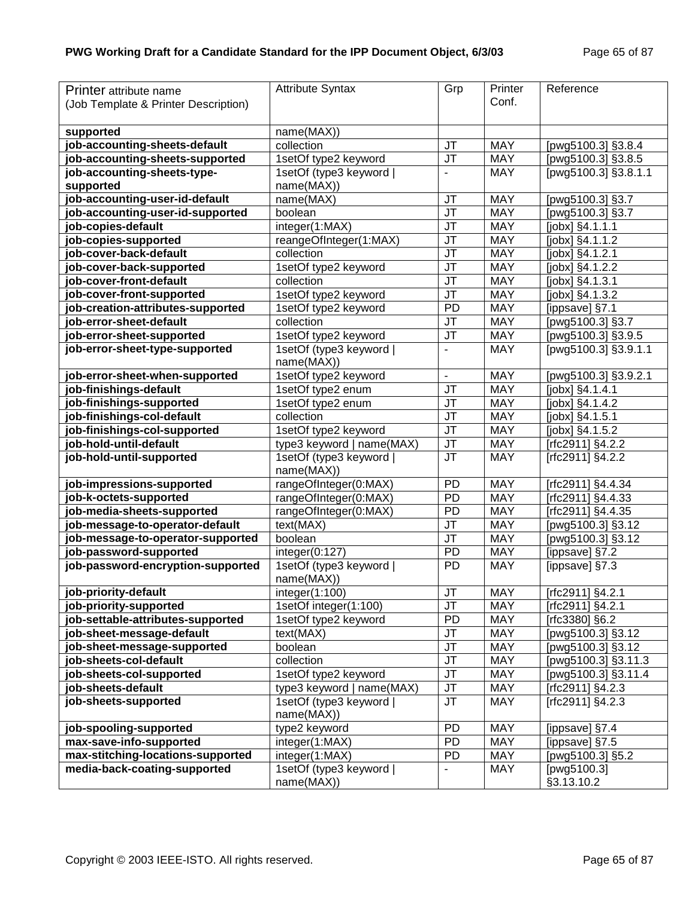| Printer attribute name (Job Template & Printer Description) | Attribute Syntax | Grp | Printer Conf. | Reference |
|---|---|---|---|---|
| **supported** | name(MAX)) | | | |
| **job-accounting-sheets-default** | collection | JT | MAY | [pwg5100.3] §3.8.4 |
| **job-accounting-sheets-supported** | 1setOf type2 keyword | JT | MAY | [pwg5100.3] §3.8.5 |
| **job-accounting-sheets-type-supported** | 1setOf (type3 keyword \| name(MAX)) | - | MAY | [pwg5100.3] §3.8.1.1 |
| **job-accounting-user-id-default** | name(MAX) | JT | MAY | [pwg5100.3] §3.7 |
| **job-accounting-user-id-supported** | boolean | JT | MAY | [pwg5100.3] §3.7 |
| **job-copies-default** | integer(1:MAX) | JT | MAY | [jobx] §4.1.1.1 |
| **job-copies-supported** | reangeOfInteger(1:MAX) | JT | MAY | [jobx] §4.1.1.2 |
| **job-cover-back-default** | collection | JT | MAY | [jobx] §4.1.2.1 |
| **job-cover-back-supported** | 1setOf type2 keyword | JT | MAY | [jobx] §4.1.2.2 |
| **job-cover-front-default** | collection | JT | MAY | [jobx] §4.1.3.1 |
| **job-cover-front-supported** | 1setOf type2 keyword | JT | MAY | [jobx] §4.1.3.2 |
| **job-creation-attributes-supported** | 1setOf type2 keyword | PD | MAY | [ippsave] §7.1 |
| **job-error-sheet-default** | collection | JT | MAY | [pwg5100.3] §3.7 |
| **job-error-sheet-supported** | 1setOf type2 keyword | JT | MAY | [pwg5100.3] §3.9.5 |
| **job-error-sheet-type-supported** | 1setOf (type3 keyword \| name(MAX)) | - | MAY | [pwg5100.3] §3.9.1.1 |
| **job-error-sheet-when-supported** | 1setOf type2 keyword | - | MAY | [pwg5100.3] §3.9.2.1 |
| **job-finishings-default** | 1setOf type2 enum | JT | MAY | [jobx] §4.1.4.1 |
| **job-finishings-supported** | 1setOf type2 enum | JT | MAY | [jobx] §4.1.4.2 |
| **job-finishings-col-default** | collection | JT | MAY | [jobx] §4.1.5.1 |
| **job-finishings-col-supported** | 1setOf type2 keyword | JT | MAY | [jobx] §4.1.5.2 |
| **job-hold-until-default** | type3 keyword \| name(MAX) | JT | MAY | [rfc2911] §4.2.2 |
| **job-hold-until-supported** | 1setOf (type3 keyword \| name(MAX)) | JT | MAY | [rfc2911] §4.2.2 |
| **job-impressions-supported** | rangeOfInteger(0:MAX) | PD | MAY | [rfc2911] §4.4.34 |
| **job-k-octets-supported** | rangeOfInteger(0:MAX) | PD | MAY | [rfc2911] §4.4.33 |
| **job-media-sheets-supported** | rangeOfInteger(0:MAX) | PD | MAY | [rfc2911] §4.4.35 |
| **job-message-to-operator-default** | text(MAX) | JT | MAY | [pwg5100.3] §3.12 |
| **job-message-to-operator-supported** | boolean | JT | MAY | [pwg5100.3] §3.12 |
| **job-password-supported** | integer(0:127) | PD | MAY | [ippsave] §7.2 |
| **job-password-encryption-supported** | 1setOf (type3 keyword \| name(MAX)) | PD | MAY | [ippsave] §7.3 |
| **job-priority-default** | integer(1:100) | JT | MAY | [rfc2911] §4.2.1 |
| **job-priority-supported** | 1setOf integer(1:100) | JT | MAY | [rfc2911] §4.2.1 |
| **job-settable-attributes-supported** | 1setOf type2 keyword | PD | MAY | [rfc3380] §6.2 |
| **job-sheet-message-default** | text(MAX) | JT | MAY | [pwg5100.3] §3.12 |
| **job-sheet-message-supported** | boolean | JT | MAY | [pwg5100.3] §3.12 |
| **job-sheets-col-default** | collection | JT | MAY | [pwg5100.3] §3.11.3 |
| **job-sheets-col-supported** | 1setOf type2 keyword | JT | MAY | [pwg5100.3] §3.11.4 |
| **job-sheets-default** | type3 keyword \| name(MAX) | JT | MAY | [rfc2911] §4.2.3 |
| **job-sheets-supported** | 1setOf (type3 keyword \| name(MAX)) | JT | MAY | [rfc2911] §4.2.3 |
| **job-spooling-supported** | type2 keyword | PD | MAY | [ippsave] §7.4 |
| **max-save-info-supported** | integer(1:MAX) | PD | MAY | [ippsave] §7.5 |
| **max-stitching-locations-supported** | integer(1:MAX) | PD | MAY | [pwg5100.3] §5.2 |
| **media-back-coating-supported** | 1setOf (type3 keyword \| name(MAX)) | - | MAY | [pwg5100.3] §3.13.10.2 |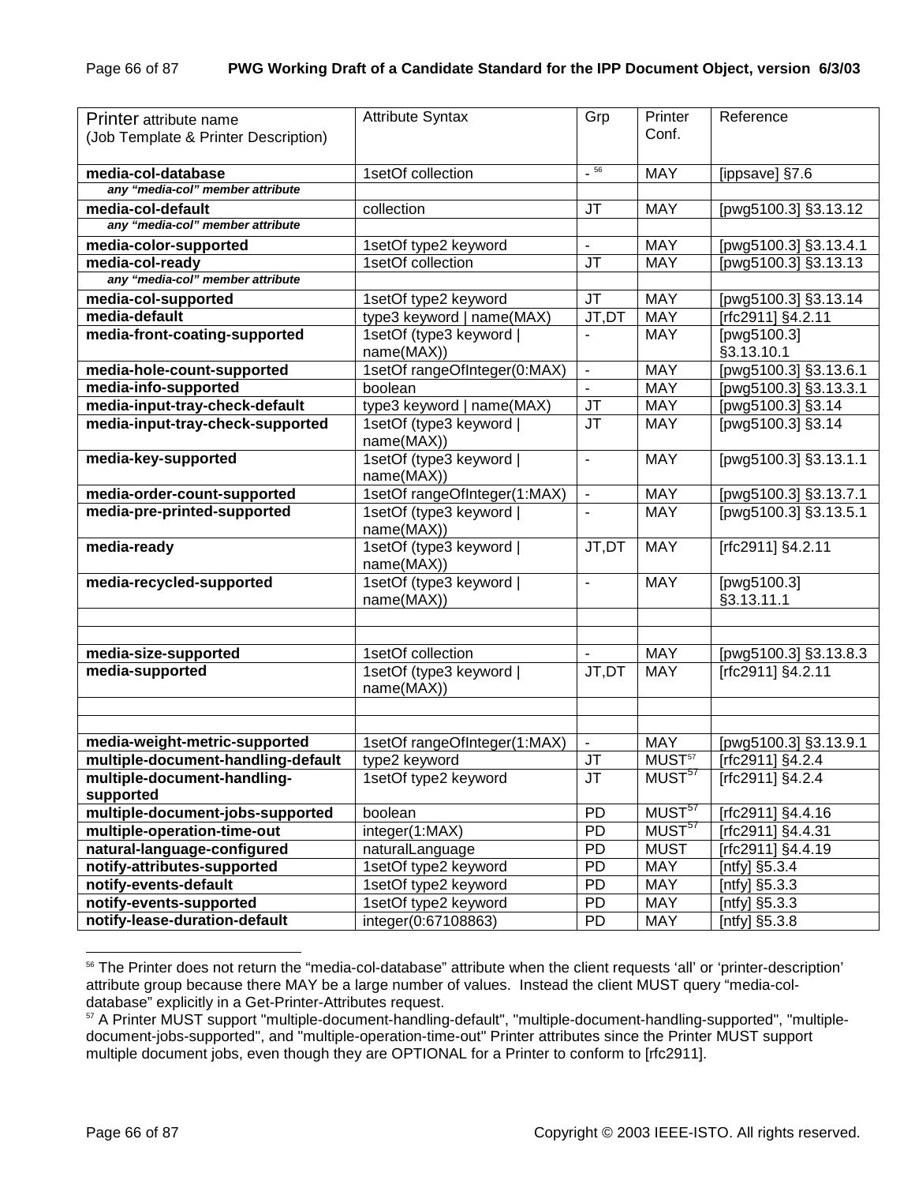| Printer attribute name (Job Template & Printer Description) | Attribute Syntax | Grp | Printer Conf. | Reference |
|---|---|---|---|---|
| **media-col-database** | 1setOf collection | - [56] | MAY | [ippsave] §7.6 |
| ***any "media-col" member attribute*** | | | | |
| **media-col-default** | collection | JT | MAY | [pwg5100.3] §3.13.12 |
| ***any "media-col" member attribute*** | | | | |
| **media-color-supported** | 1setOf type2 keyword | - | MAY | [pwg5100.3] §3.13.4.1 |
| **media-col-ready** | 1setOf collection | JT | MAY | [pwg5100.3] §3.13.13 |
| ***any "media-col" member attribute*** | | | | |
| **media-col-supported** | 1setOf type2 keyword | JT | MAY | [pwg5100.3] §3.13.14 |
| **media-default** | type3 keyword \| name(MAX) | JT,DT | MAY | [rfc2911] §4.2.11 |
| **media-front-coating-supported** | 1setOf (type3 keyword \| name(MAX)) | - | MAY | [pwg5100.3] §3.13.10.1 |
| **media-hole-count-supported** | 1setOf rangeOfInteger(0:MAX) | - | MAY | [pwg5100.3] §3.13.6.1 |
| **media-info-supported** | boolean | - | MAY | [pwg5100.3] §3.13.3.1 |
| **media-input-tray-check-default** | type3 keyword \| name(MAX) | JT | MAY | [pwg5100.3] §3.14 |
| **media-input-tray-check-supported** | 1setOf (type3 keyword \| name(MAX)) | JT | MAY | [pwg5100.3] §3.14 |
| **media-key-supported** | 1setOf (type3 keyword \| name(MAX)) | - | MAY | [pwg5100.3] §3.13.1.1 |
| **media-order-count-supported** | 1setOf rangeOfInteger(1:MAX) | - | MAY | [pwg5100.3] §3.13.7.1 |
| **media-pre-printed-supported** | 1setOf (type3 keyword \| name(MAX)) | - | MAY | [pwg5100.3] §3.13.5.1 |
| **media-ready** | 1setOf (type3 keyword \| name(MAX)) | JT,DT | MAY | [rfc2911] §4.2.11 |
| **media-recycled-supported** | 1setOf (type3 keyword \| name(MAX)) | - | MAY | [pwg5100.3] §3.13.11.1 |
| | | | | |
| | | | | |
| **media-size-supported** | 1setOf collection | - | MAY | [pwg5100.3] §3.13.8.3 |
| **media-supported** | 1setOf (type3 keyword \| name(MAX)) | JT,DT | MAY | [rfc2911] §4.2.11 |
| | | | | |
| | | | | |
| **media-weight-metric-supported** | 1setOf rangeOfInteger(1:MAX) | - | MAY | [pwg5100.3] §3.13.9.1 |
| **multiple-document-handling-default** | type2 keyword | JT | MUST [57] | [rfc2911] §4.2.4 |
| **multiple-document-handling-supported** | 1setOf type2 keyword | JT | MUST [57] | [rfc2911] §4.2.4 |
| **multiple-document-jobs-supported** | boolean | PD | MUST [57] | [rfc2911] §4.4.16 |
| **multiple-operation-time-out** | integer(1:MAX) | PD | MUST [57] | [rfc2911] §4.4.31 |
| **natural-language-configured** | naturalLanguage | PD | MUST | [rfc2911] §4.4.19 |
| **notify-attributes-supported** | 1setOf type2 keyword | PD | MAY | [ntfy] §5.3.4 |
| **notify-events-default** | 1setOf type2 keyword | PD | MAY | [ntfy] §5.3.3 |
| **notify-events-supported** | 1setOf type2 keyword | PD | MAY | [ntfy] §5.3.3 |
| **notify-lease-duration-default** | integer(0:67108863) | PD | MAY | [ntfy] §5.3.8 |

[56] The Printer does not return the "media-col-database" attribute when the client requests 'all' or 'printer-description' attribute group because there MAY be a large number of values. Instead the client MUST query "media-col-database" explicitly in a Get-Printer-Attributes request.

[57] A Printer MUST support "multiple-document-handling-default", "multiple-document-handling-supported", "multiple-document-jobs-supported", and "multiple-operation-time-out" Printer attributes since the Printer MUST support multiple document jobs, even though they are OPTIONAL for a Printer to conform to [rfc2911].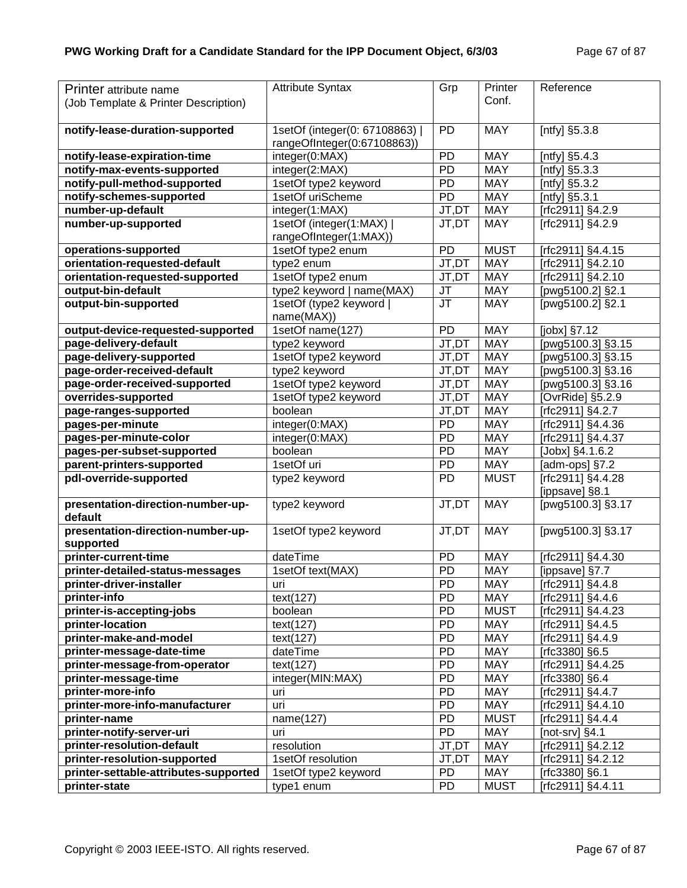| Printer attribute name (Job Template & Printer Description) | Attribute Syntax | Grp | Printer Conf. | Reference |
|---|---|---|---|---|
| **notify-lease-duration-supported** | 1setOf (integer(0: 67108863) \| rangeOfInteger(0:67108863)) | PD | MAY | [ntfy] §5.3.8 |
| **notify-lease-expiration-time** | integer(0:MAX) | PD | MAY | [ntfy] §5.4.3 |
| **notify-max-events-supported** | integer(2:MAX) | PD | MAY | [ntfy] §5.3.3 |
| **notify-pull-method-supported** | 1setOf type2 keyword | PD | MAY | [ntfy] §5.3.2 |
| **notify-schemes-supported** | 1setOf uriScheme | PD | MAY | [ntfy] §5.3.1 |
| **number-up-default** | integer(1:MAX) | JT,DT | MAY | [rfc2911] §4.2.9 |
| **number-up-supported** | 1setOf (integer(1:MAX) \| rangeOfInteger(1:MAX)) | JT,DT | MAY | [rfc2911] §4.2.9 |
| **operations-supported** | 1setOf type2 enum | PD | MUST | [rfc2911] §4.4.15 |
| **orientation-requested-default** | type2 enum | JT,DT | MAY | [rfc2911] §4.2.10 |
| **orientation-requested-supported** | 1setOf type2 enum | JT,DT | MAY | [rfc2911] §4.2.10 |
| **output-bin-default** | type2 keyword \| name(MAX) | JT | MAY | [pwg5100.2] §2.1 |
| **output-bin-supported** | 1setOf (type2 keyword \| name(MAX)) | JT | MAY | [pwg5100.2] §2.1 |
| **output-device-requested-supported** | 1setOf name(127) | PD | MAY | [jobx] §7.12 |
| **page-delivery-default** | type2 keyword | JT,DT | MAY | [pwg5100.3] §3.15 |
| **page-delivery-supported** | 1setOf type2 keyword | JT,DT | MAY | [pwg5100.3] §3.15 |
| **page-order-received-default** | type2 keyword | JT,DT | MAY | [pwg5100.3] §3.16 |
| **page-order-received-supported** | 1setOf type2 keyword | JT,DT | MAY | [pwg5100.3] §3.16 |
| **overrides-supported** | 1setOf type2 keyword | JT,DT | MAY | [OvrRide] §5.2.9 |
| **page-ranges-supported** | boolean | JT,DT | MAY | [rfc2911] §4.2.7 |
| **pages-per-minute** | integer(0:MAX) | PD | MAY | [rfc2911] §4.4.36 |
| **pages-per-minute-color** | integer(0:MAX) | PD | MAY | [rfc2911] §4.4.37 |
| **pages-per-subset-supported** | boolean | PD | MAY | [Jobx] §4.1.6.2 |
| **parent-printers-supported** | 1setOf uri | PD | MAY | [adm-ops] §7.2 |
| **pdl-override-supported** | type2 keyword | PD | MUST | [rfc2911] §4.4.28 [ippsave] §8.1 |
| **presentation-direction-number-up-default** | type2 keyword | JT,DT | MAY | [pwg5100.3] §3.17 |
| **presentation-direction-number-up-supported** | 1setOf type2 keyword | JT,DT | MAY | [pwg5100.3] §3.17 |
| **printer-current-time** | dateTime | PD | MAY | [rfc2911] §4.4.30 |
| **printer-detailed-status-messages** | 1setOf text(MAX) | PD | MAY | [ippsave] §7.7 |
| **printer-driver-installer** | uri | PD | MAY | [rfc2911] §4.4.8 |
| **printer-info** | text(127) | PD | MAY | [rfc2911] §4.4.6 |
| **printer-is-accepting-jobs** | boolean | PD | MUST | [rfc2911] §4.4.23 |
| **printer-location** | text(127) | PD | MAY | [rfc2911] §4.4.5 |
| **printer-make-and-model** | text(127) | PD | MAY | [rfc2911] §4.4.9 |
| **printer-message-date-time** | dateTime | PD | MAY | [rfc3380] §6.5 |
| **printer-message-from-operator** | text(127) | PD | MAY | [rfc2911] §4.4.25 |
| **printer-message-time** | integer(MIN:MAX) | PD | MAY | [rfc3380] §6.4 |
| **printer-more-info** | uri | PD | MAY | [rfc2911] §4.4.7 |
| **printer-more-info-manufacturer** | uri | PD | MAY | [rfc2911] §4.4.10 |
| **printer-name** | name(127) | PD | MUST | [rfc2911] §4.4.4 |
| **printer-notify-server-uri** | uri | PD | MAY | [not-srv] §4.1 |
| **printer-resolution-default** | resolution | JT,DT | MAY | [rfc2911] §4.2.12 |
| **printer-resolution-supported** | 1setOf resolution | JT,DT | MAY | [rfc2911] §4.2.12 |
| **printer-settable-attributes-supported** | 1setOf type2 keyword | PD | MAY | [rfc3380] §6.1 |
| **printer-state** | type1 enum | PD | MUST | [rfc2911] §4.4.11 |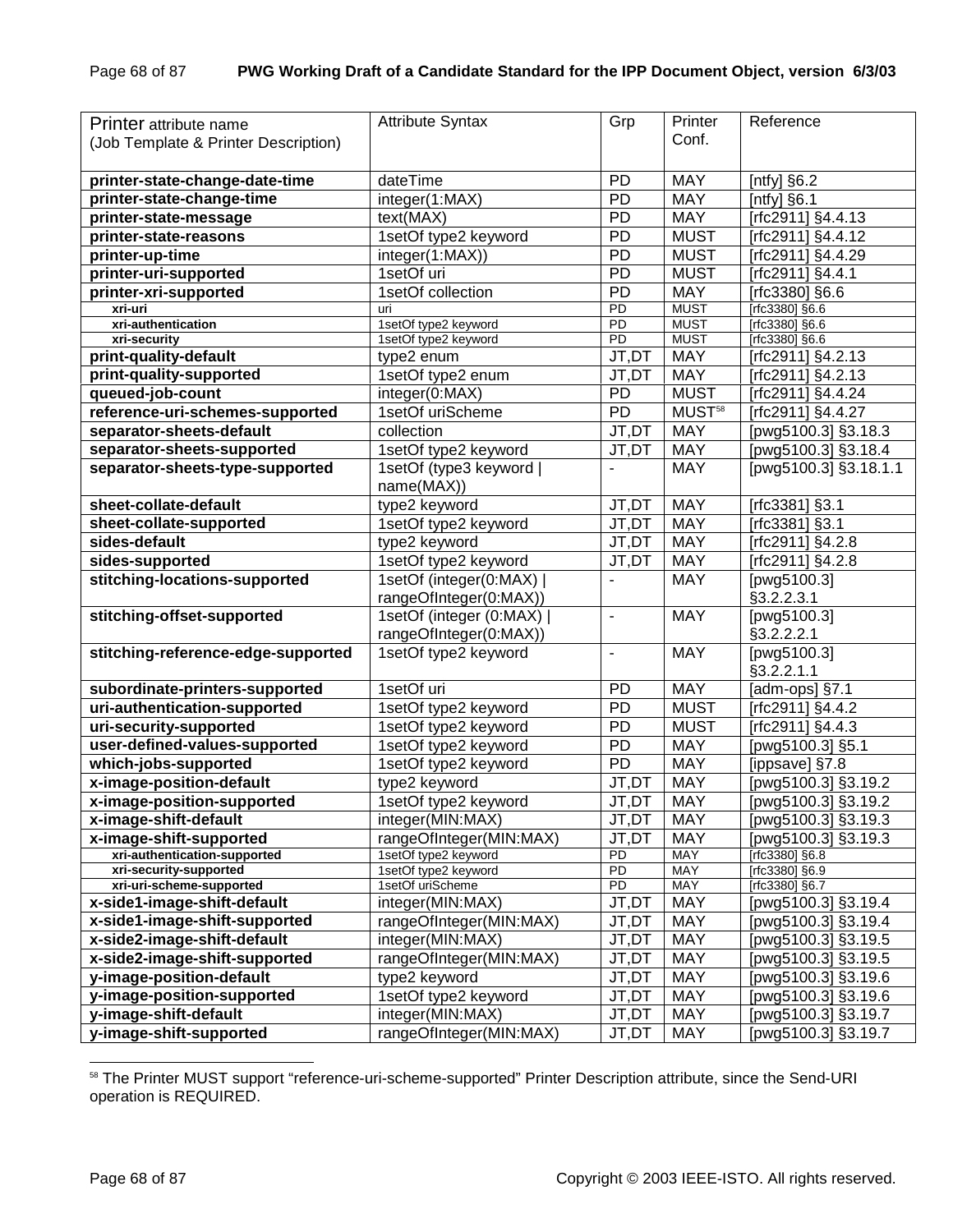| Printer attribute name (Job Template & Printer Description) | Attribute Syntax | Grp | Printer Conf. | Reference |
|---|---|---|---|---|
| **printer-state-change-date-time** | dateTime | PD | MAY | [ntfy] §6.2 |
| **printer-state-change-time** | integer(1:MAX) | PD | MAY | [ntfy] §6.1 |
| **printer-state-message** | text(MAX) | PD | MAY | [rfc2911] §4.4.13 |
| **printer-state-reasons** | 1setOf type2 keyword | PD | MUST | [rfc2911] §4.4.12 |
| **printer-up-time** | integer(1:MAX)) | PD | MUST | [rfc2911] §4.4.29 |
| **printer-uri-supported** | 1setOf uri | PD | MUST | [rfc2911] §4.4.1 |
| **printer-xri-supported** | 1setOf collection | PD | MAY | [rfc3380] §6.6 |
| **xri-uri** | uri | PD | MUST | [rfc3380] §6.6 |
| **xri-authentication** | 1setOf type2 keyword | PD | MUST | [rfc3380] §6.6 |
| **xri-security** | 1setOf type2 keyword | PD | MUST | [rfc3380] §6.6 |
| **print-quality-default** | type2 enum | JT,DT | MAY | [rfc2911] §4.2.13 |
| **print-quality-supported** | 1setOf type2 enum | JT,DT | MAY | [rfc2911] §4.2.13 |
| **queued-job-count** | integer(0:MAX) | PD | MUST | [rfc2911] §4.4.24 |
| **reference-uri-schemes-supported** | 1setOf uriScheme | PD | MUST[58] | [rfc2911] §4.4.27 |
| **separator-sheets-default** | collection | JT,DT | MAY | [pwg5100.3] §3.18.3 |
| **separator-sheets-supported** | 1setOf type2 keyword | JT,DT | MAY | [pwg5100.3] §3.18.4 |
| **separator-sheets-type-supported** | 1setOf (type3 keyword \| name(MAX)) | - | MAY | [pwg5100.3] §3.18.1.1 |
| **sheet-collate-default** | type2 keyword | JT,DT | MAY | [rfc3381] §3.1 |
| **sheet-collate-supported** | 1setOf type2 keyword | JT,DT | MAY | [rfc3381] §3.1 |
| **sides-default** | type2 keyword | JT,DT | MAY | [rfc2911] §4.2.8 |
| **sides-supported** | 1setOf type2 keyword | JT,DT | MAY | [rfc2911] §4.2.8 |
| **stitching-locations-supported** | 1setOf (integer(0:MAX) \| rangeOfInteger(0:MAX)) | - | MAY | [pwg5100.3] §3.2.2.3.1 |
| **stitching-offset-supported** | 1setOf (integer (0:MAX) \| rangeOfInteger(0:MAX)) | - | MAY | [pwg5100.3] §3.2.2.2.1 |
| **stitching-reference-edge-supported** | 1setOf type2 keyword | - | MAY | [pwg5100.3] §3.2.2.1.1 |
| **subordinate-printers-supported** | 1setOf uri | PD | MAY | [adm-ops] §7.1 |
| **uri-authentication-supported** | 1setOf type2 keyword | PD | MUST | [rfc2911] §4.4.2 |
| **uri-security-supported** | 1setOf type2 keyword | PD | MUST | [rfc2911] §4.4.3 |
| **user-defined-values-supported** | 1setOf type2 keyword | PD | MAY | [pwg5100.3] §5.1 |
| **which-jobs-supported** | 1setOf type2 keyword | PD | MAY | [ippsave] §7.8 |
| **x-image-position-default** | type2 keyword | JT,DT | MAY | [pwg5100.3] §3.19.2 |
| **x-image-position-supported** | 1setOf type2 keyword | JT,DT | MAY | [pwg5100.3] §3.19.2 |
| **x-image-shift-default** | integer(MIN:MAX) | JT,DT | MAY | [pwg5100.3] §3.19.3 |
| **x-image-shift-supported** | rangeOfInteger(MIN:MAX) | JT,DT | MAY | [pwg5100.3] §3.19.3 |
| **xri-authentication-supported** | 1setOf type2 keyword | PD | MAY | [rfc3380] §6.8 |
| **xri-security-supported** | 1setOf type2 keyword | PD | MAY | [rfc3380] §6.9 |
| **xri-uri-scheme-supported** | 1setOf uriScheme | PD | MAY | [rfc3380] §6.7 |
| **x-side1-image-shift-default** | integer(MIN:MAX) | JT,DT | MAY | [pwg5100.3] §3.19.4 |
| **x-side1-image-shift-supported** | rangeOfInteger(MIN:MAX) | JT,DT | MAY | [pwg5100.3] §3.19.4 |
| **x-side2-image-shift-default** | integer(MIN:MAX) | JT,DT | MAY | [pwg5100.3] §3.19.5 |
| **x-side2-image-shift-supported** | rangeOfInteger(MIN:MAX) | JT,DT | MAY | [pwg5100.3] §3.19.5 |
| **y-image-position-default** | type2 keyword | JT,DT | MAY | [pwg5100.3] §3.19.6 |
| **y-image-position-supported** | 1setOf type2 keyword | JT,DT | MAY | [pwg5100.3] §3.19.6 |
| **y-image-shift-default** | integer(MIN:MAX) | JT,DT | MAY | [pwg5100.3] §3.19.7 |
| **y-image-shift-supported** | rangeOfInteger(MIN:MAX) | JT,DT | MAY | [pwg5100.3] §3.19.7 |

[58] The Printer MUST support "reference-uri-scheme-supported" Printer Description attribute, since the Send-URI operation is REQUIRED.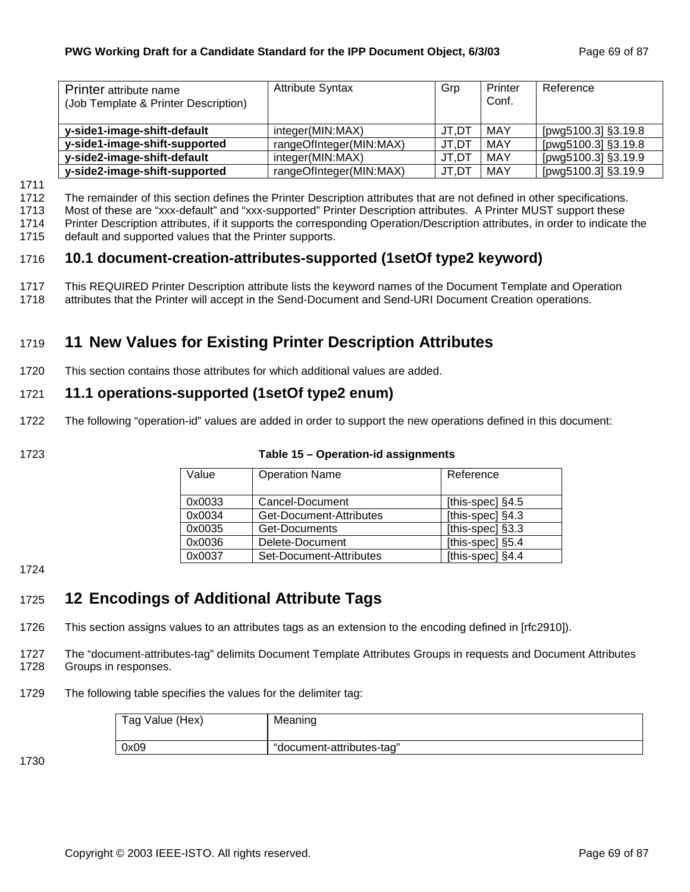| Printer attribute name (Job Template & Printer Description) | Attribute Syntax | Grp | Printer Conf. | Reference |
|---|---|---|---|---|
| **y-side1-image-shift-default** | integer(MIN:MAX) | JT,DT | MAY | [pwg5100.3] §3.19.8 |
| **y-side1-image-shift-supported** | rangeOfInteger(MIN:MAX) | JT,DT | MAY | [pwg5100.3] §3.19.8 |
| **y-side2-image-shift-default** | integer(MIN:MAX) | JT,DT | MAY | [pwg5100.3] §3.19.9 |
| **y-side2-image-shift-supported** | rangeOfInteger(MIN:MAX) | JT,DT | MAY | [pwg5100.3] §3.19.9 |

The remainder of this section defines the Printer Description attributes that are not defined in other specifications. Most of these are "xxx-default" and "xxx-supported" Printer Description attributes. A Printer MUST support these Printer Description attributes, if it supports the corresponding Operation/Description attributes, in order to indicate the default and supported values that the Printer supports.

### 10.1 document-creation-attributes-supported (1setOf type2 keyword)

This REQUIRED Printer Description attribute lists the keyword names of the Document Template and Operation attributes that the Printer will accept in the Send-Document and Send-URI Document Creation operations.

## 11 New Values for Existing Printer Description Attributes

This section contains those attributes for which additional values are added.

### 11.1 operations-supported (1setOf type2 enum)

The following "operation-id" values are added in order to support the new operations defined in this document:

**Table 15 – Operation-id assignments**

| Value | Operation Name | Reference |
|---|---|---|
| 0x0033 | Cancel-Document | [this-spec] §4.5 |
| 0x0034 | Get-Document-Attributes | [this-spec] §4.3 |
| 0x0035 | Get-Documents | [this-spec] §3.3 |
| 0x0036 | Delete-Document | [this-spec] §5.4 |
| 0x0037 | Set-Document-Attributes | [this-spec] §4.4 |

## 12 Encodings of Additional Attribute Tags

This section assigns values to an attributes tags as an extension to the encoding defined in [rfc2910]).

The "document-attributes-tag" delimits Document Template Attributes Groups in requests and Document Attributes Groups in responses.

The following table specifies the values for the delimiter tag:

| Tag Value (Hex) | Meaning |
|---|---|
| 0x09 | "document-attributes-tag" |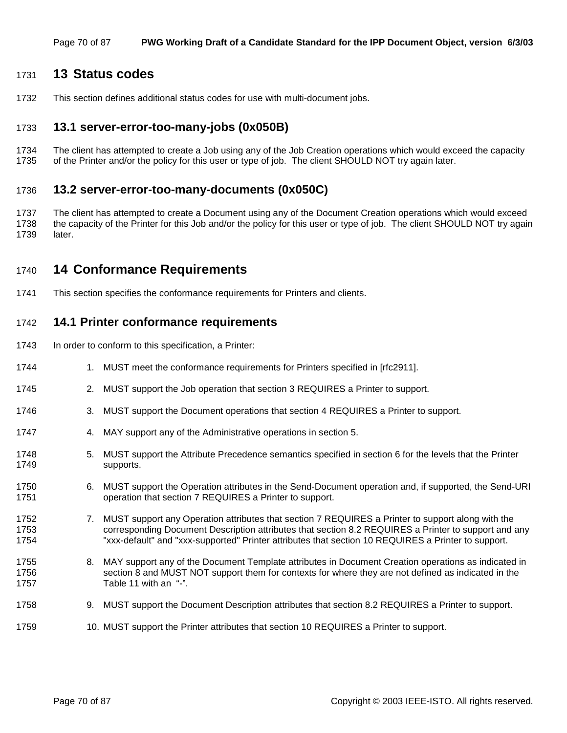# 13 Status codes

This section defines additional status codes for use with multi-document jobs.

## 13.1 server-error-too-many-jobs (0x050B)

The client has attempted to create a Job using any of the Job Creation operations which would exceed the capacity of the Printer and/or the policy for this user or type of job. The client SHOULD NOT try again later.

## 13.2 server-error-too-many-documents (0x050C)

The client has attempted to create a Document using any of the Document Creation operations which would exceed the capacity of the Printer for this Job and/or the policy for this user or type of job. The client SHOULD NOT try again later.

# 14 Conformance Requirements

This section specifies the conformance requirements for Printers and clients.

## 14.1 Printer conformance requirements

In order to conform to this specification, a Printer:

1. MUST meet the conformance requirements for Printers specified in [rfc2911].
2. MUST support the Job operation that section 3 REQUIRES a Printer to support.
3. MUST support the Document operations that section 4 REQUIRES a Printer to support.
4. MAY support any of the Administrative operations in section 5.
5. MUST support the Attribute Precedence semantics specified in section 6 for the levels that the Printer supports.
6. MUST support the Operation attributes in the Send-Document operation and, if supported, the Send-URI operation that section 7 REQUIRES a Printer to support.
7. MUST support any Operation attributes that section 7 REQUIRES a Printer to support along with the corresponding Document Description attributes that section 8.2 REQUIRES a Printer to support and any "xxx-default" and "xxx-supported" Printer attributes that section 10 REQUIRES a Printer to support.
8. MAY support any of the Document Template attributes in Document Creation operations as indicated in section 8 and MUST NOT support them for contexts for where they are not defined as indicated in the Table 11 with an "-".
9. MUST support the Document Description attributes that section 8.2 REQUIRES a Printer to support.
10. MUST support the Printer attributes that section 10 REQUIRES a Printer to support.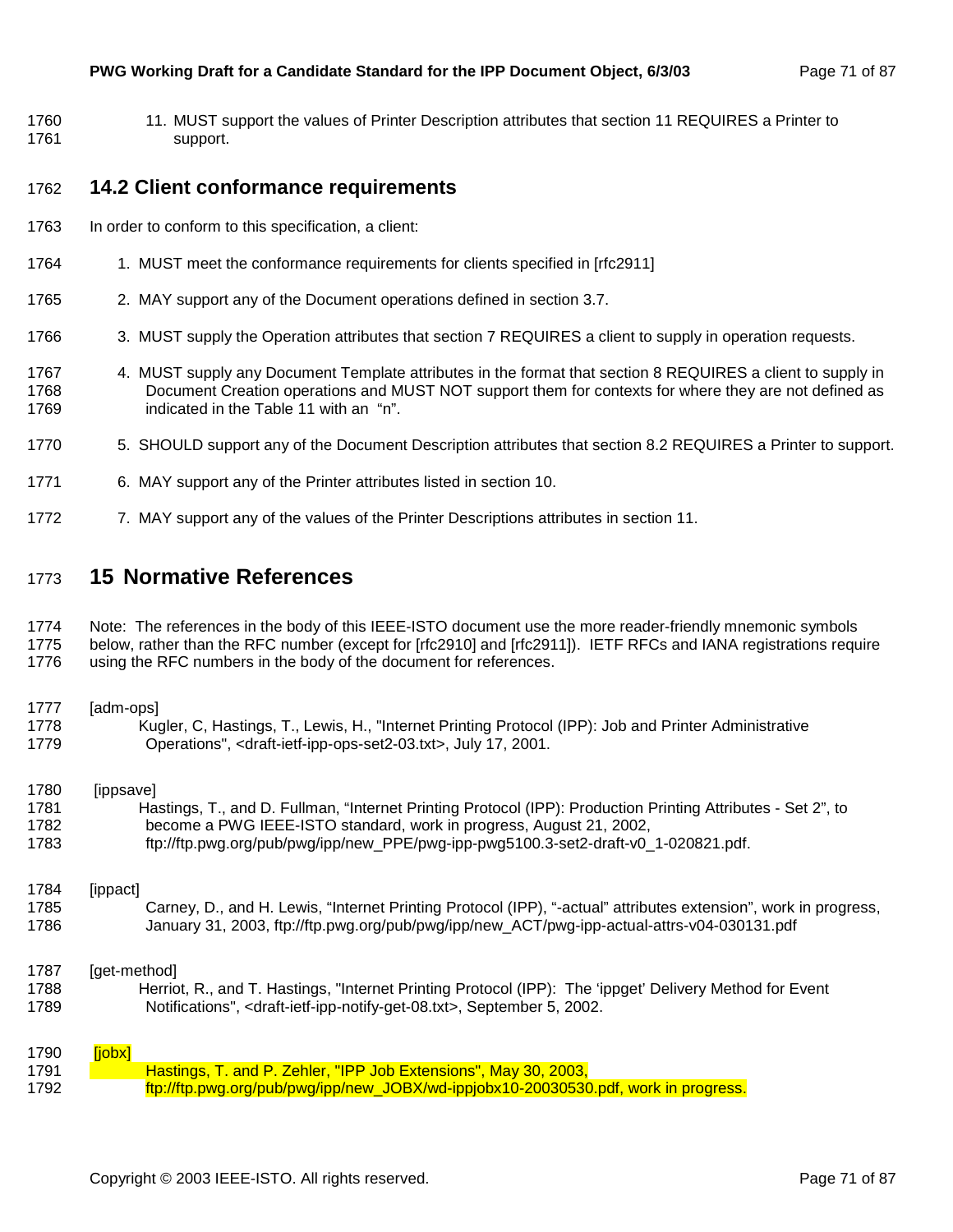11. MUST support the values of Printer Description attributes that section 11 REQUIRES a Printer to support.

## 14.2 Client conformance requirements

In order to conform to this specification, a client:

1. MUST meet the conformance requirements for clients specified in [rfc2911]
2. MAY support any of the Document operations defined in section 3.7.
3. MUST supply the Operation attributes that section 7 REQUIRES a client to supply in operation requests.
4. MUST supply any Document Template attributes in the format that section 8 REQUIRES a client to supply in Document Creation operations and MUST NOT support them for contexts for where they are not defined as indicated in the Table 11 with an "n".
5. SHOULD support any of the Document Description attributes that section 8.2 REQUIRES a Printer to support.
6. MAY support any of the Printer attributes listed in section 10.
7. MAY support any of the values of the Printer Descriptions attributes in section 11.

# 15 Normative References

Note: The references in the body of this IEEE-ISTO document use the more reader-friendly mnemonic symbols below, rather than the RFC number (except for [rfc2910] and [rfc2911]). IETF RFCs and IANA registrations require using the RFC numbers in the body of the document for references.

[adm-ops]
Kugler, C, Hastings, T., Lewis, H., "Internet Printing Protocol (IPP): Job and Printer Administrative Operations", <draft-ietf-ipp-ops-set2-03.txt>, July 17, 2001.

[ippsave]
Hastings, T., and D. Fullman, "Internet Printing Protocol (IPP): Production Printing Attributes - Set 2", to become a PWG IEEE-ISTO standard, work in progress, August 21, 2002, ftp://ftp.pwg.org/pub/pwg/ipp/new_PPE/pwg-ipp-pwg5100.3-set2-draft-v0_1-020821.pdf.

[ippact]
Carney, D., and H. Lewis, "Internet Printing Protocol (IPP), "-actual" attributes extension", work in progress, January 31, 2003, ftp://ftp.pwg.org/pub/pwg/ipp/new_ACT/pwg-ipp-actual-attrs-v04-030131.pdf

[get-method]
Herriot, R., and T. Hastings, "Internet Printing Protocol (IPP): The 'ippget' Delivery Method for Event Notifications", <draft-ietf-ipp-notify-get-08.txt>, September 5, 2002.

[jobx]
Hastings, T. and P. Zehler, "IPP Job Extensions", May 30, 2003, ftp://ftp.pwg.org/pub/pwg/ipp/new_JOBX/wd-ippjobx10-20030530.pdf, work in progress.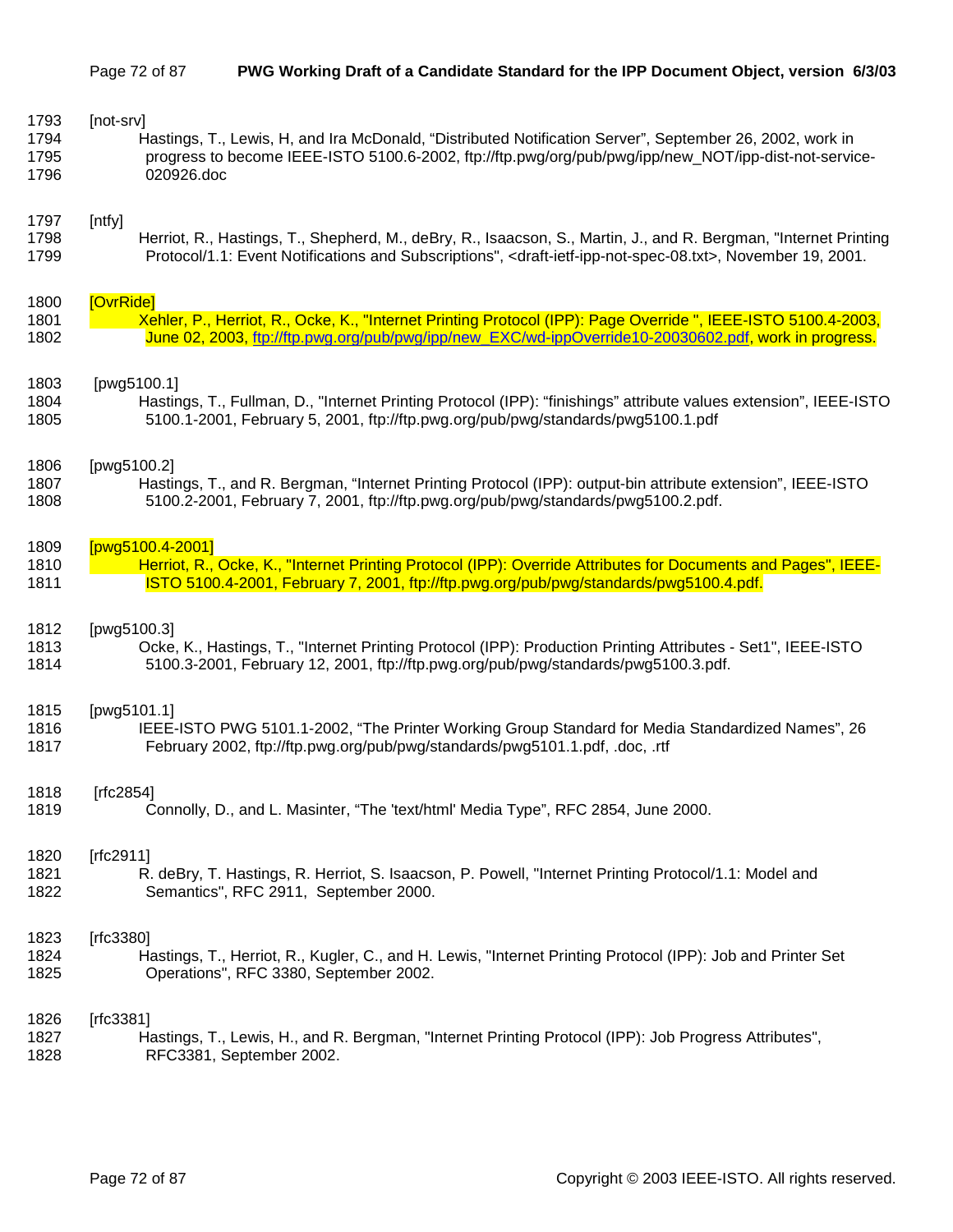[not-srv]
Hastings, T., Lewis, H, and Ira McDonald, “Distributed Notification Server”, September 26, 2002, work in progress to become IEEE-ISTO 5100.6-2002, ftp://ftp.pwg/org/pub/pwg/ipp/new_NOT/ipp-dist-not-service-020926.doc

[ntfy]
Herriot, R., Hastings, T., Shepherd, M., deBry, R., Isaacson, S., Martin, J., and R. Bergman, "Internet Printing Protocol/1.1: Event Notifications and Subscriptions", <draft-ietf-ipp-not-spec-08.txt>, November 19, 2001.

[OvrRide]
Xehler, P., Herriot, R., Ocke, K., "Internet Printing Protocol (IPP): Page Override ", IEEE-ISTO 5100.4-2003, June 02, 2003, ftp://ftp.pwg.org/pub/pwg/ipp/new_EXC/wd-ippOverride10-20030602.pdf, work in progress.

[pwg5100.1]
Hastings, T., Fullman, D., "Internet Printing Protocol (IPP): “finishings” attribute values extension", IEEE-ISTO 5100.1-2001, February 5, 2001, ftp://ftp.pwg.org/pub/pwg/standards/pwg5100.1.pdf

[pwg5100.2]
Hastings, T., and R. Bergman, “Internet Printing Protocol (IPP): output-bin attribute extension”, IEEE-ISTO 5100.2-2001, February 7, 2001, ftp://ftp.pwg.org/pub/pwg/standards/pwg5100.2.pdf.

[pwg5100.4-2001]
Herriot, R., Ocke, K., "Internet Printing Protocol (IPP): Override Attributes for Documents and Pages", IEEE-ISTO 5100.4-2001, February 7, 2001, ftp://ftp.pwg.org/pub/pwg/standards/pwg5100.4.pdf.

[pwg5100.3]
Ocke, K., Hastings, T., "Internet Printing Protocol (IPP): Production Printing Attributes - Set1", IEEE-ISTO 5100.3-2001, February 12, 2001, ftp://ftp.pwg.org/pub/pwg/standards/pwg5100.3.pdf.

[pwg5101.1]
IEEE-ISTO PWG 5101.1-2002, “The Printer Working Group Standard for Media Standardized Names”, 26 February 2002, ftp://ftp.pwg.org/pub/pwg/standards/pwg5101.1.pdf, .doc, .rtf

[rfc2854]
Connolly, D., and L. Masinter, “The 'text/html' Media Type”, RFC 2854, June 2000.

[rfc2911]
R. deBry, T. Hastings, R. Herriot, S. Isaacson, P. Powell, "Internet Printing Protocol/1.1: Model and Semantics", RFC 2911, September 2000.

[rfc3380]
Hastings, T., Herriot, R., Kugler, C., and H. Lewis, "Internet Printing Protocol (IPP): Job and Printer Set Operations", RFC 3380, September 2002.

[rfc3381]
Hastings, T., Lewis, H., and R. Bergman, "Internet Printing Protocol (IPP): Job Progress Attributes", RFC3381, September 2002.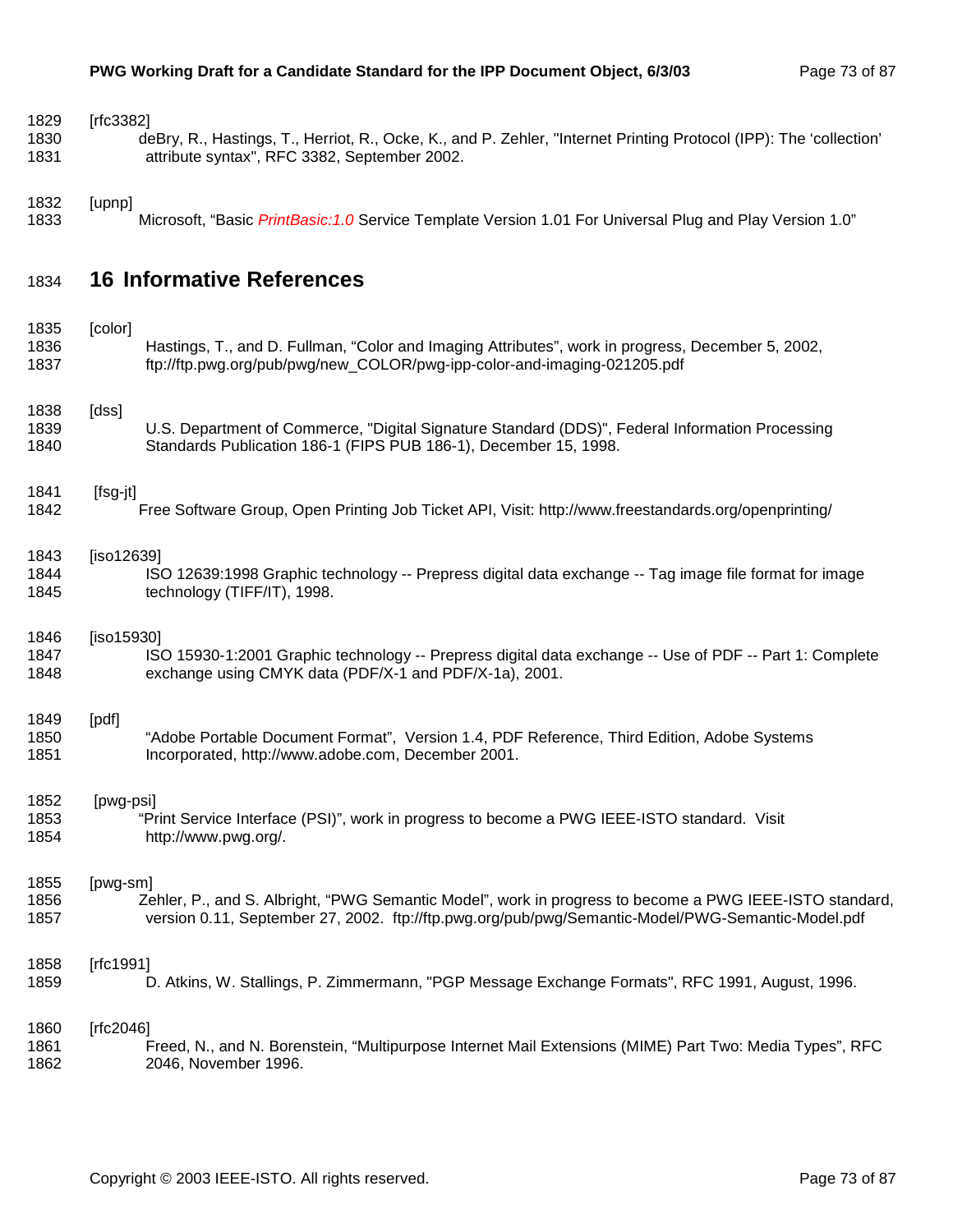[rfc3382]

deBry, R., Hastings, T., Herriot, R., Ocke, K., and P. Zehler, "Internet Printing Protocol (IPP): The 'collection' attribute syntax", RFC 3382, September 2002.

[upnp]

Microsoft, "Basic *PrintBasic:1.0* Service Template Version 1.01 For Universal Plug and Play Version 1.0"

# 16 Informative References

[color]

Hastings, T., and D. Fullman, "Color and Imaging Attributes", work in progress, December 5, 2002, ftp://ftp.pwg.org/pub/pwg/new_COLOR/pwg-ipp-color-and-imaging-021205.pdf

[dss]

U.S. Department of Commerce, "Digital Signature Standard (DDS)", Federal Information Processing Standards Publication 186-1 (FIPS PUB 186-1), December 15, 1998.

[fsg-jt]

Free Software Group, Open Printing Job Ticket API, Visit: http://www.freestandards.org/openprinting/

[iso12639]

ISO 12639:1998 Graphic technology -- Prepress digital data exchange -- Tag image file format for image technology (TIFF/IT), 1998.

[iso15930]

ISO 15930-1:2001 Graphic technology -- Prepress digital data exchange -- Use of PDF -- Part 1: Complete exchange using CMYK data (PDF/X-1 and PDF/X-1a), 2001.

[pdf]

"Adobe Portable Document Format", Version 1.4, PDF Reference, Third Edition, Adobe Systems Incorporated, http://www.adobe.com, December 2001.

[pwg-psi]

"Print Service Interface (PSI)", work in progress to become a PWG IEEE-ISTO standard. Visit http://www.pwg.org/.

[pwg-sm]

Zehler, P., and S. Albright, "PWG Semantic Model", work in progress to become a PWG IEEE-ISTO standard, version 0.11, September 27, 2002. ftp://ftp.pwg.org/pub/pwg/Semantic-Model/PWG-Semantic-Model.pdf

[rfc1991]

D. Atkins, W. Stallings, P. Zimmermann, "PGP Message Exchange Formats", RFC 1991, August, 1996.

[rfc2046]

Freed, N., and N. Borenstein, "Multipurpose Internet Mail Extensions (MIME) Part Two: Media Types", RFC 2046, November 1996.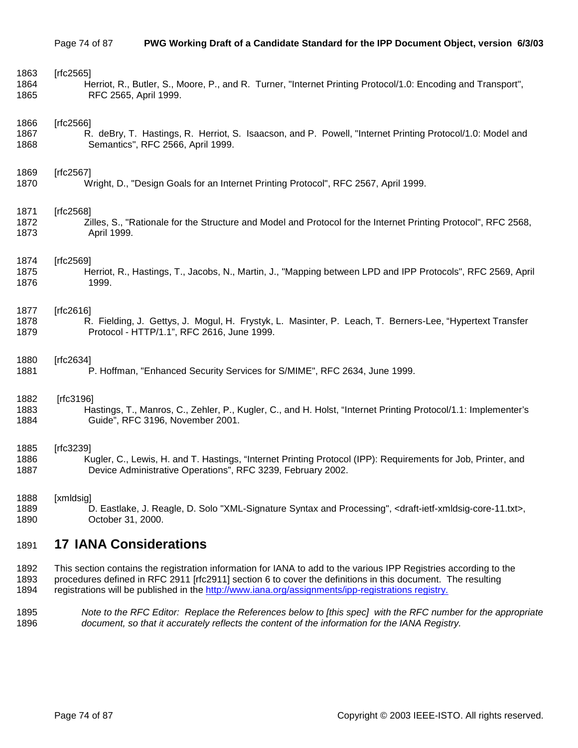[rfc2565]
Herriot, R., Butler, S., Moore, P., and R. Turner, "Internet Printing Protocol/1.0: Encoding and Transport", RFC 2565, April 1999.

[rfc2566]
R. deBry, T. Hastings, R. Herriot, S. Isaacson, and P. Powell, "Internet Printing Protocol/1.0: Model and Semantics", RFC 2566, April 1999.

[rfc2567]
Wright, D., "Design Goals for an Internet Printing Protocol", RFC 2567, April 1999.

[rfc2568]
Zilles, S., "Rationale for the Structure and Model and Protocol for the Internet Printing Protocol", RFC 2568, April 1999.

[rfc2569]
Herriot, R., Hastings, T., Jacobs, N., Martin, J., "Mapping between LPD and IPP Protocols", RFC 2569, April 1999.

[rfc2616]
R. Fielding, J. Gettys, J. Mogul, H. Frystyk, L. Masinter, P. Leach, T. Berners-Lee, "Hypertext Transfer Protocol - HTTP/1.1", RFC 2616, June 1999.

[rfc2634]
P. Hoffman, "Enhanced Security Services for S/MIME", RFC 2634, June 1999.

[rfc3196]
Hastings, T., Manros, C., Zehler, P., Kugler, C., and H. Holst, "Internet Printing Protocol/1.1: Implementer's Guide", RFC 3196, November 2001.

[rfc3239]
Kugler, C., Lewis, H. and T. Hastings, "Internet Printing Protocol (IPP): Requirements for Job, Printer, and Device Administrative Operations", RFC 3239, February 2002.

[xmldsig]
D. Eastlake, J. Reagle, D. Solo "XML-Signature Syntax and Processing", <draft-ietf-xmldsig-core-11.txt>, October 31, 2000.

# 17 IANA Considerations

This section contains the registration information for IANA to add to the various IPP Registries according to the procedures defined in RFC 2911 [rfc2911] section 6 to cover the definitions in this document. The resulting registrations will be published in the http://www.iana.org/assignments/ipp-registrations registry.

*Note to the RFC Editor: Replace the References below to [this spec] with the RFC number for the appropriate document, so that it accurately reflects the content of the information for the IANA Registry.*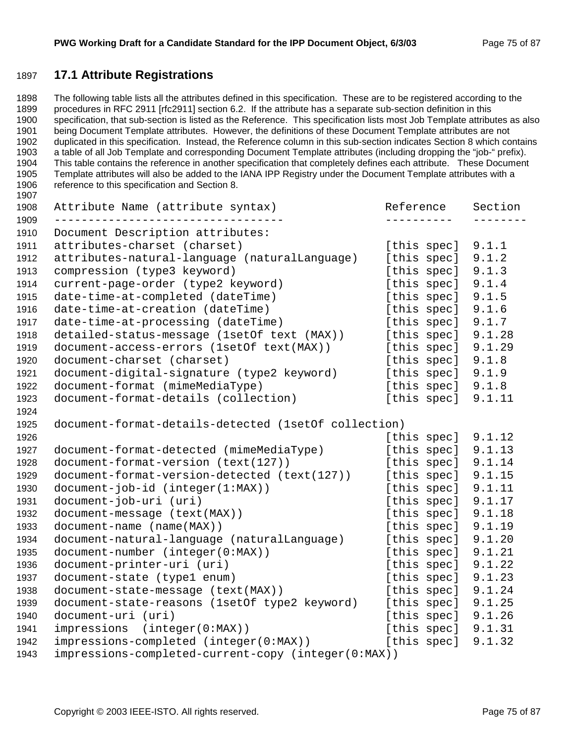## 17.1 Attribute Registrations

The following table lists all the attributes defined in this specification. These are to be registered according to the procedures in RFC 2911 [rfc2911] section 6.2. If the attribute has a separate sub-section definition in this specification, that sub-section is listed as the Reference. This specification lists most Job Template attributes as also being Document Template attributes. However, the definitions of these Document Template attributes are not duplicated in this specification. Instead, the Reference column in this sub-section indicates Section 8 which contains a table of all Job Template and corresponding Document Template attributes (including dropping the "job-" prefix). This table contains the reference in another specification that completely defines each attribute. These Document Template attributes will also be added to the IANA IPP Registry under the Document Template attributes with a reference to this specification and Section 8.

```
Attribute Name (attribute syntax)                Reference    Section
---------------------------------                ----------   --------
Document Description attributes:
attributes-charset (charset)                     [this spec]  9.1.1
attributes-natural-language (naturalLanguage)    [this spec]  9.1.2
compression (type3 keyword)                      [this spec]  9.1.3
current-page-order (type2 keyword)               [this spec]  9.1.4
date-time-at-completed (dateTime)                [this spec]  9.1.5
date-time-at-creation (dateTime)                 [this spec]  9.1.6
date-time-at-processing (dateTime)               [this spec]  9.1.7
detailed-status-message (1setOf text (MAX))      [this spec]  9.1.28
document-access-errors (1setOf text(MAX))        [this spec]  9.1.29
document-charset (charset)                       [this spec]  9.1.8
document-digital-signature (type2 keyword)       [this spec]  9.1.9
document-format (mimeMediaType)                  [this spec]  9.1.8
document-format-details (collection)             [this spec]  9.1.11

document-format-details-detected (1setOf collection)
                                                 [this spec]  9.1.12
document-format-detected (mimeMediaType)         [this spec]  9.1.13
document-format-version (text(127))              [this spec]  9.1.14
document-format-version-detected (text(127))     [this spec]  9.1.15
document-job-id (integer(1:MAX))                 [this spec]  9.1.11
document-job-uri (uri)                           [this spec]  9.1.17
document-message (text(MAX))                     [this spec]  9.1.18
document-name (name(MAX))                        [this spec]  9.1.19
document-natural-language (naturalLanguage)      [this spec]  9.1.20
document-number (integer(0:MAX))                 [this spec]  9.1.21
document-printer-uri (uri)                       [this spec]  9.1.22
document-state (type1 enum)                      [this spec]  9.1.23
document-state-message (text(MAX))               [this spec]  9.1.24
document-state-reasons (1setOf type2 keyword)    [this spec]  9.1.25
document-uri (uri)                               [this spec]  9.1.26
impressions  (integer(0:MAX))                    [this spec]  9.1.31
impressions-completed (integer(0:MAX))           [this spec]  9.1.32
impressions-completed-current-copy (integer(0:MAX))
```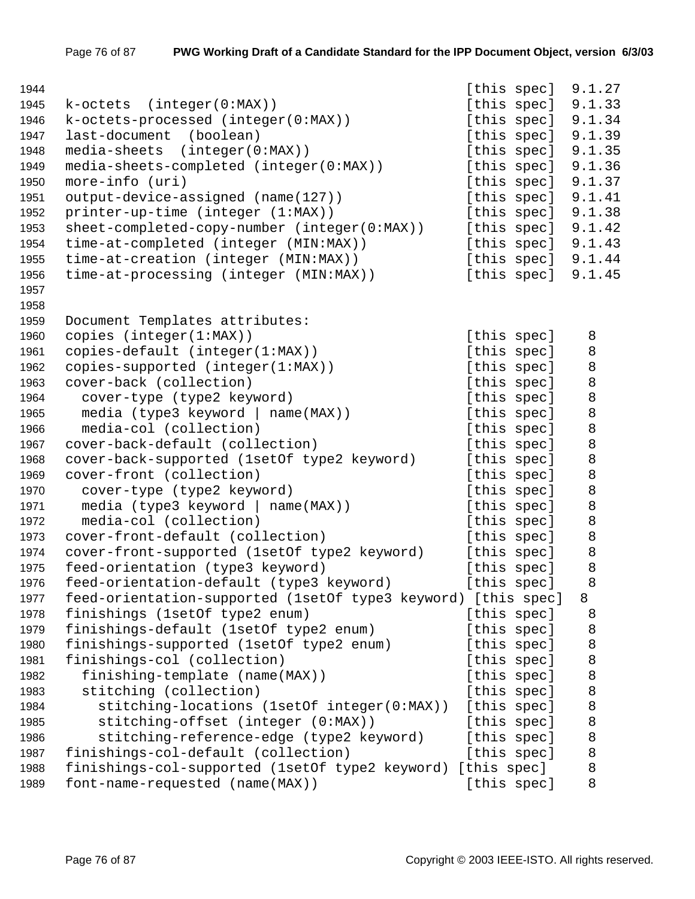```
1944                                                   [this spec]  9.1.27
1945  k-octets  (integer(0:MAX))                       [this spec]  9.1.33
1946  k-octets-processed (integer(0:MAX))              [this spec]  9.1.34
1947  last-document  (boolean)                         [this spec]  9.1.39
1948  media-sheets  (integer(0:MAX))                   [this spec]  9.1.35
1949  media-sheets-completed (integer(0:MAX))          [this spec]  9.1.36
1950  more-info (uri)                                  [this spec]  9.1.37
1951  output-device-assigned (name(127))               [this spec]  9.1.41
1952  printer-up-time (integer (1:MAX))                [this spec]  9.1.38
1953  sheet-completed-copy-number (integer(0:MAX))     [this spec]  9.1.42
1954  time-at-completed (integer (MIN:MAX))            [this spec]  9.1.43
1955  time-at-creation (integer (MIN:MAX))             [this spec]  9.1.44
1956  time-at-processing (integer (MIN:MAX))           [this spec]  9.1.45
1957
1958
1959  Document Templates attributes:
1960  copies (integer(1:MAX))                          [this spec]    8
1961  copies-default (integer(1:MAX))                  [this spec]    8
1962  copies-supported (integer(1:MAX))                [this spec]    8
1963  cover-back (collection)                          [this spec]    8
1964    cover-type (type2 keyword)                     [this spec]    8
1965    media (type3 keyword | name(MAX))              [this spec]    8
1966    media-col (collection)                         [this spec]    8
1967  cover-back-default (collection)                  [this spec]    8
1968  cover-back-supported (1setOf type2 keyword)      [this spec]    8
1969  cover-front (collection)                         [this spec]    8
1970    cover-type (type2 keyword)                     [this spec]    8
1971    media (type3 keyword | name(MAX))              [this spec]    8
1972    media-col (collection)                         [this spec]    8
1973  cover-front-default (collection)                 [this spec]    8
1974  cover-front-supported (1setOf type2 keyword)     [this spec]    8
1975  feed-orientation (type3 keyword)                 [this spec]    8
1976  feed-orientation-default (type3 keyword)         [this spec]    8
1977  feed-orientation-supported (1setOf type3 keyword) [this spec]  8
1978  finishings (1setOf type2 enum)                   [this spec]    8
1979  finishings-default (1setOf type2 enum)           [this spec]    8
1980  finishings-supported (1setOf type2 enum)         [this spec]    8
1981  finishings-col (collection)                      [this spec]    8
1982    finishing-template (name(MAX))                 [this spec]    8
1983    stitching (collection)                         [this spec]    8
1984      stitching-locations (1setOf integer(0:MAX))  [this spec]    8
1985      stitching-offset (integer (0:MAX))           [this spec]    8
1986      stitching-reference-edge (type2 keyword)     [this spec]    8
1987  finishings-col-default (collection)              [this spec]    8
1988  finishings-col-supported (1setOf type2 keyword) [this spec]     8
1989  font-name-requested (name(MAX))                  [this spec]    8
```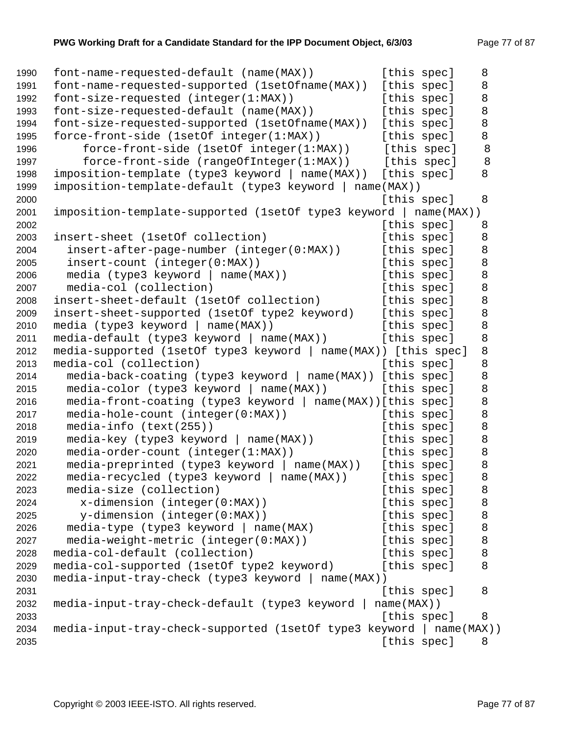```
1990  font-name-requested-default (name(MAX))           [this spec]    8
1991  font-name-requested-supported (1setOfname(MAX))  [this spec]    8
1992  font-size-requested (integer(1:MAX))              [this spec]    8
1993  font-size-requested-default (name(MAX))           [this spec]    8
1994  font-size-requested-supported (1setOfname(MAX))  [this spec]    8
1995  force-front-side (1setOf integer(1:MAX))          [this spec]    8
1996      force-front-side (1setOf integer(1:MAX))      [this spec]    8
1997      force-front-side (rangeOfInteger(1:MAX))      [this spec]    8
1998  imposition-template (type3 keyword | name(MAX))  [this spec]    8
1999  imposition-template-default (type3 keyword | name(MAX))
2000                                                    [this spec]    8
2001  imposition-template-supported (1setOf type3 keyword | name(MAX))
2002                                                    [this spec]    8
2003  insert-sheet (1setOf collection)                  [this spec]    8
2004    insert-after-page-number (integer(0:MAX))       [this spec]    8
2005    insert-count (integer(0:MAX))                   [this spec]    8
2006    media (type3 keyword | name(MAX))               [this spec]    8
2007    media-col (collection)                          [this spec]    8
2008  insert-sheet-default (1setOf collection)          [this spec]    8
2009  insert-sheet-supported (1setOf type2 keyword)     [this spec]    8
2010  media (type3 keyword | name(MAX))                 [this spec]    8
2011  media-default (type3 keyword | name(MAX))         [this spec]    8
2012  media-supported (1setOf type3 keyword | name(MAX)) [this spec]   8
2013  media-col (collection)                            [this spec]    8
2014    media-back-coating (type3 keyword | name(MAX)) [this spec]    8
2015    media-color (type3 keyword | name(MAX))         [this spec]    8
2016    media-front-coating (type3 keyword | name(MAX))[this spec]    8
2017    media-hole-count (integer(0:MAX))               [this spec]    8
2018    media-info (text(255))                          [this spec]    8
2019    media-key (type3 keyword | name(MAX))           [this spec]    8
2020    media-order-count (integer(1:MAX))              [this spec]    8
2021    media-preprinted (type3 keyword | name(MAX))    [this spec]    8
2022    media-recycled (type3 keyword | name(MAX))      [this spec]    8
2023    media-size (collection)                         [this spec]    8
2024      x-dimension (integer(0:MAX))                  [this spec]    8
2025      y-dimension (integer(0:MAX))                  [this spec]    8
2026    media-type (type3 keyword | name(MAX)           [this spec]    8
2027    media-weight-metric (integer(0:MAX))            [this spec]    8
2028  media-col-default (collection)                    [this spec]    8
2029  media-col-supported (1setOf type2 keyword)        [this spec]    8
2030  media-input-tray-check (type3 keyword | name(MAX))
2031                                                    [this spec]    8
2032  media-input-tray-check-default (type3 keyword | name(MAX))
2033                                                    [this spec]    8
2034  media-input-tray-check-supported (1setOf type3 keyword | name(MAX))
2035                                                    [this spec]    8
```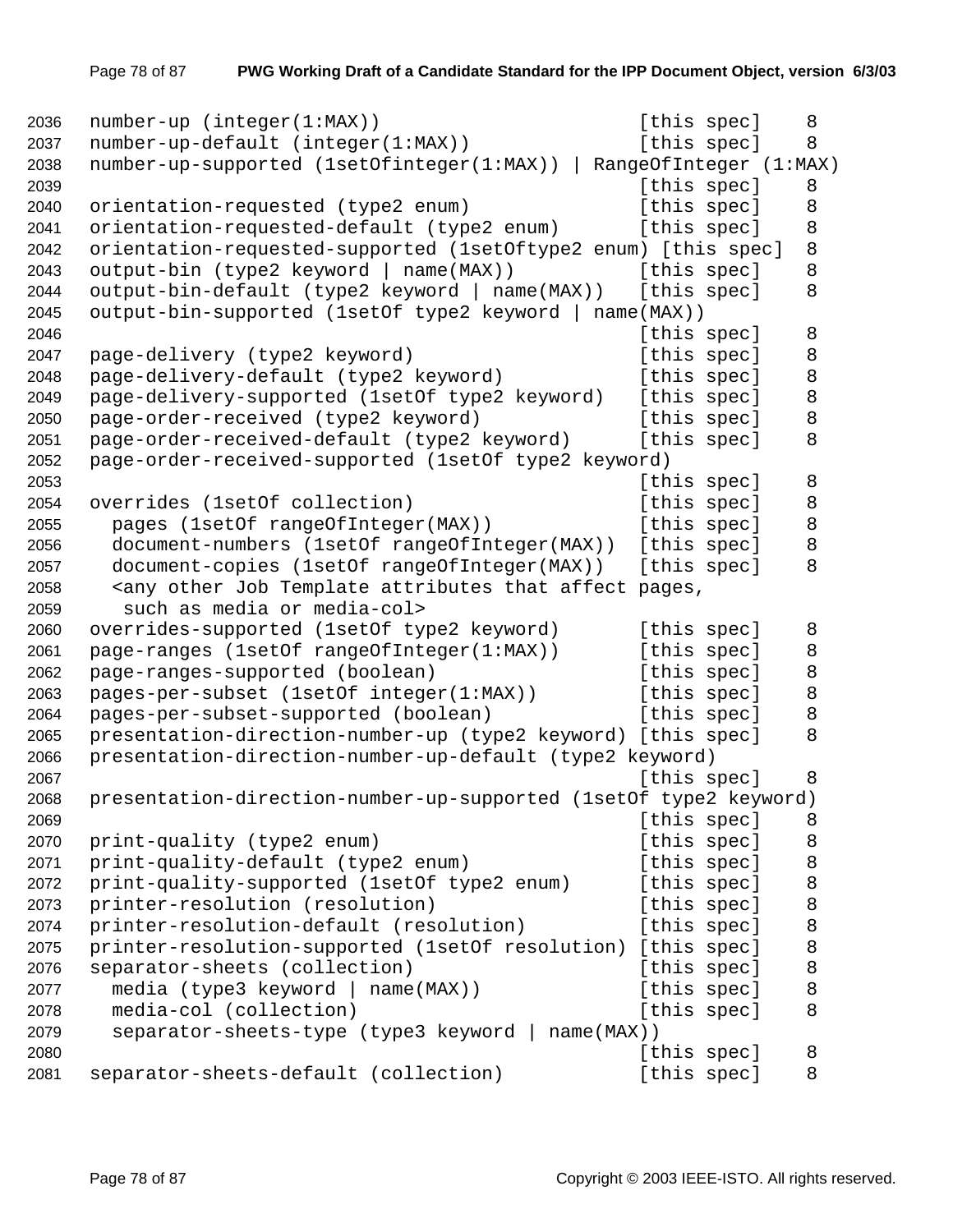```
2036  number-up (integer(1:MAX))                       [this spec]    8
2037  number-up-default (integer(1:MAX))               [this spec]    8
2038  number-up-supported (1setOfinteger(1:MAX)) | RangeOfInteger (1:MAX)
2039                                                   [this spec]    8
2040  orientation-requested (type2 enum)               [this spec]    8
2041  orientation-requested-default (type2 enum)       [this spec]    8
2042  orientation-requested-supported (1setOftype2 enum) [this spec]  8
2043  output-bin (type2 keyword | name(MAX))           [this spec]    8
2044  output-bin-default (type2 keyword | name(MAX))   [this spec]    8
2045  output-bin-supported (1setOf type2 keyword | name(MAX))
2046                                                   [this spec]    8
2047  page-delivery (type2 keyword)                    [this spec]    8
2048  page-delivery-default (type2 keyword)            [this spec]    8
2049  page-delivery-supported (1setOf type2 keyword)   [this spec]    8
2050  page-order-received (type2 keyword)              [this spec]    8
2051  page-order-received-default (type2 keyword)      [this spec]    8
2052  page-order-received-supported (1setOf type2 keyword)
2053                                                   [this spec]    8
2054  overrides (1setOf collection)                    [this spec]    8
2055    pages (1setOf rangeOfInteger(MAX))             [this spec]    8
2056    document-numbers (1setOf rangeOfInteger(MAX))  [this spec]    8
2057    document-copies (1setOf rangeOfInteger(MAX))   [this spec]    8
2058    <any other Job Template attributes that affect pages,
2059     such as media or media-col>
2060  overrides-supported (1setOf type2 keyword)       [this spec]    8
2061  page-ranges (1setOf rangeOfInteger(1:MAX))       [this spec]    8
2062  page-ranges-supported (boolean)                  [this spec]    8
2063  pages-per-subset (1setOf integer(1:MAX))         [this spec]    8
2064  pages-per-subset-supported (boolean)             [this spec]    8
2065  presentation-direction-number-up (type2 keyword) [this spec]    8
2066  presentation-direction-number-up-default (type2 keyword)
2067                                                   [this spec]    8
2068  presentation-direction-number-up-supported (1setOf type2 keyword)
2069                                                   [this spec]    8
2070  print-quality (type2 enum)                       [this spec]    8
2071  print-quality-default (type2 enum)               [this spec]    8
2072  print-quality-supported (1setOf type2 enum)      [this spec]    8
2073  printer-resolution (resolution)                  [this spec]    8
2074  printer-resolution-default (resolution)          [this spec]    8
2075  printer-resolution-supported (1setOf resolution) [this spec]    8
2076  separator-sheets (collection)                    [this spec]    8
2077    media (type3 keyword | name(MAX))              [this spec]    8
2078    media-col (collection)                         [this spec]    8
2079    separator-sheets-type (type3 keyword | name(MAX))
2080                                                   [this spec]    8
2081  separator-sheets-default (collection)            [this spec]    8
```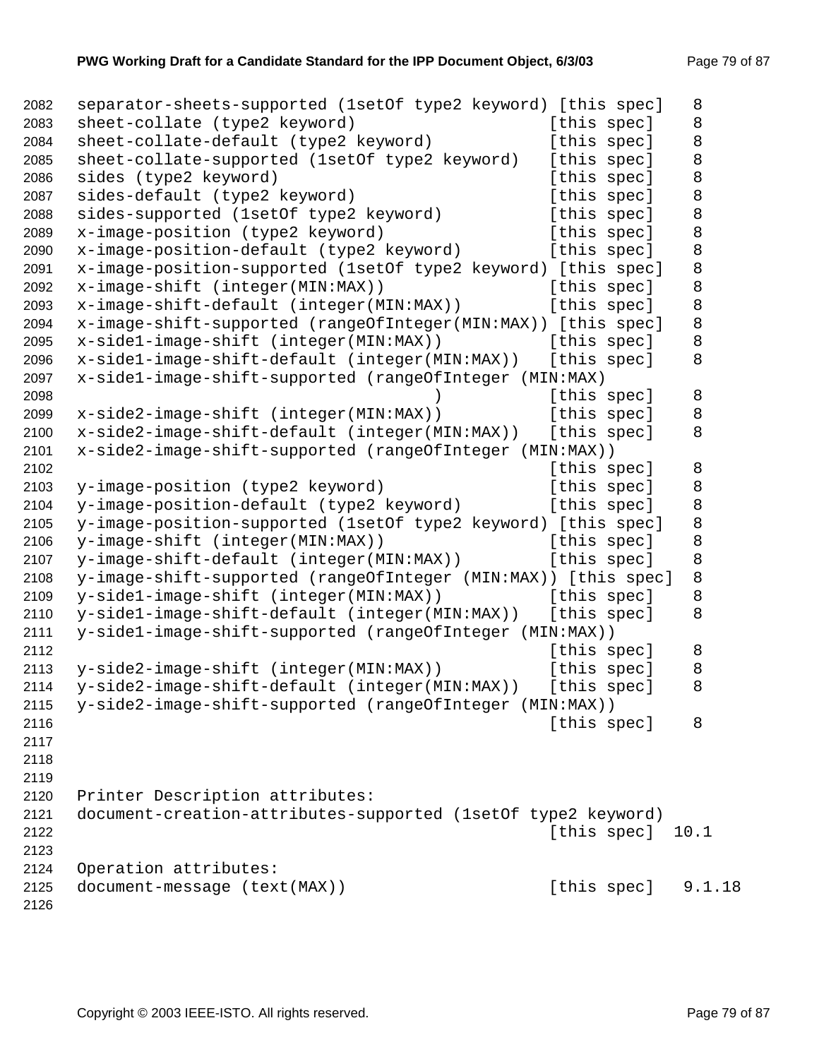```
separator-sheets-supported (1setOf type2 keyword) [this spec]   8
sheet-collate (type2 keyword)                    [this spec]    8
sheet-collate-default (type2 keyword)            [this spec]    8
sheet-collate-supported (1setOf type2 keyword)   [this spec]    8
sides (type2 keyword)                            [this spec]    8
sides-default (type2 keyword)                    [this spec]    8
sides-supported (1setOf type2 keyword)           [this spec]    8
x-image-position (type2 keyword)                 [this spec]    8
x-image-position-default (type2 keyword)         [this spec]    8
x-image-position-supported (1setOf type2 keyword) [this spec]   8
x-image-shift (integer(MIN:MAX))                 [this spec]    8
x-image-shift-default (integer(MIN:MAX))         [this spec]    8
x-image-shift-supported (rangeOfInteger(MIN:MAX)) [this spec]   8
x-side1-image-shift (integer(MIN:MAX))           [this spec]    8
x-side1-image-shift-default (integer(MIN:MAX))   [this spec]    8
x-side1-image-shift-supported (rangeOfInteger (MIN:MAX
                                     )           [this spec]    8
x-side2-image-shift (integer(MIN:MAX))           [this spec]    8
x-side2-image-shift-default (integer(MIN:MAX))   [this spec]    8
x-side2-image-shift-supported (rangeOfInteger (MIN:MAX))
                                                 [this spec]    8
y-image-position (type2 keyword)                 [this spec]    8
y-image-position-default (type2 keyword)         [this spec]    8
y-image-position-supported (1setOf type2 keyword) [this spec]   8
y-image-shift (integer(MIN:MAX))                 [this spec]    8
y-image-shift-default (integer(MIN:MAX))         [this spec]    8
y-image-shift-supported (rangeOfInteger (MIN:MAX)) [this spec]  8
y-side1-image-shift (integer(MIN:MAX))           [this spec]    8
y-side1-image-shift-default (integer(MIN:MAX))   [this spec]    8
y-side1-image-shift-supported (rangeOfInteger (MIN:MAX))
                                                 [this spec]    8
y-side2-image-shift (integer(MIN:MAX))           [this spec]    8
y-side2-image-shift-default (integer(MIN:MAX))   [this spec]    8
y-side2-image-shift-supported (rangeOfInteger (MIN:MAX))
                                                 [this spec]    8



Printer Description attributes:
document-creation-attributes-supported (1setOf type2 keyword)
                                                 [this spec]  10.1

Operation attributes:
document-message (text(MAX))                     [this spec]   9.1.18
```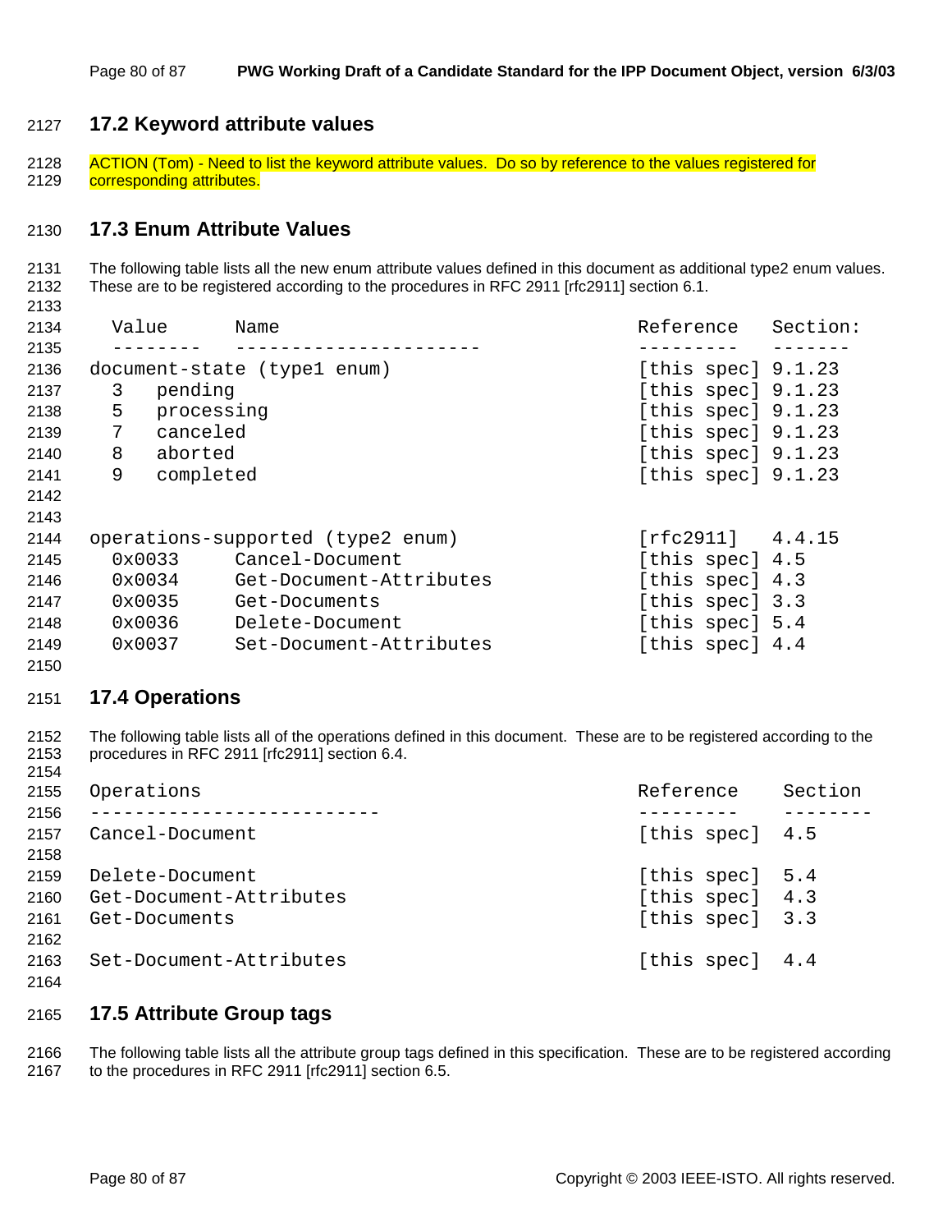## 17.2 Keyword attribute values

ACTION (Tom) - Need to list the keyword attribute values. Do so by reference to the values registered for corresponding attributes.

## 17.3 Enum Attribute Values

The following table lists all the new enum attribute values defined in this document as additional type2 enum values. These are to be registered according to the procedures in RFC 2911 [rfc2911] section 6.1.

```
  Value      Name                                  Reference   Section:
  --------   ----------------------                ---------   -------
document-state (type1 enum)                        [this spec] 9.1.23
  3   pending                                      [this spec] 9.1.23
  5   processing                                   [this spec] 9.1.23
  7   canceled                                     [this spec] 9.1.23
  8   aborted                                      [this spec] 9.1.23
  9   completed                                    [this spec] 9.1.23


operations-supported (type2 enum)                  [rfc2911]   4.4.15
  0x0033     Cancel-Document                       [this spec] 4.5
  0x0034     Get-Document-Attributes               [this spec] 4.3
  0x0035     Get-Documents                         [this spec] 3.3
  0x0036     Delete-Document                       [this spec] 5.4
  0x0037     Set-Document-Attributes               [this spec] 4.4
```

## 17.4 Operations

The following table lists all of the operations defined in this document. These are to be registered according to the procedures in RFC 2911 [rfc2911] section 6.4.

```
Operations                                         Reference    Section
--------------------------                         ---------    --------
Cancel-Document                                    [this spec]  4.5

Delete-Document                                    [this spec]  5.4
Get-Document-Attributes                            [this spec]  4.3
Get-Documents                                      [this spec]  3.3

Set-Document-Attributes                            [this spec]  4.4
```

## 17.5 Attribute Group tags

The following table lists all the attribute group tags defined in this specification. These are to be registered according to the procedures in RFC 2911 [rfc2911] section 6.5.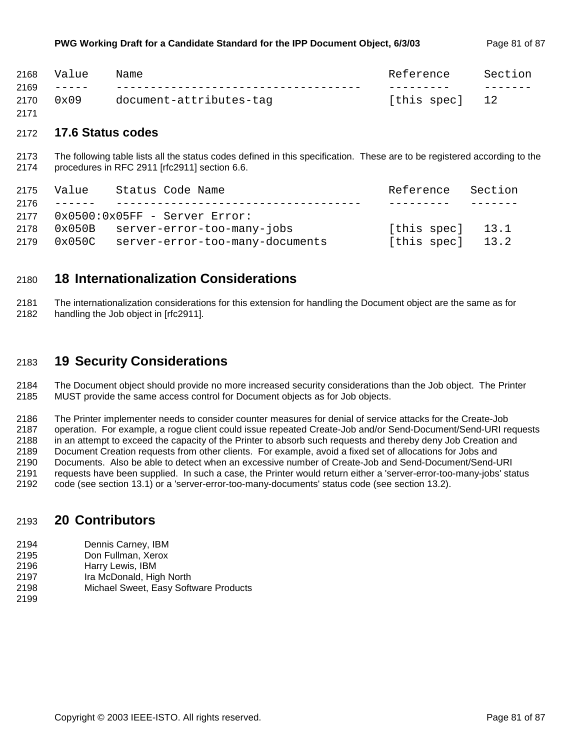| Value | Name | Reference | Section |
| --- | --- | --- | --- |
| 0x09 | document-attributes-tag | [this spec] | 12 |

### 17.6 Status codes

The following table lists all the status codes defined in this specification. These are to be registered according to the procedures in RFC 2911 [rfc2911] section 6.6.

| Value | Status Code Name | Reference | Section |
| --- | --- | --- | --- |
| 0x0500:0x05FF - Server Error: | | | |
| 0x050B | server-error-too-many-jobs | [this spec] | 13.1 |
| 0x050C | server-error-too-many-documents | [this spec] | 13.2 |

## 18 Internationalization Considerations

The internationalization considerations for this extension for handling the Document object are the same as for handling the Job object in [rfc2911].

## 19 Security Considerations

The Document object should provide no more increased security considerations than the Job object. The Printer MUST provide the same access control for Document objects as for Job objects.

The Printer implementer needs to consider counter measures for denial of service attacks for the Create-Job operation. For example, a rogue client could issue repeated Create-Job and/or Send-Document/Send-URI requests in an attempt to exceed the capacity of the Printer to absorb such requests and thereby deny Job Creation and Document Creation requests from other clients. For example, avoid a fixed set of allocations for Jobs and Documents. Also be able to detect when an excessive number of Create-Job and Send-Document/Send-URI requests have been supplied. In such a case, the Printer would return either a 'server-error-too-many-jobs' status code (see section 13.1) or a 'server-error-too-many-documents' status code (see section 13.2).

## 20 Contributors

Dennis Carney, IBM
Don Fullman, Xerox
Harry Lewis, IBM
Ira McDonald, High North
Michael Sweet, Easy Software Products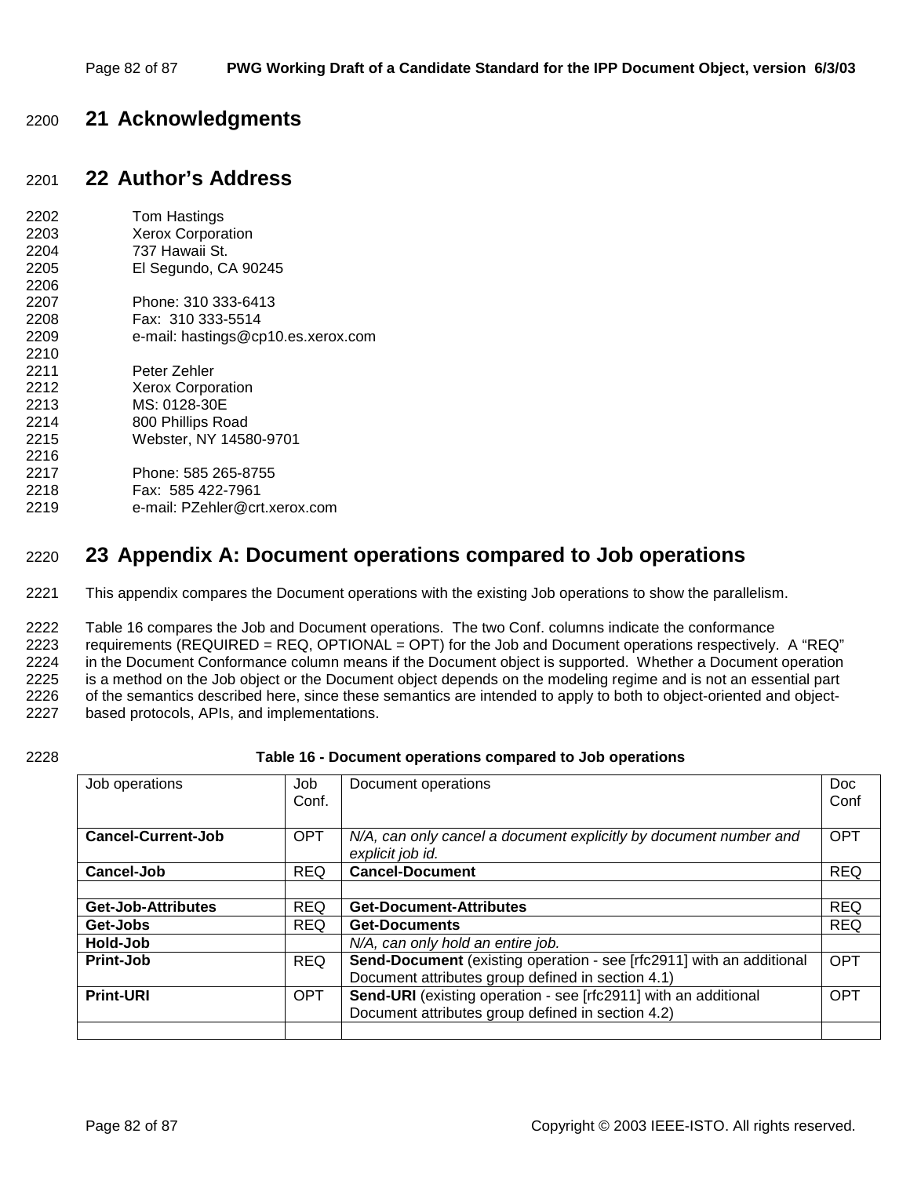# 21 Acknowledgments

# 22 Author's Address

Tom Hastings
Xerox Corporation
737 Hawaii St.
El Segundo, CA 90245

Phone: 310 333-6413
Fax: 310 333-5514
e-mail: hastings@cp10.es.xerox.com

Peter Zehler
Xerox Corporation
MS: 0128-30E
800 Phillips Road
Webster, NY 14580-9701

Phone: 585 265-8755
Fax: 585 422-7961
e-mail: PZehler@crt.xerox.com

# 23 Appendix A: Document operations compared to Job operations

This appendix compares the Document operations with the existing Job operations to show the parallelism.

Table 16 compares the Job and Document operations. The two Conf. columns indicate the conformance requirements (REQUIRED = REQ, OPTIONAL = OPT) for the Job and Document operations respectively. A "REQ" in the Document Conformance column means if the Document object is supported. Whether a Document operation is a method on the Job object or the Document object depends on the modeling regime and is not an essential part of the semantics described here, since these semantics are intended to apply to both to object-oriented and object-based protocols, APIs, and implementations.

**Table 16 - Document operations compared to Job operations**

| Job operations | Job Conf. | Document operations | Doc Conf |
|---|---|---|---|
| **Cancel-Current-Job** | OPT | *N/A, can only cancel a document explicitly by document number and explicit job id.* | OPT |
| **Cancel-Job** | REQ | **Cancel-Document** | REQ |
| | | | |
| **Get-Job-Attributes** | REQ | **Get-Document-Attributes** | REQ |
| **Get-Jobs** | REQ | **Get-Documents** | REQ |
| **Hold-Job** | | *N/A, can only hold an entire job.* | |
| **Print-Job** | REQ | **Send-Document** (existing operation - see [rfc2911] with an additional Document attributes group defined in section 4.1) | OPT |
| **Print-URI** | OPT | **Send-URI** (existing operation - see [rfc2911] with an additional Document attributes group defined in section 4.2) | OPT |
| | | | |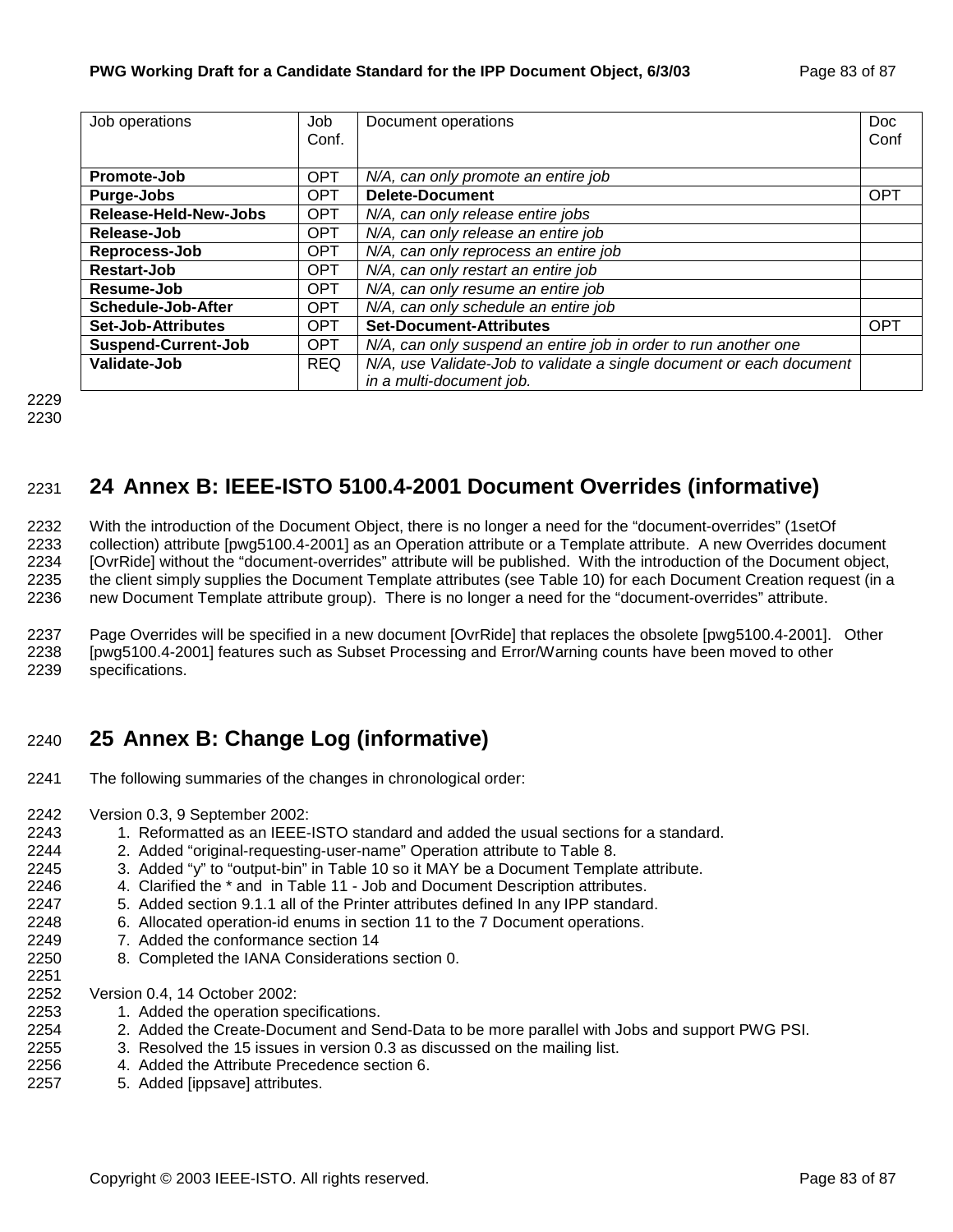| Job operations | Job Conf. | Document operations | Doc Conf |
|---|---|---|---|
| **Promote-Job** | OPT | *N/A, can only promote an entire job* | |
| **Purge-Jobs** | OPT | **Delete-Document** | OPT |
| **Release-Held-New-Jobs** | OPT | *N/A, can only release entire jobs* | |
| **Release-Job** | OPT | *N/A, can only release an entire job* | |
| **Reprocess-Job** | OPT | *N/A, can only reprocess an entire job* | |
| **Restart-Job** | OPT | *N/A, can only restart an entire job* | |
| **Resume-Job** | OPT | *N/A, can only resume an entire job* | |
| **Schedule-Job-After** | OPT | *N/A, can only schedule an entire job* | |
| **Set-Job-Attributes** | OPT | **Set-Document-Attributes** | OPT |
| **Suspend-Current-Job** | OPT | *N/A, can only suspend an entire job in order to run another one* | |
| **Validate-Job** | REQ | *N/A, use Validate-Job to validate a single document or each document in a multi-document job.* | |

# 24 Annex B: IEEE-ISTO 5100.4-2001 Document Overrides (informative)

With the introduction of the Document Object, there is no longer a need for the “document-overrides” (1setOf collection) attribute [pwg5100.4-2001] as an Operation attribute or a Template attribute. A new Overrides document [OvrRide] without the “document-overrides” attribute will be published. With the introduction of the Document object, the client simply supplies the Document Template attributes (see Table 10) for each Document Creation request (in a new Document Template attribute group). There is no longer a need for the “document-overrides” attribute.

Page Overrides will be specified in a new document [OvrRide] that replaces the obsolete [pwg5100.4-2001]. Other [pwg5100.4-2001] features such as Subset Processing and Error/Warning counts have been moved to other specifications.

# 25 Annex B: Change Log (informative)

The following summaries of the changes in chronological order:

Version 0.3, 9 September 2002:

1. Reformatted as an IEEE-ISTO standard and added the usual sections for a standard.
2. Added “original-requesting-user-name” Operation attribute to Table 8.
3. Added “y” to “output-bin” in Table 10 so it MAY be a Document Template attribute.
4. Clarified the * and in Table 11 - Job and Document Description attributes.
5. Added section 9.1.1 all of the Printer attributes defined In any IPP standard.
6. Allocated operation-id enums in section 11 to the 7 Document operations.
7. Added the conformance section 14
8. Completed the IANA Considerations section 0.

Version 0.4, 14 October 2002:

1. Added the operation specifications.
2. Added the Create-Document and Send-Data to be more parallel with Jobs and support PWG PSI.
3. Resolved the 15 issues in version 0.3 as discussed on the mailing list.
4. Added the Attribute Precedence section 6.
5. Added [ippsave] attributes.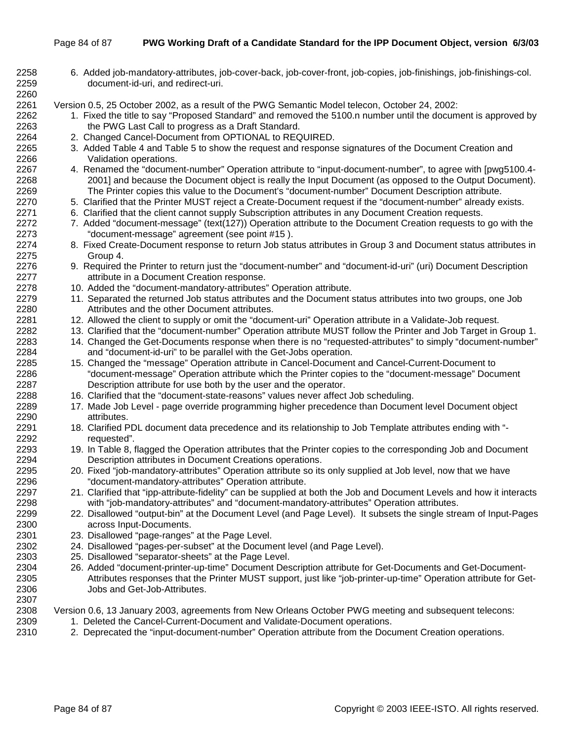6. Added job-mandatory-attributes, job-cover-back, job-cover-front, job-copies, job-finishings, job-finishings-col. document-id-uri, and redirect-uri.

Version 0.5, 25 October 2002, as a result of the PWG Semantic Model telecon, October 24, 2002:

1. Fixed the title to say "Proposed Standard" and removed the 5100.n number until the document is approved by the PWG Last Call to progress as a Draft Standard.
2. Changed Cancel-Document from OPTIONAL to REQUIRED.
3. Added Table 4 and Table 5 to show the request and response signatures of the Document Creation and Validation operations.
4. Renamed the "document-number" Operation attribute to "input-document-number", to agree with [pwg5100.4-2001] and because the Document object is really the Input Document (as opposed to the Output Document). The Printer copies this value to the Document's "document-number" Document Description attribute.
5. Clarified that the Printer MUST reject a Create-Document request if the "document-number" already exists.
6. Clarified that the client cannot supply Subscription attributes in any Document Creation requests.
7. Added "document-message" (text(127)) Operation attribute to the Document Creation requests to go with the "document-message" agreement (see point #15 ).
8. Fixed Create-Document response to return Job status attributes in Group 3 and Document status attributes in Group 4.
9. Required the Printer to return just the "document-number" and "document-id-uri" (uri) Document Description attribute in a Document Creation response.
10. Added the "document-mandatory-attributes" Operation attribute.
11. Separated the returned Job status attributes and the Document status attributes into two groups, one Job Attributes and the other Document attributes.
12. Allowed the client to supply or omit the "document-uri" Operation attribute in a Validate-Job request.
13. Clarified that the "document-number" Operation attribute MUST follow the Printer and Job Target in Group 1.
14. Changed the Get-Documents response when there is no "requested-attributes" to simply "document-number" and "document-id-uri" to be parallel with the Get-Jobs operation.
15. Changed the "message" Operation attribute in Cancel-Document and Cancel-Current-Document to "document-message" Operation attribute which the Printer copies to the "document-message" Document Description attribute for use both by the user and the operator.
16. Clarified that the "document-state-reasons" values never affect Job scheduling.
17. Made Job Level - page override programming higher precedence than Document level Document object attributes.
18. Clarified PDL document data precedence and its relationship to Job Template attributes ending with "-requested".
19. In Table 8, flagged the Operation attributes that the Printer copies to the corresponding Job and Document Description attributes in Document Creations operations.
20. Fixed "job-mandatory-attributes" Operation attribute so its only supplied at Job level, now that we have "document-mandatory-attributes" Operation attribute.
21. Clarified that "ipp-attribute-fidelity" can be supplied at both the Job and Document Levels and how it interacts with "job-mandatory-attributes" and "document-mandatory-attributes" Operation attributes.
22. Disallowed "output-bin" at the Document Level (and Page Level). It subsets the single stream of Input-Pages across Input-Documents.
23. Disallowed "page-ranges" at the Page Level.
24. Disallowed "pages-per-subset" at the Document level (and Page Level).
25. Disallowed "separator-sheets" at the Page Level.
26. Added "document-printer-up-time" Document Description attribute for Get-Documents and Get-Document-Attributes responses that the Printer MUST support, just like "job-printer-up-time" Operation attribute for Get-Jobs and Get-Job-Attributes.

Version 0.6, 13 January 2003, agreements from New Orleans October PWG meeting and subsequent telecons:

1. Deleted the Cancel-Current-Document and Validate-Document operations.
2. Deprecated the "input-document-number" Operation attribute from the Document Creation operations.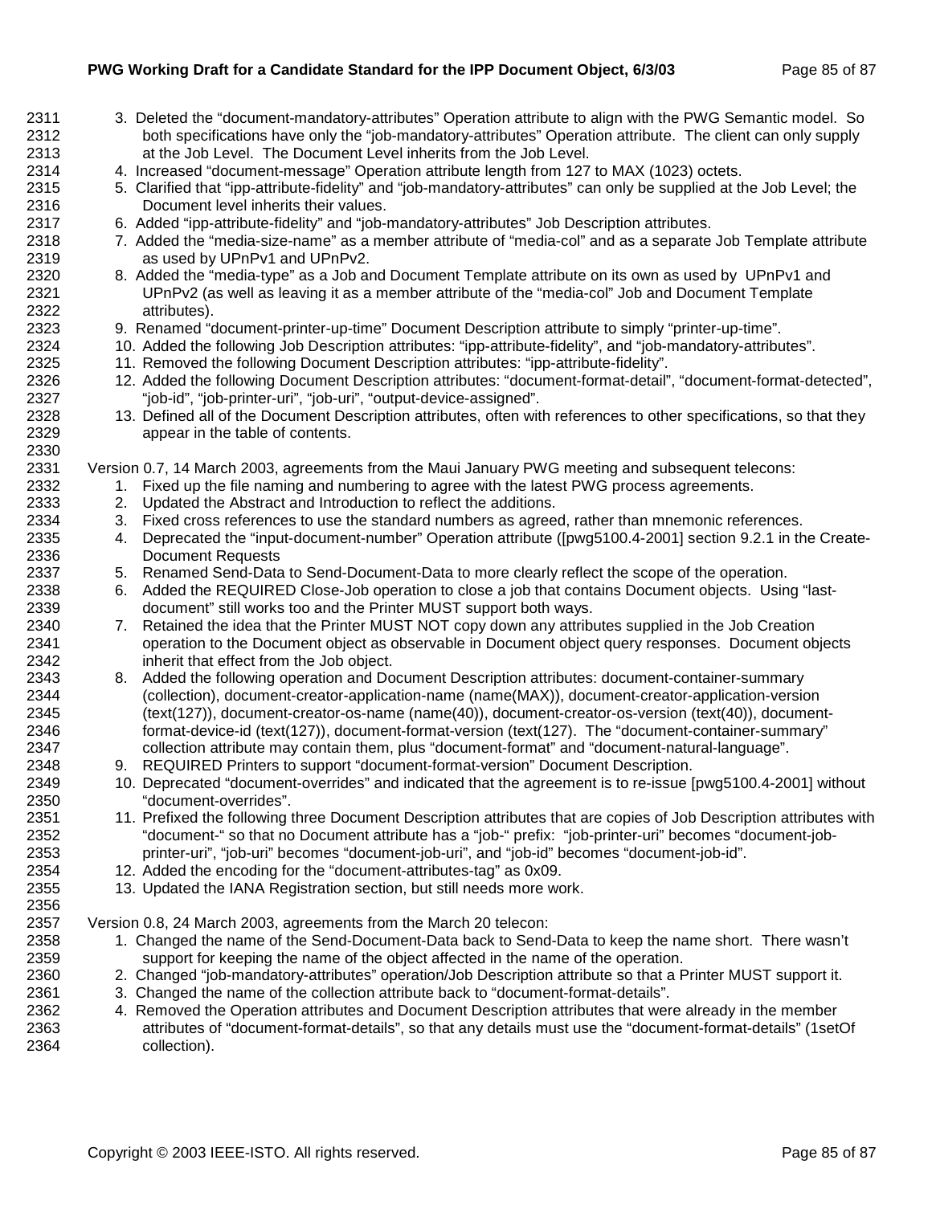3. Deleted the "document-mandatory-attributes" Operation attribute to align with the PWG Semantic model. So both specifications have only the "job-mandatory-attributes" Operation attribute. The client can only supply at the Job Level. The Document Level inherits from the Job Level.
4. Increased "document-message" Operation attribute length from 127 to MAX (1023) octets.
5. Clarified that "ipp-attribute-fidelity" and "job-mandatory-attributes" can only be supplied at the Job Level; the Document level inherits their values.
6. Added "ipp-attribute-fidelity" and "job-mandatory-attributes" Job Description attributes.
7. Added the "media-size-name" as a member attribute of "media-col" and as a separate Job Template attribute as used by UPnPv1 and UPnPv2.
8. Added the "media-type" as a Job and Document Template attribute on its own as used by UPnPv1 and UPnPv2 (as well as leaving it as a member attribute of the "media-col" Job and Document Template attributes).
9. Renamed "document-printer-up-time" Document Description attribute to simply "printer-up-time".
10. Added the following Job Description attributes: "ipp-attribute-fidelity", and "job-mandatory-attributes".
11. Removed the following Document Description attributes: "ipp-attribute-fidelity".
12. Added the following Document Description attributes: "document-format-detail", "document-format-detected", "job-id", "job-printer-uri", "job-uri", "output-device-assigned".
13. Defined all of the Document Description attributes, often with references to other specifications, so that they appear in the table of contents.

Version 0.7, 14 March 2003, agreements from the Maui January PWG meeting and subsequent telecons:

1. Fixed up the file naming and numbering to agree with the latest PWG process agreements.
2. Updated the Abstract and Introduction to reflect the additions.
3. Fixed cross references to use the standard numbers as agreed, rather than mnemonic references.
4. Deprecated the "input-document-number" Operation attribute ([pwg5100.4-2001] section 9.2.1 in the Create-Document Requests
5. Renamed Send-Data to Send-Document-Data to more clearly reflect the scope of the operation.
6. Added the REQUIRED Close-Job operation to close a job that contains Document objects. Using "last-document" still works too and the Printer MUST support both ways.
7. Retained the idea that the Printer MUST NOT copy down any attributes supplied in the Job Creation operation to the Document object as observable in Document object query responses. Document objects inherit that effect from the Job object.
8. Added the following operation and Document Description attributes: document-container-summary (collection), document-creator-application-name (name(MAX)), document-creator-application-version (text(127)), document-creator-os-name (name(40)), document-creator-os-version (text(40)), document-format-device-id (text(127)), document-format-version (text(127). The "document-container-summary" collection attribute may contain them, plus "document-format" and "document-natural-language".
9. REQUIRED Printers to support "document-format-version" Document Description.
10. Deprecated "document-overrides" and indicated that the agreement is to re-issue [pwg5100.4-2001] without "document-overrides".
11. Prefixed the following three Document Description attributes that are copies of Job Description attributes with "document-" so that no Document attribute has a "job-" prefix: "job-printer-uri" becomes "document-job-printer-uri", "job-uri" becomes "document-job-uri", and "job-id" becomes "document-job-id".
12. Added the encoding for the "document-attributes-tag" as 0x09.
13. Updated the IANA Registration section, but still needs more work.

Version 0.8, 24 March 2003, agreements from the March 20 telecon:

1. Changed the name of the Send-Document-Data back to Send-Data to keep the name short. There wasn't support for keeping the name of the object affected in the name of the operation.
2. Changed "job-mandatory-attributes" operation/Job Description attribute so that a Printer MUST support it.
3. Changed the name of the collection attribute back to "document-format-details".
4. Removed the Operation attributes and Document Description attributes that were already in the member attributes of "document-format-details", so that any details must use the "document-format-details" (1setOf collection).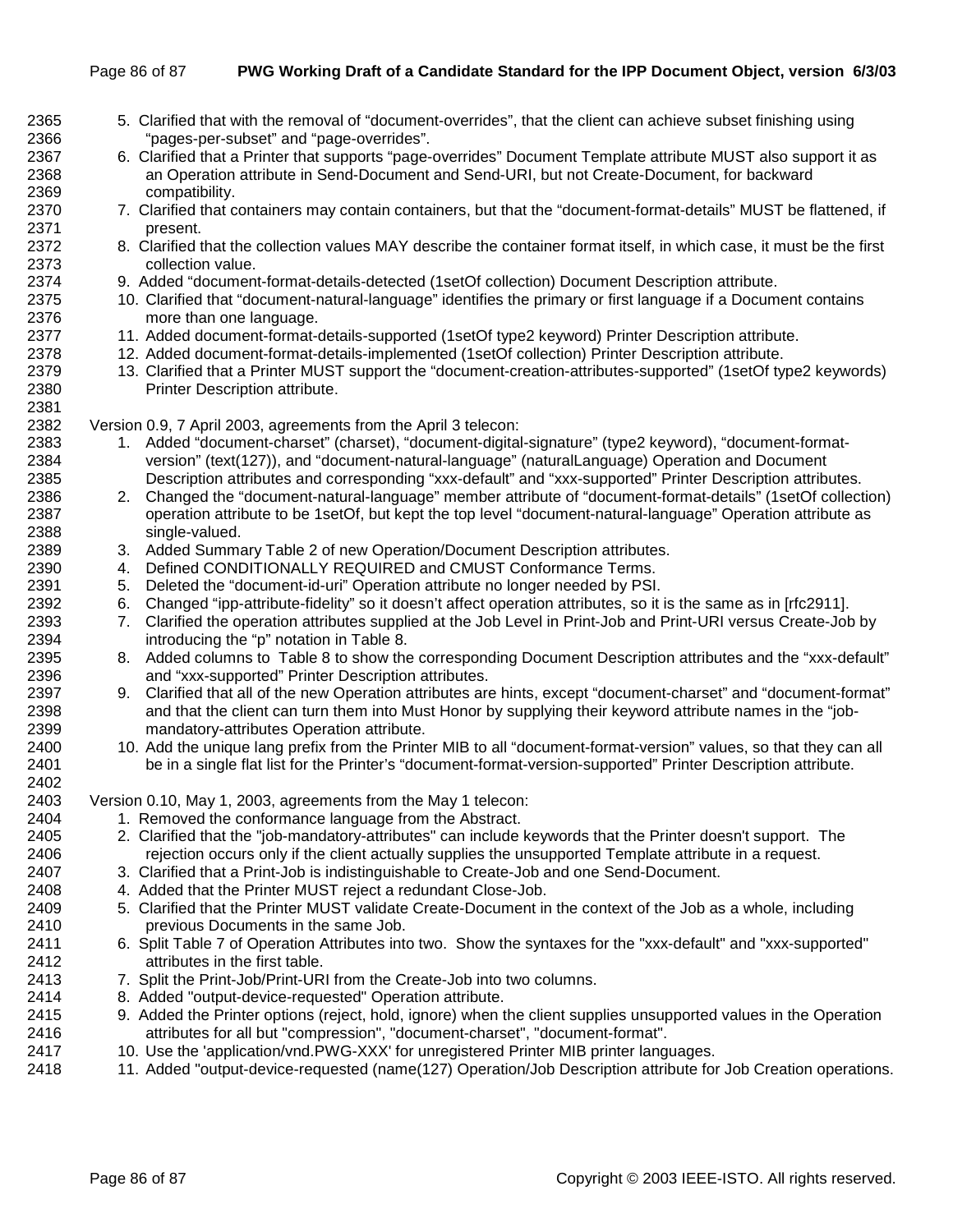5. Clarified that with the removal of "document-overrides", that the client can achieve subset finishing using "pages-per-subset" and "page-overrides".
6. Clarified that a Printer that supports "page-overrides" Document Template attribute MUST also support it as an Operation attribute in Send-Document and Send-URI, but not Create-Document, for backward compatibility.
7. Clarified that containers may contain containers, but that the "document-format-details" MUST be flattened, if present.
8. Clarified that the collection values MAY describe the container format itself, in which case, it must be the first collection value.
9. Added "document-format-details-detected (1setOf collection) Document Description attribute.
10. Clarified that "document-natural-language" identifies the primary or first language if a Document contains more than one language.
11. Added document-format-details-supported (1setOf type2 keyword) Printer Description attribute.
12. Added document-format-details-implemented (1setOf collection) Printer Description attribute.
13. Clarified that a Printer MUST support the "document-creation-attributes-supported" (1setOf type2 keywords) Printer Description attribute.

Version 0.9, 7 April 2003, agreements from the April 3 telecon:

1. Added "document-charset" (charset), "document-digital-signature" (type2 keyword), "document-format-version" (text(127)), and "document-natural-language" (naturalLanguage) Operation and Document Description attributes and corresponding "xxx-default" and "xxx-supported" Printer Description attributes.
2. Changed the "document-natural-language" member attribute of "document-format-details" (1setOf collection) operation attribute to be 1setOf, but kept the top level "document-natural-language" Operation attribute as single-valued.
3. Added Summary Table 2 of new Operation/Document Description attributes.
4. Defined CONDITIONALLY REQUIRED and CMUST Conformance Terms.
5. Deleted the "document-id-uri" Operation attribute no longer needed by PSI.
6. Changed "ipp-attribute-fidelity" so it doesn't affect operation attributes, so it is the same as in [rfc2911].
7. Clarified the operation attributes supplied at the Job Level in Print-Job and Print-URI versus Create-Job by introducing the "p" notation in Table 8.
8. Added columns to Table 8 to show the corresponding Document Description attributes and the "xxx-default" and "xxx-supported" Printer Description attributes.
9. Clarified that all of the new Operation attributes are hints, except "document-charset" and "document-format" and that the client can turn them into Must Honor by supplying their keyword attribute names in the "job-mandatory-attributes Operation attribute.
10. Add the unique lang prefix from the Printer MIB to all "document-format-version" values, so that they can all be in a single flat list for the Printer's "document-format-version-supported" Printer Description attribute.

Version 0.10, May 1, 2003, agreements from the May 1 telecon:

1. Removed the conformance language from the Abstract.
2. Clarified that the "job-mandatory-attributes" can include keywords that the Printer doesn't support. The rejection occurs only if the client actually supplies the unsupported Template attribute in a request.
3. Clarified that a Print-Job is indistinguishable to Create-Job and one Send-Document.
4. Added that the Printer MUST reject a redundant Close-Job.
5. Clarified that the Printer MUST validate Create-Document in the context of the Job as a whole, including previous Documents in the same Job.
6. Split Table 7 of Operation Attributes into two. Show the syntaxes for the "xxx-default" and "xxx-supported" attributes in the first table.
7. Split the Print-Job/Print-URI from the Create-Job into two columns.
8. Added "output-device-requested" Operation attribute.
9. Added the Printer options (reject, hold, ignore) when the client supplies unsupported values in the Operation attributes for all but "compression", "document-charset", "document-format".
10. Use the 'application/vnd.PWG-XXX' for unregistered Printer MIB printer languages.
11. Added "output-device-requested (name(127) Operation/Job Description attribute for Job Creation operations.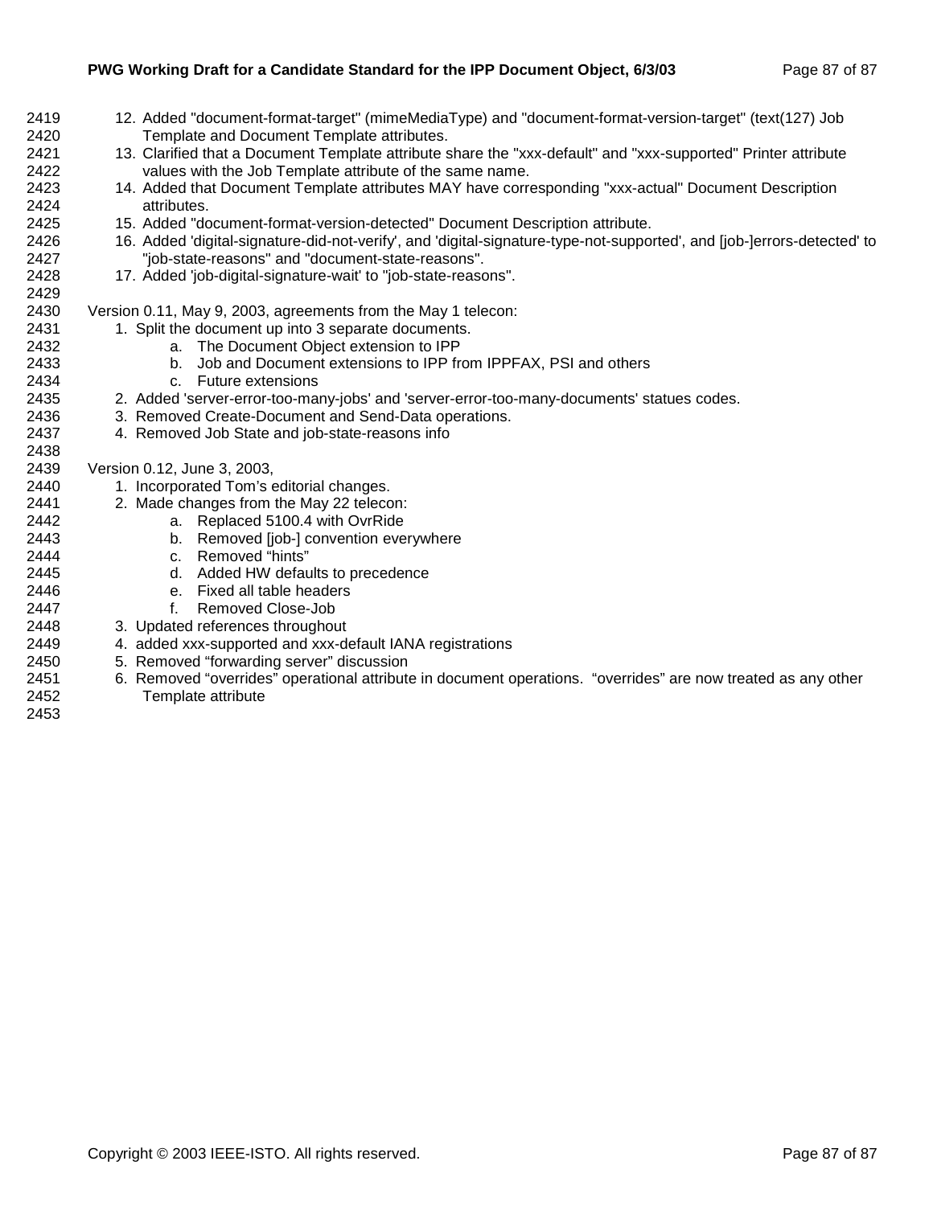12. Added "document-format-target" (mimeMediaType) and "document-format-version-target" (text(127) Job Template and Document Template attributes.
13. Clarified that a Document Template attribute share the "xxx-default" and "xxx-supported" Printer attribute values with the Job Template attribute of the same name.
14. Added that Document Template attributes MAY have corresponding "xxx-actual" Document Description attributes.
15. Added "document-format-version-detected" Document Description attribute.
16. Added 'digital-signature-did-not-verify', and 'digital-signature-type-not-supported', and [job-]errors-detected' to "job-state-reasons" and "document-state-reasons".
17. Added 'job-digital-signature-wait' to "job-state-reasons".

Version 0.11, May 9, 2003, agreements from the May 1 telecon:

1. Split the document up into 3 separate documents.
   a. The Document Object extension to IPP
   b. Job and Document extensions to IPP from IPPFAX, PSI and others
   c. Future extensions
2. Added 'server-error-too-many-jobs' and 'server-error-too-many-documents' statues codes.
3. Removed Create-Document and Send-Data operations.
4. Removed Job State and job-state-reasons info

Version 0.12, June 3, 2003,

1. Incorporated Tom's editorial changes.
2. Made changes from the May 22 telecon:
   a. Replaced 5100.4 with OvrRide
   b. Removed [job-] convention everywhere
   c. Removed "hints"
   d. Added HW defaults to precedence
   e. Fixed all table headers
   f. Removed Close-Job
3. Updated references throughout
4. added xxx-supported and xxx-default IANA registrations
5. Removed "forwarding server" discussion
6. Removed "overrides" operational attribute in document operations. "overrides" are now treated as any other Template attribute